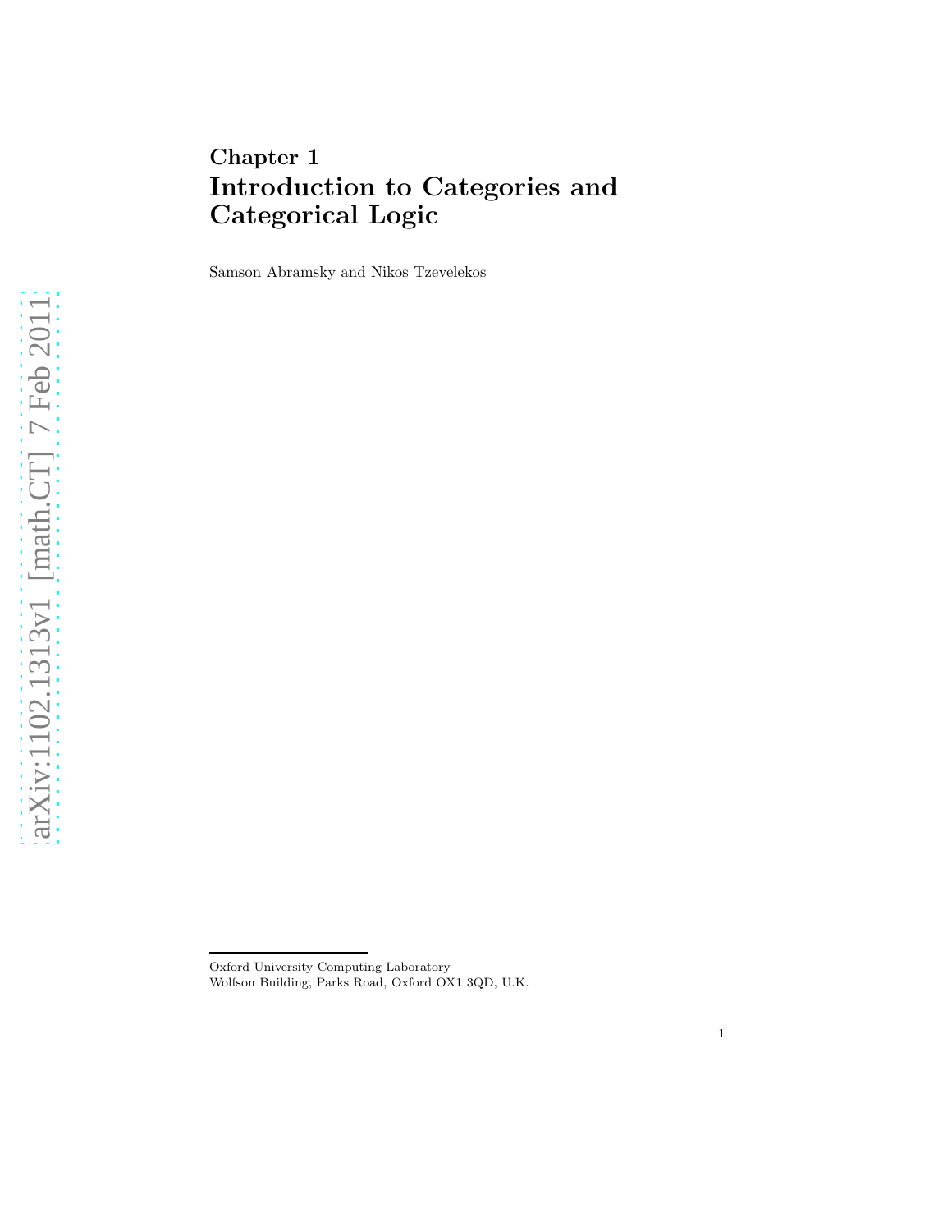# Chapter 1
# Introduction to Categories and Categorical Logic

Samson Abramsky and Nikos Tzevelekos

Oxford University Computing Laboratory
Wolfson Building, Parks Road, Oxford OX1 3QD, U.K.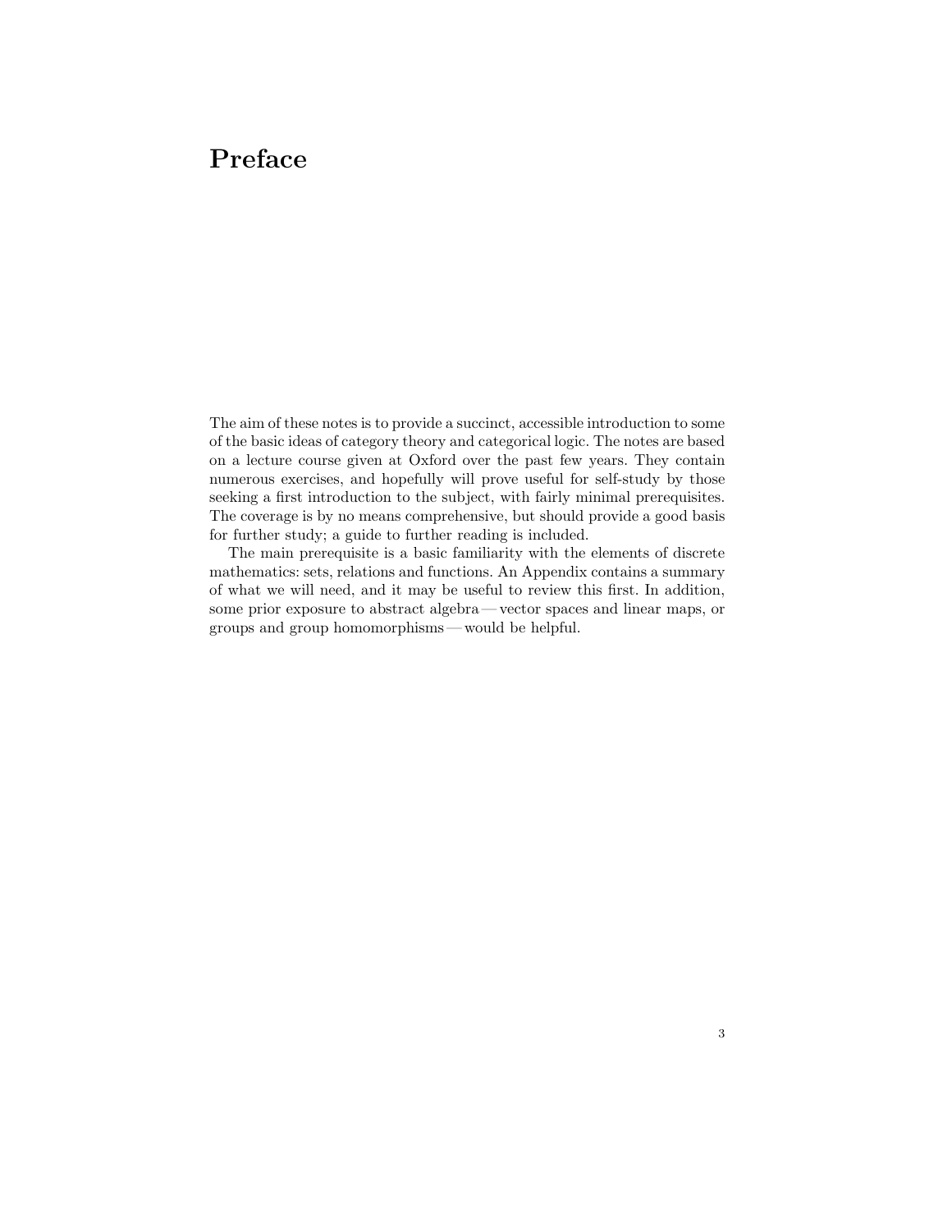# Preface

The aim of these notes is to provide a succinct, accessible introduction to some of the basic ideas of category theory and categorical logic. The notes are based on a lecture course given at Oxford over the past few years. They contain numerous exercises, and hopefully will prove useful for self-study by those seeking a first introduction to the subject, with fairly minimal prerequisites. The coverage is by no means comprehensive, but should provide a good basis for further study; a guide to further reading is included.

The main prerequisite is a basic familiarity with the elements of discrete mathematics: sets, relations and functions. An Appendix contains a summary of what we will need, and it may be useful to review this first. In addition, some prior exposure to abstract algebra — vector spaces and linear maps, or groups and group homomorphisms — would be helpful.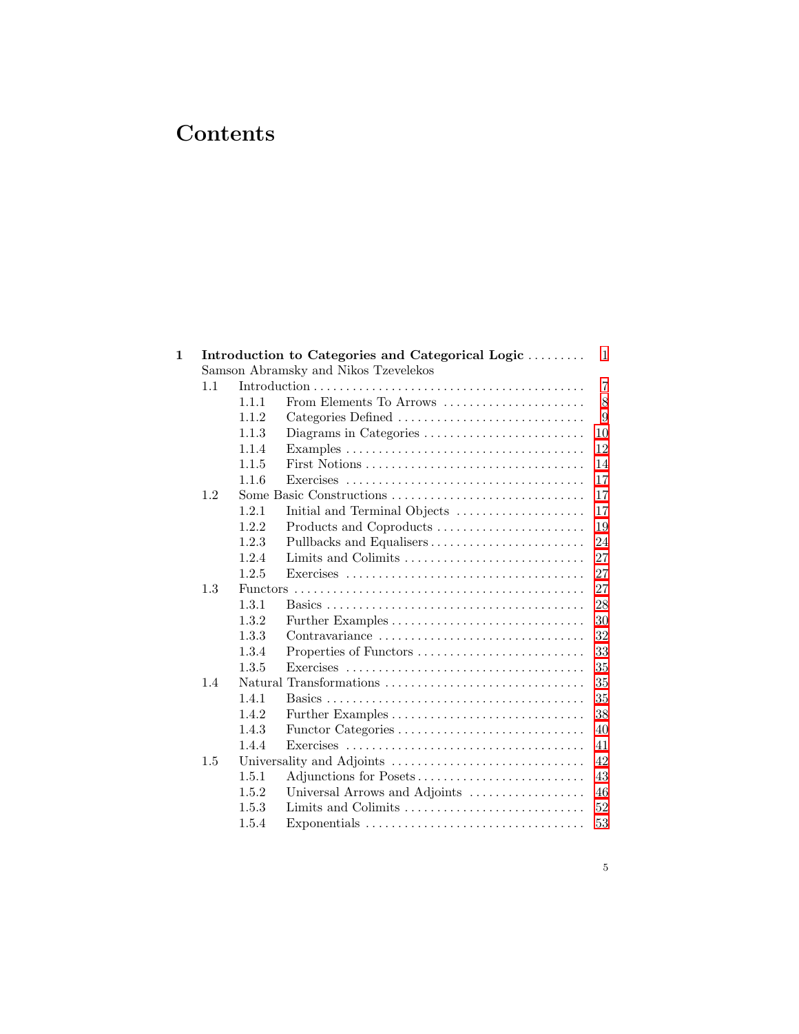# Contents

**1 Introduction to Categories and Categorical Logic** ......... 1
Samson Abramsky and Nikos Tzevelekos

- 1.1 Introduction ......... 7
  - 1.1.1 From Elements To Arrows ......... 8
  - 1.1.2 Categories Defined ......... 9
  - 1.1.3 Diagrams in Categories ......... 10
  - 1.1.4 Examples ......... 12
  - 1.1.5 First Notions ......... 14
  - 1.1.6 Exercises ......... 17
- 1.2 Some Basic Constructions ......... 17
  - 1.2.1 Initial and Terminal Objects ......... 17
  - 1.2.2 Products and Coproducts ......... 19
  - 1.2.3 Pullbacks and Equalisers ......... 24
  - 1.2.4 Limits and Colimits ......... 27
  - 1.2.5 Exercises ......... 27
- 1.3 Functors ......... 27
  - 1.3.1 Basics ......... 28
  - 1.3.2 Further Examples ......... 30
  - 1.3.3 Contravariance ......... 32
  - 1.3.4 Properties of Functors ......... 33
  - 1.3.5 Exercises ......... 35
- 1.4 Natural Transformations ......... 35
  - 1.4.1 Basics ......... 35
  - 1.4.2 Further Examples ......... 38
  - 1.4.3 Functor Categories ......... 40
  - 1.4.4 Exercises ......... 41
- 1.5 Universality and Adjoints ......... 42
  - 1.5.1 Adjunctions for Posets ......... 43
  - 1.5.2 Universal Arrows and Adjoints ......... 46
  - 1.5.3 Limits and Colimits ......... 52
  - 1.5.4 Exponentials ......... 53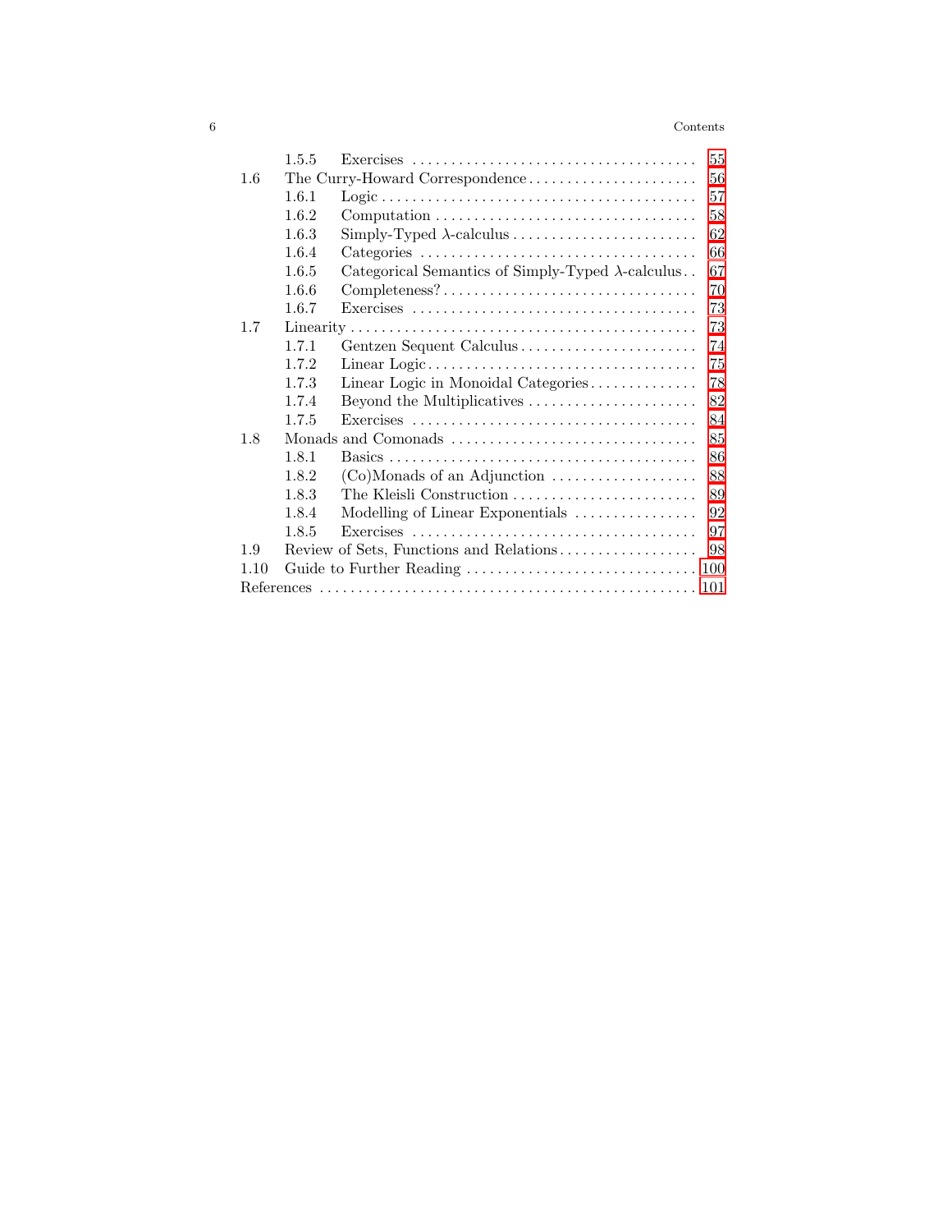| | | | |
|---|---|---|---|
| | 1.5.5 | Exercises | 55 |
| 1.6 | The Curry-Howard Correspondence | | 56 |
| | 1.6.1 | Logic | 57 |
| | 1.6.2 | Computation | 58 |
| | 1.6.3 | Simply-Typed $\lambda$-calculus | 62 |
| | 1.6.4 | Categories | 66 |
| | 1.6.5 | Categorical Semantics of Simply-Typed $\lambda$-calculus | 67 |
| | 1.6.6 | Completeness? | 70 |
| | 1.6.7 | Exercises | 73 |
| 1.7 | Linearity | | 73 |
| | 1.7.1 | Gentzen Sequent Calculus | 74 |
| | 1.7.2 | Linear Logic | 75 |
| | 1.7.3 | Linear Logic in Monoidal Categories | 78 |
| | 1.7.4 | Beyond the Multiplicatives | 82 |
| | 1.7.5 | Exercises | 84 |
| 1.8 | Monads and Comonads | | 85 |
| | 1.8.1 | Basics | 86 |
| | 1.8.2 | (Co)Monads of an Adjunction | 88 |
| | 1.8.3 | The Kleisli Construction | 89 |
| | 1.8.4 | Modelling of Linear Exponentials | 92 |
| | 1.8.5 | Exercises | 97 |
| 1.9 | Review of Sets, Functions and Relations | | 98 |
| 1.10 | Guide to Further Reading | | 100 |
| References | | | 101 |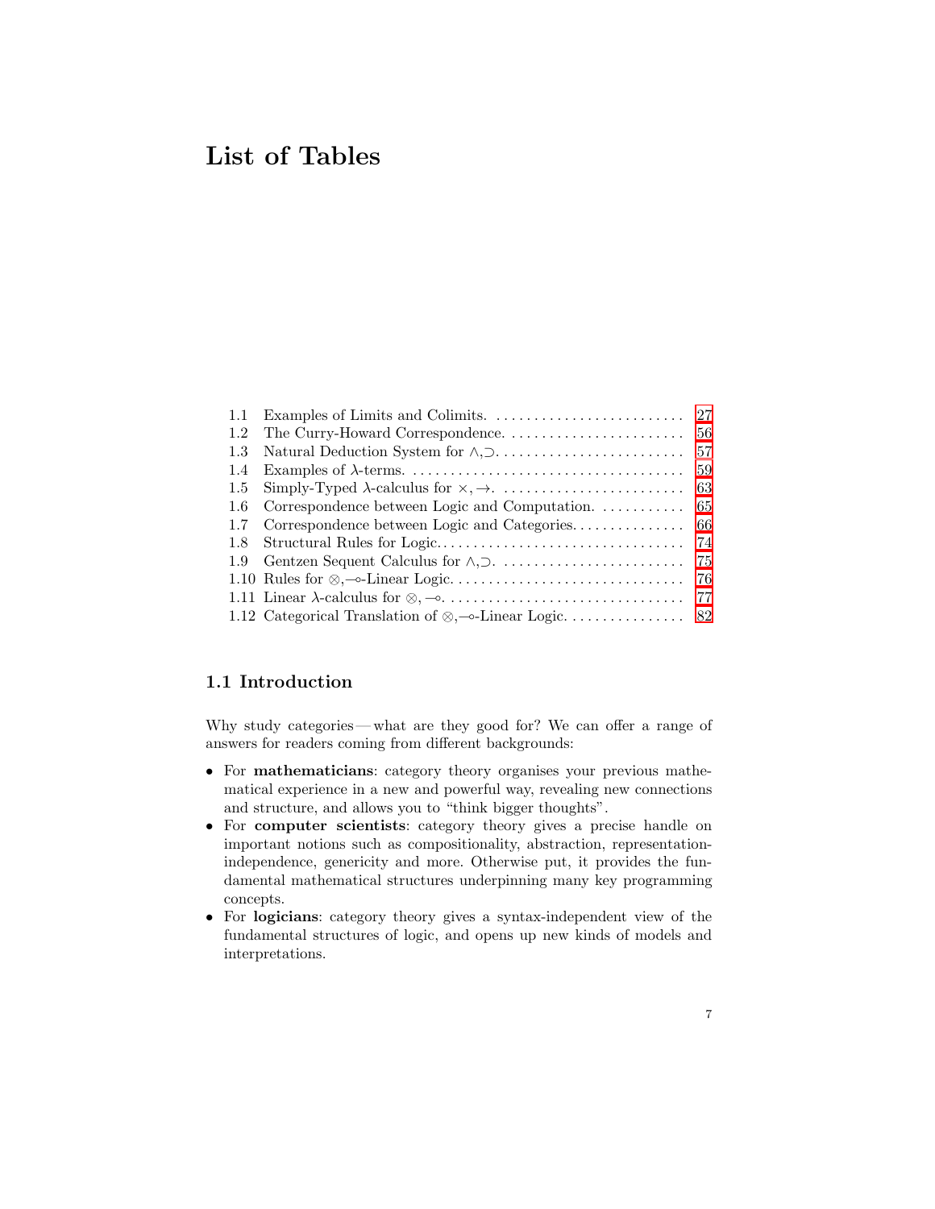# List of Tables

- 1.1 Examples of Limits and Colimits. ..... 27
- 1.2 The Curry-Howard Correspondence. ..... 56
- 1.3 Natural Deduction System for $\wedge,\supset$. ..... 57
- 1.4 Examples of $\lambda$-terms. ..... 59
- 1.5 Simply-Typed $\lambda$-calculus for $\times,\rightarrow$. ..... 63
- 1.6 Correspondence between Logic and Computation. ..... 65
- 1.7 Correspondence between Logic and Categories. ..... 66
- 1.8 Structural Rules for Logic. ..... 74
- 1.9 Gentzen Sequent Calculus for $\wedge,\supset$. ..... 75
- 1.10 Rules for $\otimes,\multimap$-Linear Logic. ..... 76
- 1.11 Linear $\lambda$-calculus for $\otimes,\multimap$. ..... 77
- 1.12 Categorical Translation of $\otimes,\multimap$-Linear Logic. ..... 82

## 1.1 Introduction

Why study categories — what are they good for? We can offer a range of answers for readers coming from different backgrounds:

- For **mathematicians**: category theory organises your previous mathematical experience in a new and powerful way, revealing new connections and structure, and allows you to "think bigger thoughts".
- For **computer scientists**: category theory gives a precise handle on important notions such as compositionality, abstraction, representation-independence, genericity and more. Otherwise put, it provides the fundamental mathematical structures underpinning many key programming concepts.
- For **logicians**: category theory gives a syntax-independent view of the fundamental structures of logic, and opens up new kinds of models and interpretations.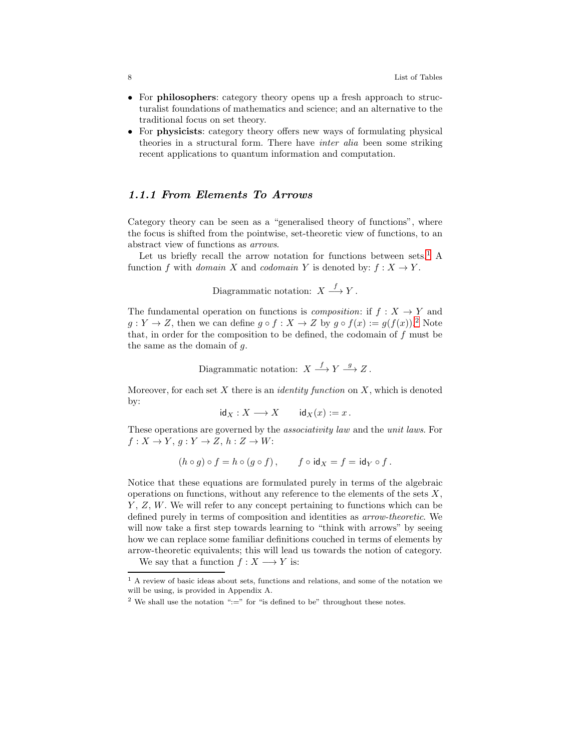- For **philosophers**: category theory opens up a fresh approach to structuralist foundations of mathematics and science; and an alternative to the traditional focus on set theory.
- For **physicists**: category theory offers new ways of formulating physical theories in a structural form. There have *inter alia* been some striking recent applications to quantum information and computation.

### *1.1.1 From Elements To Arrows*

Category theory can be seen as a "generalised theory of functions", where the focus is shifted from the pointwise, set-theoretic view of functions, to an abstract view of functions as *arrows*.

Let us briefly recall the arrow notation for functions between sets.[1] A function $f$ with *domain* $X$ and *codomain* $Y$ is denoted by: $f : X \to Y$.

$$\text{Diagrammatic notation: } X \xrightarrow{f} Y\,.$$

The fundamental operation on functions is *composition*: if $f : X \to Y$ and $g : Y \to Z$, then we can define $g \circ f : X \to Z$ by $g \circ f(x) := g(f(x))$.[2] Note that, in order for the composition to be defined, the codomain of $f$ must be the same as the domain of $g$.

$$\text{Diagrammatic notation: } X \xrightarrow{f} Y \xrightarrow{g} Z\,.$$

Moreover, for each set $X$ there is an *identity function* on $X$, which is denoted by:

$$\mathsf{id}_X : X \longrightarrow X \qquad \mathsf{id}_X(x) := x\,.$$

These operations are governed by the *associativity law* and the *unit laws*. For $f : X \to Y$, $g : Y \to Z$, $h : Z \to W$:

$$(h \circ g) \circ f = h \circ (g \circ f)\,, \qquad f \circ \mathsf{id}_X = f = \mathsf{id}_Y \circ f\,.$$

Notice that these equations are formulated purely in terms of the algebraic operations on functions, without any reference to the elements of the sets $X$, $Y$, $Z$, $W$. We will refer to any concept pertaining to functions which can be defined purely in terms of composition and identities as *arrow-theoretic*. We will now take a first step towards learning to "think with arrows" by seeing how we can replace some familiar definitions couched in terms of elements by arrow-theoretic equivalents; this will lead us towards the notion of category.

We say that a function $f : X \longrightarrow Y$ is:

---

[1] A review of basic ideas about sets, functions and relations, and some of the notation we will be using, is provided in Appendix A.

[2] We shall use the notation ":=" for "is defined to be" throughout these notes.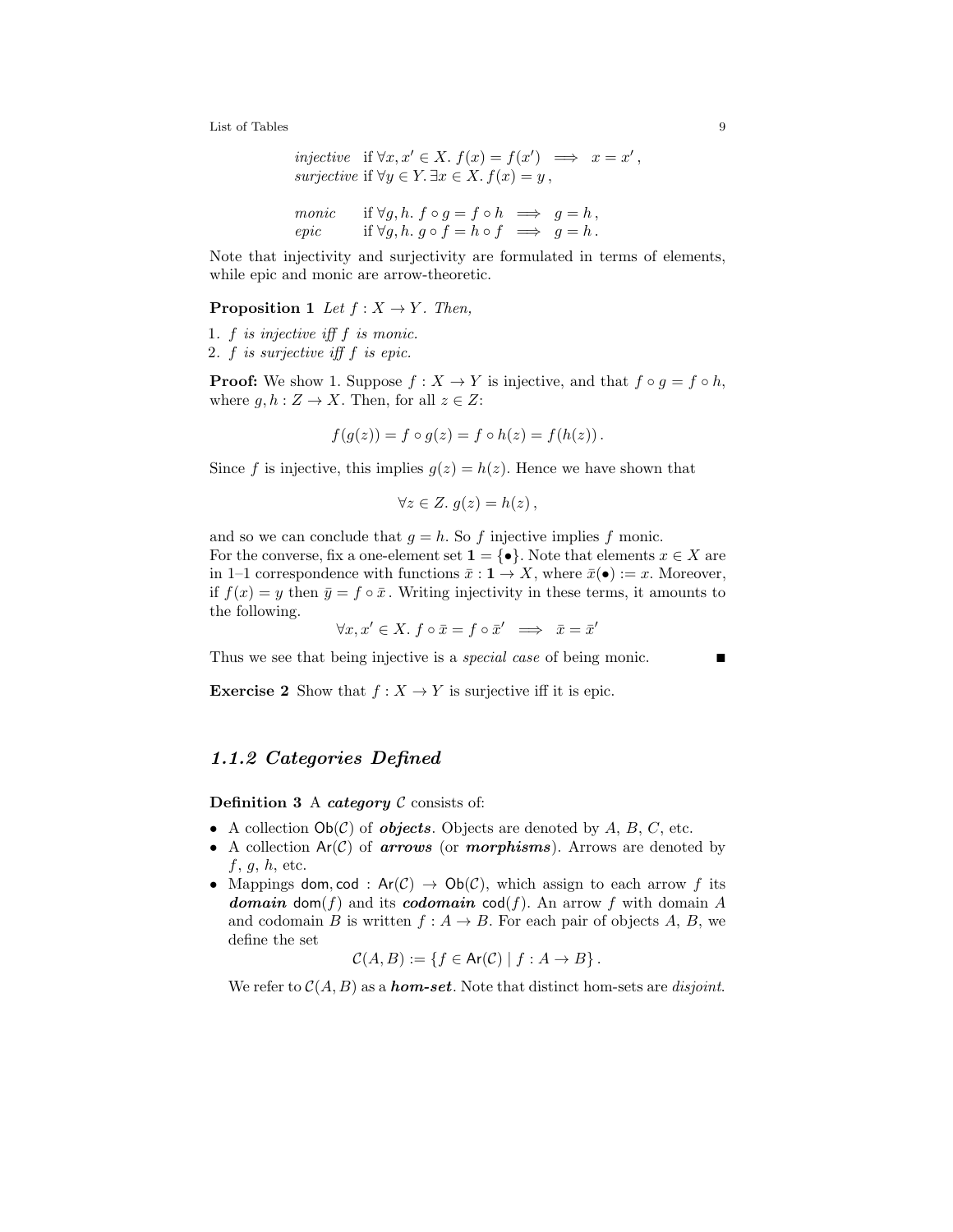$$
\begin{array}{ll}
\textit{injective} & \text{if } \forall x, x' \in X.\ f(x) = f(x') \implies x = x', \\
\textit{surjective} & \text{if } \forall y \in Y.\ \exists x \in X.\ f(x) = y, \\
\\
\textit{monic} & \text{if } \forall g, h.\ f \circ g = f \circ h \implies g = h, \\
\textit{epic} & \text{if } \forall g, h.\ g \circ f = h \circ f \implies g = h.
\end{array}
$$

Note that injectivity and surjectivity are formulated in terms of elements, while epic and monic are arrow-theoretic.

**Proposition 1** *Let $f : X \to Y$. Then,*

1. *$f$ is injective iff $f$ is monic.*
2. *$f$ is surjective iff $f$ is epic.*

**Proof:** We show 1. Suppose $f : X \to Y$ is injective, and that $f \circ g = f \circ h$, where $g, h : Z \to X$. Then, for all $z \in Z$:

$$f(g(z)) = f \circ g(z) = f \circ h(z) = f(h(z)).$$

Since $f$ is injective, this implies $g(z) = h(z)$. Hence we have shown that

$$\forall z \in Z.\ g(z) = h(z),$$

and so we can conclude that $g = h$. So $f$ injective implies $f$ monic.
For the converse, fix a one-element set $\mathbf{1} = \{\bullet\}$. Note that elements $x \in X$ are in 1–1 correspondence with functions $\bar{x} : \mathbf{1} \to X$, where $\bar{x}(\bullet) := x$. Moreover, if $f(x) = y$ then $\bar{y} = f \circ \bar{x}$. Writing injectivity in these terms, it amounts to the following.

$$\forall x, x' \in X.\ f \circ \bar{x} = f \circ \bar{x}' \implies \bar{x} = \bar{x}'$$

Thus we see that being injective is a *special case* of being monic. ∎

**Exercise 2** Show that $f : X \to Y$ is surjective iff it is epic.

### *1.1.2 Categories Defined*

**Definition 3** A ***category*** $\mathcal{C}$ consists of:

- A collection $\mathsf{Ob}(\mathcal{C})$ of ***objects***. Objects are denoted by $A$, $B$, $C$, etc.
- A collection $\mathsf{Ar}(\mathcal{C})$ of ***arrows*** (or ***morphisms***). Arrows are denoted by $f$, $g$, $h$, etc.
- Mappings $\mathsf{dom}, \mathsf{cod} : \mathsf{Ar}(\mathcal{C}) \to \mathsf{Ob}(\mathcal{C})$, which assign to each arrow $f$ its ***domain*** $\mathsf{dom}(f)$ and its ***codomain*** $\mathsf{cod}(f)$. An arrow $f$ with domain $A$ and codomain $B$ is written $f : A \to B$. For each pair of objects $A$, $B$, we define the set

$$\mathcal{C}(A, B) := \{f \in \mathsf{Ar}(\mathcal{C}) \mid f : A \to B\}.$$

  We refer to $\mathcal{C}(A, B)$ as a ***hom-set***. Note that distinct hom-sets are *disjoint*.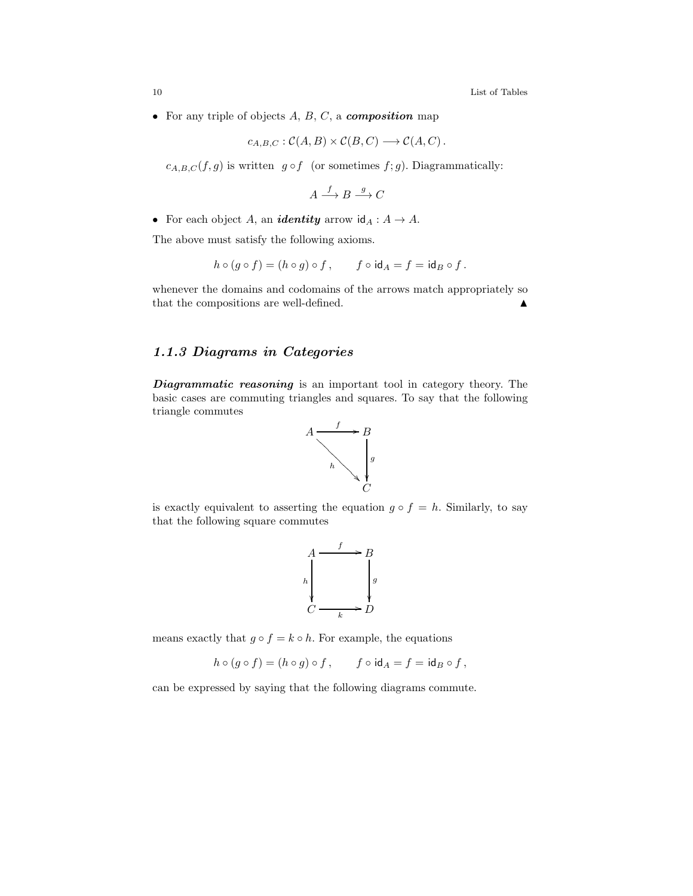- For any triple of objects $A$, $B$, $C$, a ***composition*** map

$$c_{A,B,C} : \mathcal{C}(A, B) \times \mathcal{C}(B, C) \longrightarrow \mathcal{C}(A, C)\,.$$

$c_{A,B,C}(f, g)$ is written $g \circ f$ (or sometimes $f; g$). Diagrammatically:

$$A \xrightarrow{f} B \xrightarrow{g} C$$

- For each object $A$, an ***identity*** arrow $\mathsf{id}_A : A \to A$.

The above must satisfy the following axioms.

$$h \circ (g \circ f) = (h \circ g) \circ f\,, \qquad f \circ \mathsf{id}_A = f = \mathsf{id}_B \circ f\,.$$

whenever the domains and codomains of the arrows match appropriately so that the compositions are well-defined. ▲

### 1.1.3 Diagrams in Categories

***Diagrammatic reasoning*** is an important tool in category theory. The basic cases are commuting triangles and squares. To say that the following triangle commutes

$$\begin{array}{ccc} A & \xrightarrow{f} & B \\ & \searrow^{h} & \downarrow g \\ & & C \end{array}$$

is exactly equivalent to asserting the equation $g \circ f = h$. Similarly, to say that the following square commutes

$$\begin{array}{ccc} A & \xrightarrow{f} & B \\ h \downarrow & & \downarrow g \\ C & \xrightarrow[k]{} & D \end{array}$$

means exactly that $g \circ f = k \circ h$. For example, the equations

$$h \circ (g \circ f) = (h \circ g) \circ f\,, \qquad f \circ \mathsf{id}_A = f = \mathsf{id}_B \circ f\,,$$

can be expressed by saying that the following diagrams commute.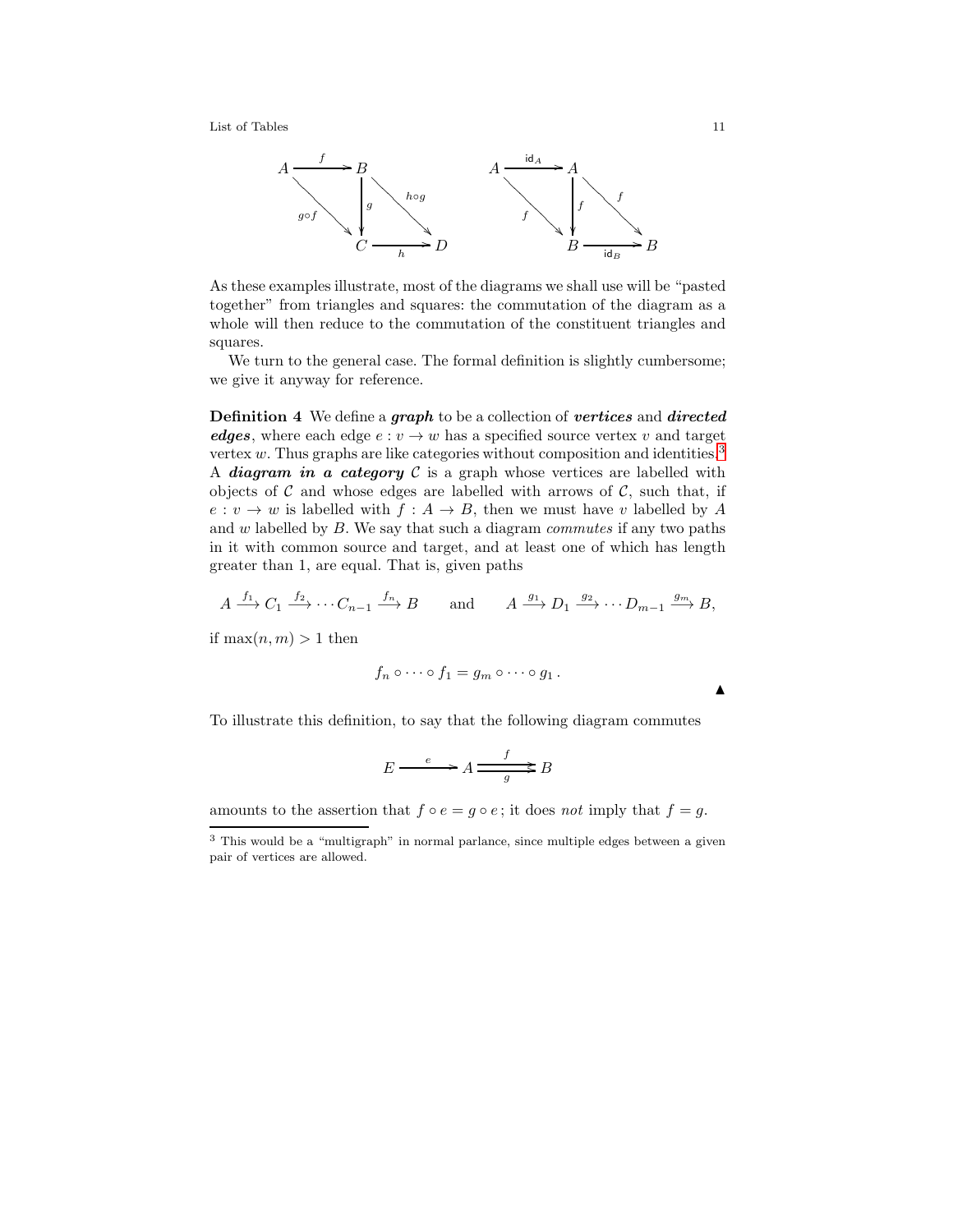$$\begin{array}{ccc} A & \xrightarrow{f} & B \\ & \searrow^{g\circ f} & \downarrow g & \searrow^{h\circ g} \\ & & C & \xrightarrow{h} & D \end{array} \qquad \begin{array}{ccc} A & \xrightarrow{\mathsf{id}_A} & A \\ & \searrow^{f} & \downarrow f & \searrow^{f} \\ & & B & \xrightarrow{\mathsf{id}_B} & B \end{array}$$

As these examples illustrate, most of the diagrams we shall use will be "pasted together" from triangles and squares: the commutation of the diagram as a whole will then reduce to the commutation of the constituent triangles and squares.

We turn to the general case. The formal definition is slightly cumbersome; we give it anyway for reference.

**Definition 4** We define a ***graph*** to be a collection of ***vertices*** and ***directed edges***, where each edge $e : v \to w$ has a specified source vertex $v$ and target vertex $w$. Thus graphs are like categories without composition and identities.[3] A ***diagram in a category*** $\mathcal{C}$ is a graph whose vertices are labelled with objects of $\mathcal{C}$ and whose edges are labelled with arrows of $\mathcal{C}$, such that, if $e : v \to w$ is labelled with $f : A \to B$, then we must have $v$ labelled by $A$ and $w$ labelled by $B$. We say that such a diagram *commutes* if any two paths in it with common source and target, and at least one of which has length greater than 1, are equal. That is, given paths

$$A \xrightarrow{f_1} C_1 \xrightarrow{f_2} \cdots C_{n-1} \xrightarrow{f_n} B \qquad \text{and} \qquad A \xrightarrow{g_1} D_1 \xrightarrow{g_2} \cdots D_{m-1} \xrightarrow{g_m} B,$$

if $\max(n, m) > 1$ then

$$f_n \circ \cdots \circ f_1 = g_m \circ \cdots \circ g_1 .$$

▲

To illustrate this definition, to say that the following diagram commutes

$$E \xrightarrow{e} A \overset{f}{\underset{g}{\rightrightarrows}} B$$

amounts to the assertion that $f \circ e = g \circ e$; it does *not* imply that $f = g$.

[3] This would be a "multigraph" in normal parlance, since multiple edges between a given pair of vertices are allowed.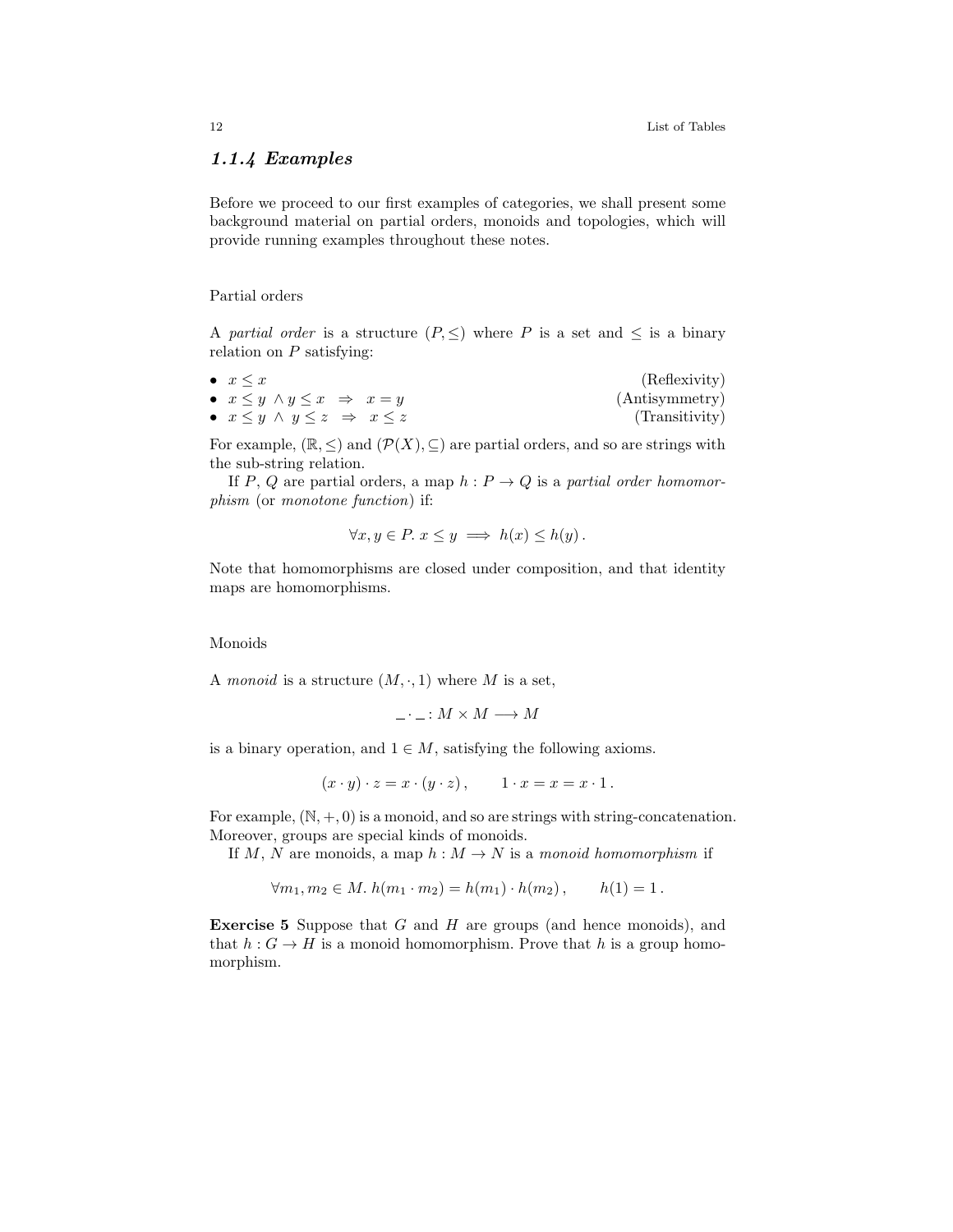### *1.1.4 Examples*

Before we proceed to our first examples of categories, we shall present some background material on partial orders, monoids and topologies, which will provide running examples throughout these notes.

Partial orders

A *partial order* is a structure $(P, \leq)$ where $P$ is a set and $\leq$ is a binary relation on $P$ satisfying:

- $x \leq x$ (Reflexivity)
- $x \leq y \ \wedge y \leq x \ \Rightarrow \ x = y$ (Antisymmetry)
- $x \leq y \ \wedge \ y \leq z \ \Rightarrow \ x \leq z$ (Transitivity)

For example, $(\mathbb{R}, \leq)$ and $(\mathcal{P}(X), \subseteq)$ are partial orders, and so are strings with the sub-string relation.

If $P$, $Q$ are partial orders, a map $h : P \to Q$ is a *partial order homomorphism* (or *monotone function*) if:

$$\forall x, y \in P.\ x \leq y \implies h(x) \leq h(y)\,.$$

Note that homomorphisms are closed under composition, and that identity maps are homomorphisms.

Monoids

A *monoid* is a structure $(M, \cdot, 1)$ where $M$ is a set,

$$\_ \cdot \_ : M \times M \longrightarrow M$$

is a binary operation, and $1 \in M$, satisfying the following axioms.

$$(x \cdot y) \cdot z = x \cdot (y \cdot z)\,, \qquad 1 \cdot x = x = x \cdot 1\,.$$

For example, $(\mathbb{N}, +, 0)$ is a monoid, and so are strings with string-concatenation. Moreover, groups are special kinds of monoids.

If $M$, $N$ are monoids, a map $h : M \to N$ is a *monoid homomorphism* if

$$\forall m_1, m_2 \in M.\ h(m_1 \cdot m_2) = h(m_1) \cdot h(m_2)\,, \qquad h(1) = 1\,.$$

**Exercise 5** Suppose that $G$ and $H$ are groups (and hence monoids), and that $h : G \to H$ is a monoid homomorphism. Prove that $h$ is a group homomorphism.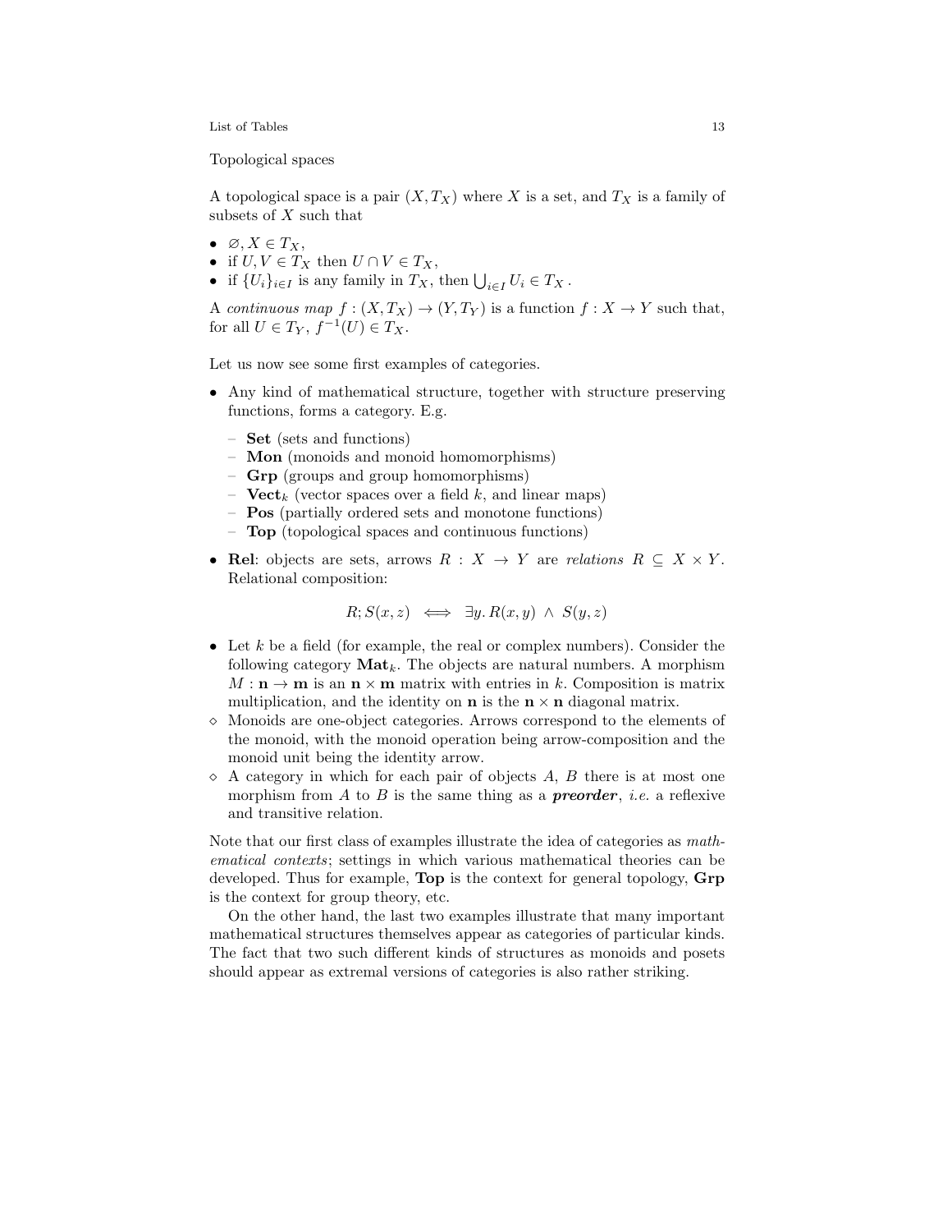Topological spaces

A topological space is a pair $(X, T_X)$ where $X$ is a set, and $T_X$ is a family of subsets of $X$ such that

- $\varnothing, X \in T_X$,
- if $U, V \in T_X$ then $U \cap V \in T_X$,
- if $\{U_i\}_{i \in I}$ is any family in $T_X$, then $\bigcup_{i \in I} U_i \in T_X$ .

A *continuous map* $f : (X, T_X) \to (Y, T_Y)$ is a function $f : X \to Y$ such that, for all $U \in T_Y$, $f^{-1}(U) \in T_X$.

Let us now see some first examples of categories.

- Any kind of mathematical structure, together with structure preserving functions, forms a category. E.g.
  - **Set** (sets and functions)
  - **Mon** (monoids and monoid homomorphisms)
  - **Grp** (groups and group homomorphisms)
  - $\mathbf{Vect}_k$ (vector spaces over a field $k$, and linear maps)
  - **Pos** (partially ordered sets and monotone functions)
  - **Top** (topological spaces and continuous functions)
- **Rel**: objects are sets, arrows $R : X \to Y$ are *relations* $R \subseteq X \times Y$. Relational composition:

$$R; S(x, z) \iff \exists y. R(x, y) \wedge S(y, z)$$

- Let $k$ be a field (for example, the real or complex numbers). Consider the following category $\mathbf{Mat}_k$. The objects are natural numbers. A morphism $M : \mathbf{n} \to \mathbf{m}$ is an $\mathbf{n} \times \mathbf{m}$ matrix with entries in $k$. Composition is matrix multiplication, and the identity on $\mathbf{n}$ is the $\mathbf{n} \times \mathbf{n}$ diagonal matrix.
- ⋄ Monoids are one-object categories. Arrows correspond to the elements of the monoid, with the monoid operation being arrow-composition and the monoid unit being the identity arrow.
- ⋄ A category in which for each pair of objects $A$, $B$ there is at most one morphism from $A$ to $B$ is the same thing as a ***preorder***, *i.e.* a reflexive and transitive relation.

Note that our first class of examples illustrate the idea of categories as *mathematical contexts*; settings in which various mathematical theories can be developed. Thus for example, **Top** is the context for general topology, **Grp** is the context for group theory, etc.

On the other hand, the last two examples illustrate that many important mathematical structures themselves appear as categories of particular kinds. The fact that two such different kinds of structures as monoids and posets should appear as extremal versions of categories is also rather striking.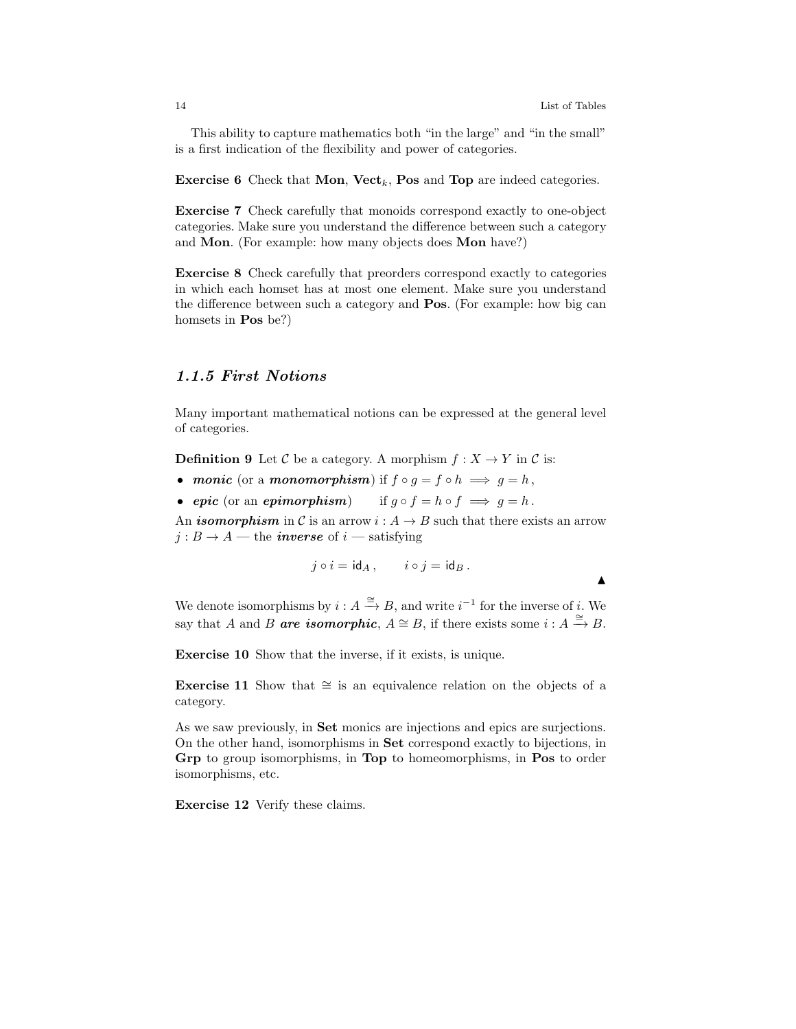This ability to capture mathematics both "in the large" and "in the small" is a first indication of the flexibility and power of categories.

**Exercise 6** Check that **Mon**, $\mathbf{Vect}_k$, **Pos** and **Top** are indeed categories.

**Exercise 7** Check carefully that monoids correspond exactly to one-object categories. Make sure you understand the difference between such a category and **Mon**. (For example: how many objects does **Mon** have?)

**Exercise 8** Check carefully that preorders correspond exactly to categories in which each homset has at most one element. Make sure you understand the difference between such a category and **Pos**. (For example: how big can homsets in **Pos** be?)

### 1.1.5 First Notions

Many important mathematical notions can be expressed at the general level of categories.

**Definition 9** Let $\mathcal{C}$ be a category. A morphism $f : X \to Y$ in $\mathcal{C}$ is:

- ***monic*** (or a ***monomorphism***) if $f \circ g = f \circ h \implies g = h$,
- ***epic*** (or an ***epimorphism***) if $g \circ f = h \circ f \implies g = h$.

An ***isomorphism*** in $\mathcal{C}$ is an arrow $i : A \to B$ such that there exists an arrow $j : B \to A$ — the ***inverse*** of $i$ — satisfying

$$j \circ i = \mathsf{id}_A, \qquad i \circ j = \mathsf{id}_B.$$

▲

We denote isomorphisms by $i : A \xrightarrow{\cong} B$, and write $i^{-1}$ for the inverse of $i$. We say that $A$ and $B$ ***are isomorphic***, $A \cong B$, if there exists some $i : A \xrightarrow{\cong} B$.

**Exercise 10** Show that the inverse, if it exists, is unique.

**Exercise 11** Show that $\cong$ is an equivalence relation on the objects of a category.

As we saw previously, in **Set** monics are injections and epics are surjections. On the other hand, isomorphisms in **Set** correspond exactly to bijections, in **Grp** to group isomorphisms, in **Top** to homeomorphisms, in **Pos** to order isomorphisms, etc.

**Exercise 12** Verify these claims.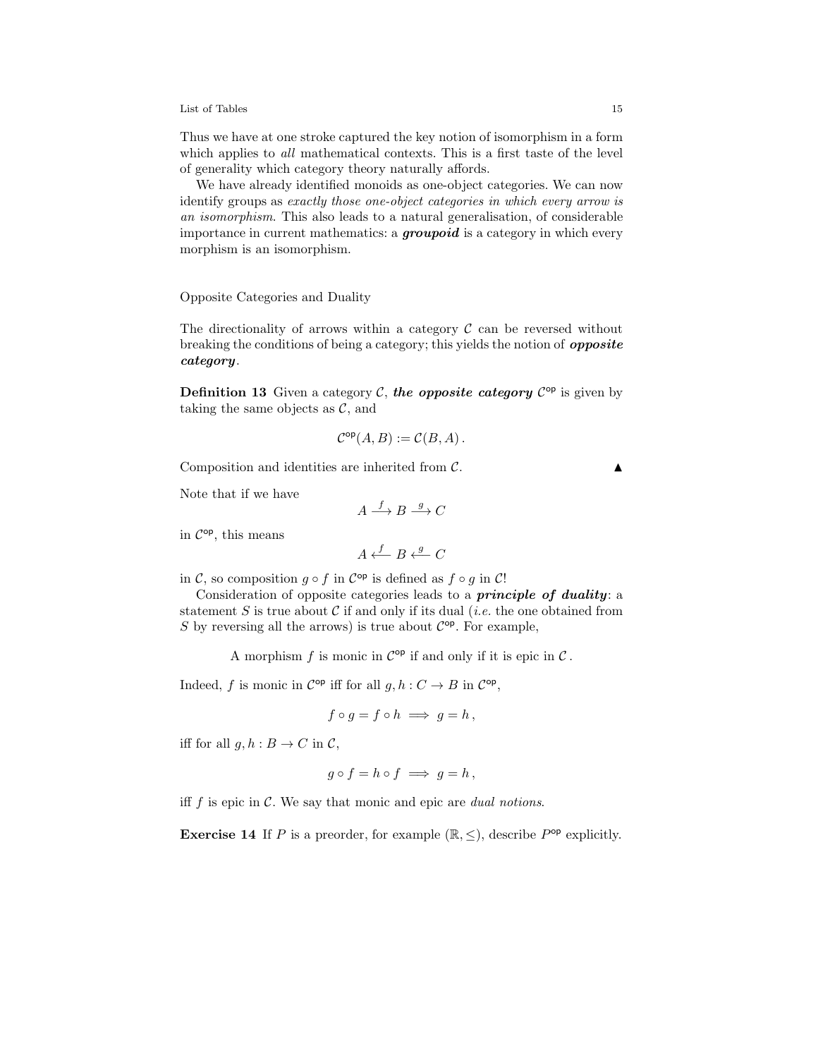Thus we have at one stroke captured the key notion of isomorphism in a form which applies to *all* mathematical contexts. This is a first taste of the level of generality which category theory naturally affords.

We have already identified monoids as one-object categories. We can now identify groups as *exactly those one-object categories in which every arrow is an isomorphism*. This also leads to a natural generalisation, of considerable importance in current mathematics: a ***groupoid*** is a category in which every morphism is an isomorphism.

## Opposite Categories and Duality

The directionality of arrows within a category $\mathcal{C}$ can be reversed without breaking the conditions of being a category; this yields the notion of ***opposite category***.

**Definition 13** Given a category $\mathcal{C}$, ***the opposite category*** $\mathcal{C}^{\mathsf{op}}$ is given by taking the same objects as $\mathcal{C}$, and

$$\mathcal{C}^{\mathsf{op}}(A, B) := \mathcal{C}(B, A)\,.$$

Composition and identities are inherited from $\mathcal{C}$. ▲

Note that if we have

$$A \xrightarrow{\;f\;} B \xrightarrow{\;g\;} C$$

in $\mathcal{C}^{\mathsf{op}}$, this means

$$A \xleftarrow{\;f\;} B \xleftarrow{\;g\;} C$$

in $\mathcal{C}$, so composition $g \circ f$ in $\mathcal{C}^{\mathsf{op}}$ is defined as $f \circ g$ in $\mathcal{C}$!

Consideration of opposite categories leads to a ***principle of duality***: a statement $S$ is true about $\mathcal{C}$ if and only if its dual (*i.e.* the one obtained from $S$ by reversing all the arrows) is true about $\mathcal{C}^{\mathsf{op}}$. For example,

A morphism $f$ is monic in $\mathcal{C}^{\mathsf{op}}$ if and only if it is epic in $\mathcal{C}$.

Indeed, $f$ is monic in $\mathcal{C}^{\mathsf{op}}$ iff for all $g, h : C \to B$ in $\mathcal{C}^{\mathsf{op}}$,

$$f \circ g = f \circ h \implies g = h\,,$$

iff for all $g, h : B \to C$ in $\mathcal{C}$,

$$g \circ f = h \circ f \implies g = h\,,$$

iff $f$ is epic in $\mathcal{C}$. We say that monic and epic are *dual notions*.

**Exercise 14** If $P$ is a preorder, for example $(\mathbb{R}, \leq)$, describe $P^{\mathsf{op}}$ explicitly.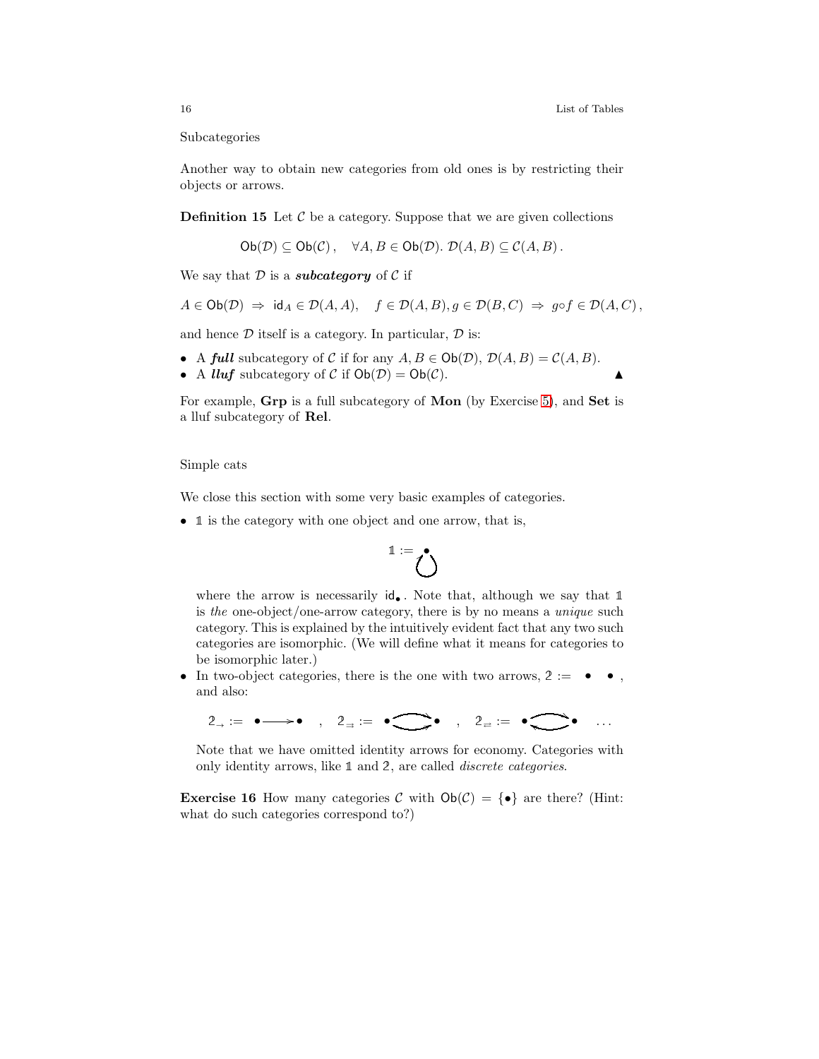Subcategories

Another way to obtain new categories from old ones is by restricting their objects or arrows.

**Definition 15** Let $\mathcal{C}$ be a category. Suppose that we are given collections

$$\mathsf{Ob}(\mathcal{D}) \subseteq \mathsf{Ob}(\mathcal{C}), \quad \forall A, B \in \mathsf{Ob}(\mathcal{D}).\ \mathcal{D}(A,B) \subseteq \mathcal{C}(A,B).$$

We say that $\mathcal{D}$ is a ***subcategory*** of $\mathcal{C}$ if

$$A \in \mathsf{Ob}(\mathcal{D}) \Rightarrow \mathsf{id}_A \in \mathcal{D}(A,A), \quad f \in \mathcal{D}(A,B), g \in \mathcal{D}(B,C) \Rightarrow g \circ f \in \mathcal{D}(A,C),$$

and hence $\mathcal{D}$ itself is a category. In particular, $\mathcal{D}$ is:

- A ***full*** subcategory of $\mathcal{C}$ if for any $A, B \in \mathsf{Ob}(\mathcal{D})$, $\mathcal{D}(A,B) = \mathcal{C}(A,B)$.
- A ***lluf*** subcategory of $\mathcal{C}$ if $\mathsf{Ob}(\mathcal{D}) = \mathsf{Ob}(\mathcal{C})$. ▲

For example, **Grp** is a full subcategory of **Mon** (by Exercise 5), and **Set** is a lluf subcategory of **Rel**.

Simple cats

We close this section with some very basic examples of categories.

- $\mathbb{1}$ is the category with one object and one arrow, that is,

$$\mathbb{1} := \bullet \circlearrowleft$$

  where the arrow is necessarily $\mathsf{id}_\bullet$. Note that, although we say that $\mathbb{1}$ is *the* one-object/one-arrow category, there is by no means a *unique* such category. This is explained by the intuitively evident fact that any two such categories are isomorphic. (We will define what it means for categories to be isomorphic later.)
- In two-object categories, there is the one with two arrows, $\mathbb{2} := \bullet \quad \bullet$, and also:

$$\mathbb{2}_{\rightarrow} := \bullet \longrightarrow \bullet \quad , \quad \mathbb{2}_{\rightrightarrows} := \bullet \rightrightarrows \bullet \quad , \quad \mathbb{2}_{\rightleftarrows} := \bullet \rightleftarrows \bullet \quad \ldots$$

  Note that we have omitted identity arrows for economy. Categories with only identity arrows, like $\mathbb{1}$ and $\mathbb{2}$, are called *discrete categories*.

**Exercise 16** How many categories $\mathcal{C}$ with $\mathsf{Ob}(\mathcal{C}) = \{\bullet\}$ are there? (Hint: what do such categories correspond to?)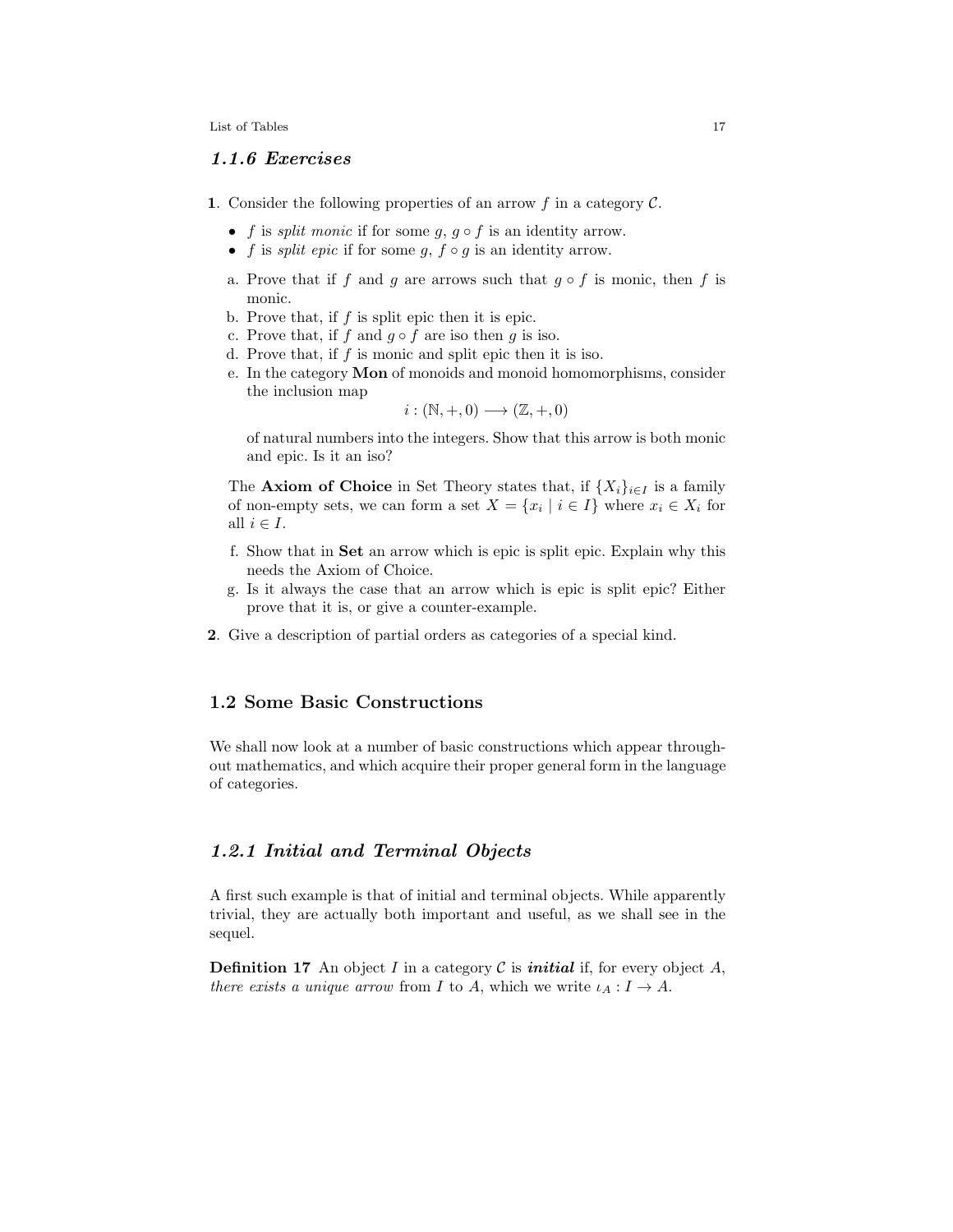### 1.1.6 Exercises

**1**. Consider the following properties of an arrow $f$ in a category $\mathcal{C}$.

- $f$ is *split monic* if for some $g$, $g \circ f$ is an identity arrow.
- $f$ is *split epic* if for some $g$, $f \circ g$ is an identity arrow.

a. Prove that if $f$ and $g$ are arrows such that $g \circ f$ is monic, then $f$ is monic.

b. Prove that, if $f$ is split epic then it is epic.

c. Prove that, if $f$ and $g \circ f$ are iso then $g$ is iso.

d. Prove that, if $f$ is monic and split epic then it is iso.

e. In the category **Mon** of monoids and monoid homomorphisms, consider the inclusion map

$$i : (\mathbb{N}, +, 0) \longrightarrow (\mathbb{Z}, +, 0)$$

of natural numbers into the integers. Show that this arrow is both monic and epic. Is it an iso?

The **Axiom of Choice** in Set Theory states that, if $\{X_i\}_{i \in I}$ is a family of non-empty sets, we can form a set $X = \{x_i \mid i \in I\}$ where $x_i \in X_i$ for all $i \in I$.

f. Show that in **Set** an arrow which is epic is split epic. Explain why this needs the Axiom of Choice.

g. Is it always the case that an arrow which is epic is split epic? Either prove that it is, or give a counter-example.

**2**. Give a description of partial orders as categories of a special kind.

## 1.2 Some Basic Constructions

We shall now look at a number of basic constructions which appear throughout mathematics, and which acquire their proper general form in the language of categories.

### 1.2.1 Initial and Terminal Objects

A first such example is that of initial and terminal objects. While apparently trivial, they are actually both important and useful, as we shall see in the sequel.

**Definition 17** An object $I$ in a category $\mathcal{C}$ is ***initial*** if, for every object $A$, *there exists a unique arrow* from $I$ to $A$, which we write $\iota_A : I \to A$.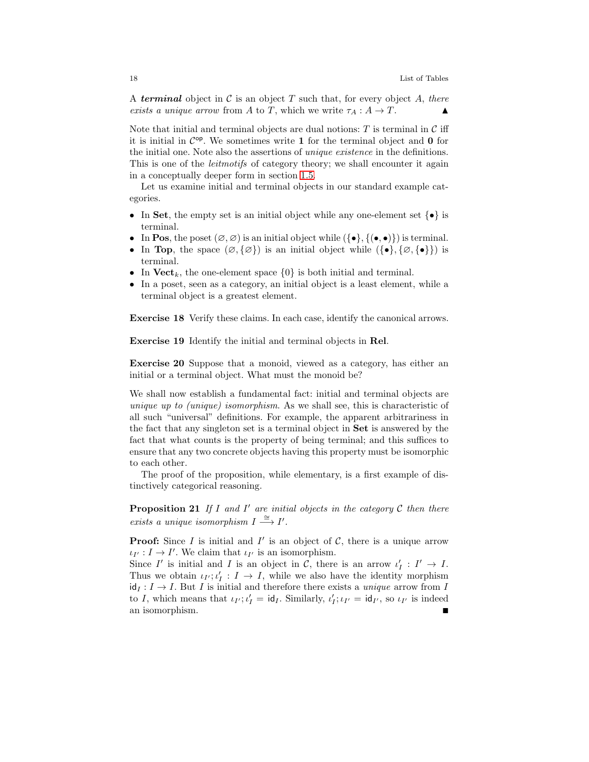A ***terminal*** object in $\mathcal{C}$ is an object $T$ such that, for every object $A$, *there exists a unique arrow* from $A$ to $T$, which we write $\tau_A : A \to T$. ▲

Note that initial and terminal objects are dual notions: $T$ is terminal in $\mathcal{C}$ iff it is initial in $\mathcal{C}^{\mathsf{op}}$. We sometimes write $\mathbf{1}$ for the terminal object and $\mathbf{0}$ for the initial one. Note also the assertions of *unique existence* in the definitions. This is one of the *leitmotifs* of category theory; we shall encounter it again in a conceptually deeper form in section 1.5.

Let us examine initial and terminal objects in our standard example categories.

- In **Set**, the empty set is an initial object while any one-element set $\{\bullet\}$ is terminal.
- In **Pos**, the poset $(\varnothing, \varnothing)$ is an initial object while $(\{\bullet\}, \{(\bullet, \bullet)\})$ is terminal.
- In **Top**, the space $(\varnothing, \{\varnothing\})$ is an initial object while $(\{\bullet\}, \{\varnothing, \{\bullet\}\})$ is terminal.
- In $\mathbf{Vect}_k$, the one-element space $\{0\}$ is both initial and terminal.
- In a poset, seen as a category, an initial object is a least element, while a terminal object is a greatest element.

**Exercise 18** Verify these claims. In each case, identify the canonical arrows.

**Exercise 19** Identify the initial and terminal objects in **Rel**.

**Exercise 20** Suppose that a monoid, viewed as a category, has either an initial or a terminal object. What must the monoid be?

We shall now establish a fundamental fact: initial and terminal objects are *unique up to (unique) isomorphism*. As we shall see, this is characteristic of all such "universal" definitions. For example, the apparent arbitrariness in the fact that any singleton set is a terminal object in **Set** is answered by the fact that what counts is the property of being terminal; and this suffices to ensure that any two concrete objects having this property must be isomorphic to each other.

The proof of the proposition, while elementary, is a first example of distinctively categorical reasoning.

**Proposition 21** *If $I$ and $I'$ are initial objects in the category $\mathcal{C}$ then there exists a unique isomorphism $I \xrightarrow{\cong} I'$.*

**Proof:** Since $I$ is initial and $I'$ is an object of $\mathcal{C}$, there is a unique arrow $\iota_{I'} : I \to I'$. We claim that $\iota_{I'}$ is an isomorphism.
Since $I'$ is initial and $I$ is an object in $\mathcal{C}$, there is an arrow $\iota'_I : I' \to I$. Thus we obtain $\iota_{I'}; \iota'_I : I \to I$, while we also have the identity morphism $\mathsf{id}_I : I \to I$. But $I$ is initial and therefore there exists a *unique* arrow from $I$ to $I$, which means that $\iota_{I'}; \iota'_I = \mathsf{id}_I$. Similarly, $\iota'_I; \iota_{I'} = \mathsf{id}_{I'}$, so $\iota_{I'}$ is indeed an isomorphism. ■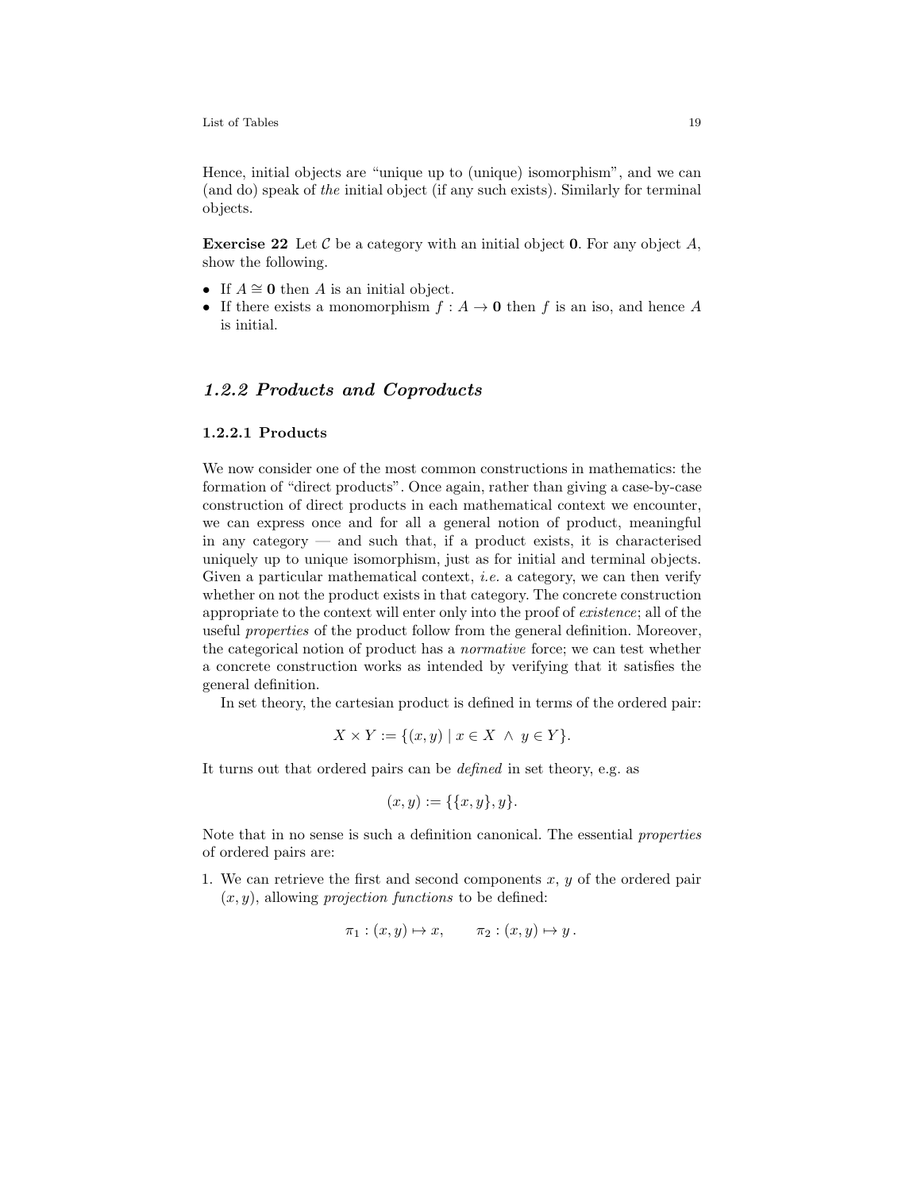Hence, initial objects are "unique up to (unique) isomorphism", and we can (and do) speak of *the* initial object (if any such exists). Similarly for terminal objects.

**Exercise 22** Let $\mathcal{C}$ be a category with an initial object $\mathbf{0}$. For any object $A$, show the following.

- If $A \cong \mathbf{0}$ then $A$ is an initial object.
- If there exists a monomorphism $f : A \to \mathbf{0}$ then $f$ is an iso, and hence $A$ is initial.

## *1.2.2 Products and Coproducts*

### 1.2.2.1 Products

We now consider one of the most common constructions in mathematics: the formation of "direct products". Once again, rather than giving a case-by-case construction of direct products in each mathematical context we encounter, we can express once and for all a general notion of product, meaningful in any category — and such that, if a product exists, it is characterised uniquely up to unique isomorphism, just as for initial and terminal objects. Given a particular mathematical context, *i.e.* a category, we can then verify whether on not the product exists in that category. The concrete construction appropriate to the context will enter only into the proof of *existence*; all of the useful *properties* of the product follow from the general definition. Moreover, the categorical notion of product has a *normative* force; we can test whether a concrete construction works as intended by verifying that it satisfies the general definition.

In set theory, the cartesian product is defined in terms of the ordered pair:

$$X \times Y := \{(x, y) \mid x \in X \ \wedge \ y \in Y\}.$$

It turns out that ordered pairs can be *defined* in set theory, e.g. as

$$(x, y) := \{\{x, y\}, y\}.$$

Note that in no sense is such a definition canonical. The essential *properties* of ordered pairs are:

1. We can retrieve the first and second components $x$, $y$ of the ordered pair $(x, y)$, allowing *projection functions* to be defined:

$$\pi_1 : (x, y) \mapsto x, \qquad \pi_2 : (x, y) \mapsto y\,.$$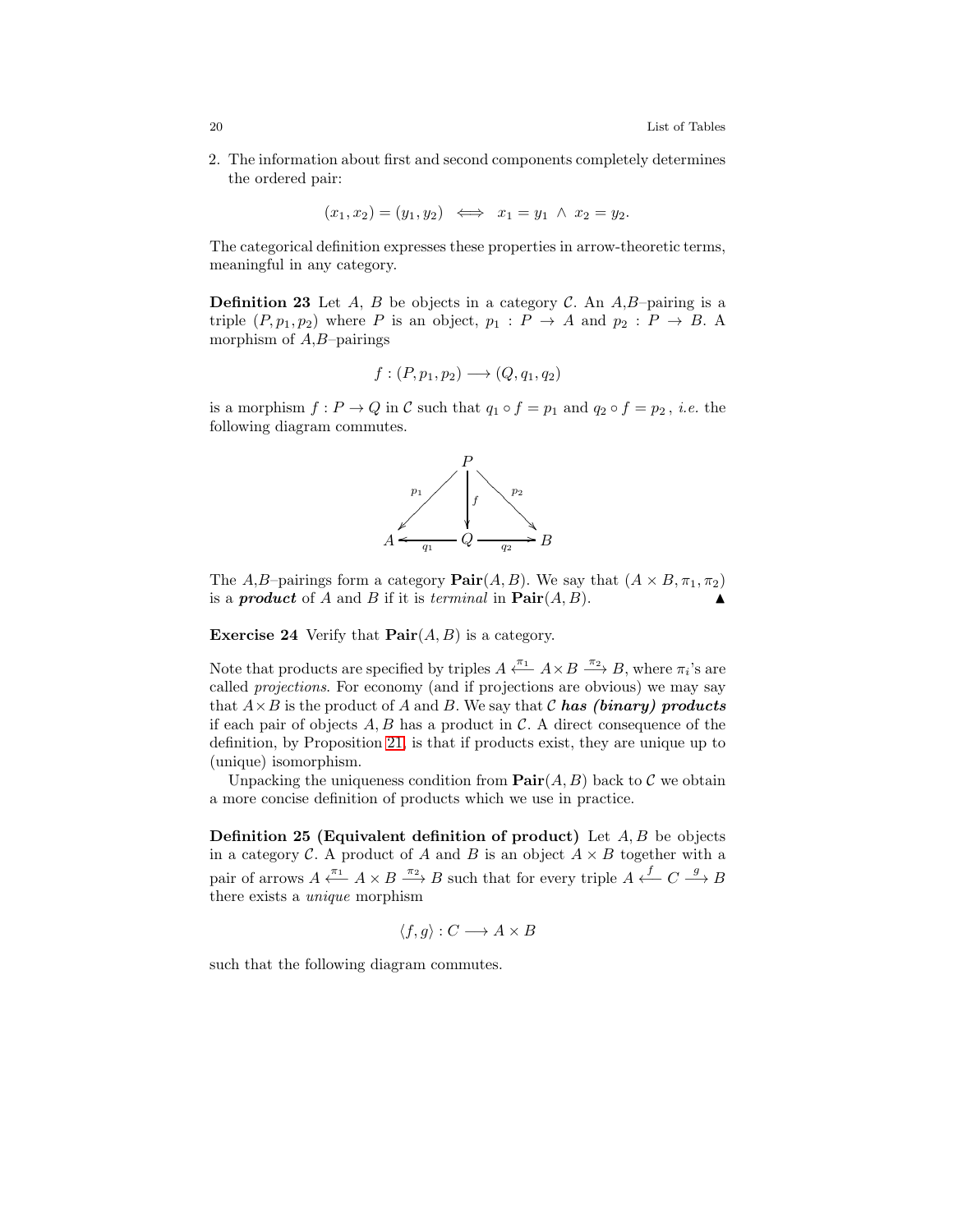2. The information about first and second components completely determines the ordered pair:

$$(x_1, x_2) = (y_1, y_2) \iff x_1 = y_1 \wedge x_2 = y_2.$$

The categorical definition expresses these properties in arrow-theoretic terms, meaningful in any category.

**Definition 23** Let $A$, $B$ be objects in a category $\mathcal{C}$. An $A$,$B$–pairing is a triple $(P, p_1, p_2)$ where $P$ is an object, $p_1 : P \to A$ and $p_2 : P \to B$. A morphism of $A$,$B$–pairings

$$f : (P, p_1, p_2) \longrightarrow (Q, q_1, q_2)$$

is a morphism $f : P \to Q$ in $\mathcal{C}$ such that $q_1 \circ f = p_1$ and $q_2 \circ f = p_2$, *i.e.* the following diagram commutes.

$$\begin{array}{ccccc} & & P & & \\ & {}^{p_1}\swarrow & \downarrow f & \searrow^{p_2} & \\ A & \xleftarrow{q_1} & Q & \xrightarrow{q_2} & B \end{array}$$

The $A$,$B$–pairings form a category $\mathbf{Pair}(A, B)$. We say that $(A \times B, \pi_1, \pi_2)$ is a ***product*** of $A$ and $B$ if it is *terminal* in $\mathbf{Pair}(A, B)$. ▲

**Exercise 24** Verify that $\mathbf{Pair}(A, B)$ is a category.

Note that products are specified by triples $A \xleftarrow{\pi_1} A \times B \xrightarrow{\pi_2} B$, where $\pi_i$'s are called *projections*. For economy (and if projections are obvious) we may say that $A \times B$ is the product of $A$ and $B$. We say that $\mathcal{C}$ ***has (binary) products*** if each pair of objects $A, B$ has a product in $\mathcal{C}$. A direct consequence of the definition, by Proposition 21, is that if products exist, they are unique up to (unique) isomorphism.

Unpacking the uniqueness condition from $\mathbf{Pair}(A, B)$ back to $\mathcal{C}$ we obtain a more concise definition of products which we use in practice.

**Definition 25 (Equivalent definition of product)** Let $A, B$ be objects in a category $\mathcal{C}$. A product of $A$ and $B$ is an object $A \times B$ together with a pair of arrows $A \xleftarrow{\pi_1} A \times B \xrightarrow{\pi_2} B$ such that for every triple $A \xleftarrow{f} C \xrightarrow{g} B$ there exists a *unique* morphism

$$\langle f, g \rangle : C \longrightarrow A \times B$$

such that the following diagram commutes.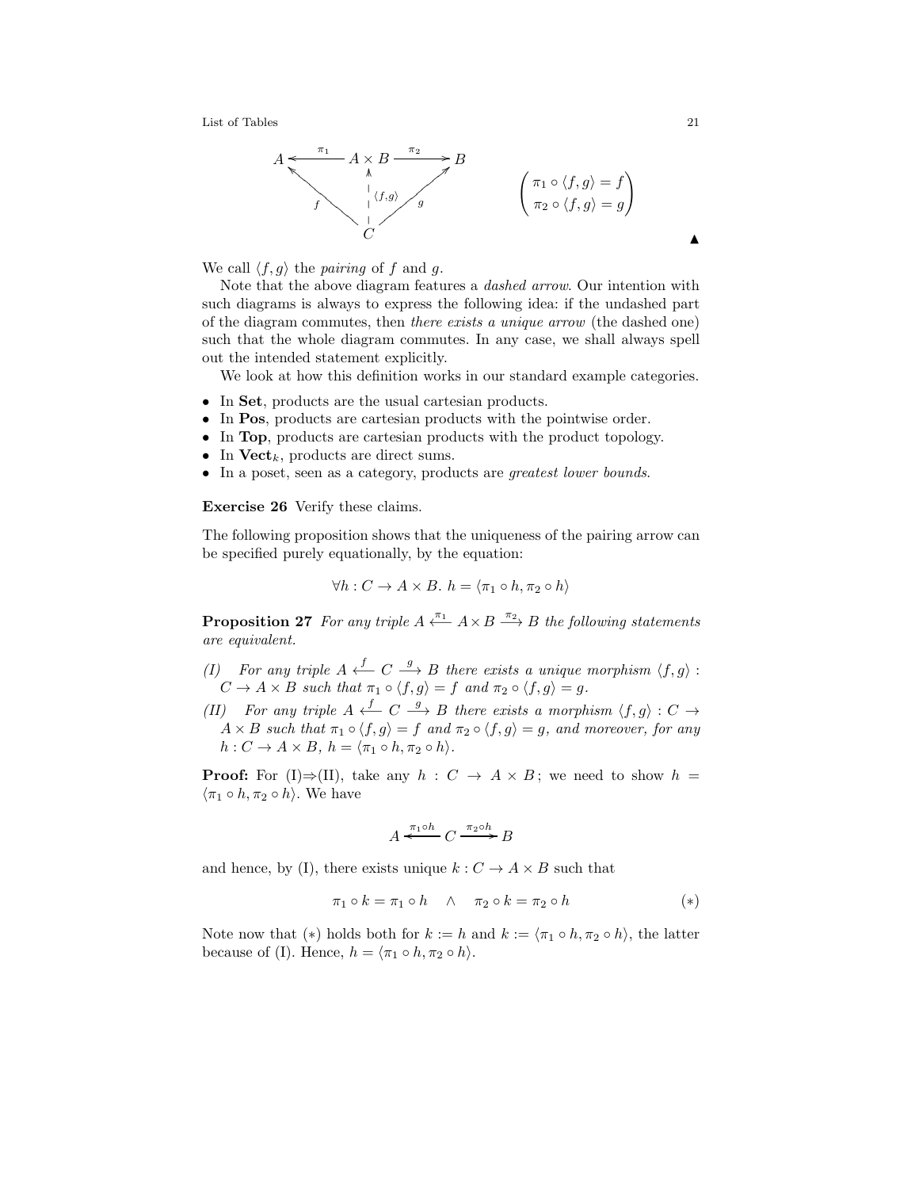$$
\begin{array}{ccccc}
A & \xleftarrow{\pi_1} & A \times B & \xrightarrow{\pi_2} & B \\
& \nwarrow^{f} & \uparrow{\scriptstyle \langle f,g \rangle} & \nearrow_{g} & \\
& & C & &
\end{array}
\qquad
\begin{pmatrix} \pi_1 \circ \langle f, g \rangle = f \\ \pi_2 \circ \langle f, g \rangle = g \end{pmatrix}
$$

▲

We call $\langle f, g \rangle$ the *pairing* of $f$ and $g$.

Note that the above diagram features a *dashed arrow*. Our intention with such diagrams is always to express the following idea: if the undashed part of the diagram commutes, then *there exists a unique arrow* (the dashed one) such that the whole diagram commutes. In any case, we shall always spell out the intended statement explicitly.

We look at how this definition works in our standard example categories.

- In **Set**, products are the usual cartesian products.
- In **Pos**, products are cartesian products with the pointwise order.
- In **Top**, products are cartesian products with the product topology.
- In $\mathbf{Vect}_k$, products are direct sums.
- In a poset, seen as a category, products are *greatest lower bounds*.

**Exercise 26** Verify these claims.

The following proposition shows that the uniqueness of the pairing arrow can be specified purely equationally, by the equation:

$$\forall h : C \to A \times B.\ h = \langle \pi_1 \circ h, \pi_2 \circ h \rangle$$

**Proposition 27** *For any triple $A \xleftarrow{\pi_1} A \times B \xrightarrow{\pi_2} B$ the following statements are equivalent.*

*(I) For any triple $A \xleftarrow{f} C \xrightarrow{g} B$ there exists a unique morphism $\langle f, g \rangle : C \to A \times B$ such that $\pi_1 \circ \langle f, g \rangle = f$ and $\pi_2 \circ \langle f, g \rangle = g$.*

*(II) For any triple $A \xleftarrow{f} C \xrightarrow{g} B$ there exists a morphism $\langle f, g \rangle : C \to A \times B$ such that $\pi_1 \circ \langle f, g \rangle = f$ and $\pi_2 \circ \langle f, g \rangle = g$, and moreover, for any $h : C \to A \times B$, $h = \langle \pi_1 \circ h, \pi_2 \circ h \rangle$.*

**Proof:** For (I)⇒(II), take any $h : C \to A \times B$; we need to show $h = \langle \pi_1 \circ h, \pi_2 \circ h \rangle$. We have

$$A \xleftarrow{\pi_1 \circ h} C \xrightarrow{\pi_2 \circ h} B$$

and hence, by (I), there exists unique $k : C \to A \times B$ such that

$$\pi_1 \circ k = \pi_1 \circ h \quad \wedge \quad \pi_2 \circ k = \pi_2 \circ h \qquad (*)$$

Note now that $(*)$ holds both for $k := h$ and $k := \langle \pi_1 \circ h, \pi_2 \circ h \rangle$, the latter because of (I). Hence, $h = \langle \pi_1 \circ h, \pi_2 \circ h \rangle$.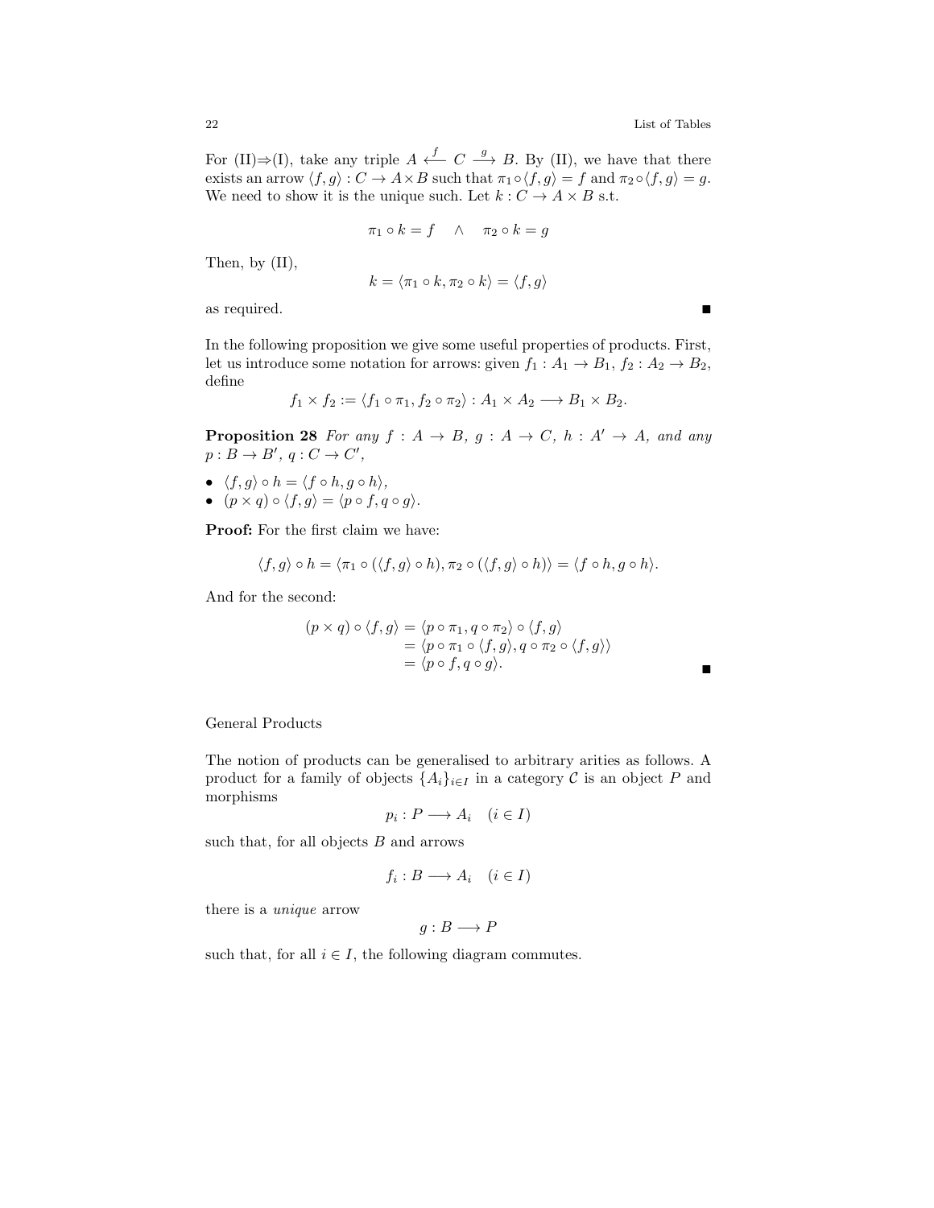For (II)⇒(I), take any triple $A \xleftarrow{f} C \xrightarrow{g} B$. By (II), we have that there exists an arrow $\langle f, g\rangle : C \to A \times B$ such that $\pi_1 \circ \langle f, g\rangle = f$ and $\pi_2 \circ \langle f, g\rangle = g$. We need to show it is the unique such. Let $k : C \to A \times B$ s.t.

$$\pi_1 \circ k = f \quad \wedge \quad \pi_2 \circ k = g$$

Then, by (II),

$$k = \langle \pi_1 \circ k, \pi_2 \circ k\rangle = \langle f, g\rangle$$

as required. ∎

In the following proposition we give some useful properties of products. First, let us introduce some notation for arrows: given $f_1 : A_1 \to B_1$, $f_2 : A_2 \to B_2$, define

$$f_1 \times f_2 := \langle f_1 \circ \pi_1, f_2 \circ \pi_2\rangle : A_1 \times A_2 \longrightarrow B_1 \times B_2.$$

**Proposition 28** *For any $f : A \to B$, $g : A \to C$, $h : A' \to A$, and any $p : B \to B'$, $q : C \to C'$,*

- $\langle f, g\rangle \circ h = \langle f \circ h, g \circ h\rangle$,
- $(p \times q) \circ \langle f, g\rangle = \langle p \circ f, q \circ g\rangle$.

**Proof:** For the first claim we have:

$$\langle f, g\rangle \circ h = \langle \pi_1 \circ (\langle f, g\rangle \circ h), \pi_2 \circ (\langle f, g\rangle \circ h)\rangle = \langle f \circ h, g \circ h\rangle.$$

And for the second:

$$\begin{aligned}
(p \times q) \circ \langle f, g\rangle &= \langle p \circ \pi_1, q \circ \pi_2\rangle \circ \langle f, g\rangle \\
&= \langle p \circ \pi_1 \circ \langle f, g\rangle, q \circ \pi_2 \circ \langle f, g\rangle\rangle \\
&= \langle p \circ f, q \circ g\rangle.
\end{aligned}$$

∎

General Products

The notion of products can be generalised to arbitrary arities as follows. A product for a family of objects $\{A_i\}_{i \in I}$ in a category $\mathcal{C}$ is an object $P$ and morphisms

$$p_i : P \longrightarrow A_i \quad (i \in I)$$

such that, for all objects $B$ and arrows

$$f_i : B \longrightarrow A_i \quad (i \in I)$$

there is a *unique* arrow

$$g : B \longrightarrow P$$

such that, for all $i \in I$, the following diagram commutes.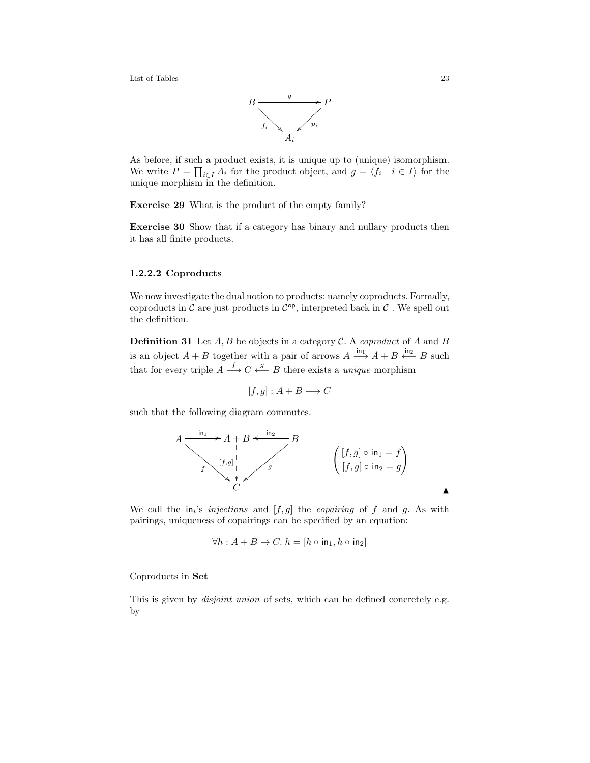$$
\begin{array}{ccc}
B & \xrightarrow{\quad g \quad} & P \\
& {\scriptstyle f_i} \searrow \quad \swarrow {\scriptstyle p_i} & \\
& A_i &
\end{array}
$$

As before, if such a product exists, it is unique up to (unique) isomorphism. We write $P = \prod_{i \in I} A_i$ for the product object, and $g = \langle f_i \mid i \in I \rangle$ for the unique morphism in the definition.

**Exercise 29** What is the product of the empty family?

**Exercise 30** Show that if a category has binary and nullary products then it has all finite products.

#### 1.2.2.2 Coproducts

We now investigate the dual notion to products: namely coproducts. Formally, coproducts in $\mathcal{C}$ are just products in $\mathcal{C}^{\mathsf{op}}$, interpreted back in $\mathcal{C}$ . We spell out the definition.

**Definition 31** Let $A, B$ be objects in a category $\mathcal{C}$. A *coproduct* of $A$ and $B$ is an object $A + B$ together with a pair of arrows $A \xrightarrow{\mathsf{in}_1} A + B \xleftarrow{\mathsf{in}_2} B$ such that for every triple $A \xrightarrow{f} C \xleftarrow{g} B$ there exists a *unique* morphism

$$
[f, g] : A + B \longrightarrow C
$$

such that the following diagram commutes.

$$
\begin{array}{ccccc}
A & \xrightarrow{\mathsf{in}_1} & A + B & \xleftarrow{\mathsf{in}_2} & B \\
& {\scriptstyle f} \searrow & \Big\downarrow {\scriptstyle [f,g]} & \swarrow {\scriptstyle g} & \\
& & C & &
\end{array}
\qquad
\begin{pmatrix}
[f, g] \circ \mathsf{in}_1 = f \\
[f, g] \circ \mathsf{in}_2 = g
\end{pmatrix}
$$

▲

We call the $\mathsf{in}_i$'s *injections* and $[f, g]$ the *copairing* of $f$ and $g$. As with pairings, uniqueness of copairings can be specified by an equation:

$$
\forall h : A + B \to C.\ h = [h \circ \mathsf{in}_1, h \circ \mathsf{in}_2]
$$

Coproducts in **Set**

This is given by *disjoint union* of sets, which can be defined concretely e.g. by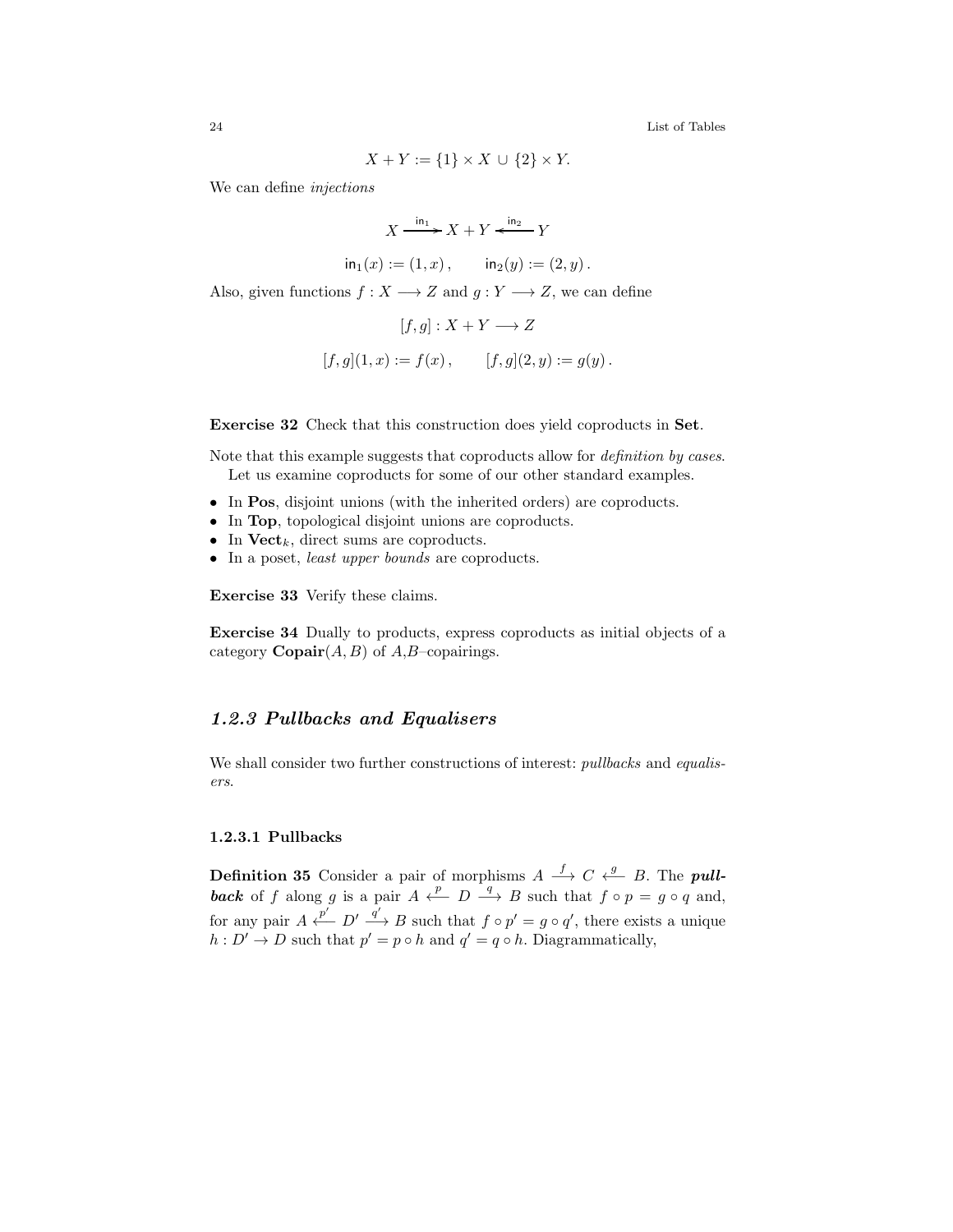$$X + Y := \{1\} \times X \,\cup\, \{2\} \times Y.$$

We can define *injections*

$$X \xrightarrow{\mathsf{in}_1} X + Y \xleftarrow{\mathsf{in}_2} Y$$

$$\mathsf{in}_1(x) := (1, x)\,, \qquad \mathsf{in}_2(y) := (2, y)\,.$$

Also, given functions $f : X \longrightarrow Z$ and $g : Y \longrightarrow Z$, we can define

$$[f, g] : X + Y \longrightarrow Z$$

$$[f, g](1, x) := f(x)\,, \qquad [f, g](2, y) := g(y)\,.$$

**Exercise 32** Check that this construction does yield coproducts in **Set**.

Note that this example suggests that coproducts allow for *definition by cases*.

Let us examine coproducts for some of our other standard examples.

- In **Pos**, disjoint unions (with the inherited orders) are coproducts.
- In **Top**, topological disjoint unions are coproducts.
- In $\mathbf{Vect}_k$, direct sums are coproducts.
- In a poset, *least upper bounds* are coproducts.

**Exercise 33** Verify these claims.

**Exercise 34** Dually to products, express coproducts as initial objects of a category $\mathbf{Copair}(A, B)$ of $A$,$B$–copairings.

## *1.2.3 Pullbacks and Equalisers*

We shall consider two further constructions of interest: *pullbacks* and *equalisers*.

### 1.2.3.1 Pullbacks

**Definition 35** Consider a pair of morphisms $A \stackrel{f}{\longrightarrow} C \stackrel{g}{\longleftarrow} B$. The ***pullback*** of $f$ along $g$ is a pair $A \stackrel{p}{\longleftarrow} D \stackrel{q}{\longrightarrow} B$ such that $f \circ p = g \circ q$ and, for any pair $A \stackrel{p'}{\longleftarrow} D' \stackrel{q'}{\longrightarrow} B$ such that $f \circ p' = g \circ q'$, there exists a unique $h : D' \to D$ such that $p' = p \circ h$ and $q' = q \circ h$. Diagrammatically,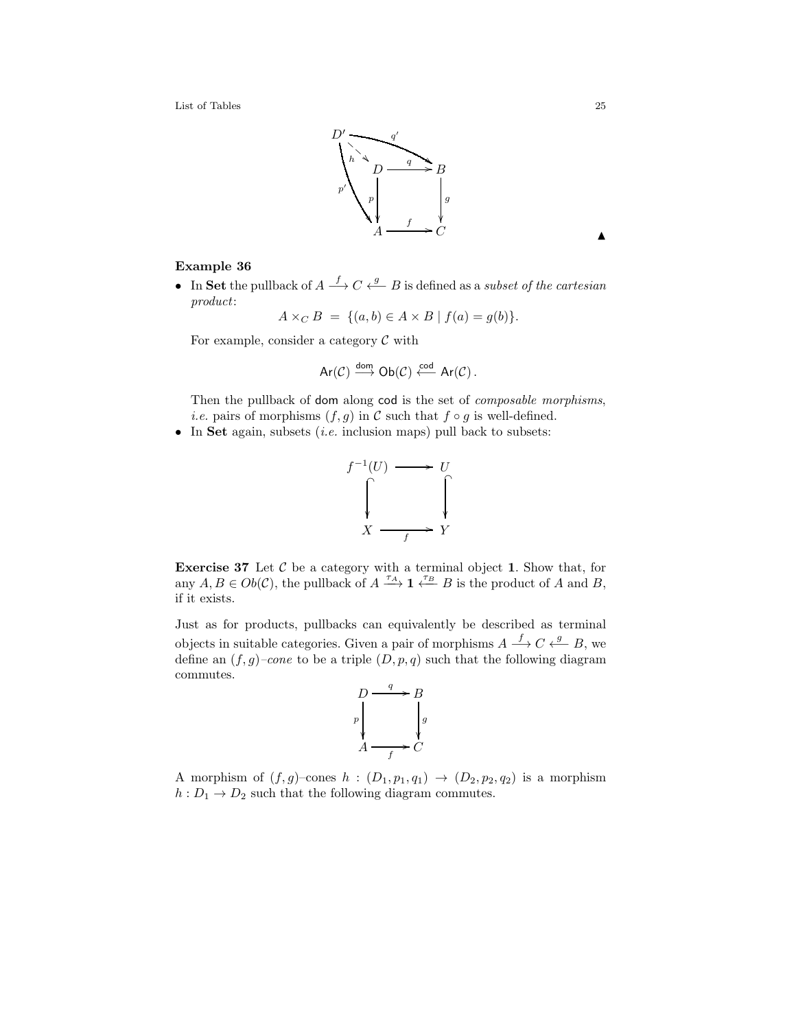$$\begin{array}{ccc} D' & \xrightarrow{q'} & B \\ & \searrow^{h} D \xrightarrow{q} B & \\ p' \downarrow & p \downarrow \quad \downarrow g & \\ A & \xrightarrow{f} & C \end{array}$$

▲

**Example 36**

- In **Set** the pullback of $A \xrightarrow{f} C \xleftarrow{g} B$ is defined as a *subset of the cartesian product*:

$$A \times_C B \; = \; \{(a, b) \in A \times B \mid f(a) = g(b)\}.$$

  For example, consider a category $\mathcal{C}$ with

$$\mathsf{Ar}(\mathcal{C}) \xrightarrow{\mathsf{dom}} \mathsf{Ob}(\mathcal{C}) \xleftarrow{\mathsf{cod}} \mathsf{Ar}(\mathcal{C}) \,.$$

  Then the pullback of $\mathsf{dom}$ along $\mathsf{cod}$ is the set of *composable morphisms*, *i.e.* pairs of morphisms $(f, g)$ in $\mathcal{C}$ such that $f \circ g$ is well-defined.

- In **Set** again, subsets (*i.e.* inclusion maps) pull back to subsets:

$$\begin{array}{ccc} f^{-1}(U) & \longrightarrow & U \\ \big\downarrow & & \big\downarrow \\ X & \xrightarrow[f]{} & Y \end{array}$$

**Exercise 37** Let $\mathcal{C}$ be a category with a terminal object $\mathbf{1}$. Show that, for any $A, B \in Ob(\mathcal{C})$, the pullback of $A \xrightarrow{\tau_A} \mathbf{1} \xleftarrow{\tau_B} B$ is the product of $A$ and $B$, if it exists.

Just as for products, pullbacks can equivalently be described as terminal objects in suitable categories. Given a pair of morphisms $A \xrightarrow{f} C \xleftarrow{g} B$, we define an $(f, g)$*–cone* to be a triple $(D, p, q)$ such that the following diagram commutes.

$$\begin{array}{ccc} D & \xrightarrow{q} & B \\ p \big\downarrow & & \big\downarrow g \\ A & \xrightarrow[f]{} & C \end{array}$$

A morphism of $(f, g)$–cones $h : (D_1, p_1, q_1) \to (D_2, p_2, q_2)$ is a morphism $h : D_1 \to D_2$ such that the following diagram commutes.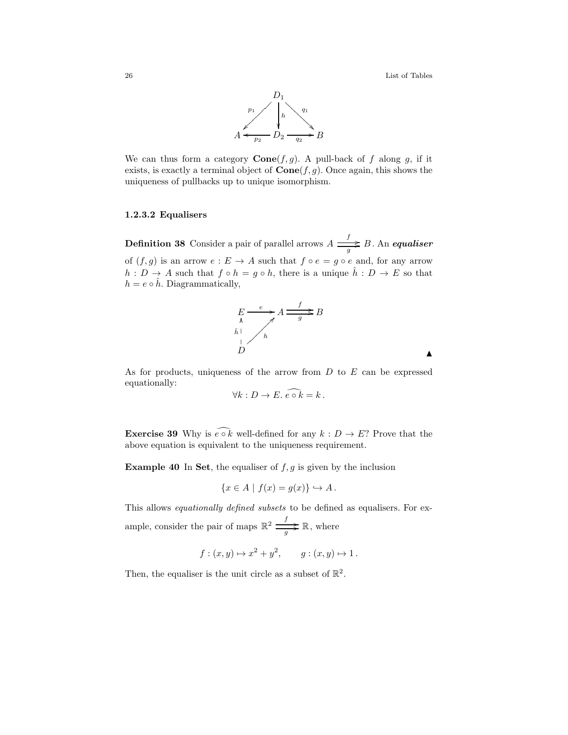$$
\begin{array}{ccccc}
 & & D_1 & & \\
 & \swarrow^{p_1} & \downarrow h & \searrow^{q_1} & \\
A & \xleftarrow[p_2]{} & D_2 & \xrightarrow[q_2]{} & B
\end{array}
$$

We can thus form a category $\mathbf{Cone}(f, g)$. A pull-back of $f$ along $g$, if it exists, is exactly a terminal object of $\mathbf{Cone}(f, g)$. Once again, this shows the uniqueness of pullbacks up to unique isomorphism.

#### 1.2.3.2 Equalisers

**Definition 38** Consider a pair of parallel arrows $A \overset{f}{\underset{g}{\rightrightarrows}} B$. An ***equaliser*** of $(f, g)$ is an arrow $e : E \to A$ such that $f \circ e = g \circ e$ and, for any arrow $h : D \to A$ such that $f \circ h = g \circ h$, there is a unique $\hat{h} : D \to E$ so that $h = e \circ \hat{h}$. Diagrammatically,

$$
\begin{array}{ccccc}
E & \xrightarrow{e} & A & \overset{f}{\underset{g}{\rightrightarrows}} & B \\
\hat{h} \uparrow & \nearrow_{h} & & & \\
D & & & &
\end{array}
$$

▲

As for products, uniqueness of the arrow from $D$ to $E$ can be expressed equationally:

$$\forall k : D \to E. \; \widehat{e \circ k} = k \, .$$

**Exercise 39** Why is $\widehat{e \circ k}$ well-defined for any $k : D \to E$? Prove that the above equation is equivalent to the uniqueness requirement.

**Example 40** In **Set**, the equaliser of $f, g$ is given by the inclusion

$$\{x \in A \mid f(x) = g(x)\} \hookrightarrow A \, .$$

This allows *equationally defined subsets* to be defined as equalisers. For example, consider the pair of maps $\mathbb{R}^2 \overset{f}{\underset{g}{\rightrightarrows}} \mathbb{R}$, where

$$f : (x, y) \mapsto x^2 + y^2, \qquad g : (x, y) \mapsto 1 \, .$$

Then, the equaliser is the unit circle as a subset of $\mathbb{R}^2$.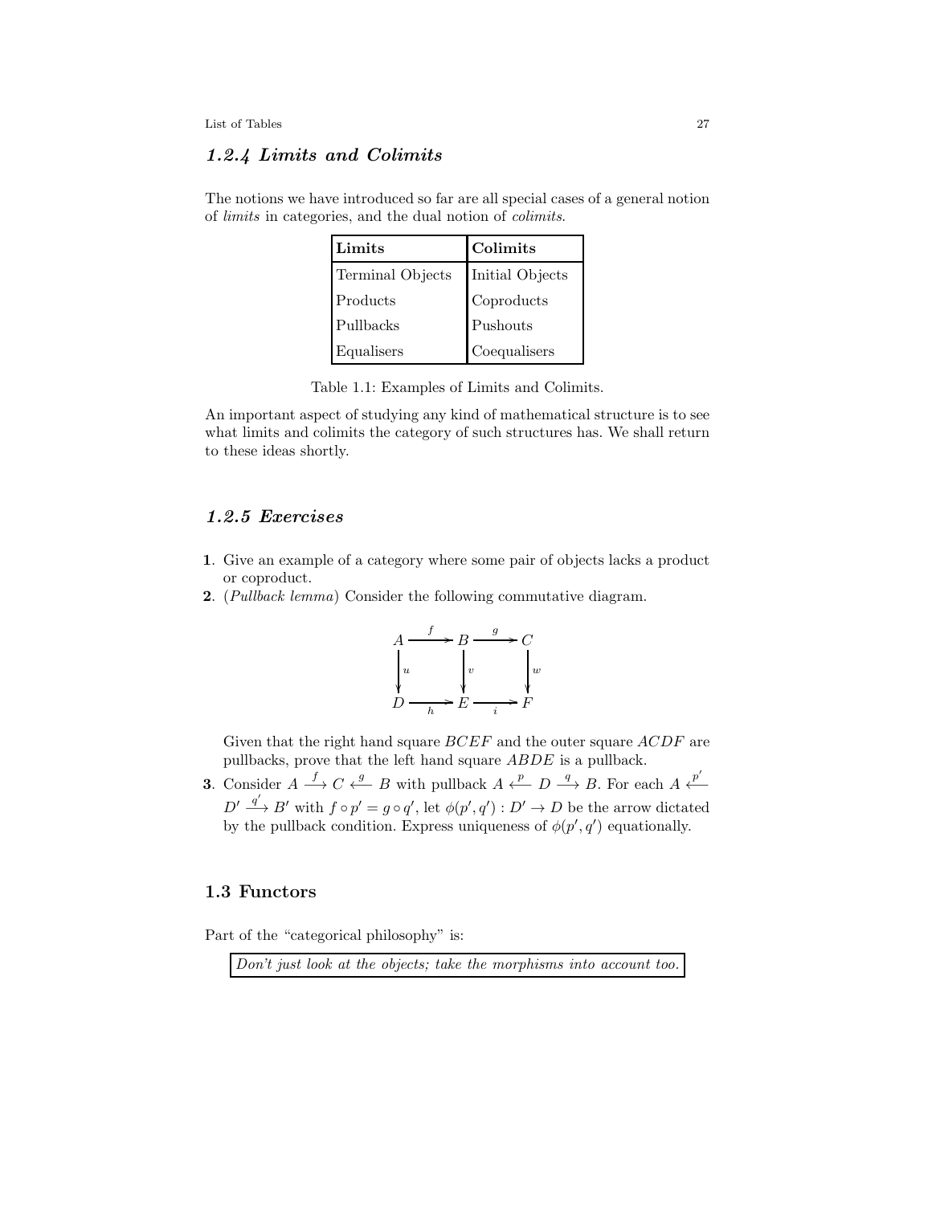### *1.2.4 Limits and Colimits*

The notions we have introduced so far are all special cases of a general notion of *limits* in categories, and the dual notion of *colimits*.

| **Limits** | **Colimits** |
|---|---|
| Terminal Objects | Initial Objects |
| Products | Coproducts |
| Pullbacks | Pushouts |
| Equalisers | Coequalisers |

Table 1.1: Examples of Limits and Colimits.

An important aspect of studying any kind of mathematical structure is to see what limits and colimits the category of such structures has. We shall return to these ideas shortly.

### *1.2.5 Exercises*

**1**. Give an example of a category where some pair of objects lacks a product or coproduct.

**2**. (*Pullback lemma*) Consider the following commutative diagram.

$$\begin{array}{ccccc} A & \xrightarrow{f} & B & \xrightarrow{g} & C \\ \downarrow{\scriptstyle u} & & \downarrow{\scriptstyle v} & & \downarrow{\scriptstyle w} \\ D & \xrightarrow[h]{} & E & \xrightarrow[i]{} & F \end{array}$$

Given that the right hand square $BCEF$ and the outer square $ACDF$ are pullbacks, prove that the left hand square $ABDE$ is a pullback.

**3**. Consider $A \xrightarrow{f} C \xleftarrow{g} B$ with pullback $A \xleftarrow{p} D \xrightarrow{q} B$. For each $A \xleftarrow{p'} D' \xrightarrow{q'} B'$ with $f \circ p' = g \circ q'$, let $\phi(p', q') : D' \to D$ be the arrow dictated by the pullback condition. Express uniqueness of $\phi(p', q')$ equationally.

## 1.3 Functors

Part of the "categorical philosophy" is:

> *Don't just look at the objects; take the morphisms into account too.*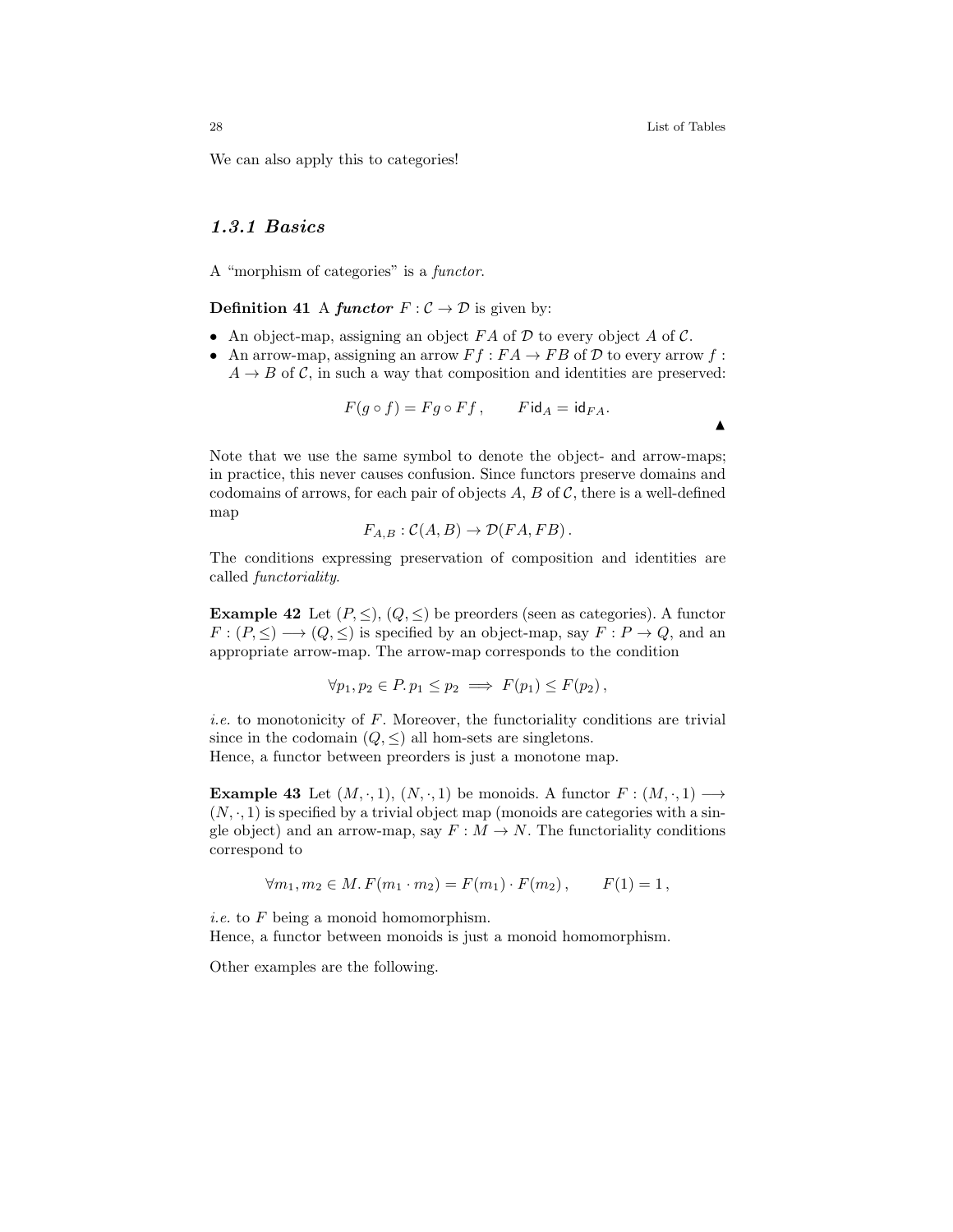We can also apply this to categories!

### *1.3.1 Basics*

A "morphism of categories" is a *functor*.

**Definition 41** A ***functor*** $F : \mathcal{C} \to \mathcal{D}$ is given by:

- An object-map, assigning an object $FA$ of $\mathcal{D}$ to every object $A$ of $\mathcal{C}$.
- An arrow-map, assigning an arrow $Ff : FA \to FB$ of $\mathcal{D}$ to every arrow $f : A \to B$ of $\mathcal{C}$, in such a way that composition and identities are preserved:

$$F(g \circ f) = Fg \circ Ff\,, \qquad F\mathsf{id}_A = \mathsf{id}_{FA}.$$

▲

Note that we use the same symbol to denote the object- and arrow-maps; in practice, this never causes confusion. Since functors preserve domains and codomains of arrows, for each pair of objects $A$, $B$ of $\mathcal{C}$, there is a well-defined map

$$F_{A,B} : \mathcal{C}(A, B) \to \mathcal{D}(FA, FB)\,.$$

The conditions expressing preservation of composition and identities are called *functoriality*.

**Example 42** Let $(P, \leq)$, $(Q, \leq)$ be preorders (seen as categories). A functor $F : (P, \leq) \longrightarrow (Q, \leq)$ is specified by an object-map, say $F : P \to Q$, and an appropriate arrow-map. The arrow-map corresponds to the condition

$$\forall p_1, p_2 \in P.\, p_1 \leq p_2 \implies F(p_1) \leq F(p_2)\,,$$

*i.e.* to monotonicity of $F$. Moreover, the functoriality conditions are trivial since in the codomain $(Q, \leq)$ all hom-sets are singletons.
Hence, a functor between preorders is just a monotone map.

**Example 43** Let $(M, \cdot, 1)$, $(N, \cdot, 1)$ be monoids. A functor $F : (M, \cdot, 1) \longrightarrow (N, \cdot, 1)$ is specified by a trivial object map (monoids are categories with a single object) and an arrow-map, say $F : M \to N$. The functoriality conditions correspond to

$$\forall m_1, m_2 \in M.\, F(m_1 \cdot m_2) = F(m_1) \cdot F(m_2)\,, \qquad F(1) = 1\,,$$

*i.e.* to $F$ being a monoid homomorphism.
Hence, a functor between monoids is just a monoid homomorphism.

Other examples are the following.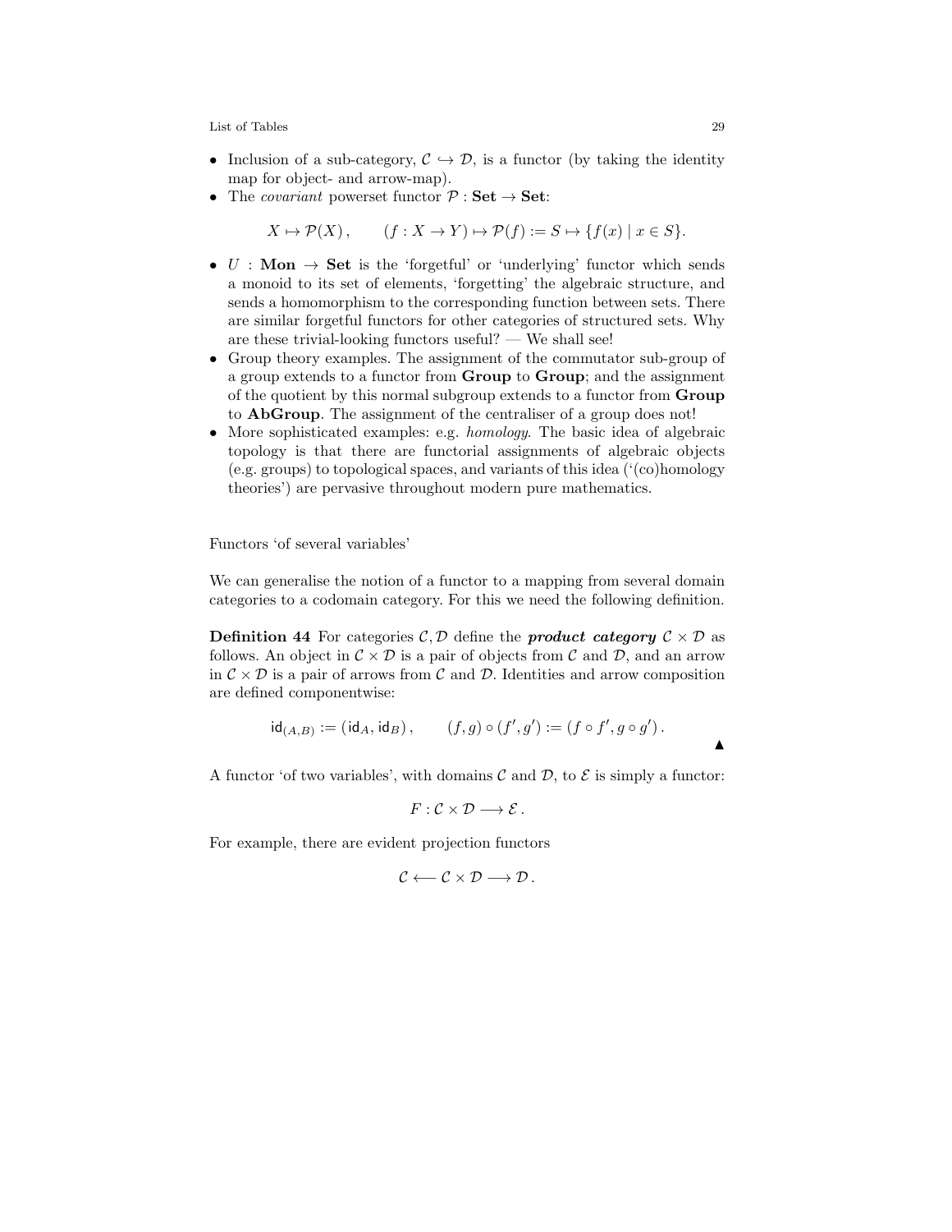- Inclusion of a sub-category, $\mathcal{C} \hookrightarrow \mathcal{D}$, is a functor (by taking the identity map for object- and arrow-map).
- The *covariant* powerset functor $\mathcal{P} : \mathbf{Set} \to \mathbf{Set}$:

$$X \mapsto \mathcal{P}(X)\,, \qquad (f : X \to Y) \mapsto \mathcal{P}(f) := S \mapsto \{f(x) \mid x \in S\}.$$

- $U : \mathbf{Mon} \to \mathbf{Set}$ is the 'forgetful' or 'underlying' functor which sends a monoid to its set of elements, 'forgetting' the algebraic structure, and sends a homomorphism to the corresponding function between sets. There are similar forgetful functors for other categories of structured sets. Why are these trivial-looking functors useful? — We shall see!
- Group theory examples. The assignment of the commutator sub-group of a group extends to a functor from **Group** to **Group**; and the assignment of the quotient by this normal subgroup extends to a functor from **Group** to **AbGroup**. The assignment of the centraliser of a group does not!
- More sophisticated examples: e.g. *homology*. The basic idea of algebraic topology is that there are functorial assignments of algebraic objects (e.g. groups) to topological spaces, and variants of this idea ('(co)homology theories') are pervasive throughout modern pure mathematics.

Functors 'of several variables'

We can generalise the notion of a functor to a mapping from several domain categories to a codomain category. For this we need the following definition.

**Definition 44** For categories $\mathcal{C}, \mathcal{D}$ define the ***product category*** $\mathcal{C} \times \mathcal{D}$ as follows. An object in $\mathcal{C} \times \mathcal{D}$ is a pair of objects from $\mathcal{C}$ and $\mathcal{D}$, and an arrow in $\mathcal{C} \times \mathcal{D}$ is a pair of arrows from $\mathcal{C}$ and $\mathcal{D}$. Identities and arrow composition are defined componentwise:

$$\mathsf{id}_{(A,B)} := (\mathsf{id}_A, \mathsf{id}_B)\,, \qquad (f, g) \circ (f', g') := (f \circ f', g \circ g')\,.$$

▲

A functor 'of two variables', with domains $\mathcal{C}$ and $\mathcal{D}$, to $\mathcal{E}$ is simply a functor:

$$F : \mathcal{C} \times \mathcal{D} \longrightarrow \mathcal{E}\,.$$

For example, there are evident projection functors

$$\mathcal{C} \longleftarrow \mathcal{C} \times \mathcal{D} \longrightarrow \mathcal{D}\,.$$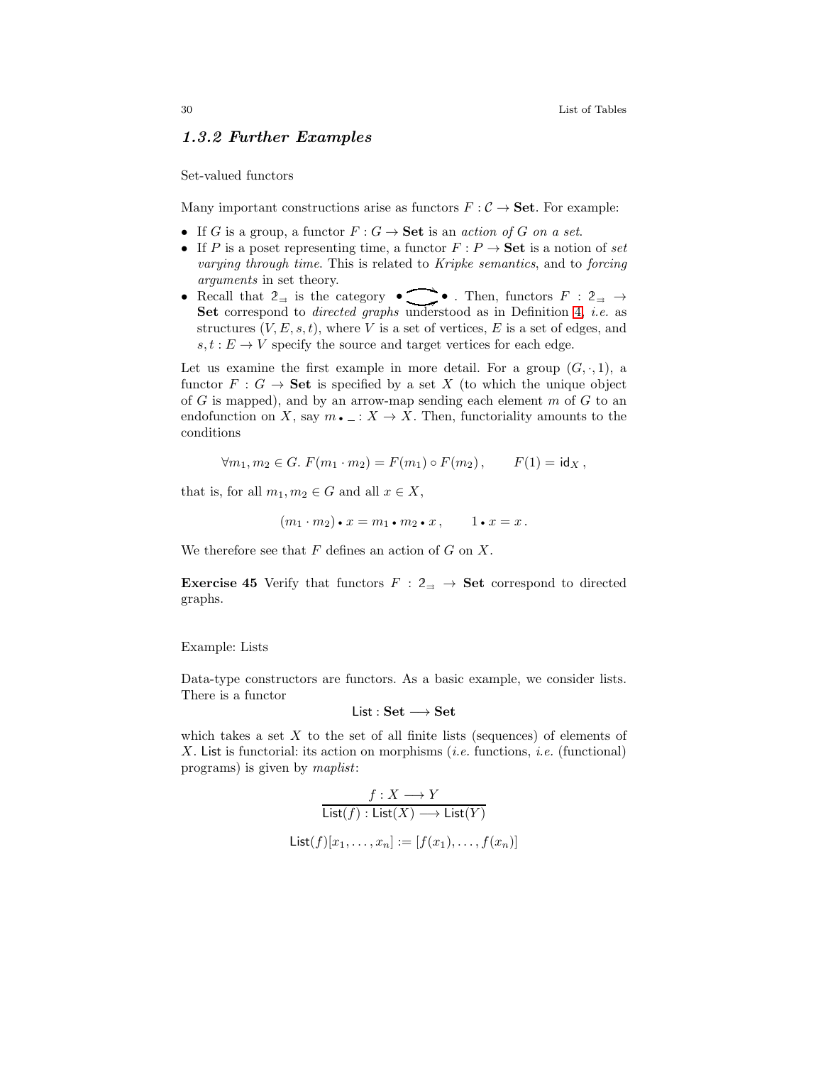### *1.3.2 Further Examples*

Set-valued functors

Many important constructions arise as functors $F : \mathcal{C} \to \mathbf{Set}$. For example:

- If $G$ is a group, a functor $F : G \to \mathbf{Set}$ is an *action of $G$ on a set*.
- If $P$ is a poset representing time, a functor $F : P \to \mathbf{Set}$ is a notion of *set varying through time*. This is related to *Kripke semantics*, and to *forcing arguments* in set theory.
- Recall that $\mathbb{2}_{\rightrightarrows}$ is the category $\bullet \rightrightarrows \bullet$ . Then, functors $F : \mathbb{2}_{\rightrightarrows} \to \mathbf{Set}$ correspond to *directed graphs* understood as in Definition 4, *i.e.* as structures $(V, E, s, t)$, where $V$ is a set of vertices, $E$ is a set of edges, and $s, t : E \to V$ specify the source and target vertices for each edge.

Let us examine the first example in more detail. For a group $(G, \cdot, 1)$, a functor $F : G \to \mathbf{Set}$ is specified by a set $X$ (to which the unique object of $G$ is mapped), and by an arrow-map sending each element $m$ of $G$ to an endofunction on $X$, say $m \bullet \_ : X \to X$. Then, functoriality amounts to the conditions

$$\forall m_1, m_2 \in G.\ F(m_1 \cdot m_2) = F(m_1) \circ F(m_2)\,, \qquad F(1) = \mathsf{id}_X\,,$$

that is, for all $m_1, m_2 \in G$ and all $x \in X$,

$$(m_1 \cdot m_2) \bullet x = m_1 \bullet m_2 \bullet x\,, \qquad 1 \bullet x = x\,.$$

We therefore see that $F$ defines an action of $G$ on $X$.

**Exercise 45** Verify that functors $F : \mathbb{2}_{\rightrightarrows} \to \mathbf{Set}$ correspond to directed graphs.

Example: Lists

Data-type constructors are functors. As a basic example, we consider lists. There is a functor

$$\mathsf{List} : \mathbf{Set} \longrightarrow \mathbf{Set}$$

which takes a set $X$ to the set of all finite lists (sequences) of elements of $X$. $\mathsf{List}$ is functorial: its action on morphisms (*i.e.* functions, *i.e.* (functional) programs) is given by *maplist*:

$$\frac{f : X \longrightarrow Y}{\mathsf{List}(f) : \mathsf{List}(X) \longrightarrow \mathsf{List}(Y)}$$

$$\mathsf{List}(f)[x_1, \ldots, x_n] := [f(x_1), \ldots, f(x_n)]$$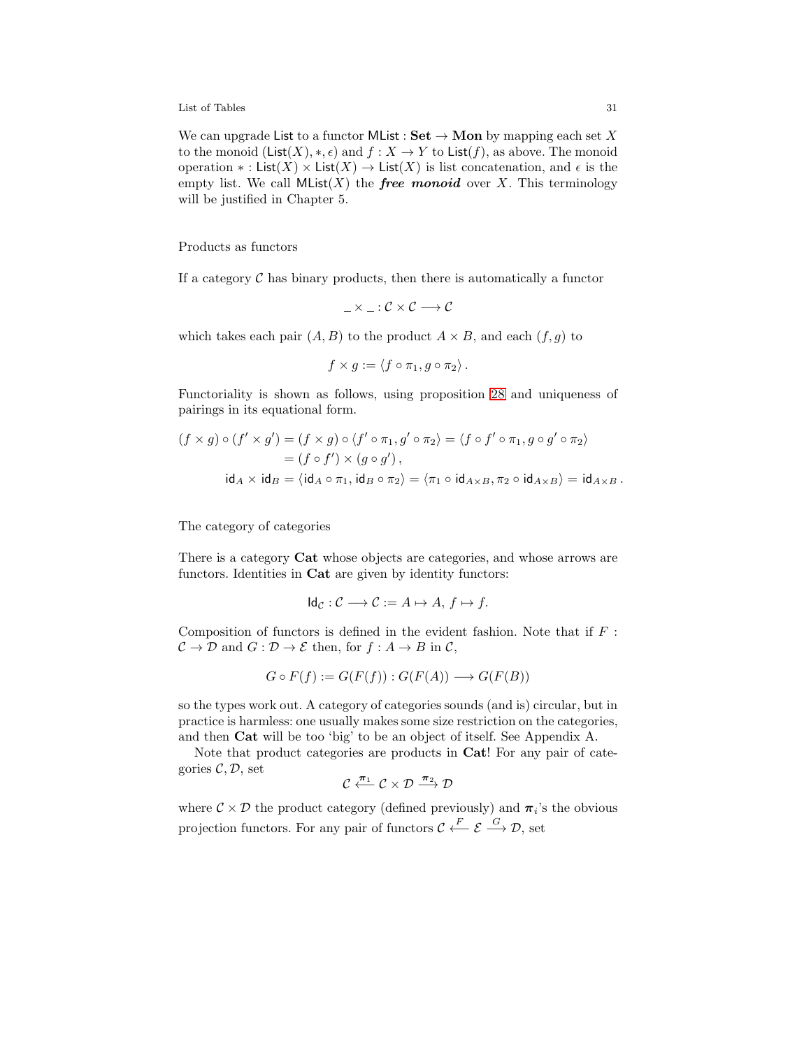We can upgrade $\mathsf{List}$ to a functor $\mathsf{MList} : \mathbf{Set} \to \mathbf{Mon}$ by mapping each set $X$ to the monoid $(\mathsf{List}(X), *, \epsilon)$ and $f : X \to Y$ to $\mathsf{List}(f)$, as above. The monoid operation $* : \mathsf{List}(X) \times \mathsf{List}(X) \to \mathsf{List}(X)$ is list concatenation, and $\epsilon$ is the empty list. We call $\mathsf{MList}(X)$ the ***free monoid*** over $X$. This terminology will be justified in Chapter 5.

Products as functors

If a category $\mathcal{C}$ has binary products, then there is automatically a functor

$$\_ \times \_ : \mathcal{C} \times \mathcal{C} \longrightarrow \mathcal{C}$$

which takes each pair $(A, B)$ to the product $A \times B$, and each $(f, g)$ to

$$f \times g := \langle f \circ \pi_1, g \circ \pi_2 \rangle .$$

Functoriality is shown as follows, using proposition 28 and uniqueness of pairings in its equational form.

$$\begin{aligned}
(f \times g) \circ (f' \times g') &= (f \times g) \circ \langle f' \circ \pi_1, g' \circ \pi_2 \rangle = \langle f \circ f' \circ \pi_1, g \circ g' \circ \pi_2 \rangle \\
&= (f \circ f') \times (g \circ g'), \\
\mathsf{id}_A \times \mathsf{id}_B &= \langle \mathsf{id}_A \circ \pi_1, \mathsf{id}_B \circ \pi_2 \rangle = \langle \pi_1 \circ \mathsf{id}_{A \times B}, \pi_2 \circ \mathsf{id}_{A \times B} \rangle = \mathsf{id}_{A \times B} .
\end{aligned}$$

The category of categories

There is a category $\mathbf{Cat}$ whose objects are categories, and whose arrows are functors. Identities in $\mathbf{Cat}$ are given by identity functors:

$$\mathsf{Id}_{\mathcal{C}} : \mathcal{C} \longrightarrow \mathcal{C} := A \mapsto A,\ f \mapsto f.$$

Composition of functors is defined in the evident fashion. Note that if $F : \mathcal{C} \to \mathcal{D}$ and $G : \mathcal{D} \to \mathcal{E}$ then, for $f : A \to B$ in $\mathcal{C}$,

$$G \circ F(f) := G(F(f)) : G(F(A)) \longrightarrow G(F(B))$$

so the types work out. A category of categories sounds (and is) circular, but in practice is harmless: one usually makes some size restriction on the categories, and then $\mathbf{Cat}$ will be too 'big' to be an object of itself. See Appendix A.

Note that product categories are products in $\mathbf{Cat}$! For any pair of categories $\mathcal{C}, \mathcal{D}$, set

$$\mathcal{C} \xleftarrow{\boldsymbol{\pi}_1} \mathcal{C} \times \mathcal{D} \xrightarrow{\boldsymbol{\pi}_2} \mathcal{D}$$

where $\mathcal{C} \times \mathcal{D}$ the product category (defined previously) and $\boldsymbol{\pi}_i$'s the obvious projection functors. For any pair of functors $\mathcal{C} \xleftarrow{F} \mathcal{E} \xrightarrow{G} \mathcal{D}$, set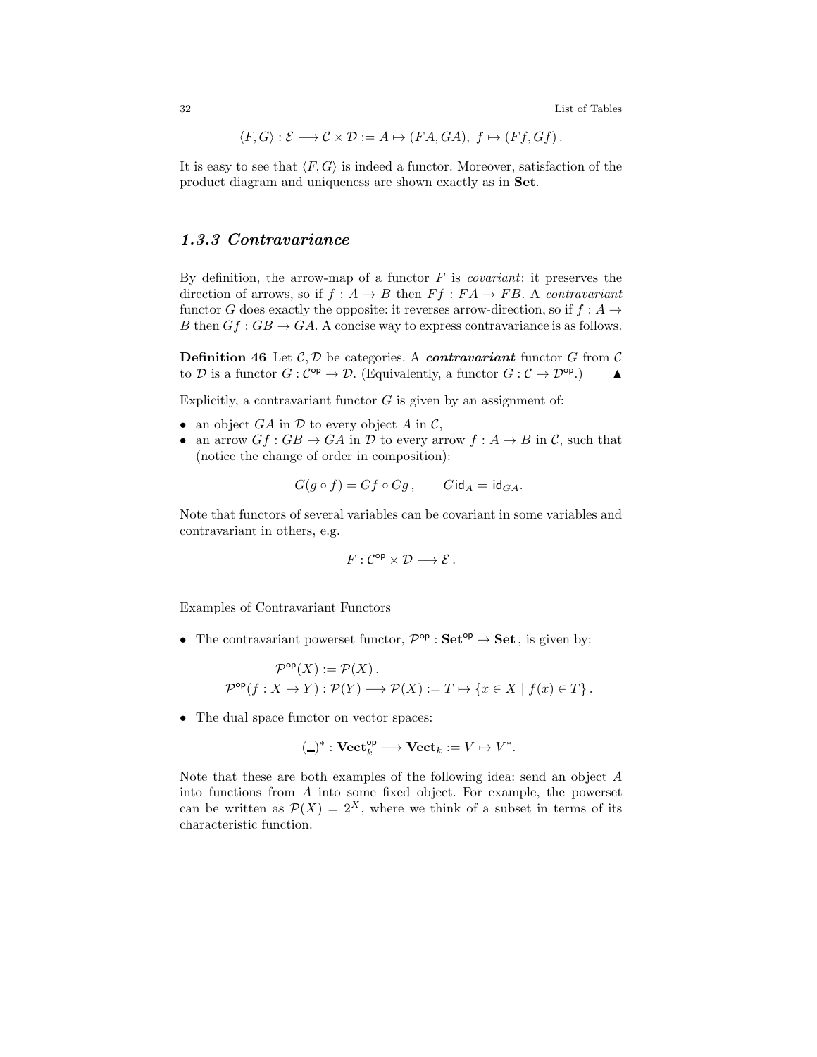$$\langle F, G \rangle : \mathcal{E} \longrightarrow \mathcal{C} \times \mathcal{D} := A \mapsto (FA, GA),\ f \mapsto (Ff, Gf)\,.$$

It is easy to see that $\langle F, G \rangle$ is indeed a functor. Moreover, satisfaction of the product diagram and uniqueness are shown exactly as in **Set**.

### *1.3.3 Contravariance*

By definition, the arrow-map of a functor $F$ is *covariant*: it preserves the direction of arrows, so if $f : A \to B$ then $Ff : FA \to FB$. A *contravariant* functor $G$ does exactly the opposite: it reverses arrow-direction, so if $f : A \to B$ then $Gf : GB \to GA$. A concise way to express contravariance is as follows.

**Definition 46** Let $\mathcal{C}, \mathcal{D}$ be categories. A ***contravariant*** functor $G$ from $\mathcal{C}$ to $\mathcal{D}$ is a functor $G : \mathcal{C}^{\mathsf{op}} \to \mathcal{D}$. (Equivalently, a functor $G : \mathcal{C} \to \mathcal{D}^{\mathsf{op}}$.) ▲

Explicitly, a contravariant functor $G$ is given by an assignment of:

- an object $GA$ in $\mathcal{D}$ to every object $A$ in $\mathcal{C}$,
- an arrow $Gf : GB \to GA$ in $\mathcal{D}$ to every arrow $f : A \to B$ in $\mathcal{C}$, such that (notice the change of order in composition):

$$G(g \circ f) = Gf \circ Gg\,, \qquad G\mathsf{id}_A = \mathsf{id}_{GA}.$$

Note that functors of several variables can be covariant in some variables and contravariant in others, e.g.

$$F : \mathcal{C}^{\mathsf{op}} \times \mathcal{D} \longrightarrow \mathcal{E}\,.$$

Examples of Contravariant Functors

- The contravariant powerset functor, $\mathcal{P}^{\mathsf{op}} : \mathbf{Set}^{\mathsf{op}} \to \mathbf{Set}$, is given by:

$$\mathcal{P}^{\mathsf{op}}(X) := \mathcal{P}(X)\,.$$
$$\mathcal{P}^{\mathsf{op}}(f : X \to Y) : \mathcal{P}(Y) \longrightarrow \mathcal{P}(X) := T \mapsto \{x \in X \mid f(x) \in T\}\,.$$

- The dual space functor on vector spaces:

$$(\_)^* : \mathbf{Vect}_k^{\mathsf{op}} \longrightarrow \mathbf{Vect}_k := V \mapsto V^*.$$

Note that these are both examples of the following idea: send an object $A$ into functions from $A$ into some fixed object. For example, the powerset can be written as $\mathcal{P}(X) = 2^X$, where we think of a subset in terms of its characteristic function.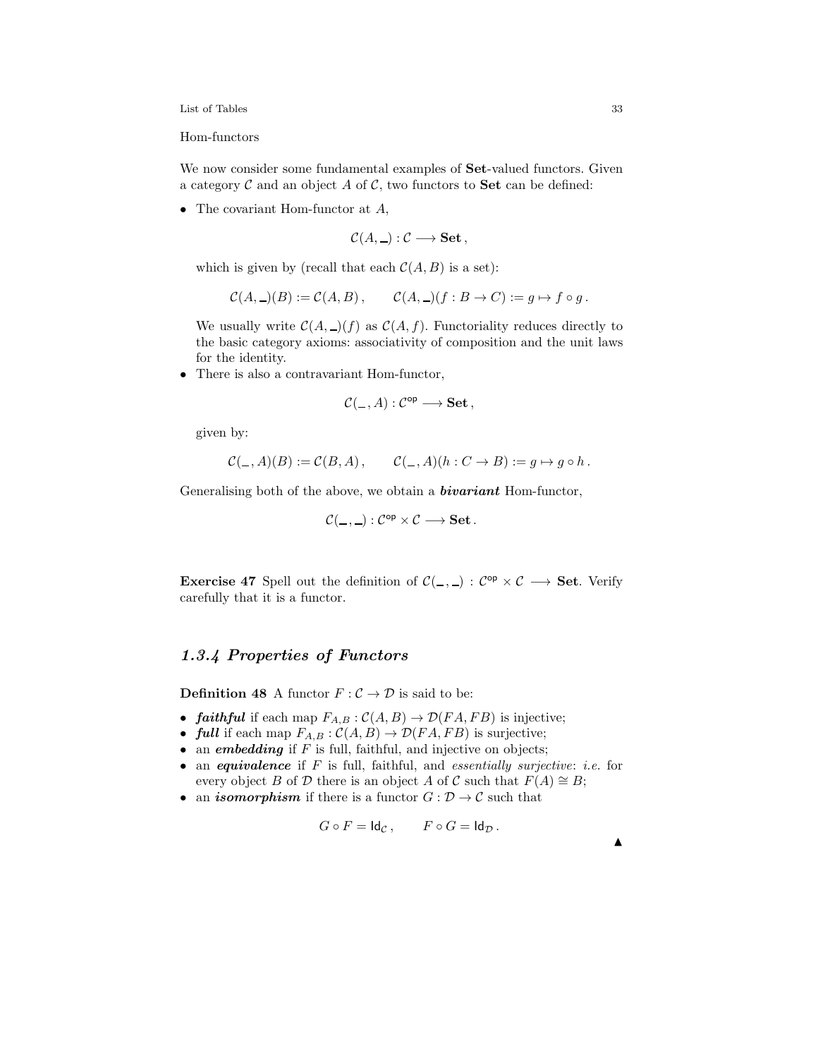Hom-functors

We now consider some fundamental examples of **Set**-valued functors. Given a category $\mathcal{C}$ and an object $A$ of $\mathcal{C}$, two functors to **Set** can be defined:

- The covariant Hom-functor at $A$,
  $$\mathcal{C}(A, \_) : \mathcal{C} \longrightarrow \mathbf{Set}\,,$$
  which is given by (recall that each $\mathcal{C}(A, B)$ is a set):
  $$\mathcal{C}(A, \_)(B) := \mathcal{C}(A, B)\,, \qquad \mathcal{C}(A, \_)(f : B \to C) := g \mapsto f \circ g\,.$$
  We usually write $\mathcal{C}(A, \_)(f)$ as $\mathcal{C}(A, f)$. Functoriality reduces directly to the basic category axioms: associativity of composition and the unit laws for the identity.
- There is also a contravariant Hom-functor,
  $$\mathcal{C}(\_, A) : \mathcal{C}^{\mathsf{op}} \longrightarrow \mathbf{Set}\,,$$
  given by:
  $$\mathcal{C}(\_, A)(B) := \mathcal{C}(B, A)\,, \qquad \mathcal{C}(\_, A)(h : C \to B) := g \mapsto g \circ h\,.$$

Generalising both of the above, we obtain a ***bivariant*** Hom-functor,

$$\mathcal{C}(\_, \_) : \mathcal{C}^{\mathsf{op}} \times \mathcal{C} \longrightarrow \mathbf{Set}\,.$$

**Exercise 47** Spell out the definition of $\mathcal{C}(\_, \_) : \mathcal{C}^{\mathsf{op}} \times \mathcal{C} \longrightarrow \mathbf{Set}$. Verify carefully that it is a functor.

### *1.3.4 Properties of Functors*

**Definition 48** A functor $F : \mathcal{C} \to \mathcal{D}$ is said to be:

- ***faithful*** if each map $F_{A,B} : \mathcal{C}(A, B) \to \mathcal{D}(FA, FB)$ is injective;
- ***full*** if each map $F_{A,B} : \mathcal{C}(A, B) \to \mathcal{D}(FA, FB)$ is surjective;
- an ***embedding*** if $F$ is full, faithful, and injective on objects;
- an ***equivalence*** if $F$ is full, faithful, and *essentially surjective*: *i.e.* for every object $B$ of $\mathcal{D}$ there is an object $A$ of $\mathcal{C}$ such that $F(A) \cong B$;
- an ***isomorphism*** if there is a functor $G : \mathcal{D} \to \mathcal{C}$ such that
  $$G \circ F = \mathsf{Id}_{\mathcal{C}}\,, \qquad F \circ G = \mathsf{Id}_{\mathcal{D}}\,.$$

▲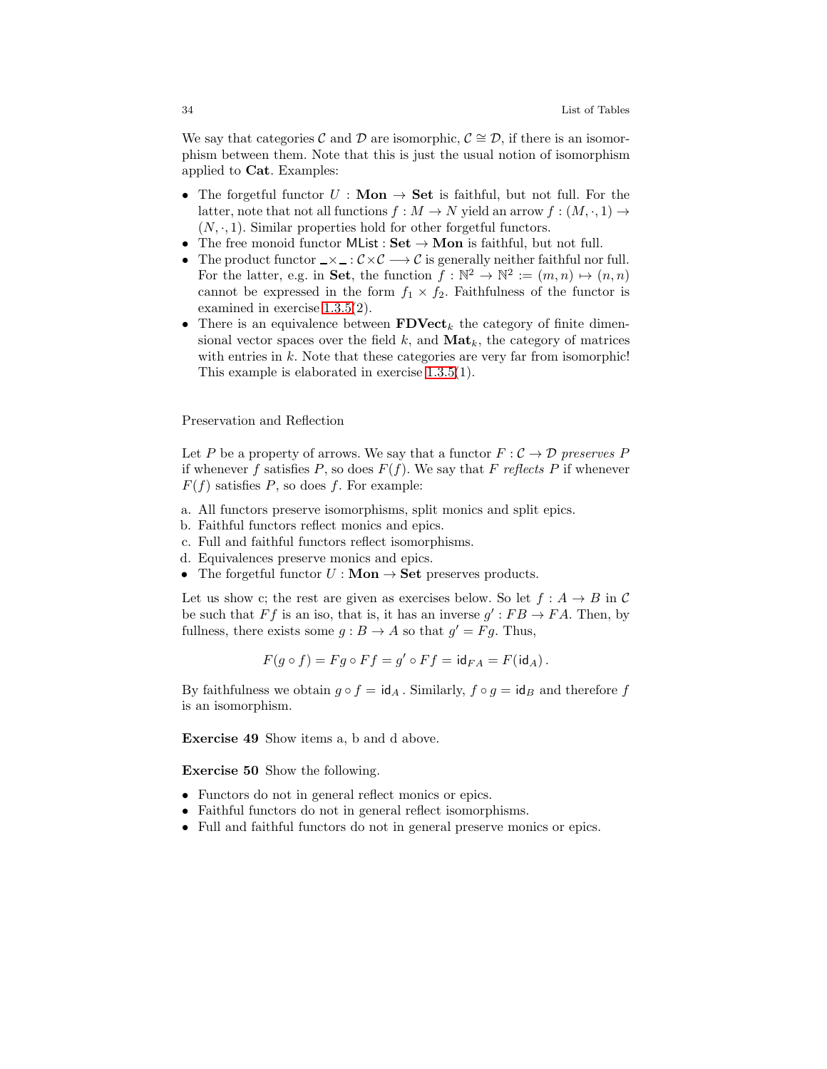We say that categories $\mathcal{C}$ and $\mathcal{D}$ are isomorphic, $\mathcal{C} \cong \mathcal{D}$, if there is an isomorphism between them. Note that this is just the usual notion of isomorphism applied to **Cat**. Examples:

- The forgetful functor $U : \mathbf{Mon} \to \mathbf{Set}$ is faithful, but not full. For the latter, note that not all functions $f : M \to N$ yield an arrow $f : (M, \cdot, 1) \to (N, \cdot, 1)$. Similar properties hold for other forgetful functors.
- The free monoid functor $\mathsf{MList} : \mathbf{Set} \to \mathbf{Mon}$ is faithful, but not full.
- The product functor $\_\times\_ : \mathcal{C}\times\mathcal{C} \longrightarrow \mathcal{C}$ is generally neither faithful nor full. For the latter, e.g. in **Set**, the function $f : \mathbb{N}^2 \to \mathbb{N}^2 := (m, n) \mapsto (n, n)$ cannot be expressed in the form $f_1 \times f_2$. Faithfulness of the functor is examined in exercise 1.3.5(2).
- There is an equivalence between $\mathbf{FDVect}_k$ the category of finite dimensional vector spaces over the field $k$, and $\mathbf{Mat}_k$, the category of matrices with entries in $k$. Note that these categories are very far from isomorphic! This example is elaborated in exercise 1.3.5(1).

Preservation and Reflection

Let $P$ be a property of arrows. We say that a functor $F : \mathcal{C} \to \mathcal{D}$ *preserves* $P$ if whenever $f$ satisfies $P$, so does $F(f)$. We say that $F$ *reflects* $P$ if whenever $F(f)$ satisfies $P$, so does $f$. For example:

a. All functors preserve isomorphisms, split monics and split epics.
b. Faithful functors reflect monics and epics.
c. Full and faithful functors reflect isomorphisms.
d. Equivalences preserve monics and epics.
- The forgetful functor $U : \mathbf{Mon} \to \mathbf{Set}$ preserves products.

Let us show c; the rest are given as exercises below. So let $f : A \to B$ in $\mathcal{C}$ be such that $Ff$ is an iso, that is, it has an inverse $g' : FB \to FA$. Then, by fullness, there exists some $g : B \to A$ so that $g' = Fg$. Thus,

$$F(g \circ f) = Fg \circ Ff = g' \circ Ff = \mathsf{id}_{FA} = F(\mathsf{id}_A)\,.$$

By faithfulness we obtain $g \circ f = \mathsf{id}_A$ . Similarly, $f \circ g = \mathsf{id}_B$ and therefore $f$ is an isomorphism.

**Exercise 49** Show items a, b and d above.

**Exercise 50** Show the following.

- Functors do not in general reflect monics or epics.
- Faithful functors do not in general reflect isomorphisms.
- Full and faithful functors do not in general preserve monics or epics.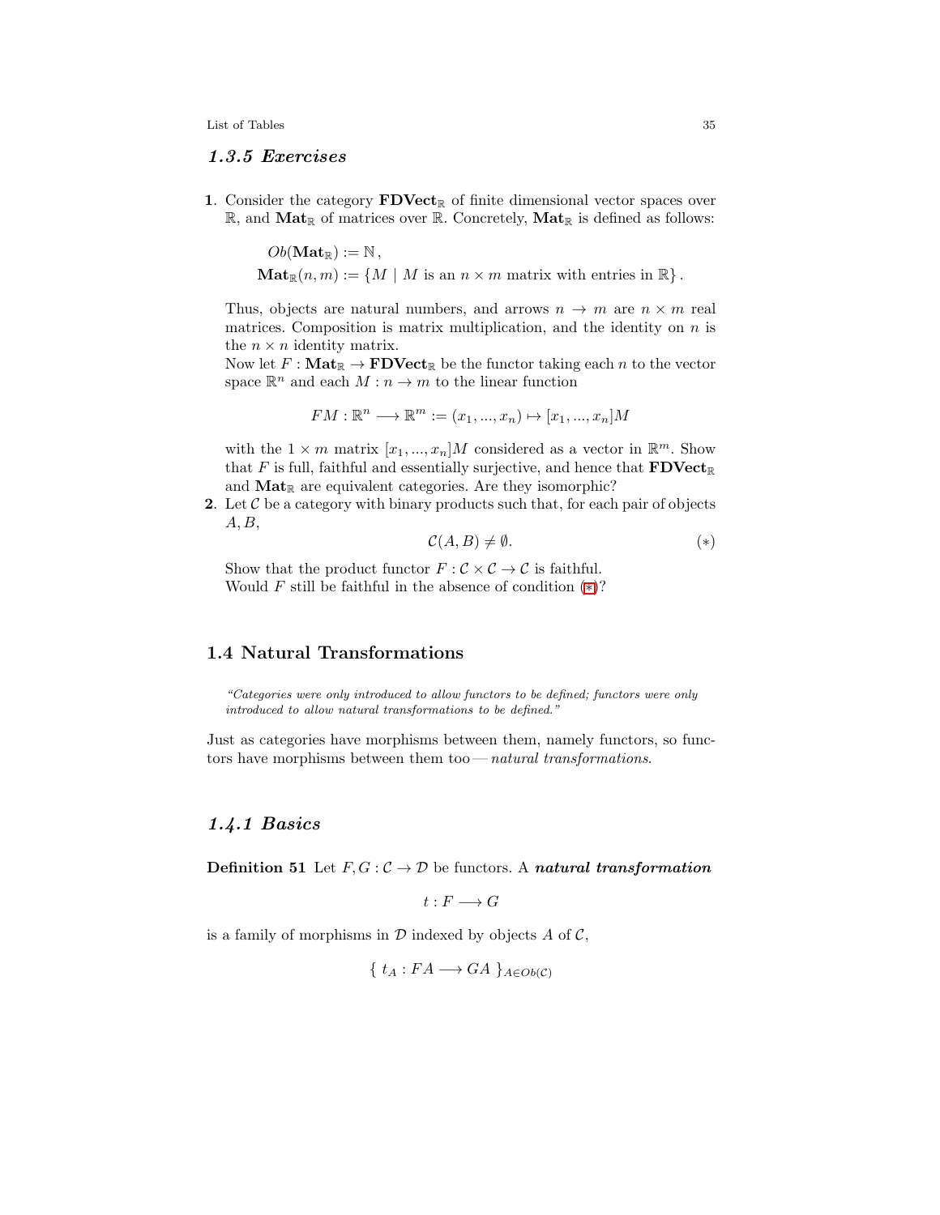### 1.3.5 Exercises

**1**. Consider the category $\mathbf{FDVect}_{\mathbb{R}}$ of finite dimensional vector spaces over $\mathbb{R}$, and $\mathbf{Mat}_{\mathbb{R}}$ of matrices over $\mathbb{R}$. Concretely, $\mathbf{Mat}_{\mathbb{R}}$ is defined as follows:

$$Ob(\mathbf{Mat}_{\mathbb{R}}) := \mathbb{N}\,,$$
$$\mathbf{Mat}_{\mathbb{R}}(n,m) := \{M \mid M \text{ is an } n \times m \text{ matrix with entries in } \mathbb{R}\}\,.$$

Thus, objects are natural numbers, and arrows $n \to m$ are $n \times m$ real matrices. Composition is matrix multiplication, and the identity on $n$ is the $n \times n$ identity matrix.
Now let $F : \mathbf{Mat}_{\mathbb{R}} \to \mathbf{FDVect}_{\mathbb{R}}$ be the functor taking each $n$ to the vector space $\mathbb{R}^n$ and each $M : n \to m$ to the linear function

$$FM : \mathbb{R}^n \longrightarrow \mathbb{R}^m := (x_1, ..., x_n) \mapsto [x_1, ..., x_n]M$$

with the $1 \times m$ matrix $[x_1, ..., x_n]M$ considered as a vector in $\mathbb{R}^m$. Show that $F$ is full, faithful and essentially surjective, and hence that $\mathbf{FDVect}_{\mathbb{R}}$ and $\mathbf{Mat}_{\mathbb{R}}$ are equivalent categories. Are they isomorphic?

**2**. Let $\mathcal{C}$ be a category with binary products such that, for each pair of objects $A, B$,

$$\mathcal{C}(A,B) \neq \emptyset. \qquad (*)$$

Show that the product functor $F : \mathcal{C} \times \mathcal{C} \to \mathcal{C}$ is faithful.
Would $F$ still be faithful in the absence of condition (*)?

## 1.4 Natural Transformations

*"Categories were only introduced to allow functors to be defined; functors were only introduced to allow natural transformations to be defined."*

Just as categories have morphisms between them, namely functors, so functors have morphisms between them too — *natural transformations*.

### 1.4.1 Basics

**Definition 51** Let $F, G : \mathcal{C} \to \mathcal{D}$ be functors. A ***natural transformation***

$$t : F \longrightarrow G$$

is a family of morphisms in $\mathcal{D}$ indexed by objects $A$ of $\mathcal{C}$,

$$\{\ t_A : FA \longrightarrow GA\ \}_{A \in Ob(\mathcal{C})}$$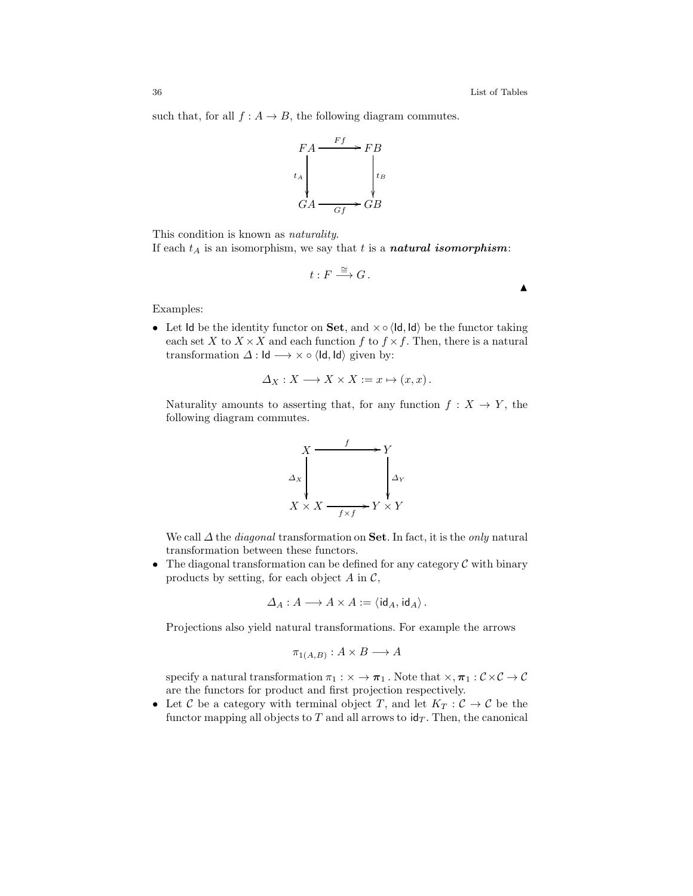such that, for all $f : A \to B$, the following diagram commutes.

$$
\begin{array}{ccc}
FA & \xrightarrow{Ff} & FB \\
\downarrow{\scriptstyle t_A} & & \downarrow{\scriptstyle t_B} \\
GA & \xrightarrow[Gf]{} & GB
\end{array}
$$

This condition is known as *naturality*.
If each $t_A$ is an isomorphism, we say that $t$ is a ***natural isomorphism***:

$$t : F \xrightarrow{\cong} G\,.$$

▲

Examples:

- Let $\mathsf{Id}$ be the identity functor on **Set**, and $\times \circ \langle \mathsf{Id}, \mathsf{Id} \rangle$ be the functor taking each set $X$ to $X \times X$ and each function $f$ to $f \times f$. Then, there is a natural transformation $\mathit{\Delta} : \mathsf{Id} \longrightarrow \times \circ \langle \mathsf{Id}, \mathsf{Id} \rangle$ given by:

  $$\mathit{\Delta}_X : X \longrightarrow X \times X := x \mapsto (x, x)\,.$$

  Naturality amounts to asserting that, for any function $f : X \to Y$, the following diagram commutes.

  $$
  \begin{array}{ccc}
  X & \xrightarrow{f} & Y \\
  \downarrow{\scriptstyle \mathit{\Delta}_X} & & \downarrow{\scriptstyle \mathit{\Delta}_Y} \\
  X \times X & \xrightarrow[f \times f]{} & Y \times Y
  \end{array}
  $$

  We call $\mathit{\Delta}$ the *diagonal* transformation on **Set**. In fact, it is the *only* natural transformation between these functors.
- The diagonal transformation can be defined for any category $\mathcal{C}$ with binary products by setting, for each object $A$ in $\mathcal{C}$,

  $$\mathit{\Delta}_A : A \longrightarrow A \times A := \langle \mathsf{id}_A, \mathsf{id}_A \rangle\,.$$

  Projections also yield natural transformations. For example the arrows

  $$\pi_{1(A,B)} : A \times B \longrightarrow A$$

  specify a natural transformation $\pi_1 : \times \to \boldsymbol{\pi}_1$. Note that $\times, \boldsymbol{\pi}_1 : \mathcal{C} \times \mathcal{C} \to \mathcal{C}$ are the functors for product and first projection respectively.
- Let $\mathcal{C}$ be a category with terminal object $T$, and let $K_T : \mathcal{C} \to \mathcal{C}$ be the functor mapping all objects to $T$ and all arrows to $\mathsf{id}_T$. Then, the canonical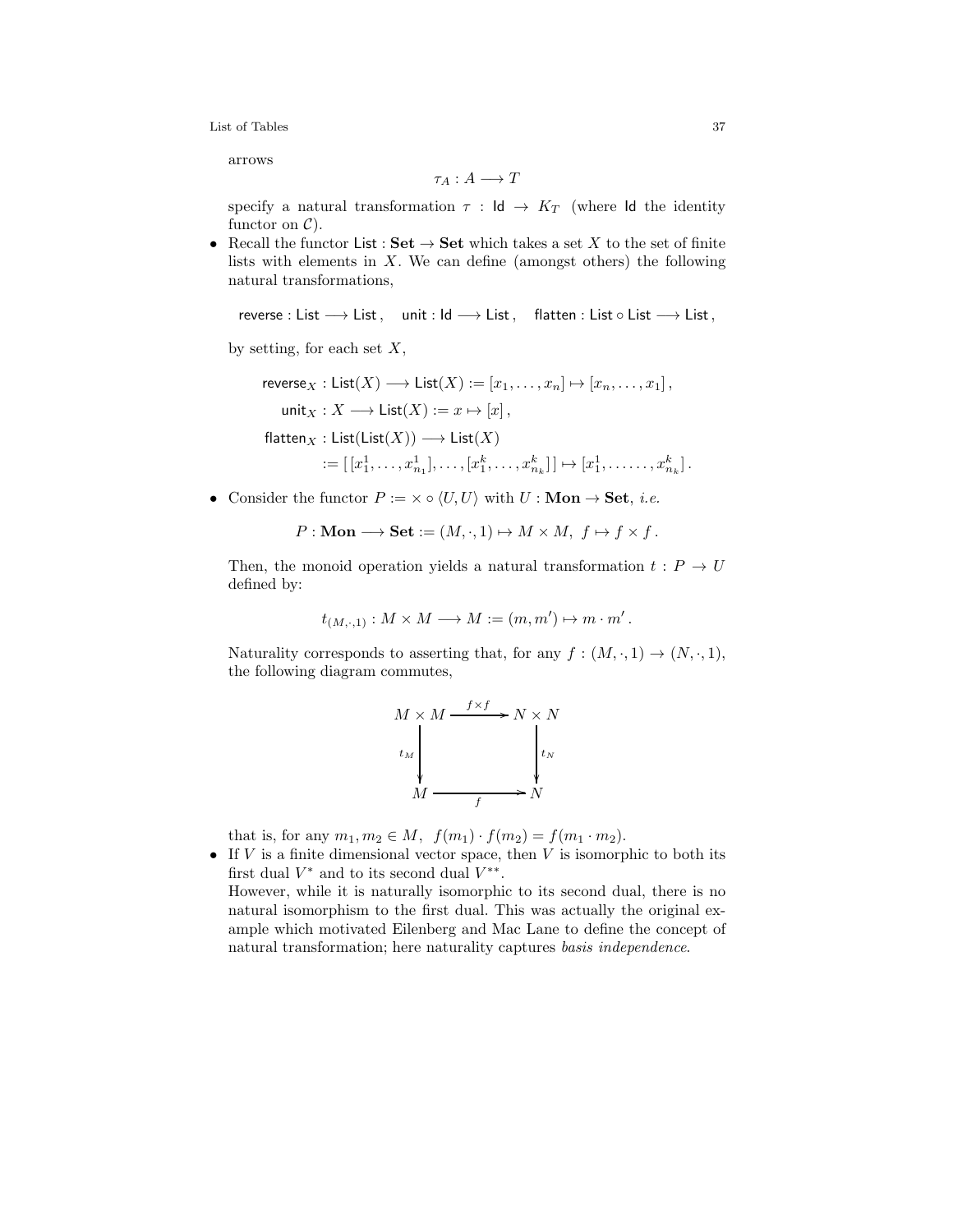arrows

$$\tau_A : A \longrightarrow T$$

specify a natural transformation $\tau : \mathsf{Id} \to K_T$ (where $\mathsf{Id}$ the identity functor on $\mathcal{C}$).

- Recall the functor $\mathsf{List} : \mathbf{Set} \to \mathbf{Set}$ which takes a set $X$ to the set of finite lists with elements in $X$. We can define (amongst others) the following natural transformations,

$$\mathsf{reverse} : \mathsf{List} \longrightarrow \mathsf{List}\,, \quad \mathsf{unit} : \mathsf{Id} \longrightarrow \mathsf{List}\,, \quad \mathsf{flatten} : \mathsf{List} \circ \mathsf{List} \longrightarrow \mathsf{List}\,,$$

by setting, for each set $X$,

$$\begin{aligned}
\mathsf{reverse}_X &: \mathsf{List}(X) \longrightarrow \mathsf{List}(X) := [x_1, \ldots, x_n] \mapsto [x_n, \ldots, x_1]\,, \\
\mathsf{unit}_X &: X \longrightarrow \mathsf{List}(X) := x \mapsto [x]\,, \\
\mathsf{flatten}_X &: \mathsf{List}(\mathsf{List}(X)) \longrightarrow \mathsf{List}(X) \\
&:= [\,[x_1^1, \ldots, x_{n_1}^1], \ldots, [x_1^k, \ldots, x_{n_k}^k]\,] \mapsto [x_1^1, \ldots\ldots, x_{n_k}^k]\,.
\end{aligned}$$

- Consider the functor $P := \times \circ \langle U, U \rangle$ with $U : \mathbf{Mon} \to \mathbf{Set}$, *i.e.*

$$P : \mathbf{Mon} \longrightarrow \mathbf{Set} := (M, \cdot, 1) \mapsto M \times M, \;\; f \mapsto f \times f\,.$$

Then, the monoid operation yields a natural transformation $t : P \to U$ defined by:

$$t_{(M,\cdot,1)} : M \times M \longrightarrow M := (m, m') \mapsto m \cdot m'\,.$$

Naturality corresponds to asserting that, for any $f : (M, \cdot, 1) \to (N, \cdot, 1)$, the following diagram commutes,

$$\begin{array}{ccc}
M \times M & \xrightarrow{f \times f} & N \times N \\
\Big\downarrow {\scriptstyle t_M} & & \Big\downarrow {\scriptstyle t_N} \\
M & \xrightarrow[f]{} & N
\end{array}$$

that is, for any $m_1, m_2 \in M$, $\;f(m_1) \cdot f(m_2) = f(m_1 \cdot m_2)$.

- If $V$ is a finite dimensional vector space, then $V$ is isomorphic to both its first dual $V^*$ and to its second dual $V^{**}$.
  However, while it is naturally isomorphic to its second dual, there is no natural isomorphism to the first dual. This was actually the original example which motivated Eilenberg and Mac Lane to define the concept of natural transformation; here naturality captures *basis independence.*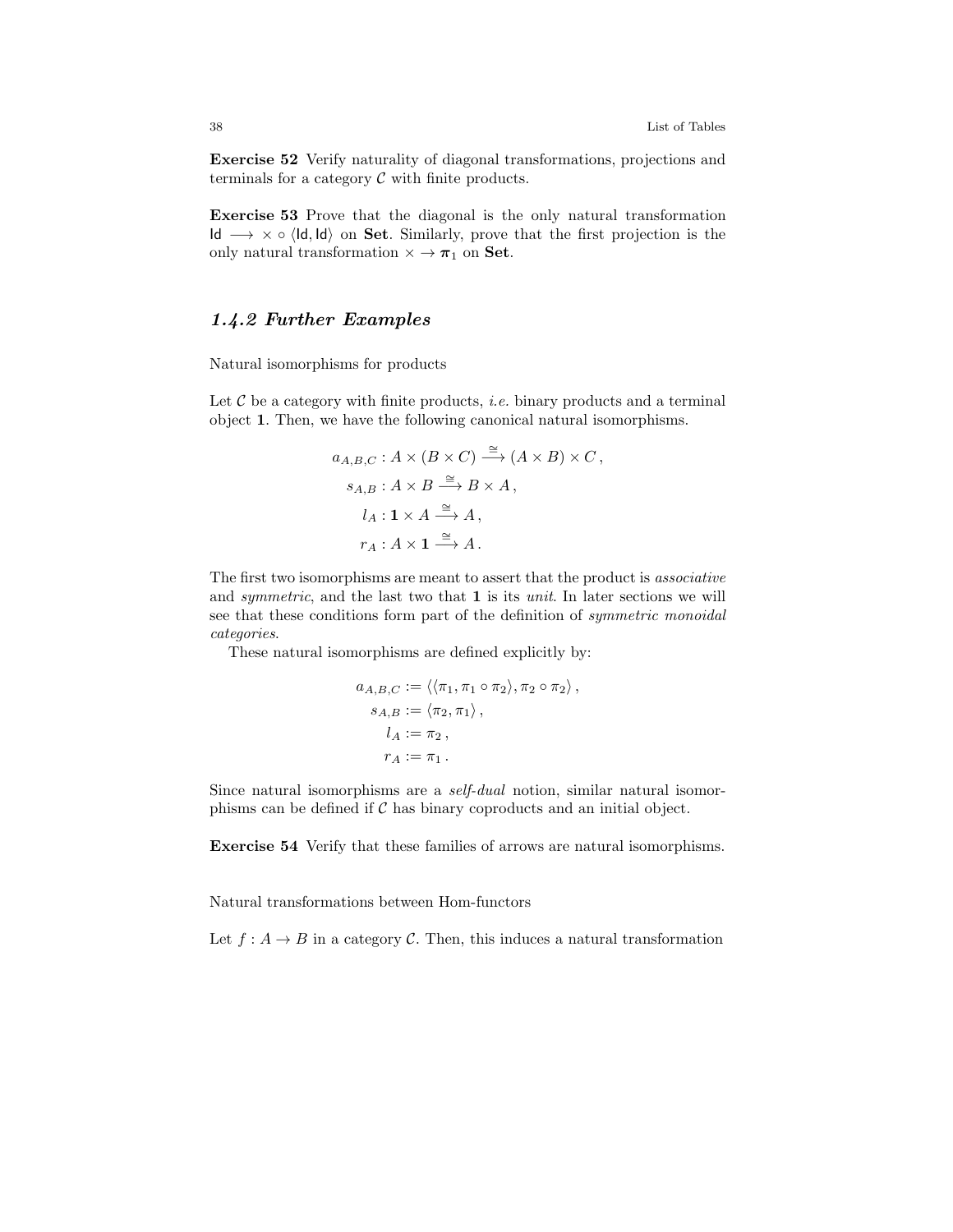**Exercise 52** Verify naturality of diagonal transformations, projections and terminals for a category $\mathcal{C}$ with finite products.

**Exercise 53** Prove that the diagonal is the only natural transformation $\mathsf{Id} \longrightarrow \times \circ \langle \mathsf{Id}, \mathsf{Id} \rangle$ on **Set**. Similarly, prove that the first projection is the only natural transformation $\times \to \boldsymbol{\pi}_1$ on **Set**.

### *1.4.2 Further Examples*

Natural isomorphisms for products

Let $\mathcal{C}$ be a category with finite products, *i.e.* binary products and a terminal object $\mathbf{1}$. Then, we have the following canonical natural isomorphisms.

$$
\begin{aligned}
a_{A,B,C} &: A \times (B \times C) \xrightarrow{\cong} (A \times B) \times C \,, \\
s_{A,B} &: A \times B \xrightarrow{\cong} B \times A \,, \\
l_A &: \mathbf{1} \times A \xrightarrow{\cong} A \,, \\
r_A &: A \times \mathbf{1} \xrightarrow{\cong} A \,.
\end{aligned}
$$

The first two isomorphisms are meant to assert that the product is *associative* and *symmetric*, and the last two that $\mathbf{1}$ is its *unit*. In later sections we will see that these conditions form part of the definition of *symmetric monoidal categories*.

These natural isomorphisms are defined explicitly by:

$$
\begin{aligned}
a_{A,B,C} &:= \langle \langle \pi_1, \pi_1 \circ \pi_2 \rangle, \pi_2 \circ \pi_2 \rangle \,, \\
s_{A,B} &:= \langle \pi_2, \pi_1 \rangle \,, \\
l_A &:= \pi_2 \,, \\
r_A &:= \pi_1 \,.
\end{aligned}
$$

Since natural isomorphisms are a *self-dual* notion, similar natural isomorphisms can be defined if $\mathcal{C}$ has binary coproducts and an initial object.

**Exercise 54** Verify that these families of arrows are natural isomorphisms.

Natural transformations between Hom-functors

Let $f : A \to B$ in a category $\mathcal{C}$. Then, this induces a natural transformation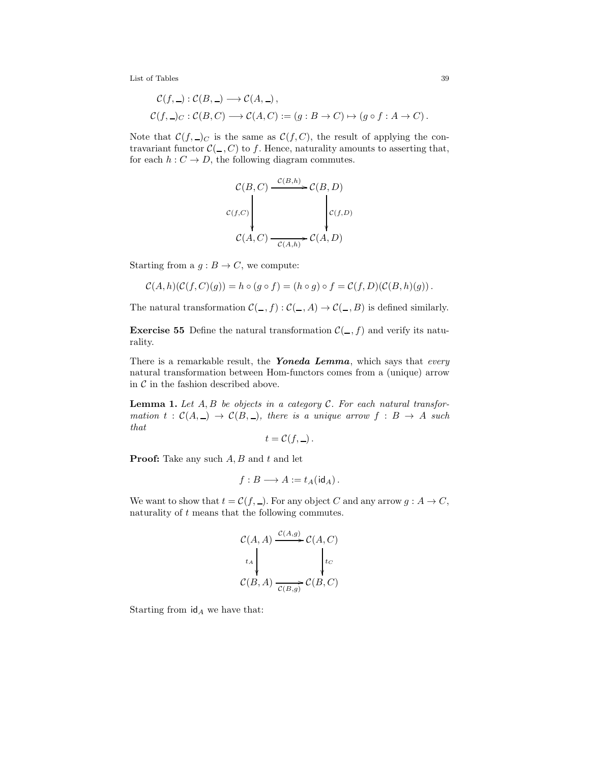$$\mathcal{C}(f, \_) : \mathcal{C}(B, \_) \longrightarrow \mathcal{C}(A, \_)\,,$$

$$\mathcal{C}(f, \_)_C : \mathcal{C}(B, C) \longrightarrow \mathcal{C}(A, C) := (g : B \to C) \mapsto (g \circ f : A \to C)\,.$$

Note that $\mathcal{C}(f, \_)_C$ is the same as $\mathcal{C}(f, C)$, the result of applying the contravariant functor $\mathcal{C}(\_, C)$ to $f$. Hence, naturality amounts to asserting that, for each $h : C \to D$, the following diagram commutes.

$$\begin{array}{ccc}
\mathcal{C}(B, C) & \xrightarrow{\mathcal{C}(B,h)} & \mathcal{C}(B, D) \\
{\scriptstyle \mathcal{C}(f,C)} \downarrow & & \downarrow {\scriptstyle \mathcal{C}(f,D)} \\
\mathcal{C}(A, C) & \xrightarrow[\mathcal{C}(A,h)]{} & \mathcal{C}(A, D)
\end{array}$$

Starting from a $g : B \to C$, we compute:

$$\mathcal{C}(A, h)(\mathcal{C}(f, C)(g)) = h \circ (g \circ f) = (h \circ g) \circ f = \mathcal{C}(f, D)(\mathcal{C}(B, h)(g))\,.$$

The natural transformation $\mathcal{C}(\_, f) : \mathcal{C}(\_, A) \to \mathcal{C}(\_, B)$ is defined similarly.

**Exercise 55** Define the natural transformation $\mathcal{C}(\_, f)$ and verify its naturality.

There is a remarkable result, the ***Yoneda Lemma***, which says that *every* natural transformation between Hom-functors comes from a (unique) arrow in $\mathcal{C}$ in the fashion described above.

**Lemma 1.** *Let $A, B$ be objects in a category $\mathcal{C}$. For each natural transformation $t : \mathcal{C}(A, \_) \to \mathcal{C}(B, \_)$, there is a unique arrow $f : B \to A$ such that*

$$t = \mathcal{C}(f, \_)\,.$$

**Proof:** Take any such $A, B$ and $t$ and let

$$f : B \longrightarrow A := t_A(\mathsf{id}_A)\,.$$

We want to show that $t = \mathcal{C}(f, \_)$. For any object $C$ and any arrow $g : A \to C$, naturality of $t$ means that the following commutes.

$$\begin{array}{ccc}
\mathcal{C}(A, A) & \xrightarrow{\mathcal{C}(A,g)} & \mathcal{C}(A, C) \\
{\scriptstyle t_A} \downarrow & & \downarrow {\scriptstyle t_C} \\
\mathcal{C}(B, A) & \xrightarrow[\mathcal{C}(B,g)]{} & \mathcal{C}(B, C)
\end{array}$$

Starting from $\mathsf{id}_A$ we have that: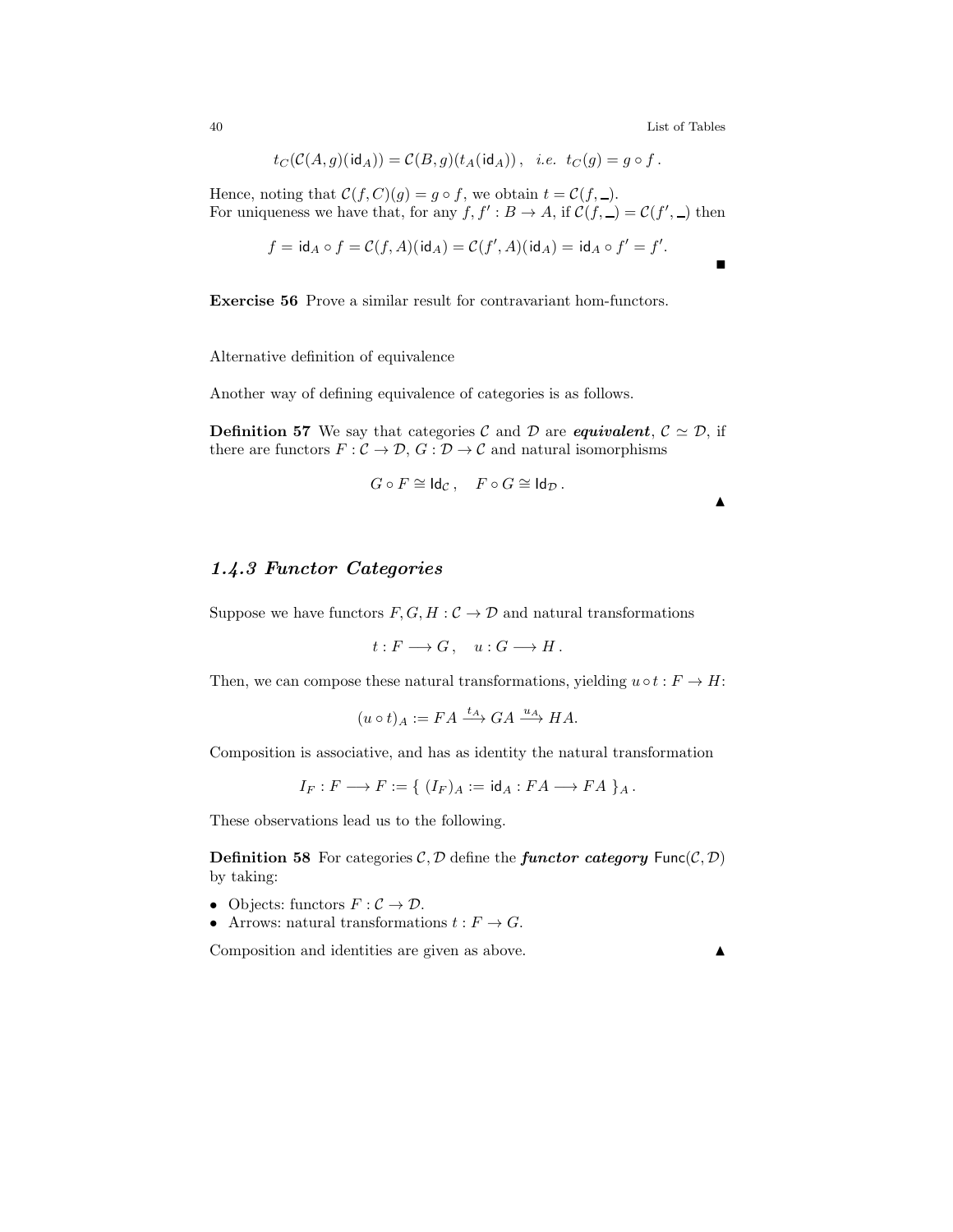$$t_C(\mathcal{C}(A,g)(\mathsf{id}_A)) = \mathcal{C}(B,g)(t_A(\mathsf{id}_A))\,, \quad i.e.\ \ t_C(g) = g \circ f\,.$$

Hence, noting that $\mathcal{C}(f,C)(g) = g \circ f$, we obtain $t = \mathcal{C}(f, \_)$.
For uniqueness we have that, for any $f, f' : B \to A$, if $\mathcal{C}(f, \_) = \mathcal{C}(f', \_)$ then

$$f = \mathsf{id}_A \circ f = \mathcal{C}(f,A)(\mathsf{id}_A) = \mathcal{C}(f',A)(\mathsf{id}_A) = \mathsf{id}_A \circ f' = f'.$$

■

**Exercise 56** Prove a similar result for contravariant hom-functors.

Alternative definition of equivalence

Another way of defining equivalence of categories is as follows.

**Definition 57** We say that categories $\mathcal{C}$ and $\mathcal{D}$ are ***equivalent***, $\mathcal{C} \simeq \mathcal{D}$, if there are functors $F : \mathcal{C} \to \mathcal{D}$, $G : \mathcal{D} \to \mathcal{C}$ and natural isomorphisms

$$G \circ F \cong \mathsf{Id}_{\mathcal{C}}\,, \quad F \circ G \cong \mathsf{Id}_{\mathcal{D}}\,.$$

▲

### *1.4.3 Functor Categories*

Suppose we have functors $F, G, H : \mathcal{C} \to \mathcal{D}$ and natural transformations

$$t : F \longrightarrow G\,, \quad u : G \longrightarrow H\,.$$

Then, we can compose these natural transformations, yielding $u \circ t : F \to H$:

$$(u \circ t)_A := FA \xrightarrow{t_A} GA \xrightarrow{u_A} HA.$$

Composition is associative, and has as identity the natural transformation

$$I_F : F \longrightarrow F := \{\ (I_F)_A := \mathsf{id}_A : FA \longrightarrow FA\ \}_A\,.$$

These observations lead us to the following.

**Definition 58** For categories $\mathcal{C}, \mathcal{D}$ define the ***functor category*** $\mathsf{Func}(\mathcal{C}, \mathcal{D})$ by taking:

- Objects: functors $F : \mathcal{C} \to \mathcal{D}$.
- Arrows: natural transformations $t : F \to G$.

Composition and identities are given as above. ▲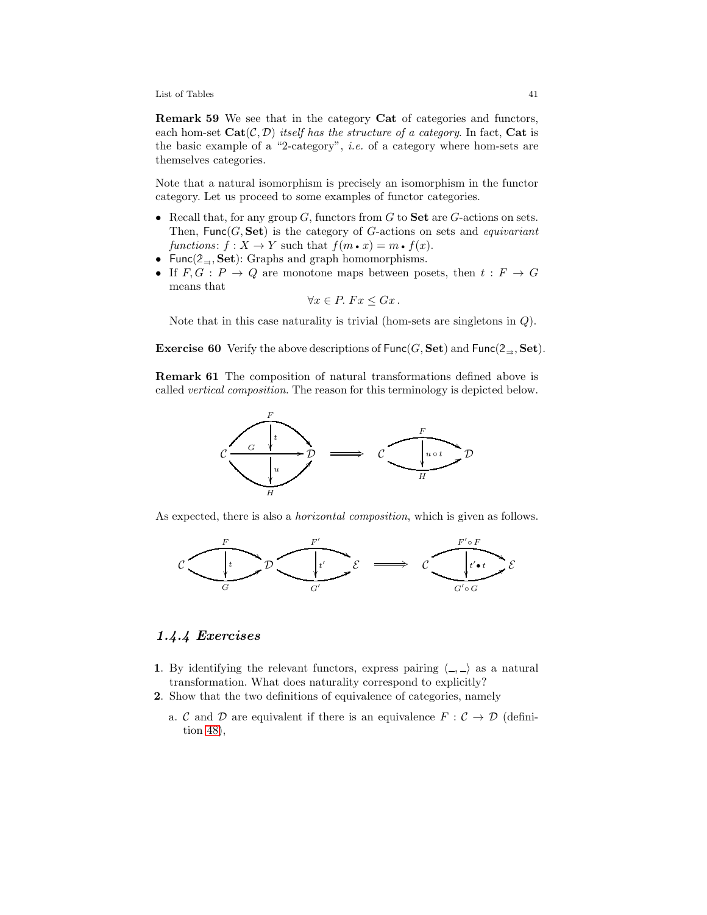**Remark 59** We see that in the category **Cat** of categories and functors, each hom-set $\mathbf{Cat}(\mathcal{C}, \mathcal{D})$ *itself has the structure of a category*. In fact, **Cat** is the basic example of a "2-category", *i.e.* of a category where hom-sets are themselves categories.

Note that a natural isomorphism is precisely an isomorphism in the functor category. Let us proceed to some examples of functor categories.

- Recall that, for any group $G$, functors from $G$ to **Set** are $G$-actions on sets. Then, $\mathsf{Func}(G, \mathbf{Set})$ is the category of $G$-actions on sets and *equivariant functions*: $f : X \to Y$ such that $f(m \bullet x) = m \bullet f(x)$.
- $\mathsf{Func}(2_{\rightrightarrows}, \mathbf{Set})$: Graphs and graph homomorphisms.
- If $F, G : P \to Q$ are monotone maps between posets, then $t : F \to G$ means that

$$\forall x \in P.\ Fx \leq Gx\,.$$

Note that in this case naturality is trivial (hom-sets are singletons in $Q$).

**Exercise 60** Verify the above descriptions of $\mathsf{Func}(G, \mathbf{Set})$ and $\mathsf{Func}(2_{\rightrightarrows}, \mathbf{Set})$.

**Remark 61** The composition of natural transformations defined above is called *vertical composition*. The reason for this terminology is depicted below.

$$\mathcal{C} \underset{H}{\overset{F}{\underset{G}{\longrightarrow}}} \mathcal{D} \quad (t : F \Rightarrow G,\ u : G \Rightarrow H) \quad \Longrightarrow \quad \mathcal{C} \underset{H}{\overset{F}{\rightrightarrows}} \mathcal{D} \quad (u \circ t)$$

As expected, there is also a *horizontal composition*, which is given as follows.

$$\mathcal{C} \underset{G}{\overset{F}{\rightrightarrows}} \mathcal{D} \underset{G'}{\overset{F'}{\rightrightarrows}} \mathcal{E} \quad (t,\ t') \quad \Longrightarrow \quad \mathcal{C} \underset{G' \circ G}{\overset{F' \circ F}{\rightrightarrows}} \mathcal{E} \quad (t' \bullet t)$$

### 1.4.4 Exercises

1. By identifying the relevant functors, express pairing $\langle \_, \_ \rangle$ as a natural transformation. What does naturality correspond to explicitly?
2. Show that the two definitions of equivalence of categories, namely

   a. $\mathcal{C}$ and $\mathcal{D}$ are equivalent if there is an equivalence $F : \mathcal{C} \to \mathcal{D}$ (definition 48),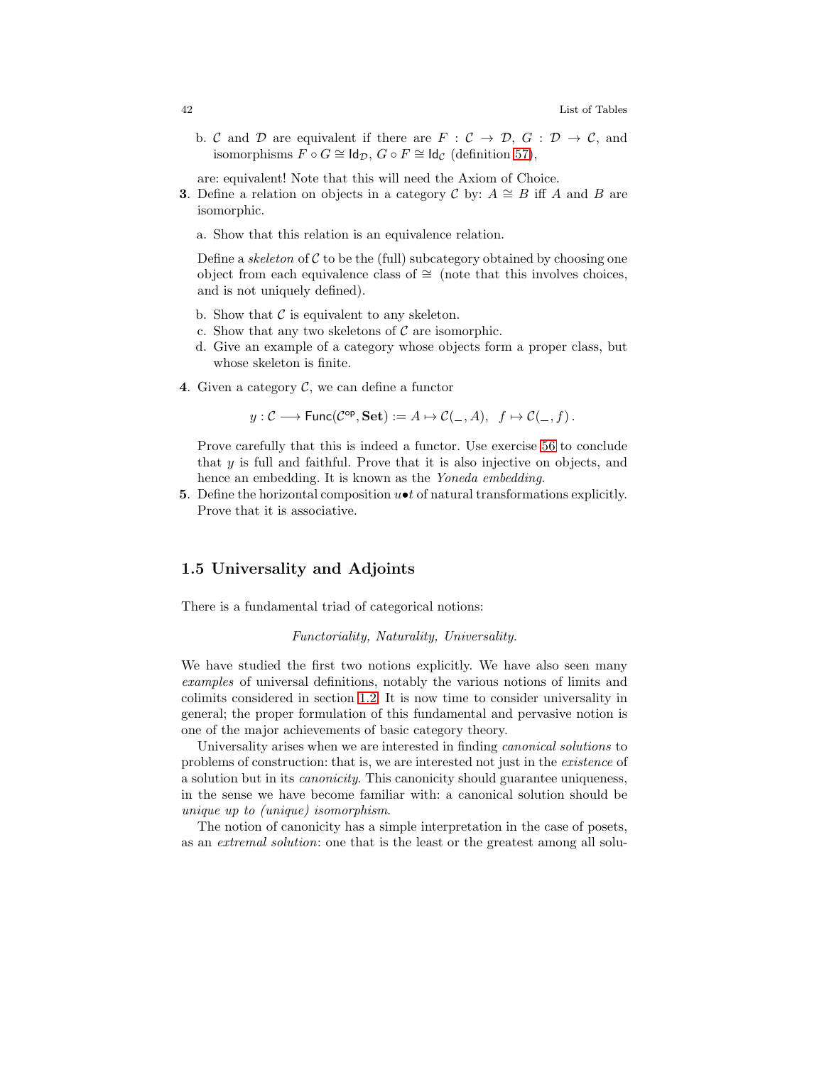b. $\mathcal{C}$ and $\mathcal{D}$ are equivalent if there are $F : \mathcal{C} \to \mathcal{D}$, $G : \mathcal{D} \to \mathcal{C}$, and isomorphisms $F \circ G \cong \mathsf{Id}_{\mathcal{D}}$, $G \circ F \cong \mathsf{Id}_{\mathcal{C}}$ (definition 57),

are: equivalent! Note that this will need the Axiom of Choice.

**3**. Define a relation on objects in a category $\mathcal{C}$ by: $A \cong B$ iff $A$ and $B$ are isomorphic.

a. Show that this relation is an equivalence relation.

Define a *skeleton* of $\mathcal{C}$ to be the (full) subcategory obtained by choosing one object from each equivalence class of $\cong$ (note that this involves choices, and is not uniquely defined).

b. Show that $\mathcal{C}$ is equivalent to any skeleton.
c. Show that any two skeletons of $\mathcal{C}$ are isomorphic.
d. Give an example of a category whose objects form a proper class, but whose skeleton is finite.

**4**. Given a category $\mathcal{C}$, we can define a functor

$$y : \mathcal{C} \longrightarrow \mathsf{Func}(\mathcal{C}^{\mathsf{op}}, \mathbf{Set}) := A \mapsto \mathcal{C}(\_, A), \quad f \mapsto \mathcal{C}(\_, f)\,.$$

Prove carefully that this is indeed a functor. Use exercise 56 to conclude that $y$ is full and faithful. Prove that it is also injective on objects, and hence an embedding. It is known as the *Yoneda embedding*.

**5**. Define the horizontal composition $u \bullet t$ of natural transformations explicitly. Prove that it is associative.

## 1.5 Universality and Adjoints

There is a fundamental triad of categorical notions:

*Functoriality, Naturality, Universality.*

We have studied the first two notions explicitly. We have also seen many *examples* of universal definitions, notably the various notions of limits and colimits considered in section 1.2. It is now time to consider universality in general; the proper formulation of this fundamental and pervasive notion is one of the major achievements of basic category theory.

Universality arises when we are interested in finding *canonical solutions* to problems of construction: that is, we are interested not just in the *existence* of a solution but in its *canonicity*. This canonicity should guarantee uniqueness, in the sense we have become familiar with: a canonical solution should be *unique up to (unique) isomorphism*.

The notion of canonicity has a simple interpretation in the case of posets, as an *extremal solution*: one that is the least or the greatest among all solu-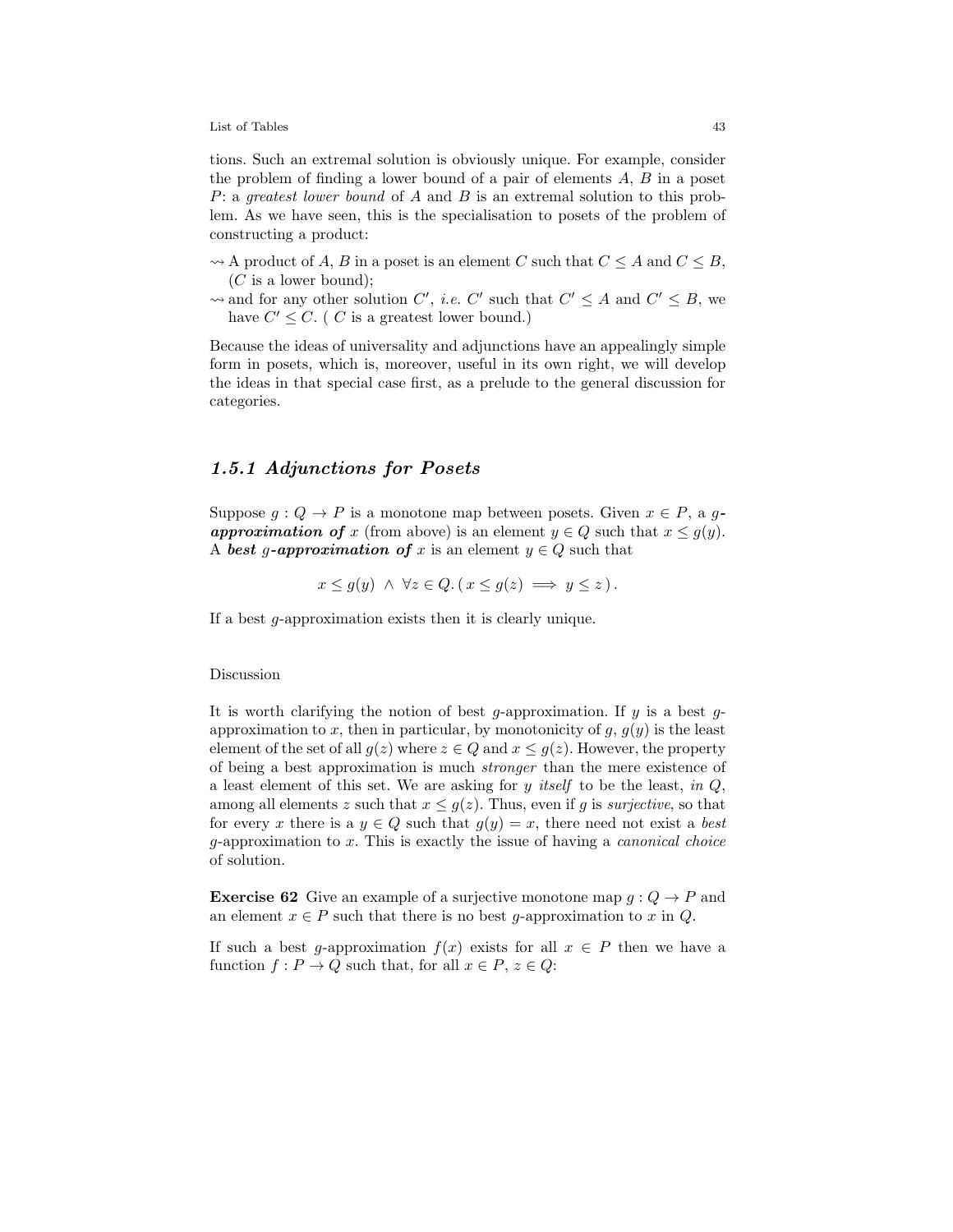tions. Such an extremal solution is obviously unique. For example, consider the problem of finding a lower bound of a pair of elements $A$, $B$ in a poset $P$: a *greatest lower bound* of $A$ and $B$ is an extremal solution to this problem. As we have seen, this is the specialisation to posets of the problem of constructing a product:

- $\rightsquigarrow$ A product of $A$, $B$ in a poset is an element $C$ such that $C \leq A$ and $C \leq B$, ($C$ is a lower bound);
- $\rightsquigarrow$ and for any other solution $C'$, *i.e.* $C'$ such that $C' \leq A$ and $C' \leq B$, we have $C' \leq C$. ( $C$ is a greatest lower bound.)

Because the ideas of universality and adjunctions have an appealingly simple form in posets, which is, moreover, useful in its own right, we will develop the ideas in that special case first, as a prelude to the general discussion for categories.

### *1.5.1 Adjunctions for Posets*

Suppose $g : Q \to P$ is a monotone map between posets. Given $x \in P$, a ***g-approximation of*** $x$ (from above) is an element $y \in Q$ such that $x \leq g(y)$. A ***best g-approximation of*** $x$ is an element $y \in Q$ such that

$$x \leq g(y) \ \wedge \ \forall z \in Q. \, ( \, x \leq g(z) \implies y \leq z \, ) \, .$$

If a best $g$-approximation exists then it is clearly unique.

Discussion

It is worth clarifying the notion of best $g$-approximation. If $y$ is a best $g$-approximation to $x$, then in particular, by monotonicity of $g$, $g(y)$ is the least element of the set of all $g(z)$ where $z \in Q$ and $x \leq g(z)$. However, the property of being a best approximation is much *stronger* than the mere existence of a least element of this set. We are asking for $y$ *itself* to be the least, *in* $Q$, among all elements $z$ such that $x \leq g(z)$. Thus, even if $g$ is *surjective*, so that for every $x$ there is a $y \in Q$ such that $g(y) = x$, there need not exist a *best* $g$-approximation to $x$. This is exactly the issue of having a *canonical choice* of solution.

**Exercise 62** Give an example of a surjective monotone map $g : Q \to P$ and an element $x \in P$ such that there is no best $g$-approximation to $x$ in $Q$.

If such a best $g$-approximation $f(x)$ exists for all $x \in P$ then we have a function $f : P \to Q$ such that, for all $x \in P$, $z \in Q$: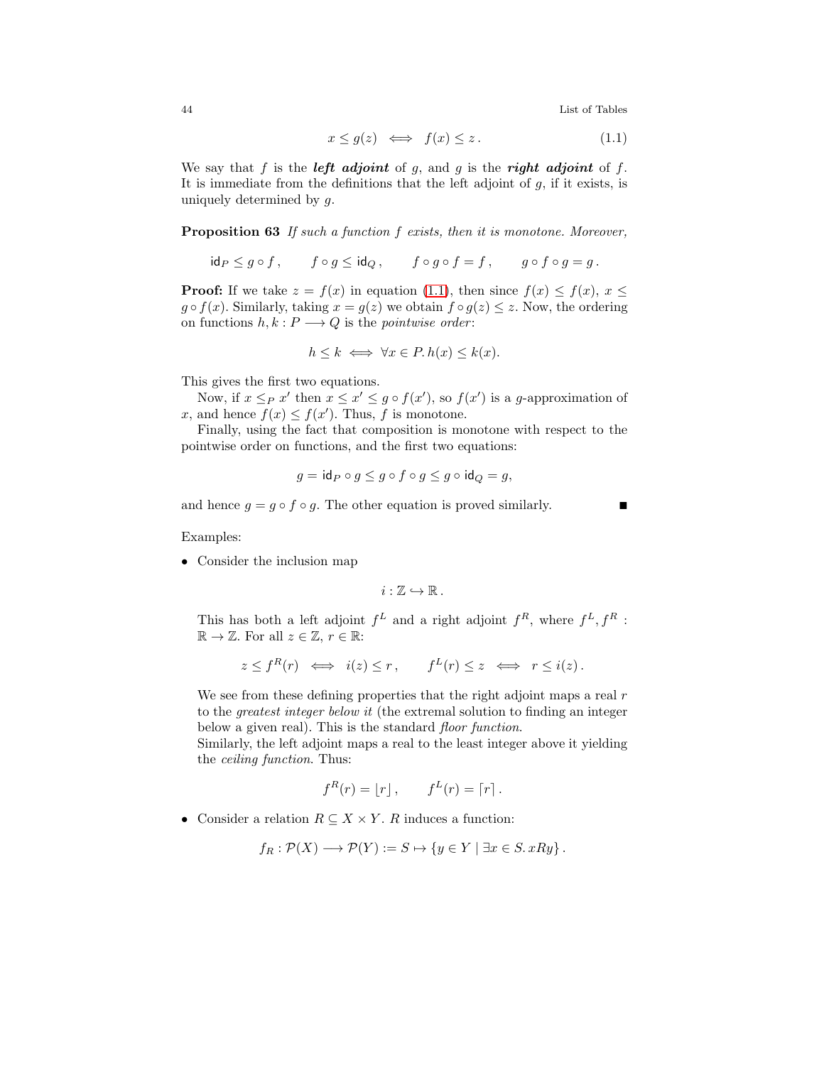$$x \leq g(z) \iff f(x) \leq z\,. \tag{1.1}$$

We say that $f$ is the ***left adjoint*** of $g$, and $g$ is the ***right adjoint*** of $f$. It is immediate from the definitions that the left adjoint of $g$, if it exists, is uniquely determined by $g$.

**Proposition 63** *If such a function $f$ exists, then it is monotone. Moreover,*

$$\mathsf{id}_P \leq g \circ f\,, \qquad f \circ g \leq \mathsf{id}_Q\,, \qquad f \circ g \circ f = f\,, \qquad g \circ f \circ g = g\,.$$

**Proof:** If we take $z = f(x)$ in equation (1.1), then since $f(x) \leq f(x)$, $x \leq g \circ f(x)$. Similarly, taking $x = g(z)$ we obtain $f \circ g(z) \leq z$. Now, the ordering on functions $h, k : P \longrightarrow Q$ is the *pointwise order*:

$$h \leq k \iff \forall x \in P.\, h(x) \leq k(x).$$

This gives the first two equations.

Now, if $x \leq_P x'$ then $x \leq x' \leq g \circ f(x')$, so $f(x')$ is a $g$-approximation of $x$, and hence $f(x) \leq f(x')$. Thus, $f$ is monotone.

Finally, using the fact that composition is monotone with respect to the pointwise order on functions, and the first two equations:

$$g = \mathsf{id}_P \circ g \leq g \circ f \circ g \leq g \circ \mathsf{id}_Q = g,$$

and hence $g = g \circ f \circ g$. The other equation is proved similarly. ∎

Examples:

- Consider the inclusion map

  $$i : \mathbb{Z} \hookrightarrow \mathbb{R}\,.$$

  This has both a left adjoint $f^L$ and a right adjoint $f^R$, where $f^L, f^R : \mathbb{R} \to \mathbb{Z}$. For all $z \in \mathbb{Z}$, $r \in \mathbb{R}$:

  $$z \leq f^R(r) \iff i(z) \leq r\,, \qquad f^L(r) \leq z \iff r \leq i(z)\,.$$

  We see from these defining properties that the right adjoint maps a real $r$ to the *greatest integer below it* (the extremal solution to finding an integer below a given real). This is the standard *floor function*.
  Similarly, the left adjoint maps a real to the least integer above it yielding the *ceiling function*. Thus:

  $$f^R(r) = \lfloor r \rfloor\,, \qquad f^L(r) = \lceil r \rceil\,.$$

- Consider a relation $R \subseteq X \times Y$. $R$ induces a function:

  $$f_R : \mathcal{P}(X) \longrightarrow \mathcal{P}(Y) := S \mapsto \{y \in Y \mid \exists x \in S.\, xRy\}\,.$$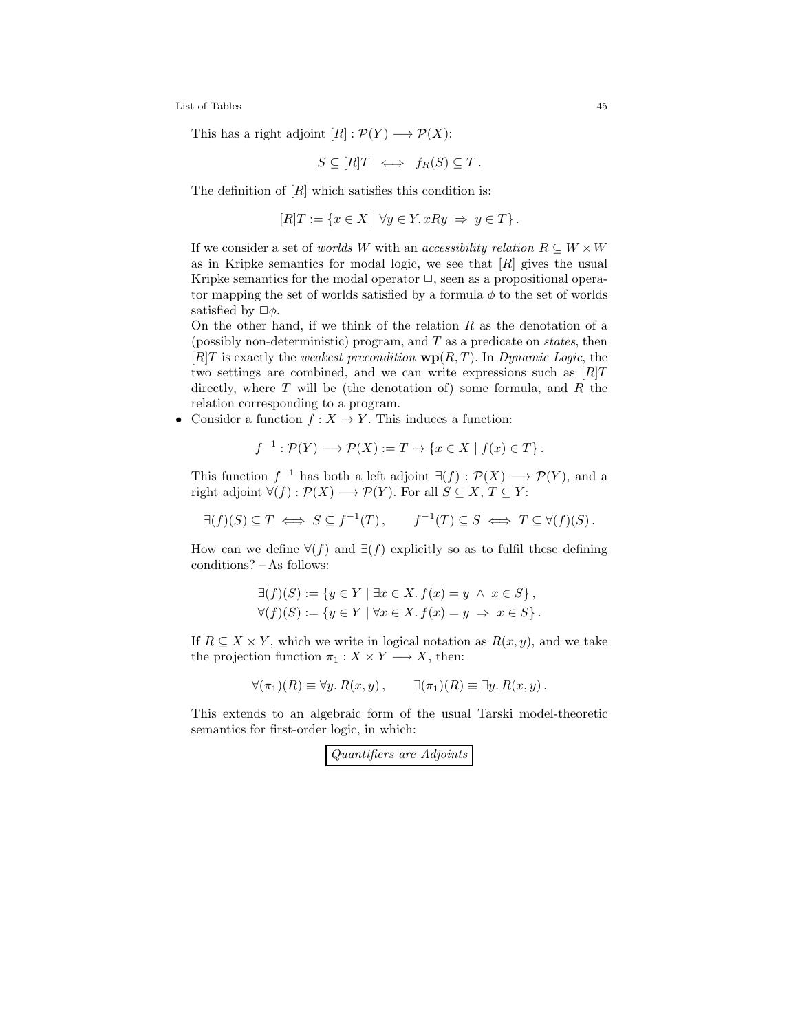This has a right adjoint $[R] : \mathcal{P}(Y) \longrightarrow \mathcal{P}(X)$:

$$S \subseteq [R]T \iff f_R(S) \subseteq T\,.$$

The definition of $[R]$ which satisfies this condition is:

$$[R]T := \{x \in X \mid \forall y \in Y.\, xRy \;\Rightarrow\; y \in T\}\,.$$

If we consider a set of *worlds* $W$ with an *accessibility relation* $R \subseteq W \times W$ as in Kripke semantics for modal logic, we see that $[R]$ gives the usual Kripke semantics for the modal operator $\Box$, seen as a propositional operator mapping the set of worlds satisfied by a formula $\phi$ to the set of worlds satisfied by $\Box\phi$.
On the other hand, if we think of the relation $R$ as the denotation of a (possibly non-deterministic) program, and $T$ as a predicate on *states*, then $[R]T$ is exactly the *weakest precondition* $\mathbf{wp}(R,T)$. In *Dynamic Logic*, the two settings are combined, and we can write expressions such as $[R]T$ directly, where $T$ will be (the denotation of) some formula, and $R$ the relation corresponding to a program.

- Consider a function $f : X \to Y$. This induces a function:

$$f^{-1} : \mathcal{P}(Y) \longrightarrow \mathcal{P}(X) := T \mapsto \{x \in X \mid f(x) \in T\}\,.$$

This function $f^{-1}$ has both a left adjoint $\exists(f) : \mathcal{P}(X) \longrightarrow \mathcal{P}(Y)$, and a right adjoint $\forall(f) : \mathcal{P}(X) \longrightarrow \mathcal{P}(Y)$. For all $S \subseteq X$, $T \subseteq Y$:

$$\exists(f)(S) \subseteq T \iff S \subseteq f^{-1}(T)\,, \qquad f^{-1}(T) \subseteq S \iff T \subseteq \forall(f)(S)\,.$$

How can we define $\forall(f)$ and $\exists(f)$ explicitly so as to fulfil these defining conditions? – As follows:

$$\exists(f)(S) := \{y \in Y \mid \exists x \in X.\, f(x) = y \;\wedge\; x \in S\}\,,$$
$$\forall(f)(S) := \{y \in Y \mid \forall x \in X.\, f(x) = y \;\Rightarrow\; x \in S\}\,.$$

If $R \subseteq X \times Y$, which we write in logical notation as $R(x,y)$, and we take the projection function $\pi_1 : X \times Y \longrightarrow X$, then:

$$\forall(\pi_1)(R) \equiv \forall y.\, R(x,y)\,, \qquad \exists(\pi_1)(R) \equiv \exists y.\, R(x,y)\,.$$

This extends to an algebraic form of the usual Tarski model-theoretic semantics for first-order logic, in which:

*Quantifiers are Adjoints*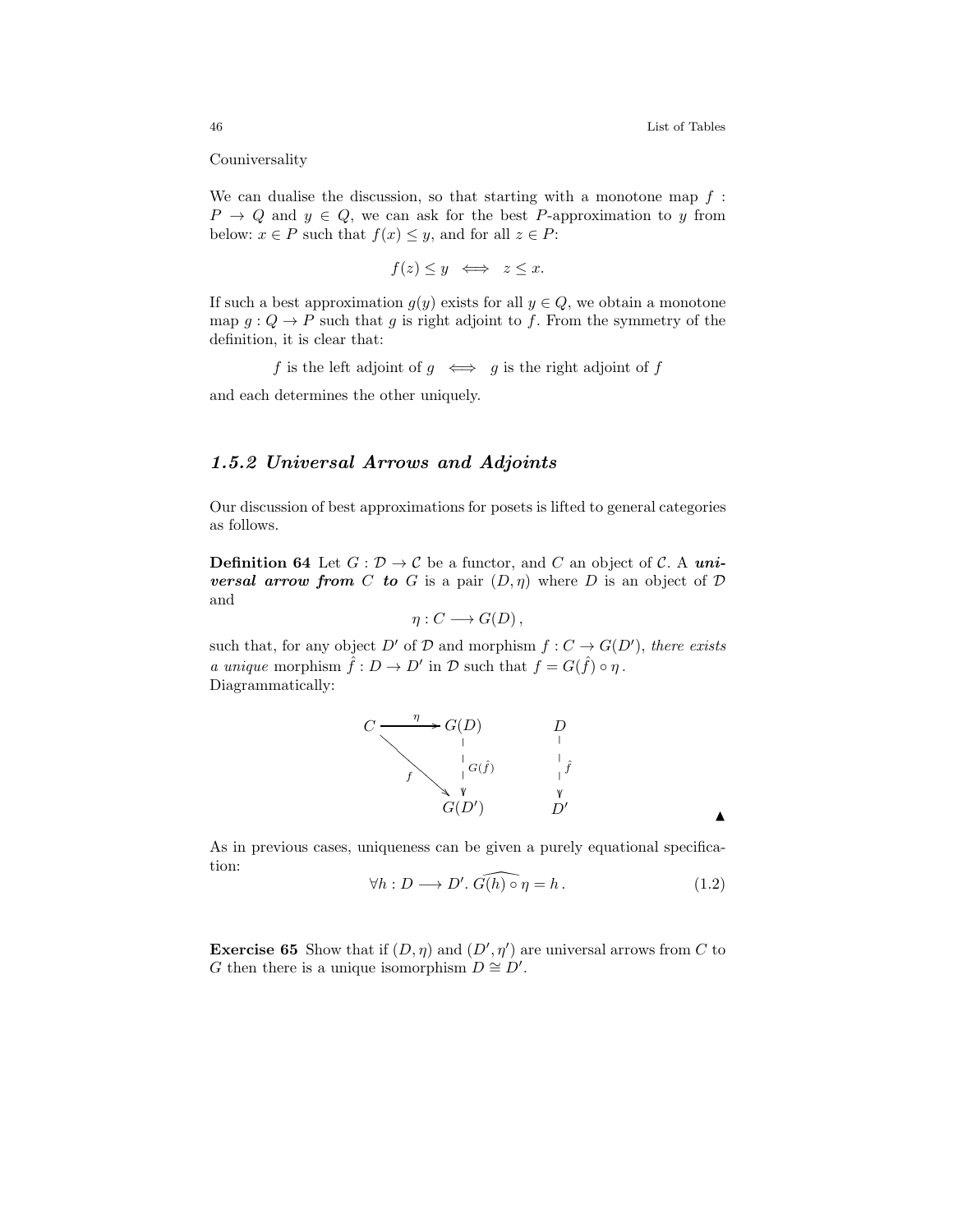Couniversality

We can dualise the discussion, so that starting with a monotone map $f : P \to Q$ and $y \in Q$, we can ask for the best $P$-approximation to $y$ from below: $x \in P$ such that $f(x) \leq y$, and for all $z \in P$:

$$f(z) \leq y \iff z \leq x.$$

If such a best approximation $g(y)$ exists for all $y \in Q$, we obtain a monotone map $g : Q \to P$ such that $g$ is right adjoint to $f$. From the symmetry of the definition, it is clear that:

$$f \text{ is the left adjoint of } g \iff g \text{ is the right adjoint of } f$$

and each determines the other uniquely.

### *1.5.2 Universal Arrows and Adjoints*

Our discussion of best approximations for posets is lifted to general categories as follows.

**Definition 64** Let $G : \mathcal{D} \to \mathcal{C}$ be a functor, and $C$ an object of $\mathcal{C}$. A ***universal arrow from*** $C$ ***to*** $G$ is a pair $(D, \eta)$ where $D$ is an object of $\mathcal{D}$ and

$$\eta : C \longrightarrow G(D),$$

such that, for any object $D'$ of $\mathcal{D}$ and morphism $f : C \to G(D')$, *there exists a unique* morphism $\hat{f} : D \to D'$ in $\mathcal{D}$ such that $f = G(\hat{f}) \circ \eta$.
Diagrammatically:

$$\begin{array}{ccc} C & \xrightarrow{\eta} & G(D) \\ & \searrow^{f} & \downarrow G(\hat{f}) \\ & & G(D') \end{array} \qquad \begin{array}{c} D \\ \downarrow \hat{f} \\ D' \end{array}$$

▲

As in previous cases, uniqueness can be given a purely equational specification:

$$\forall h : D \longrightarrow D'. \; \widehat{G(h) \circ \eta} = h. \tag{1.2}$$

**Exercise 65** Show that if $(D, \eta)$ and $(D', \eta')$ are universal arrows from $C$ to $G$ then there is a unique isomorphism $D \cong D'$.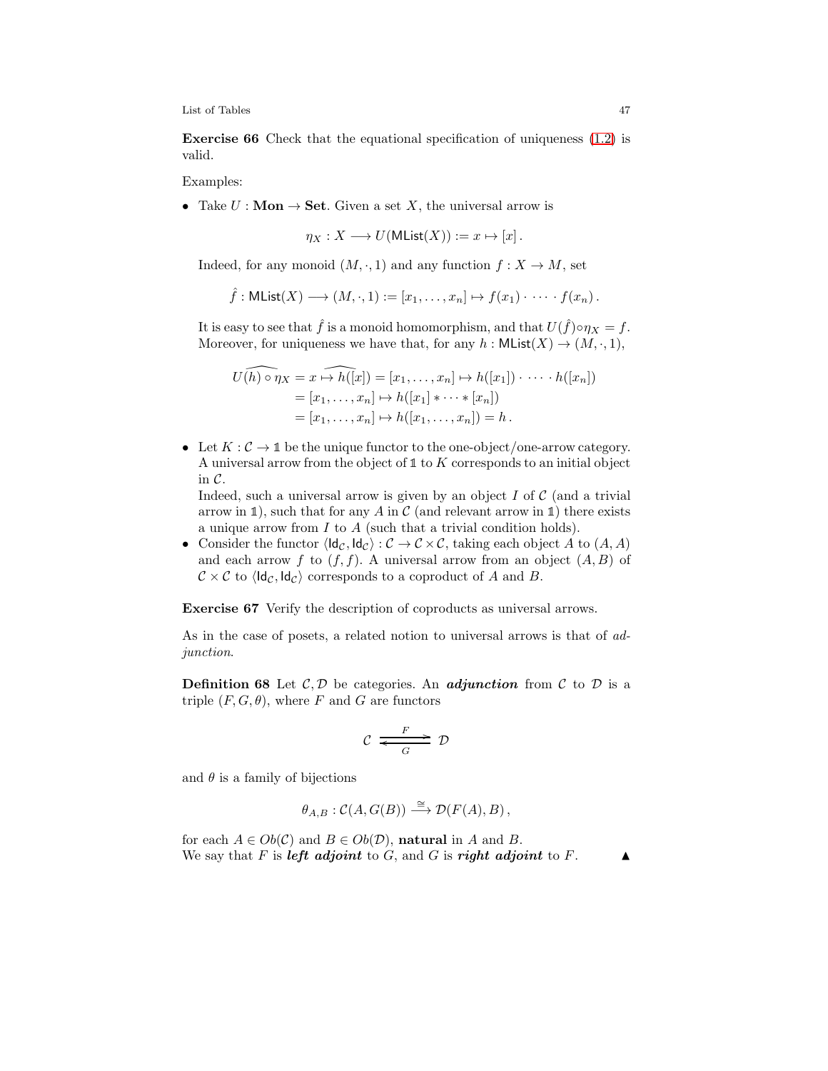**Exercise 66** Check that the equational specification of uniqueness (1.2) is valid.

Examples:

- Take $U : \mathbf{Mon} \to \mathbf{Set}$. Given a set $X$, the universal arrow is

$$\eta_X : X \longrightarrow U(\mathsf{MList}(X)) := x \mapsto [x]\,.$$

  Indeed, for any monoid $(M, \cdot, 1)$ and any function $f : X \to M$, set

$$\hat{f} : \mathsf{MList}(X) \longrightarrow (M, \cdot, 1) := [x_1, \ldots, x_n] \mapsto f(x_1) \cdot \cdots \cdot f(x_n)\,.$$

  It is easy to see that $\hat{f}$ is a monoid homomorphism, and that $U(\hat{f}) \circ \eta_X = f$. Moreover, for uniqueness we have that, for any $h : \mathsf{MList}(X) \to (M, \cdot, 1)$,

$$\begin{aligned}
\widehat{U(h) \circ \eta_X} &= \widehat{x \mapsto h([x])} = [x_1, \ldots, x_n] \mapsto h([x_1]) \cdot \cdots \cdot h([x_n]) \\
&= [x_1, \ldots, x_n] \mapsto h([x_1] * \cdots * [x_n]) \\
&= [x_1, \ldots, x_n] \mapsto h([x_1, \ldots, x_n]) = h\,.
\end{aligned}$$

- Let $K : \mathcal{C} \to \mathbb{1}$ be the unique functor to the one-object/one-arrow category. A universal arrow from the object of $\mathbb{1}$ to $K$ corresponds to an initial object in $\mathcal{C}$.
  Indeed, such a universal arrow is given by an object $I$ of $\mathcal{C}$ (and a trivial arrow in $\mathbb{1}$), such that for any $A$ in $\mathcal{C}$ (and relevant arrow in $\mathbb{1}$) there exists a unique arrow from $I$ to $A$ (such that a trivial condition holds).
- Consider the functor $\langle \mathsf{Id}_{\mathcal{C}}, \mathsf{Id}_{\mathcal{C}} \rangle : \mathcal{C} \to \mathcal{C} \times \mathcal{C}$, taking each object $A$ to $(A, A)$ and each arrow $f$ to $(f, f)$. A universal arrow from an object $(A, B)$ of $\mathcal{C} \times \mathcal{C}$ to $\langle \mathsf{Id}_{\mathcal{C}}, \mathsf{Id}_{\mathcal{C}} \rangle$ corresponds to a coproduct of $A$ and $B$.

**Exercise 67** Verify the description of coproducts as universal arrows.

As in the case of posets, a related notion to universal arrows is that of *adjunction*.

**Definition 68** Let $\mathcal{C}, \mathcal{D}$ be categories. An ***adjunction*** from $\mathcal{C}$ to $\mathcal{D}$ is a triple $(F, G, \theta)$, where $F$ and $G$ are functors

$$\mathcal{C} \underset{G}{\overset{F}{\rightleftarrows}} \mathcal{D}$$

and $\theta$ is a family of bijections

$$\theta_{A,B} : \mathcal{C}(A, G(B)) \xrightarrow{\cong} \mathcal{D}(F(A), B)\,,$$

for each $A \in Ob(\mathcal{C})$ and $B \in Ob(\mathcal{D})$, **natural** in $A$ and $B$.
We say that $F$ is ***left adjoint*** to $G$, and $G$ is ***right adjoint*** to $F$. ▲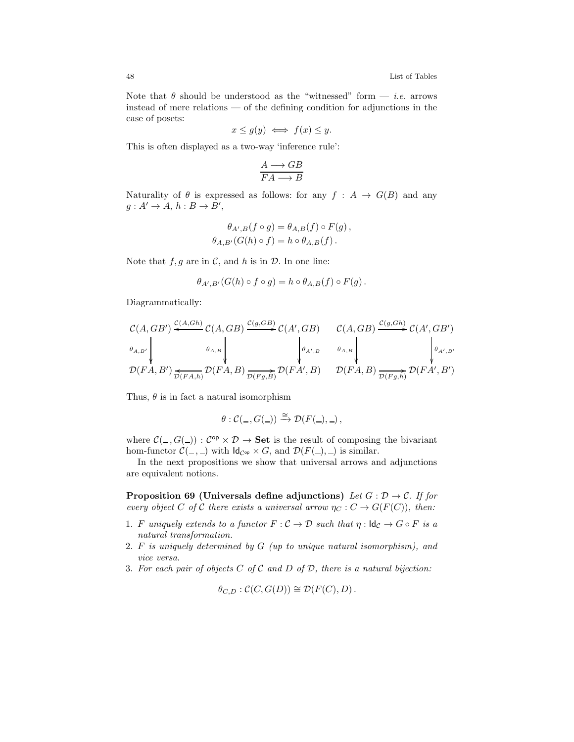Note that $\theta$ should be understood as the "witnessed" form — *i.e.* arrows instead of mere relations — of the defining condition for adjunctions in the case of posets:

$$x \leq g(y) \iff f(x) \leq y.$$

This is often displayed as a two-way 'inference rule':

$$\frac{A \longrightarrow GB}{FA \longrightarrow B}$$

Naturality of $\theta$ is expressed as follows: for any $f : A \to G(B)$ and any $g : A' \to A$, $h : B \to B'$,

$$\theta_{A',B}(f \circ g) = \theta_{A,B}(f) \circ F(g)\,,$$
$$\theta_{A,B'}(G(h) \circ f) = h \circ \theta_{A,B}(f)\,.$$

Note that $f, g$ are in $\mathcal{C}$, and $h$ is in $\mathcal{D}$. In one line:

$$\theta_{A',B'}(G(h) \circ f \circ g) = h \circ \theta_{A,B}(f) \circ F(g)\,.$$

Diagrammatically:

$$\begin{array}{ccccc}
\mathcal{C}(A, GB') & \xleftarrow{\mathcal{C}(A,Gh)} & \mathcal{C}(A, GB) & \xrightarrow{\mathcal{C}(g,GB)} & \mathcal{C}(A', GB) \\
\downarrow{\scriptstyle \theta_{A,B'}} & & \downarrow{\scriptstyle \theta_{A,B}} & & \downarrow{\scriptstyle \theta_{A',B}} \\
\mathcal{D}(FA, B') & \xleftarrow[\mathcal{D}(FA,h)]{} & \mathcal{D}(FA, B) & \xrightarrow[\mathcal{D}(Fg,B)]{} & \mathcal{D}(FA', B)
\end{array}
\qquad
\begin{array}{ccc}
\mathcal{C}(A, GB) & \xrightarrow{\mathcal{C}(g,Gh)} & \mathcal{C}(A', GB') \\
\downarrow{\scriptstyle \theta_{A,B}} & & \downarrow{\scriptstyle \theta_{A',B'}} \\
\mathcal{D}(FA, B) & \xrightarrow[\mathcal{D}(Fg,h)]{} & \mathcal{D}(FA', B')
\end{array}$$

Thus, $\theta$ is in fact a natural isomorphism

$$\theta : \mathcal{C}(\_, G(\_)) \xrightarrow{\cong} \mathcal{D}(F(\_), \_)\,,$$

where $\mathcal{C}(\_, G(\_)) : \mathcal{C}^{\mathsf{op}} \times \mathcal{D} \to \mathbf{Set}$ is the result of composing the bivariant hom-functor $\mathcal{C}(\_, \_)$ with $\mathsf{Id}_{\mathcal{C}^{\mathsf{op}}} \times G$, and $\mathcal{D}(F(\_), \_)$ is similar.

In the next propositions we show that universal arrows and adjunctions are equivalent notions.

**Proposition 69 (Universals define adjunctions)** *Let $G : \mathcal{D} \to \mathcal{C}$. If for every object $C$ of $\mathcal{C}$ there exists a universal arrow $\eta_C : C \to G(F(C))$, then:*

1. *$F$ uniquely extends to a functor $F : \mathcal{C} \to \mathcal{D}$ such that $\eta : \mathsf{Id}_{\mathcal{C}} \to G \circ F$ is a natural transformation.*
2. *$F$ is uniquely determined by $G$ (up to unique natural isomorphism), and vice versa.*
3. *For each pair of objects $C$ of $\mathcal{C}$ and $D$ of $\mathcal{D}$, there is a natural bijection:*

$$\theta_{C,D} : \mathcal{C}(C, G(D)) \cong \mathcal{D}(F(C), D)\,.$$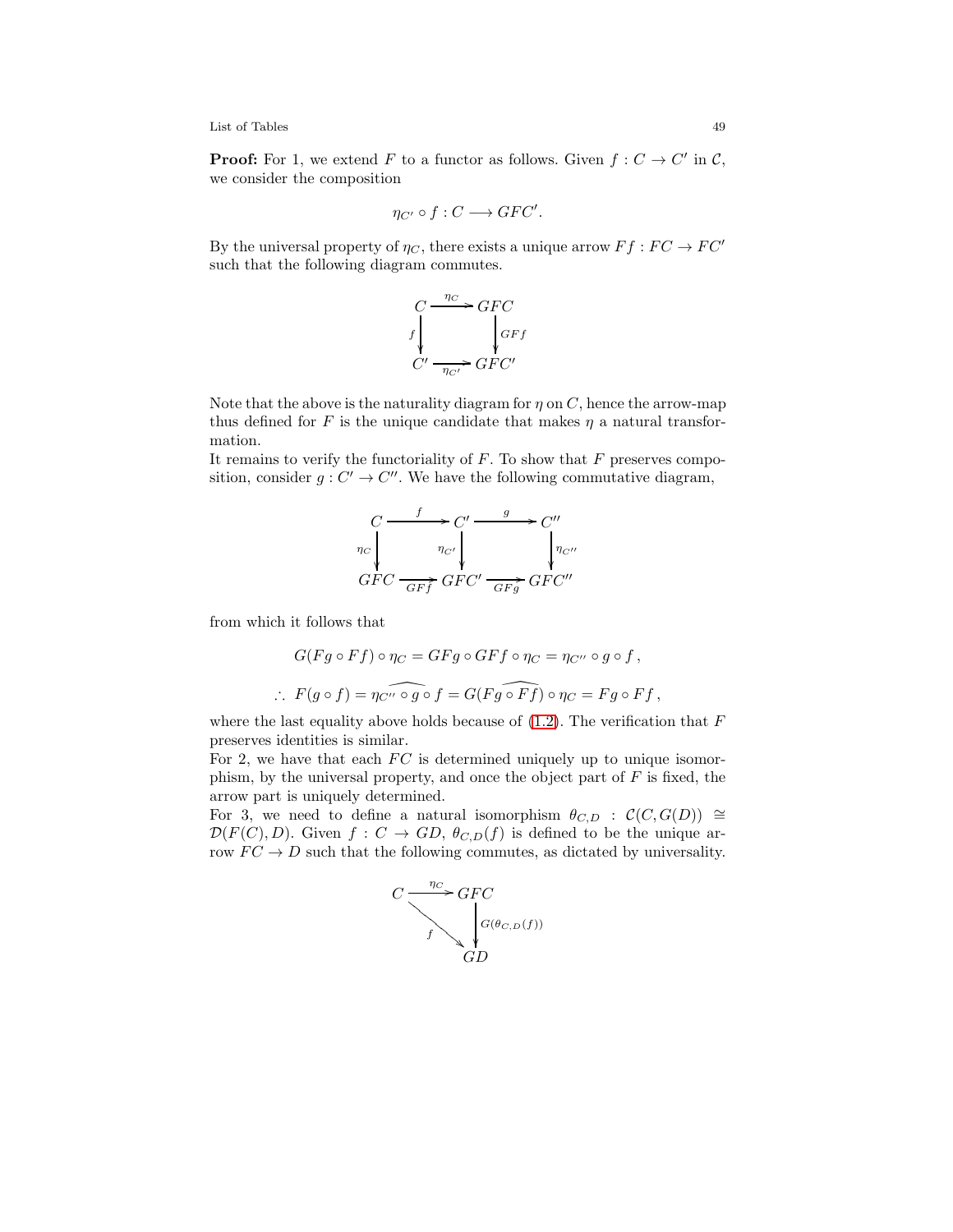**Proof:** For 1, we extend $F$ to a functor as follows. Given $f : C \to C'$ in $\mathcal{C}$, we consider the composition

$$\eta_{C'} \circ f : C \longrightarrow GFC'.$$

By the universal property of $\eta_C$, there exists a unique arrow $Ff : FC \to FC'$ such that the following diagram commutes.

$$\begin{array}{ccc} C & \xrightarrow{\eta_C} & GFC \\ {\scriptstyle f}\downarrow & & \downarrow{\scriptstyle GFf} \\ C' & \xrightarrow[\eta_{C'}]{} & GFC' \end{array}$$

Note that the above is the naturality diagram for $\eta$ on $C$, hence the arrow-map thus defined for $F$ is the unique candidate that makes $\eta$ a natural transformation.

It remains to verify the functoriality of $F$. To show that $F$ preserves composition, consider $g : C' \to C''$. We have the following commutative diagram,

$$\begin{array}{ccccc} C & \xrightarrow{f} & C' & \xrightarrow{g} & C'' \\ {\scriptstyle \eta_C}\downarrow & & {\scriptstyle \eta_{C'}}\downarrow & & \downarrow{\scriptstyle \eta_{C''}} \\ GFC & \xrightarrow[GFf]{} & GFC' & \xrightarrow[GFg]{} & GFC'' \end{array}$$

from which it follows that

$$G(Fg \circ Ff) \circ \eta_C = GFg \circ GFf \circ \eta_C = \eta_{C''} \circ g \circ f\,,$$

$$\therefore\ F(g \circ f) = \widehat{\eta_{C''} \circ g} \circ f = \widehat{G(Fg \circ Ff)} \circ \eta_C = Fg \circ Ff\,,$$

where the last equality above holds because of (1.2). The verification that $F$ preserves identities is similar.

For 2, we have that each $FC$ is determined uniquely up to unique isomorphism, by the universal property, and once the object part of $F$ is fixed, the arrow part is uniquely determined.

For 3, we need to define a natural isomorphism $\theta_{C,D} : \mathcal{C}(C, G(D)) \cong \mathcal{D}(F(C), D)$. Given $f : C \to GD$, $\theta_{C,D}(f)$ is defined to be the unique arrow $FC \to D$ such that the following commutes, as dictated by universality.

$$\begin{array}{ccc} C & \xrightarrow{\eta_C} & GFC \\ & {\scriptstyle f}\searrow & \downarrow{\scriptstyle G(\theta_{C,D}(f))} \\ & & GD \end{array}$$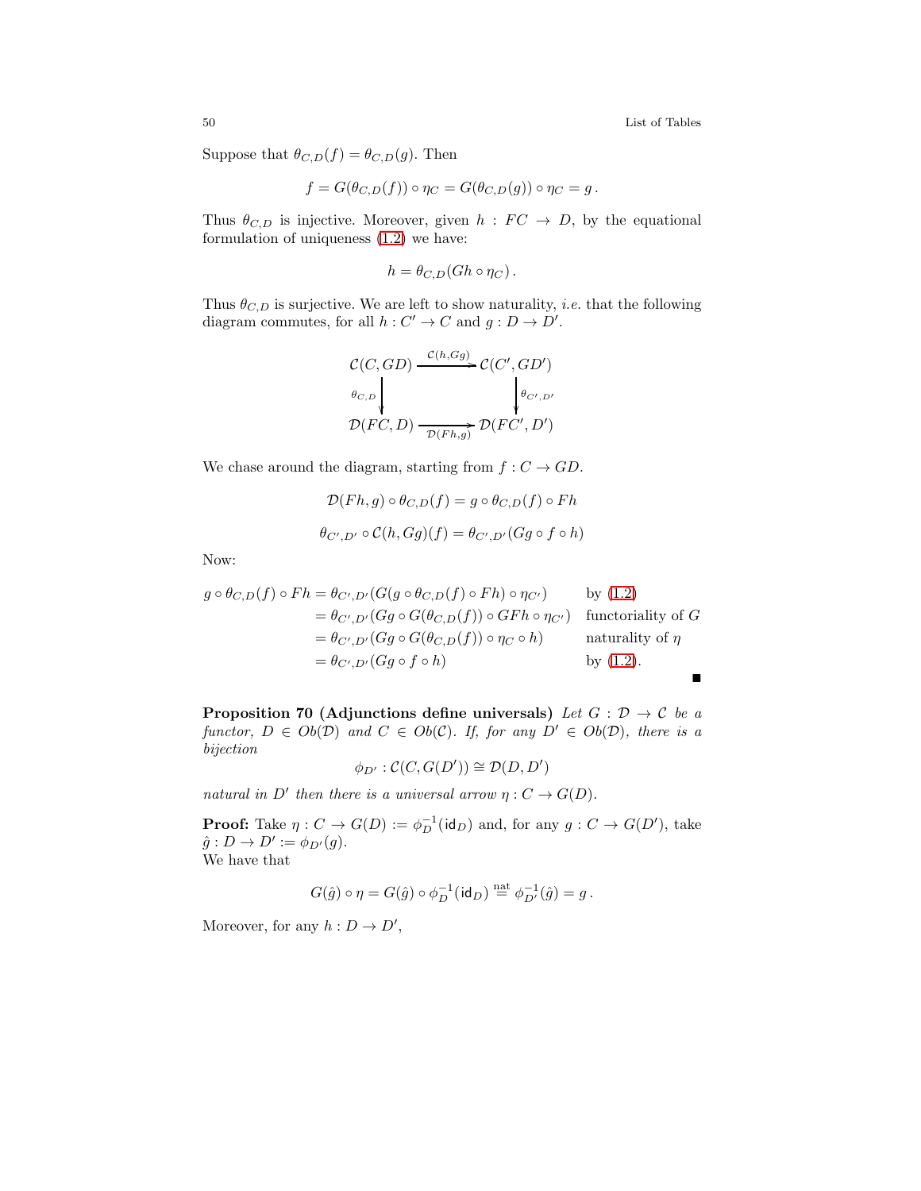Suppose that $\theta_{C,D}(f) = \theta_{C,D}(g)$. Then

$$f = G(\theta_{C,D}(f)) \circ \eta_C = G(\theta_{C,D}(g)) \circ \eta_C = g\,.$$

Thus $\theta_{C,D}$ is injective. Moreover, given $h : FC \to D$, by the equational formulation of uniqueness (1.2) we have:

$$h = \theta_{C,D}(Gh \circ \eta_C)\,.$$

Thus $\theta_{C,D}$ is surjective. We are left to show naturality, *i.e.* that the following diagram commutes, for all $h : C' \to C$ and $g : D \to D'$.

$$\begin{array}{ccc}
\mathcal{C}(C, GD) & \xrightarrow{\mathcal{C}(h, Gg)} & \mathcal{C}(C', GD') \\
\downarrow{\scriptstyle \theta_{C,D}} & & \downarrow{\scriptstyle \theta_{C',D'}} \\
\mathcal{D}(FC, D) & \xrightarrow[\mathcal{D}(Fh, g)]{} & \mathcal{D}(FC', D')
\end{array}$$

We chase around the diagram, starting from $f : C \to GD$.

$$\mathcal{D}(Fh, g) \circ \theta_{C,D}(f) = g \circ \theta_{C,D}(f) \circ Fh$$

$$\theta_{C',D'} \circ \mathcal{C}(h, Gg)(f) = \theta_{C',D'}(Gg \circ f \circ h)$$

Now:

$$\begin{aligned}
g \circ \theta_{C,D}(f) \circ Fh &= \theta_{C',D'}(G(g \circ \theta_{C,D}(f) \circ Fh) \circ \eta_{C'}) && \text{by (1.2)} \\
&= \theta_{C',D'}(Gg \circ G(\theta_{C,D}(f)) \circ GFh \circ \eta_{C'}) && \text{functoriality of } G \\
&= \theta_{C',D'}(Gg \circ G(\theta_{C,D}(f)) \circ \eta_C \circ h) && \text{naturality of } \eta \\
&= \theta_{C',D'}(Gg \circ f \circ h) && \text{by (1.2).}
\end{aligned}$$

■

**Proposition 70 (Adjunctions define universals)** *Let $G : \mathcal{D} \to \mathcal{C}$ be a functor, $D \in Ob(\mathcal{D})$ and $C \in Ob(\mathcal{C})$. If, for any $D' \in Ob(\mathcal{D})$, there is a bijection*

$$\phi_{D'} : \mathcal{C}(C, G(D')) \cong \mathcal{D}(D, D')$$

*natural in $D'$ then there is a universal arrow $\eta : C \to G(D)$.*

**Proof:** Take $\eta : C \to G(D) := \phi_D^{-1}(\mathsf{id}_D)$ and, for any $g : C \to G(D')$, take $\hat{g} : D \to D' := \phi_{D'}(g)$.
We have that

$$G(\hat{g}) \circ \eta = G(\hat{g}) \circ \phi_D^{-1}(\mathsf{id}_D) \overset{\text{nat}}{=} \phi_{D'}^{-1}(\hat{g}) = g\,.$$

Moreover, for any $h : D \to D'$,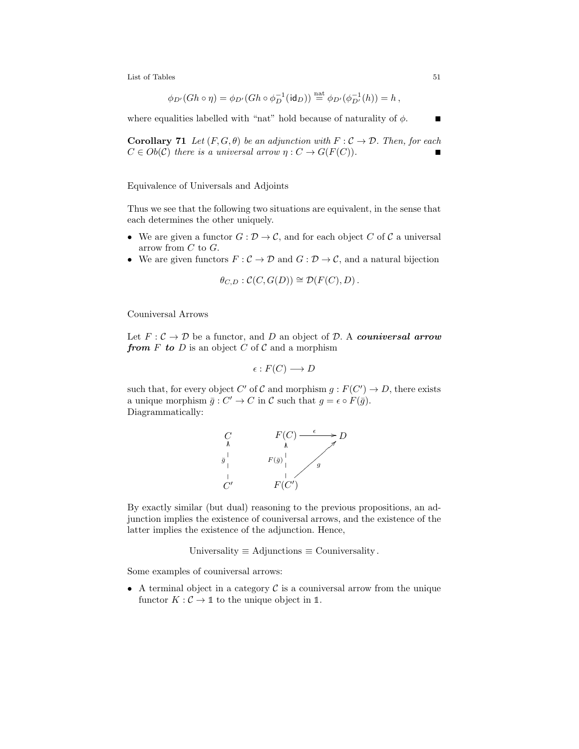$$\phi_{D'}(Gh \circ \eta) = \phi_{D'}(Gh \circ \phi_D^{-1}(\mathsf{id}_D)) \stackrel{\text{nat}}{=} \phi_{D'}(\phi_{D'}^{-1}(h)) = h\,,$$

where equalities labelled with "nat" hold because of naturality of $\phi$. ■

**Corollary 71** *Let $(F, G, \theta)$ be an adjunction with $F : \mathcal{C} \to \mathcal{D}$. Then, for each $C \in Ob(\mathcal{C})$ there is a universal arrow $\eta : C \to G(F(C))$.* ■

Equivalence of Universals and Adjoints

Thus we see that the following two situations are equivalent, in the sense that each determines the other uniquely.

- We are given a functor $G : \mathcal{D} \to \mathcal{C}$, and for each object $C$ of $\mathcal{C}$ a universal arrow from $C$ to $G$.
- We are given functors $F : \mathcal{C} \to \mathcal{D}$ and $G : \mathcal{D} \to \mathcal{C}$, and a natural bijection

$$\theta_{C,D} : \mathcal{C}(C, G(D)) \cong \mathcal{D}(F(C), D)\,.$$

Couniversal Arrows

Let $F : \mathcal{C} \to \mathcal{D}$ be a functor, and $D$ an object of $\mathcal{D}$. A ***couniversal arrow from $F$ to $D$*** is an object $C$ of $\mathcal{C}$ and a morphism

$$\epsilon : F(C) \longrightarrow D$$

such that, for every object $C'$ of $\mathcal{C}$ and morphism $g : F(C') \to D$, there exists a unique morphism $\bar{g} : C' \to C$ in $\mathcal{C}$ such that $g = \epsilon \circ F(\bar{g})$.
Diagrammatically:

$$\begin{array}{ccc} C & \quad & F(C) \xrightarrow{\ \epsilon\ } D \\ \uparrow{\scriptstyle \bar{g}} & & \uparrow{\scriptstyle F(\bar{g})} \nearrow{\scriptstyle g} \\ C' & & F(C') \end{array}$$

By exactly similar (but dual) reasoning to the previous propositions, an adjunction implies the existence of couniversal arrows, and the existence of the latter implies the existence of the adjunction. Hence,

$$\text{Universality} \equiv \text{Adjunctions} \equiv \text{Couniversality}\,.$$

Some examples of couniversal arrows:

- A terminal object in a category $\mathcal{C}$ is a couniversal arrow from the unique functor $K : \mathcal{C} \to \mathbb{1}$ to the unique object in $\mathbb{1}$.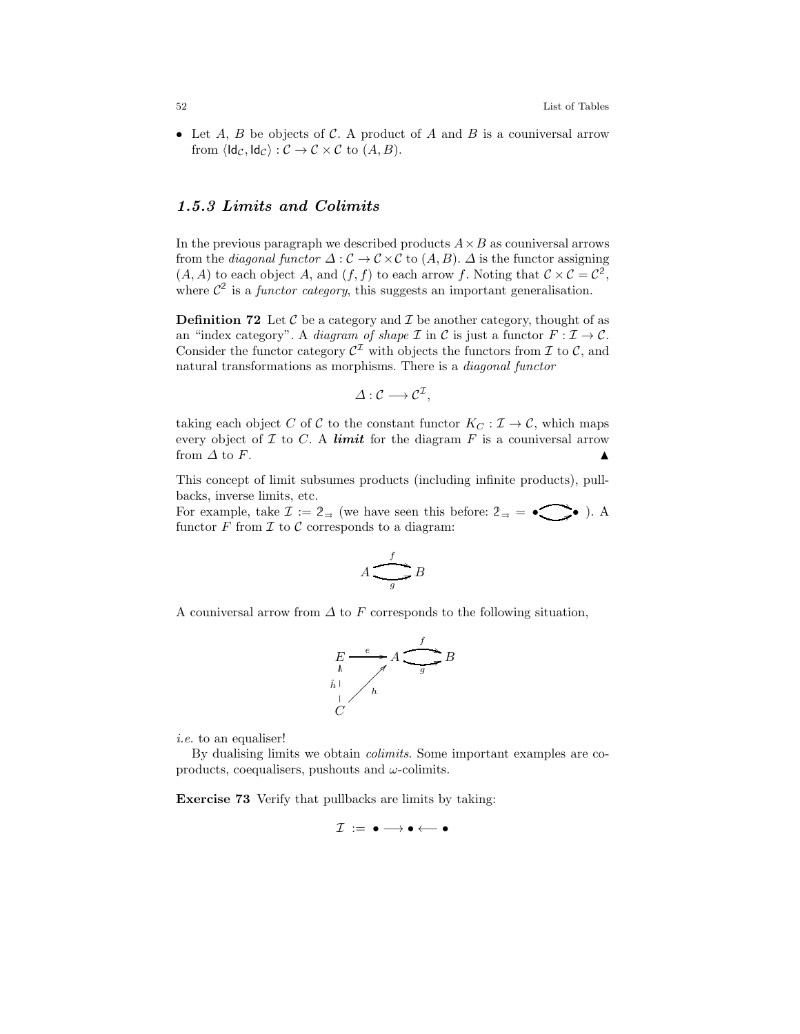- Let $A$, $B$ be objects of $\mathcal{C}$. A product of $A$ and $B$ is a couniversal arrow from $\langle \mathsf{Id}_{\mathcal{C}}, \mathsf{Id}_{\mathcal{C}} \rangle : \mathcal{C} \to \mathcal{C} \times \mathcal{C}$ to $(A, B)$.

### 1.5.3 Limits and Colimits

In the previous paragraph we described products $A \times B$ as couniversal arrows from the *diagonal functor* $\Delta : \mathcal{C} \to \mathcal{C} \times \mathcal{C}$ to $(A, B)$. $\Delta$ is the functor assigning $(A, A)$ to each object $A$, and $(f, f)$ to each arrow $f$. Noting that $\mathcal{C} \times \mathcal{C} = \mathcal{C}^2$, where $\mathcal{C}^2$ is a *functor category*, this suggests an important generalisation.

**Definition 72** Let $\mathcal{C}$ be a category and $\mathcal{I}$ be another category, thought of as an "index category". A *diagram of shape* $\mathcal{I}$ in $\mathcal{C}$ is just a functor $F : \mathcal{I} \to \mathcal{C}$. Consider the functor category $\mathcal{C}^{\mathcal{I}}$ with objects the functors from $\mathcal{I}$ to $\mathcal{C}$, and natural transformations as morphisms. There is a *diagonal functor*

$$\Delta : \mathcal{C} \longrightarrow \mathcal{C}^{\mathcal{I}},$$

taking each object $C$ of $\mathcal{C}$ to the constant functor $K_C : \mathcal{I} \to \mathcal{C}$, which maps every object of $\mathcal{I}$ to $C$. A ***limit*** for the diagram $F$ is a couniversal arrow from $\Delta$ to $F$. ▲

This concept of limit subsumes products (including infinite products), pullbacks, inverse limits, etc.
For example, take $\mathcal{I} := 2_{\rightrightarrows}$ (we have seen this before: $2_{\rightrightarrows} = \bullet \rightrightarrows \bullet$ ). A functor $F$ from $\mathcal{I}$ to $\mathcal{C}$ corresponds to a diagram:

$$A \underset{g}{\overset{f}{\rightrightarrows}} B$$

A couniversal arrow from $\Delta$ to $F$ corresponds to the following situation,

$$\begin{array}{ccc} E & \xrightarrow{e} & A \underset{g}{\overset{f}{\rightrightarrows}} B \\ \hat{h} \uparrow & \nearrow_{h} & \\ C & & \end{array}$$

*i.e.* to an equaliser!

By dualising limits we obtain *colimits*. Some important examples are coproducts, coequalisers, pushouts and $\omega$-colimits.

**Exercise 73** Verify that pullbacks are limits by taking:

$$\mathcal{I} := \bullet \longrightarrow \bullet \longleftarrow \bullet$$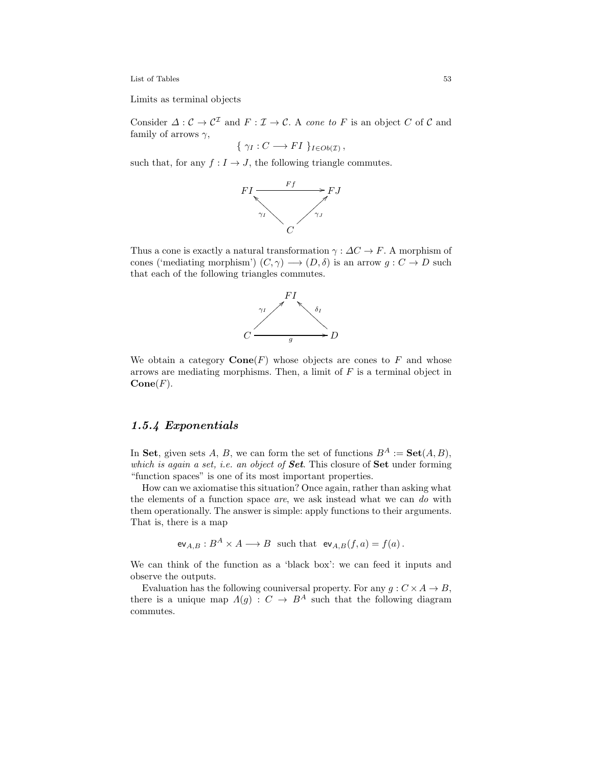Limits as terminal objects

Consider $\Delta : \mathcal{C} \to \mathcal{C}^{\mathcal{I}}$ and $F : \mathcal{I} \to \mathcal{C}$. A *cone to* $F$ is an object $C$ of $\mathcal{C}$ and family of arrows $\gamma$,

$$\{ \ \gamma_I : C \longrightarrow FI \ \}_{I \in Ob(\mathcal{I})} \, ,$$

such that, for any $f : I \to J$, the following triangle commutes.

$$\begin{array}{ccc} FI & \xrightarrow{Ff} & FJ \\ & {\scriptstyle \gamma_I} \nwarrow \quad \nearrow {\scriptstyle \gamma_J} & \\ & C & \end{array}$$

Thus a cone is exactly a natural transformation $\gamma : \Delta C \to F$. A morphism of cones ('mediating morphism') $(C, \gamma) \longrightarrow (D, \delta)$ is an arrow $g : C \to D$ such that each of the following triangles commutes.

$$\begin{array}{ccc} & FI & \\ & {\scriptstyle \gamma_I} \nearrow \quad \nwarrow {\scriptstyle \delta_I} & \\ C & \xrightarrow[g]{} & D \end{array}$$

We obtain a category $\mathbf{Cone}(F)$ whose objects are cones to $F$ and whose arrows are mediating morphisms. Then, a limit of $F$ is a terminal object in $\mathbf{Cone}(F)$.

### *1.5.4 Exponentials*

In **Set**, given sets $A$, $B$, we can form the set of functions $B^A := \mathbf{Set}(A, B)$, *which is again a set, i.e. an object of* ***Set***. This closure of **Set** under forming "function spaces" is one of its most important properties.

How can we axiomatise this situation? Once again, rather than asking what the elements of a function space *are*, we ask instead what we can *do* with them operationally. The answer is simple: apply functions to their arguments. That is, there is a map

$$\mathsf{ev}_{A,B} : B^A \times A \longrightarrow B \ \text{ such that } \ \mathsf{ev}_{A,B}(f, a) = f(a) \, .$$

We can think of the function as a 'black box': we can feed it inputs and observe the outputs.

Evaluation has the following couniversal property. For any $g : C \times A \to B$, there is a unique map $\Lambda(g) : C \to B^A$ such that the following diagram commutes.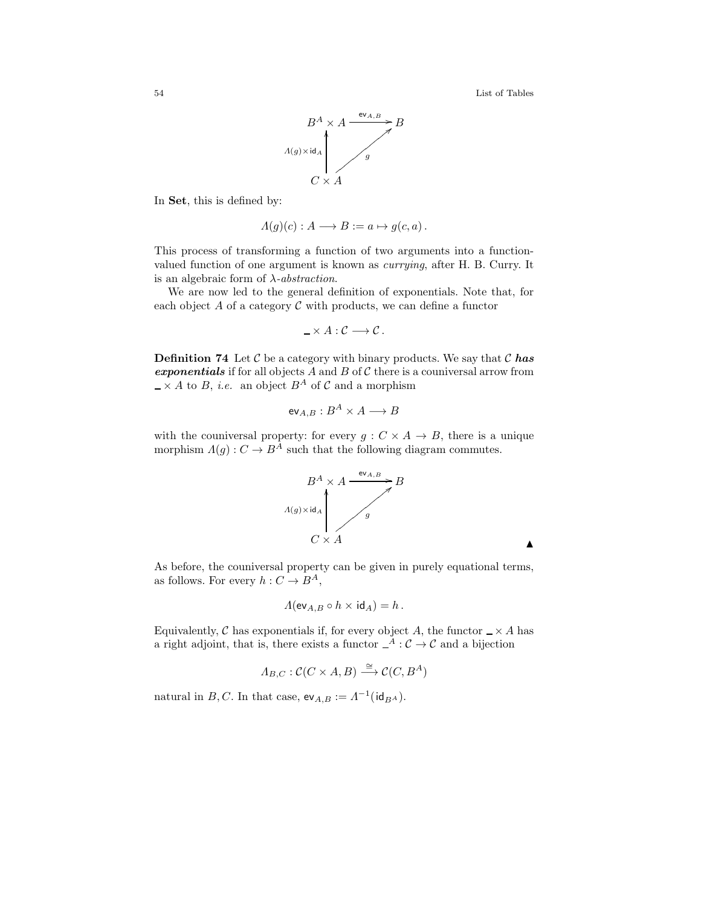$$
\begin{array}{ccc}
B^A \times A & \xrightarrow{\mathsf{ev}_{A,B}} & B \\
\uparrow {\scriptstyle \Lambda(g) \times \mathsf{id}_A} & \nearrow {\scriptstyle g} & \\
C \times A & &
\end{array}
$$

In **Set**, this is defined by:

$$
\Lambda(g)(c) : A \longrightarrow B := a \mapsto g(c, a) .
$$

This process of transforming a function of two arguments into a function-valued function of one argument is known as *currying*, after H. B. Curry. It is an algebraic form of $\lambda$-*abstraction*.

We are now led to the general definition of exponentials. Note that, for each object $A$ of a category $\mathcal{C}$ with products, we can define a functor

$$
\_ \times A : \mathcal{C} \longrightarrow \mathcal{C} .
$$

**Definition 74** Let $\mathcal{C}$ be a category with binary products. We say that $\mathcal{C}$ ***has exponentials*** if for all objects $A$ and $B$ of $\mathcal{C}$ there is a couniversal arrow from $\_ \times A$ to $B$, *i.e.* an object $B^A$ of $\mathcal{C}$ and a morphism

$$
\mathsf{ev}_{A,B} : B^A \times A \longrightarrow B
$$

with the couniversal property: for every $g : C \times A \to B$, there is a unique morphism $\Lambda(g) : C \to B^A$ such that the following diagram commutes.

$$
\begin{array}{ccc}
B^A \times A & \xrightarrow{\mathsf{ev}_{A,B}} & B \\
\uparrow {\scriptstyle \Lambda(g) \times \mathsf{id}_A} & \nearrow {\scriptstyle g} & \\
C \times A & &
\end{array}
$$

▲

As before, the couniversal property can be given in purely equational terms, as follows. For every $h : C \to B^A$,

$$
\Lambda(\mathsf{ev}_{A,B} \circ h \times \mathsf{id}_A) = h .
$$

Equivalently, $\mathcal{C}$ has exponentials if, for every object $A$, the functor $\_ \times A$ has a right adjoint, that is, there exists a functor $\_^A : \mathcal{C} \to \mathcal{C}$ and a bijection

$$
\Lambda_{B,C} : \mathcal{C}(C \times A, B) \xrightarrow{\cong} \mathcal{C}(C, B^A)
$$

natural in $B, C$. In that case, $\mathsf{ev}_{A,B} := \Lambda^{-1}(\mathsf{id}_{B^A})$.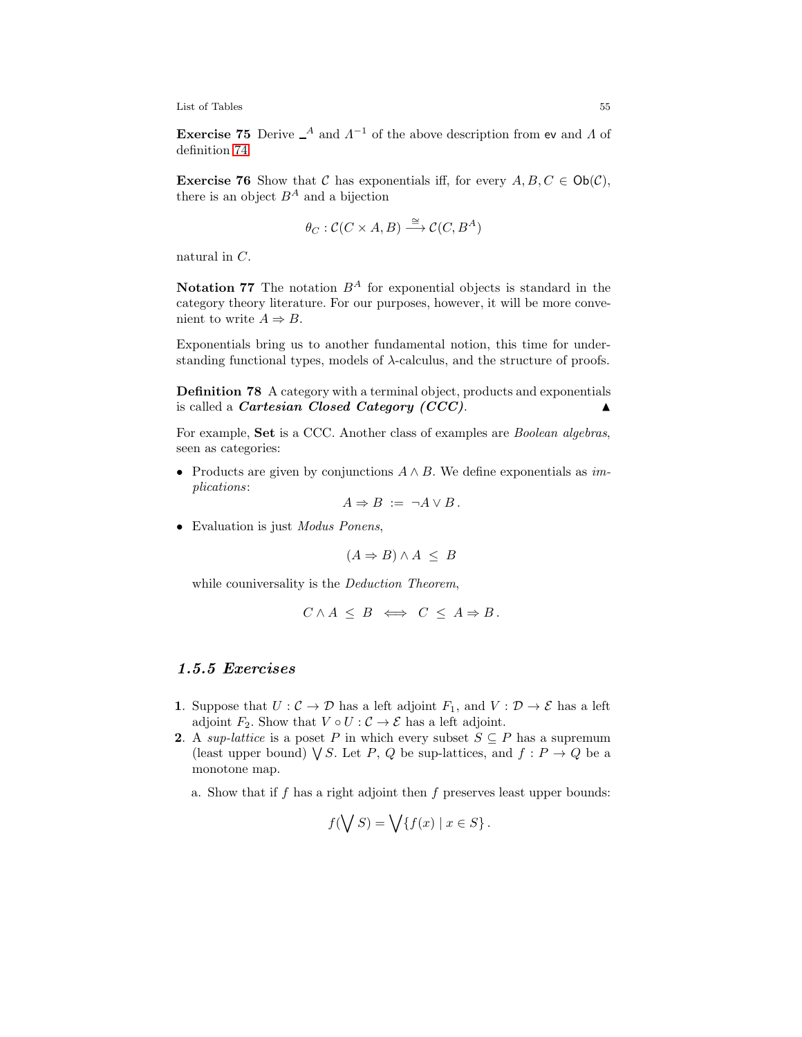**Exercise 75** Derive $\_^A$ and $\Lambda^{-1}$ of the above description from $\mathsf{ev}$ and $\Lambda$ of definition 74.

**Exercise 76** Show that $\mathcal{C}$ has exponentials iff, for every $A, B, C \in \mathsf{Ob}(\mathcal{C})$, there is an object $B^A$ and a bijection

$$\theta_C : \mathcal{C}(C \times A, B) \xrightarrow{\cong} \mathcal{C}(C, B^A)$$

natural in $C$.

**Notation 77** The notation $B^A$ for exponential objects is standard in the category theory literature. For our purposes, however, it will be more convenient to write $A \Rightarrow B$.

Exponentials bring us to another fundamental notion, this time for understanding functional types, models of $\lambda$-calculus, and the structure of proofs.

**Definition 78** A category with a terminal object, products and exponentials is called a ***Cartesian Closed Category (CCC)***. ▲

For example, **Set** is a CCC. Another class of examples are *Boolean algebras*, seen as categories:

- Products are given by conjunctions $A \wedge B$. We define exponentials as *implications*:
$$A \Rightarrow B \;:=\; \neg A \vee B\,.$$
- Evaluation is just *Modus Ponens*,
$$(A \Rightarrow B) \wedge A \;\leq\; B$$
while couniversality is the *Deduction Theorem*,
$$C \wedge A \;\leq\; B \iff C \;\leq\; A \Rightarrow B\,.$$

### *1.5.5 Exercises*

1. Suppose that $U : \mathcal{C} \to \mathcal{D}$ has a left adjoint $F_1$, and $V : \mathcal{D} \to \mathcal{E}$ has a left adjoint $F_2$. Show that $V \circ U : \mathcal{C} \to \mathcal{E}$ has a left adjoint.
2. A *sup-lattice* is a poset $P$ in which every subset $S \subseteq P$ has a supremum (least upper bound) $\bigvee S$. Let $P$, $Q$ be sup-lattices, and $f : P \to Q$ be a monotone map.

   a. Show that if $f$ has a right adjoint then $f$ preserves least upper bounds:
$$f(\bigvee S) = \bigvee \{f(x) \mid x \in S\}\,.$$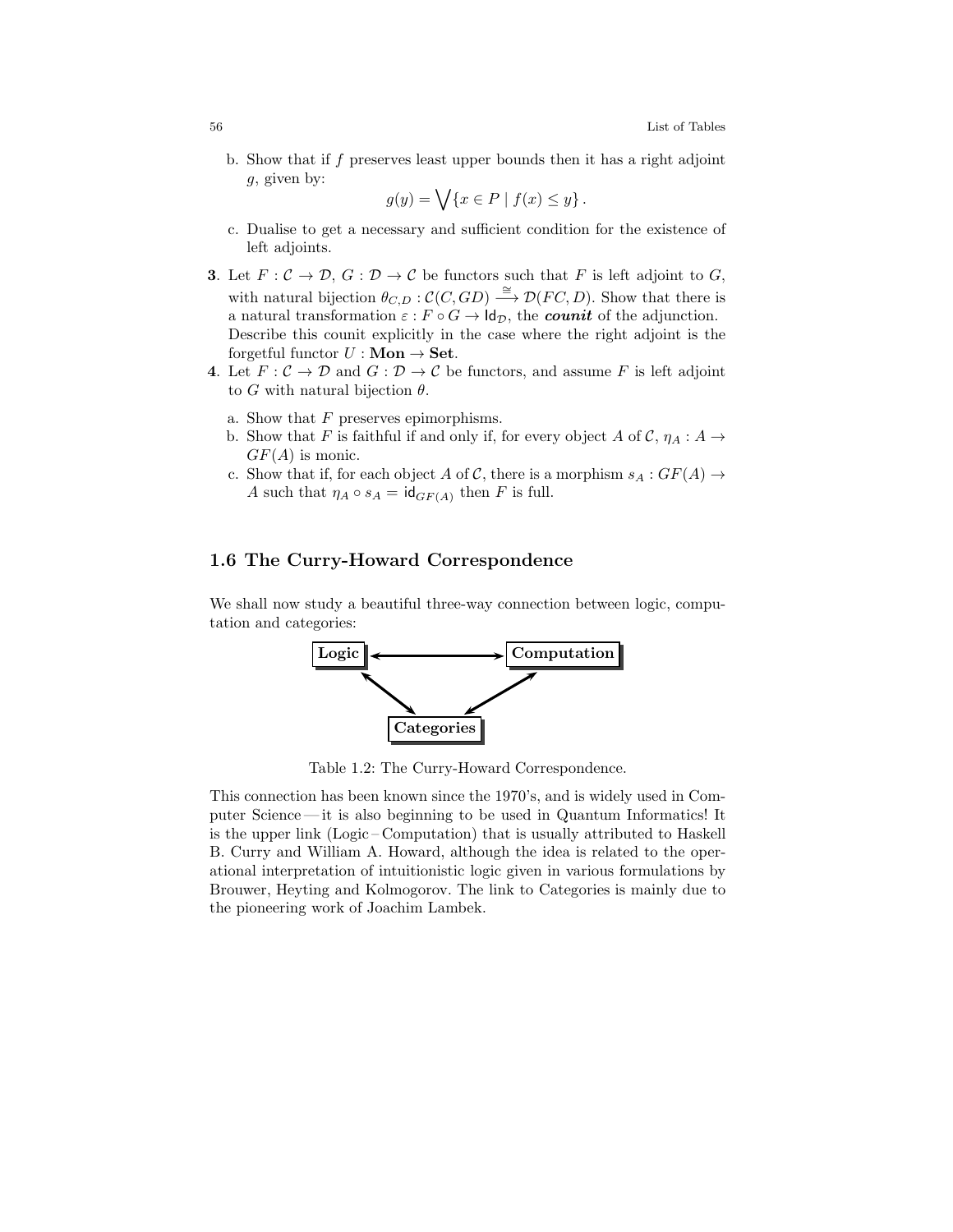b. Show that if $f$ preserves least upper bounds then it has a right adjoint $g$, given by:

$$g(y) = \bigvee\{x \in P \mid f(x) \leq y\}\,.$$

c. Dualise to get a necessary and sufficient condition for the existence of left adjoints.

**3**. Let $F : \mathcal{C} \to \mathcal{D}$, $G : \mathcal{D} \to \mathcal{C}$ be functors such that $F$ is left adjoint to $G$, with natural bijection $\theta_{C,D} : \mathcal{C}(C, GD) \xrightarrow{\cong} \mathcal{D}(FC, D)$. Show that there is a natural transformation $\varepsilon : F \circ G \to \mathsf{Id}_{\mathcal{D}}$, the ***counit*** of the adjunction. Describe this counit explicitly in the case where the right adjoint is the forgetful functor $U : \mathbf{Mon} \to \mathbf{Set}$.

**4**. Let $F : \mathcal{C} \to \mathcal{D}$ and $G : \mathcal{D} \to \mathcal{C}$ be functors, and assume $F$ is left adjoint to $G$ with natural bijection $\theta$.

a. Show that $F$ preserves epimorphisms.

b. Show that $F$ is faithful if and only if, for every object $A$ of $\mathcal{C}$, $\eta_A : A \to GF(A)$ is monic.

c. Show that if, for each object $A$ of $\mathcal{C}$, there is a morphism $s_A : GF(A) \to A$ such that $\eta_A \circ s_A = \mathsf{id}_{GF(A)}$ then $F$ is full.

## 1.6 The Curry-Howard Correspondence

We shall now study a beautiful three-way connection between logic, computation and categories:

**Logic** ⟷ **Computation**

**Logic** ⟷ **Categories** ⟷ **Computation**

Table 1.2: The Curry-Howard Correspondence.

This connection has been known since the 1970's, and is widely used in Computer Science — it is also beginning to be used in Quantum Informatics! It is the upper link (Logic – Computation) that is usually attributed to Haskell B. Curry and William A. Howard, although the idea is related to the operational interpretation of intuitionistic logic given in various formulations by Brouwer, Heyting and Kolmogorov. The link to Categories is mainly due to the pioneering work of Joachim Lambek.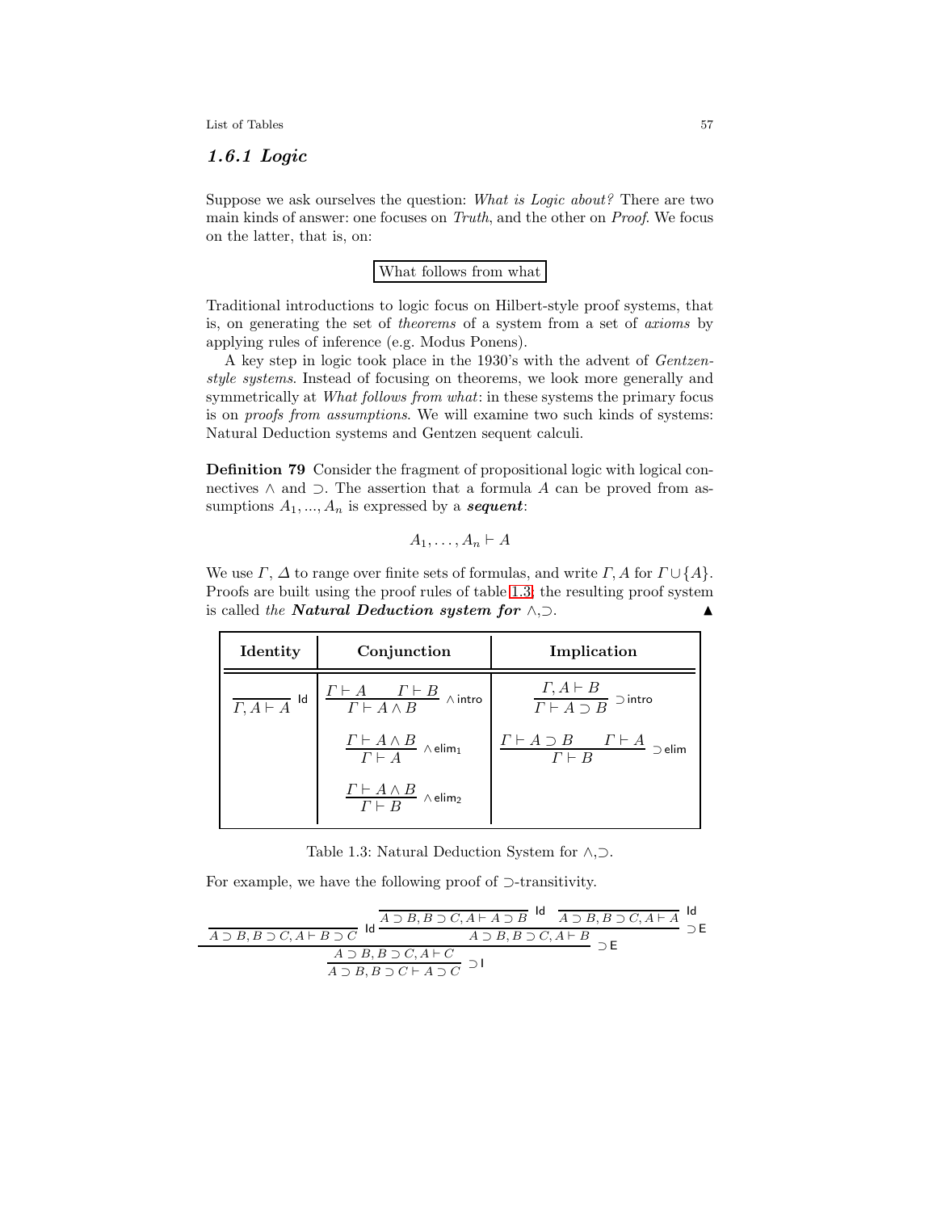### *1.6.1 Logic*

Suppose we ask ourselves the question: *What is Logic about?* There are two main kinds of answer: one focuses on *Truth*, and the other on *Proof*. We focus on the latter, that is, on:

**What follows from what**

Traditional introductions to logic focus on Hilbert-style proof systems, that is, on generating the set of *theorems* of a system from a set of *axioms* by applying rules of inference (e.g. Modus Ponens).

A key step in logic took place in the 1930's with the advent of *Gentzen-style systems*. Instead of focusing on theorems, we look more generally and symmetrically at *What follows from what*: in these systems the primary focus is on *proofs from assumptions*. We will examine two such kinds of systems: Natural Deduction systems and Gentzen sequent calculi.

**Definition 79** Consider the fragment of propositional logic with logical connectives $\wedge$ and $\supset$. The assertion that a formula $A$ can be proved from assumptions $A_1, ..., A_n$ is expressed by a ***sequent***:

$$A_1, \ldots, A_n \vdash A$$

We use $\Gamma$, $\Delta$ to range over finite sets of formulas, and write $\Gamma, A$ for $\Gamma \cup \{A\}$. Proofs are built using the proof rules of table 1.3; the resulting proof system is called *the* ***Natural Deduction system for*** $\wedge$,$\supset$. ▲

| Identity | Conjunction | Implication |
|---|---|---|
| $\dfrac{}{\Gamma, A \vdash A}\ \mathsf{Id}$ | $\dfrac{\Gamma \vdash A \qquad \Gamma \vdash B}{\Gamma \vdash A \wedge B}\ \wedge\mathsf{intro}$ | $\dfrac{\Gamma, A \vdash B}{\Gamma \vdash A \supset B}\ \supset\mathsf{intro}$ |
| | $\dfrac{\Gamma \vdash A \wedge B}{\Gamma \vdash A}\ \wedge\mathsf{elim}_1$ | $\dfrac{\Gamma \vdash A \supset B \qquad \Gamma \vdash A}{\Gamma \vdash B}\ \supset\mathsf{elim}$ |
| | $\dfrac{\Gamma \vdash A \wedge B}{\Gamma \vdash B}\ \wedge\mathsf{elim}_2$ | |

Table 1.3: Natural Deduction System for $\wedge$,$\supset$.

For example, we have the following proof of $\supset$-transitivity.

$$\dfrac{\dfrac{\dfrac{}{A \supset B, B \supset C, A \vdash B \supset C}\ \mathsf{Id} \qquad \dfrac{\dfrac{}{A \supset B, B \supset C, A \vdash A \supset B}\ \mathsf{Id} \qquad \dfrac{}{A \supset B, B \supset C, A \vdash A}\ \mathsf{Id}}{A \supset B, B \supset C, A \vdash B}\ \supset\mathsf{E}}{A \supset B, B \supset C, A \vdash C}\ \supset\mathsf{E}}{A \supset B, B \supset C \vdash A \supset C}\ \supset\mathsf{I}$$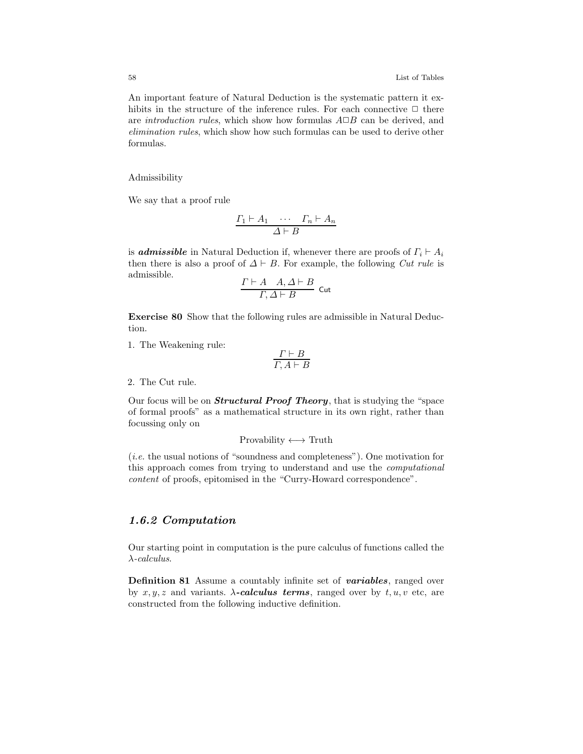An important feature of Natural Deduction is the systematic pattern it exhibits in the structure of the inference rules. For each connective $\Box$ there are *introduction rules*, which show how formulas $A \Box B$ can be derived, and *elimination rules*, which show how such formulas can be used to derive other formulas.

Admissibility

We say that a proof rule

$$\frac{\Gamma_1 \vdash A_1 \quad \cdots \quad \Gamma_n \vdash A_n}{\Delta \vdash B}$$

is ***admissible*** in Natural Deduction if, whenever there are proofs of $\Gamma_i \vdash A_i$ then there is also a proof of $\Delta \vdash B$. For example, the following *Cut rule* is admissible.

$$\frac{\Gamma \vdash A \quad A, \Delta \vdash B}{\Gamma, \Delta \vdash B}\ \mathsf{Cut}$$

**Exercise 80** Show that the following rules are admissible in Natural Deduction.

1. The Weakening rule:
$$\frac{\Gamma \vdash B}{\Gamma, A \vdash B}$$
2. The Cut rule.

Our focus will be on ***Structural Proof Theory***, that is studying the "space of formal proofs" as a mathematical structure in its own right, rather than focussing only on

$$\text{Provability} \longleftrightarrow \text{Truth}$$

(*i.e.* the usual notions of "soundness and completeness"). One motivation for this approach comes from trying to understand and use the *computational content* of proofs, epitomised in the "Curry-Howard correspondence".

### *1.6.2 Computation*

Our starting point in computation is the pure calculus of functions called the $\lambda$*-calculus*.

**Definition 81** Assume a countably infinite set of ***variables***, ranged over by $x, y, z$ and variants. $\lambda$***-calculus terms***, ranged over by $t, u, v$ etc, are constructed from the following inductive definition.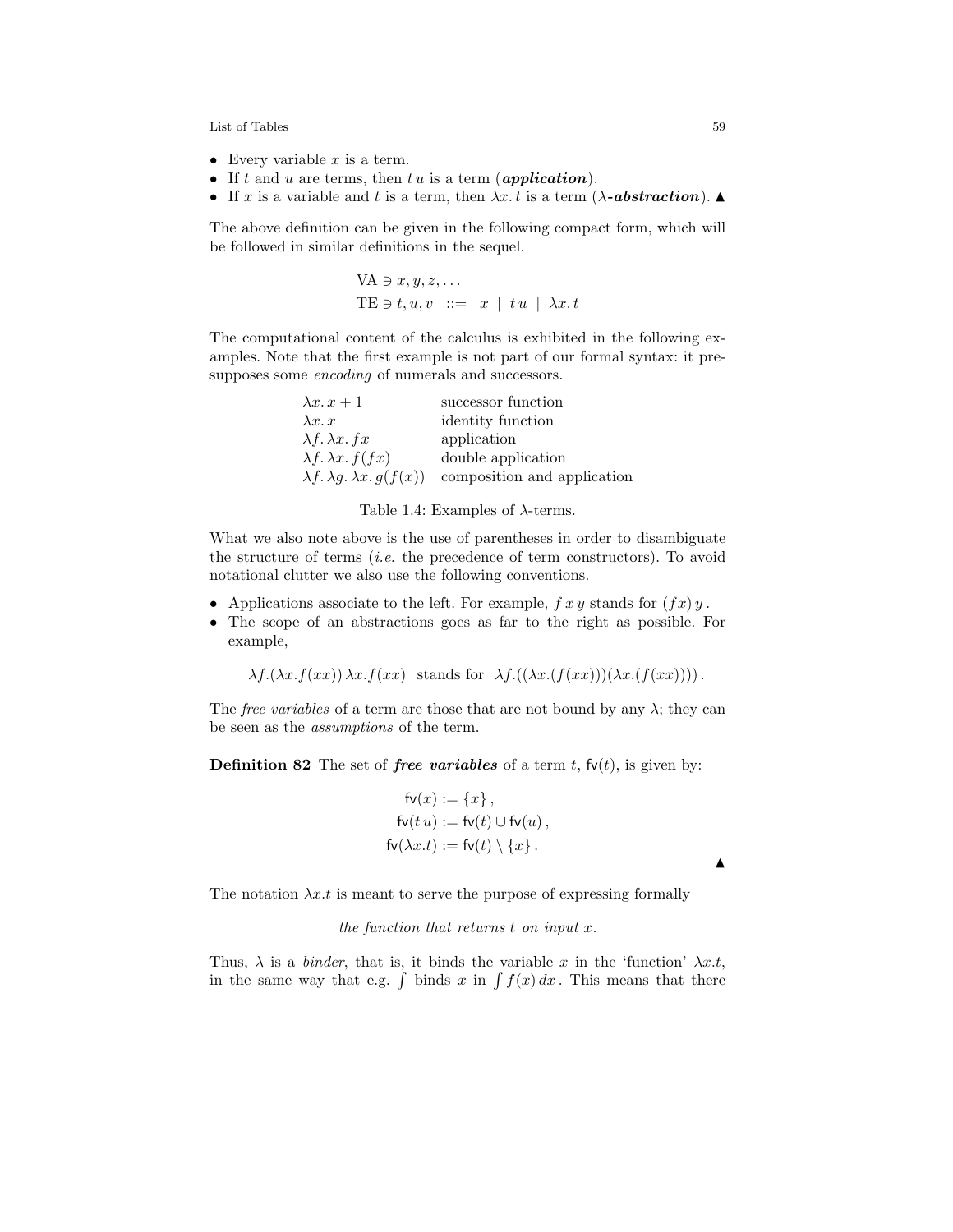- Every variable $x$ is a term.
- If $t$ and $u$ are terms, then $t\,u$ is a term (***application***).
- If $x$ is a variable and $t$ is a term, then $\lambda x.\,t$ is a term ($\lambda$-***abstraction***). ▲

The above definition can be given in the following compact form, which will be followed in similar definitions in the sequel.

$$\begin{aligned} &\mathrm{VA} \ni x, y, z, \ldots \\ &\mathrm{TE} \ni t, u, v \quad ::= \quad x \ \mid \ t\,u \ \mid \ \lambda x.\,t \end{aligned}$$

The computational content of the calculus is exhibited in the following examples. Note that the first example is not part of our formal syntax: it presupposes some *encoding* of numerals and successors.

| | |
|---|---|
| $\lambda x.\,x+1$ | successor function |
| $\lambda x.\,x$ | identity function |
| $\lambda f.\,\lambda x.\,f x$ | application |
| $\lambda f.\,\lambda x.\,f(f x)$ | double application |
| $\lambda f.\,\lambda g.\,\lambda x.\,g(f(x))$ | composition and application |

Table 1.4: Examples of $\lambda$-terms.

What we also note above is the use of parentheses in order to disambiguate the structure of terms (*i.e.* the precedence of term constructors). To avoid notational clutter we also use the following conventions.

- Applications associate to the left. For example, $f\,x\,y$ stands for $(f x)\,y$.
- The scope of an abstractions goes as far to the right as possible. For example,

$$\lambda f.(\lambda x.f(xx))\,\lambda x.f(xx) \ \text{ stands for } \ \lambda f.((\lambda x.(f(xx)))(\lambda x.(f(xx))))\,.$$

The *free variables* of a term are those that are not bound by any $\lambda$; they can be seen as the *assumptions* of the term.

**Definition 82** The set of ***free variables*** of a term $t$, $\mathsf{fv}(t)$, is given by:

$$\begin{aligned} \mathsf{fv}(x) &:= \{x\}\,, \\ \mathsf{fv}(t\,u) &:= \mathsf{fv}(t) \cup \mathsf{fv}(u)\,, \\ \mathsf{fv}(\lambda x.t) &:= \mathsf{fv}(t) \setminus \{x\}\,. \end{aligned}$$

▲

The notation $\lambda x.t$ is meant to serve the purpose of expressing formally

*the function that returns $t$ on input $x$.*

Thus, $\lambda$ is a *binder*, that is, it binds the variable $x$ in the 'function' $\lambda x.t$, in the same way that e.g. $\int$ binds $x$ in $\int f(x)\,dx$. This means that there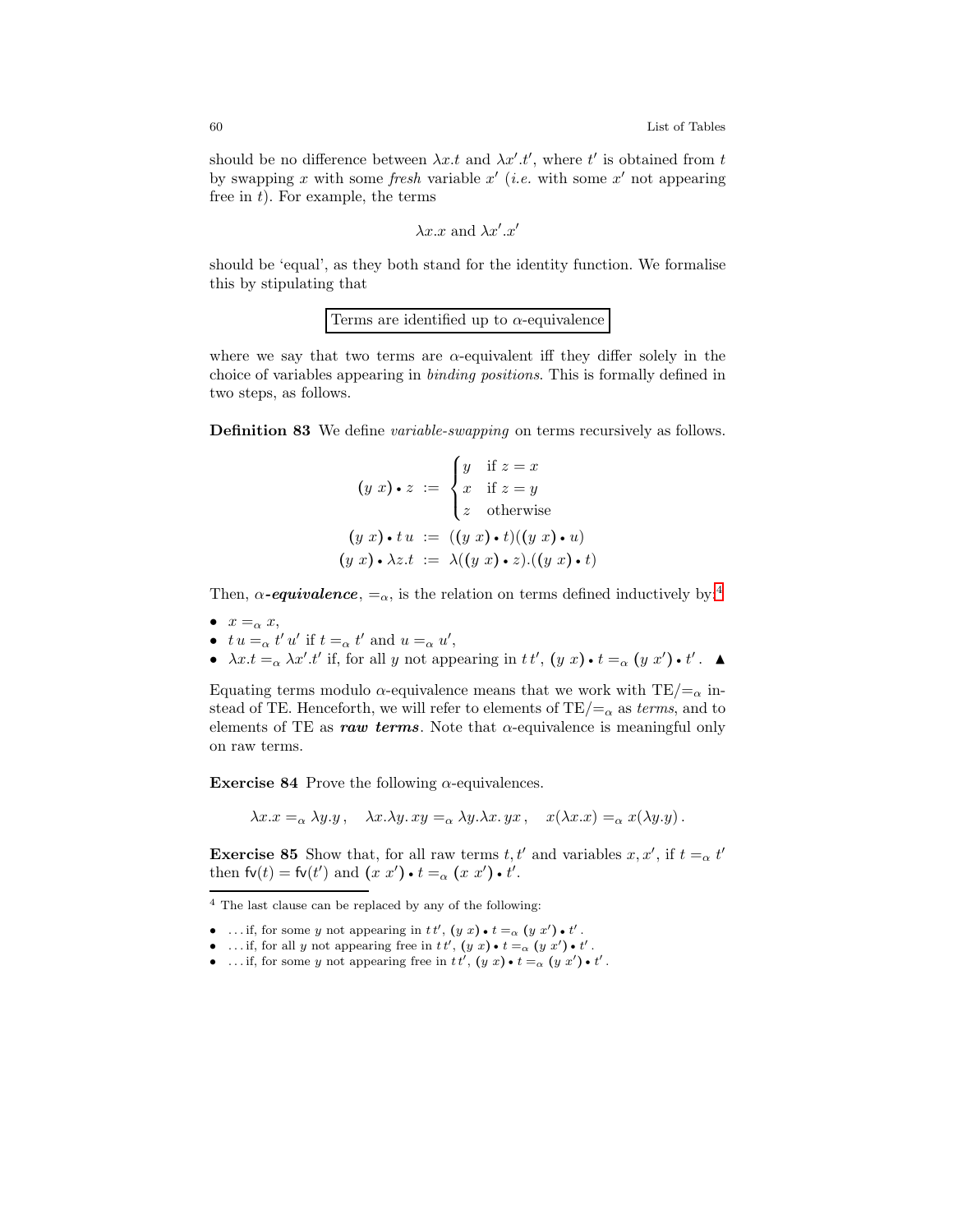should be no difference between $\lambda x.t$ and $\lambda x'.t'$, where $t'$ is obtained from $t$ by swapping $x$ with some *fresh* variable $x'$ (*i.e.* with some $x'$ not appearing free in $t$). For example, the terms

$$\lambda x.x \text{ and } \lambda x'.x'$$

should be 'equal', as they both stand for the identity function. We formalise this by stipulating that

$$\boxed{\text{Terms are identified up to } \alpha\text{-equivalence}}$$

where we say that two terms are $\alpha$-equivalent iff they differ solely in the choice of variables appearing in *binding positions*. This is formally defined in two steps, as follows.

**Definition 83** We define *variable-swapping* on terms recursively as follows.

$$(y\ x) \bullet z := \begin{cases} y & \text{if } z = x \\ x & \text{if } z = y \\ z & \text{otherwise} \end{cases}$$

$$(y\ x) \bullet t\,u := ((y\ x) \bullet t)((y\ x) \bullet u)$$

$$(y\ x) \bullet \lambda z.t := \lambda((y\ x) \bullet z).((y\ x) \bullet t)$$

Then, $\alpha$***-equivalence***, $=_\alpha$, is the relation on terms defined inductively by:[4]

- $x =_\alpha x$,
- $t\,u =_\alpha t'\,u'$ if $t =_\alpha t'$ and $u =_\alpha u'$,
- $\lambda x.t =_\alpha \lambda x'.t'$ if, for all $y$ not appearing in $t\,t'$, $(y\ x) \bullet t =_\alpha (y\ x') \bullet t'$. ▲

Equating terms modulo $\alpha$-equivalence means that we work with $\text{TE}/{=_\alpha}$ instead of TE. Henceforth, we will refer to elements of $\text{TE}/{=_\alpha}$ as *terms*, and to elements of TE as ***raw terms***. Note that $\alpha$-equivalence is meaningful only on raw terms.

**Exercise 84** Prove the following $\alpha$-equivalences.

$$\lambda x.x =_\alpha \lambda y.y\,, \quad \lambda x.\lambda y.\,xy =_\alpha \lambda y.\lambda x.\,yx\,, \quad x(\lambda x.x) =_\alpha x(\lambda y.y)\,.$$

**Exercise 85** Show that, for all raw terms $t, t'$ and variables $x, x'$, if $t =_\alpha t'$ then $\mathsf{fv}(t) = \mathsf{fv}(t')$ and $(x\ x') \bullet t =_\alpha (x\ x') \bullet t'$.

---

[4] The last clause can be replaced by any of the following:

- ... if, for some $y$ not appearing in $t\,t'$, $(y\ x) \bullet t =_\alpha (y\ x') \bullet t'$.
- ... if, for all $y$ not appearing free in $t\,t'$, $(y\ x) \bullet t =_\alpha (y\ x') \bullet t'$.
- ... if, for some $y$ not appearing free in $t\,t'$, $(y\ x) \bullet t =_\alpha (y\ x') \bullet t'$.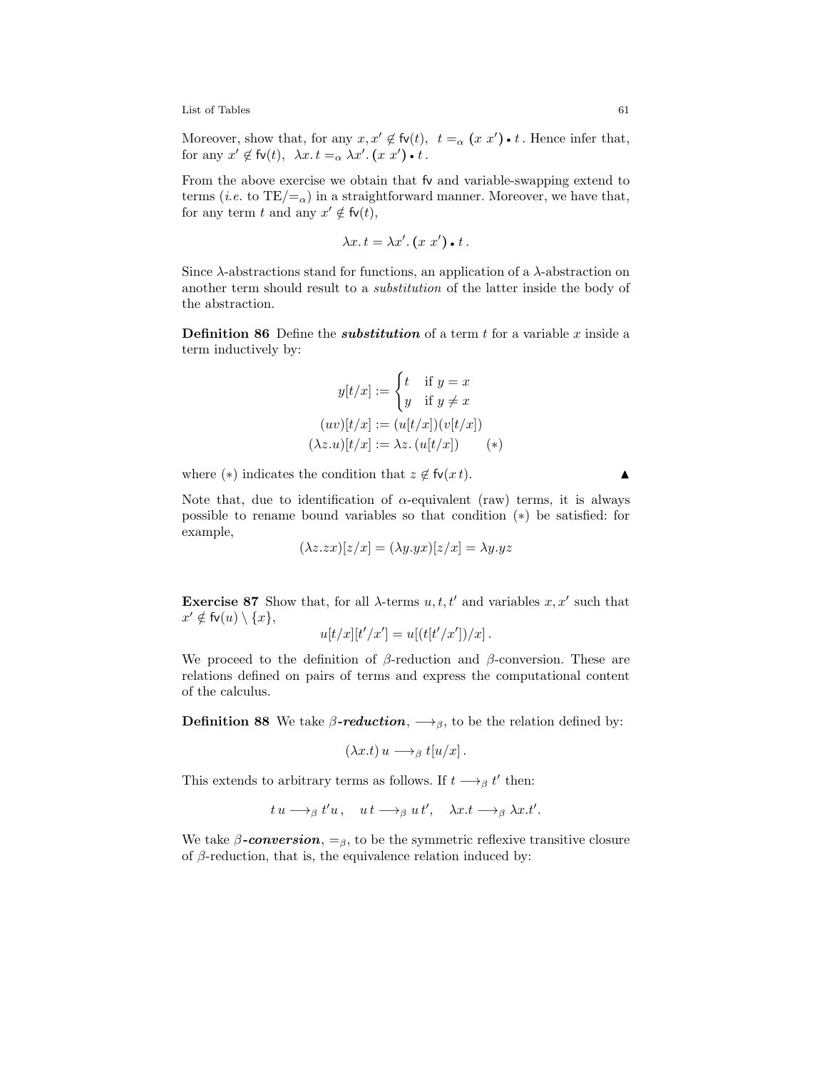Moreover, show that, for any $x, x' \notin \mathsf{fv}(t)$, $t =_\alpha (x\ x') \bullet t$. Hence infer that, for any $x' \notin \mathsf{fv}(t)$, $\lambda x.\, t =_\alpha \lambda x'.\, (x\ x') \bullet t$.

From the above exercise we obtain that fv and variable-swapping extend to terms (*i.e.* to $\mathrm{TE}/{=_\alpha}$) in a straightforward manner. Moreover, we have that, for any term $t$ and any $x' \notin \mathsf{fv}(t)$,

$$\lambda x.\, t = \lambda x'.\, (x\ x') \bullet t\,.$$

Since $\lambda$-abstractions stand for functions, an application of a $\lambda$-abstraction on another term should result to a *substitution* of the latter inside the body of the abstraction.

**Definition 86** Define the ***substitution*** of a term $t$ for a variable $x$ inside a term inductively by:

$$y[t/x] := \begin{cases} t & \text{if } y = x \\ y & \text{if } y \neq x \end{cases}$$
$$(uv)[t/x] := (u[t/x])(v[t/x])$$
$$(\lambda z.u)[t/x] := \lambda z.\, (u[t/x]) \qquad (*)$$

where $(*)$ indicates the condition that $z \notin \mathsf{fv}(x\, t)$. ▲

Note that, due to identification of $\alpha$-equivalent (raw) terms, it is always possible to rename bound variables so that condition $(*)$ be satisfied: for example,

$$(\lambda z.zx)[z/x] = (\lambda y.yx)[z/x] = \lambda y.yz$$

**Exercise 87** Show that, for all $\lambda$-terms $u, t, t'$ and variables $x, x'$ such that $x' \notin \mathsf{fv}(u) \setminus \{x\}$,

$$u[t/x][t'/x'] = u[(t[t'/x'])/x]\,.$$

We proceed to the definition of $\beta$-reduction and $\beta$-conversion. These are relations defined on pairs of terms and express the computational content of the calculus.

**Definition 88** We take $\beta$-***reduction***, $\longrightarrow_\beta$, to be the relation defined by:

$$(\lambda x.t)\, u \longrightarrow_\beta t[u/x]\,.$$

This extends to arbitrary terms as follows. If $t \longrightarrow_\beta t'$ then:

$$t\, u \longrightarrow_\beta t'u\,, \quad u\, t \longrightarrow_\beta u\, t', \quad \lambda x.t \longrightarrow_\beta \lambda x.t'.$$

We take $\beta$-***conversion***, $=_\beta$, to be the symmetric reflexive transitive closure of $\beta$-reduction, that is, the equivalence relation induced by: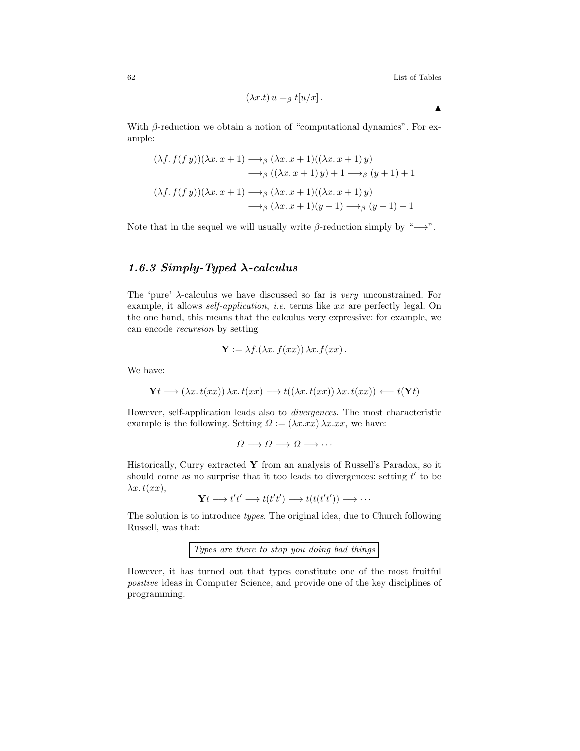$$(\lambda x.t)\, u =_\beta t[u/x]\,.$$

▲

With $\beta$-reduction we obtain a notion of "computational dynamics". For example:

$$
\begin{aligned}
(\lambda f.\, f(f\, y))(\lambda x.\, x+1) &\longrightarrow_\beta (\lambda x.\, x+1)((\lambda x.\, x+1)\, y) \\
&\longrightarrow_\beta ((\lambda x.\, x+1)\, y) + 1 \longrightarrow_\beta (y+1)+1 \\
(\lambda f.\, f(f\, y))(\lambda x.\, x+1) &\longrightarrow_\beta (\lambda x.\, x+1)((\lambda x.\, x+1)\, y) \\
&\longrightarrow_\beta (\lambda x.\, x+1)(y+1) \longrightarrow_\beta (y+1)+1
\end{aligned}
$$

Note that in the sequel we will usually write $\beta$-reduction simply by "$\longrightarrow$".

### *1.6.3 Simply-Typed* $\boldsymbol{\lambda}$*-calculus*

The 'pure' $\lambda$-calculus we have discussed so far is *very* unconstrained. For example, it allows *self-application*, *i.e.* terms like $xx$ are perfectly legal. On the one hand, this means that the calculus very expressive: for example, we can encode *recursion* by setting

$$\mathbf{Y} := \lambda f.(\lambda x.\, f(xx))\, \lambda x.f(xx)\,.$$

We have:

$$\mathbf{Y}t \longrightarrow (\lambda x.\, t(xx))\, \lambda x.\, t(xx) \longrightarrow t((\lambda x.\, t(xx))\, \lambda x.\, t(xx)) \longleftarrow t(\mathbf{Y}t)$$

However, self-application leads also to *divergences*. The most characteristic example is the following. Setting $\Omega := (\lambda x.xx)\, \lambda x.xx$, we have:

$$\Omega \longrightarrow \Omega \longrightarrow \Omega \longrightarrow \cdots$$

Historically, Curry extracted $\mathbf{Y}$ from an analysis of Russell's Paradox, so it should come as no surprise that it too leads to divergences: setting $t'$ to be $\lambda x.\, t(xx)$,

$$\mathbf{Y}t \longrightarrow t't' \longrightarrow t(t't') \longrightarrow t(t(t't')) \longrightarrow \cdots$$

The solution is to introduce *types*. The original idea, due to Church following Russell, was that:

*Types are there to stop you doing bad things*

However, it has turned out that types constitute one of the most fruitful *positive* ideas in Computer Science, and provide one of the key disciplines of programming.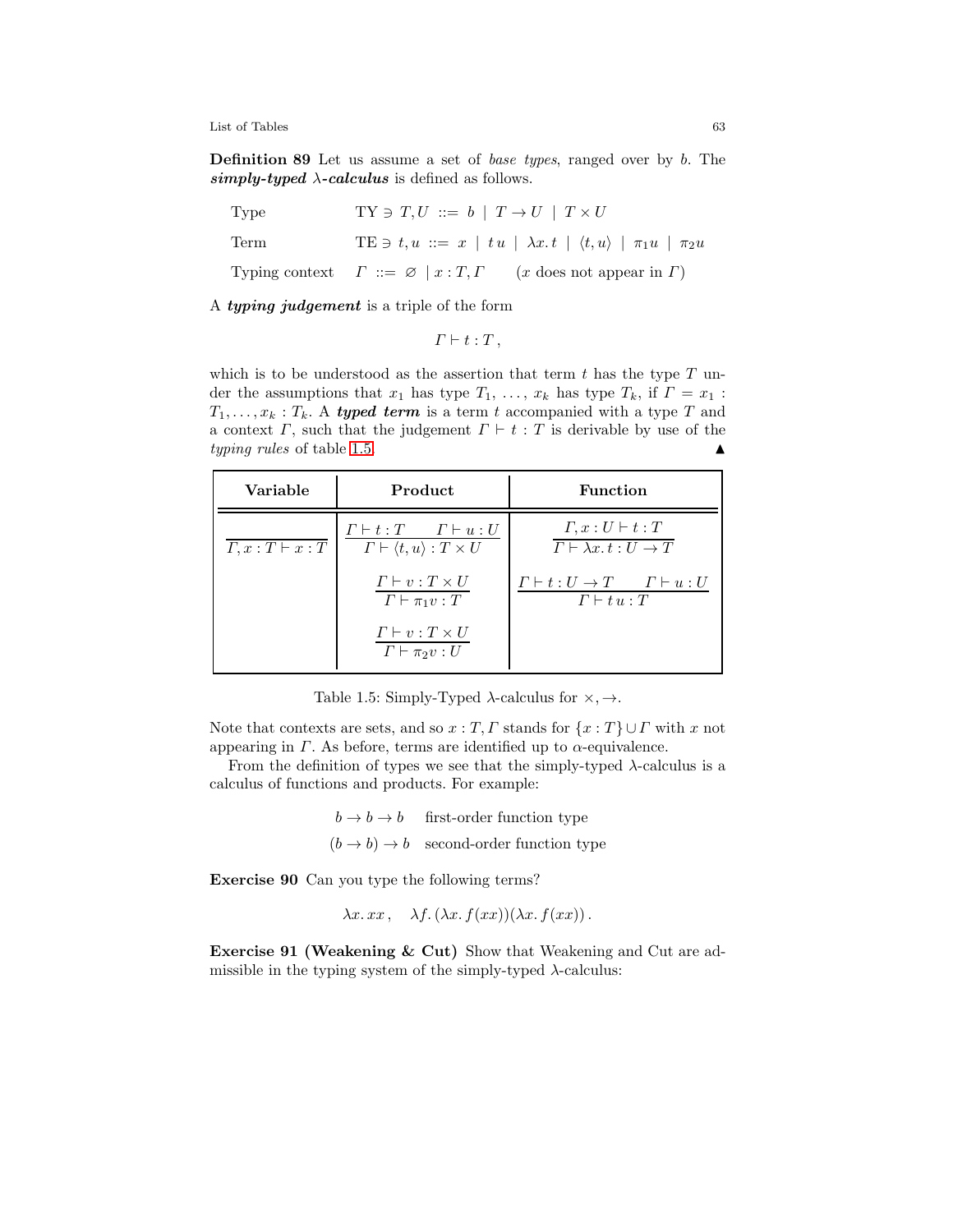**Definition 89** Let us assume a set of *base types*, ranged over by $b$. The ***simply-typed*** $\lambda$***-calculus*** is defined as follows.

| | |
|---|---|
| Type | $\mathrm{TY} \ni T, U \ ::= \ b \ \mid \ T \to U \ \mid \ T \times U$ |
| Term | $\mathrm{TE} \ni t, u \ ::= \ x \ \mid \ t\,u \ \mid \ \lambda x.\, t \ \mid \ \langle t, u \rangle \ \mid \ \pi_1 u \ \mid \ \pi_2 u$ |
| Typing context | $\Gamma \ ::= \ \varnothing \ \mid x : T, \Gamma \qquad (x \text{ does not appear in } \Gamma)$ |

A ***typing judgement*** is a triple of the form

$$\Gamma \vdash t : T\,,$$

which is to be understood as the assertion that term $t$ has the type $T$ under the assumptions that $x_1$ has type $T_1$, …, $x_k$ has type $T_k$, if $\Gamma = x_1 : T_1, \ldots, x_k : T_k$. A ***typed term*** is a term $t$ accompanied with a type $T$ and a context $\Gamma$, such that the judgement $\Gamma \vdash t : T$ is derivable by use of the *typing rules* of table 1.5. ▲

| Variable | Product | Function |
|---|---|---|
| $\dfrac{}{\Gamma, x : T \vdash x : T}$ | $\dfrac{\Gamma \vdash t : T \qquad \Gamma \vdash u : U}{\Gamma \vdash \langle t, u \rangle : T \times U}$ | $\dfrac{\Gamma, x : U \vdash t : T}{\Gamma \vdash \lambda x.\, t : U \to T}$ |
| | $\dfrac{\Gamma \vdash v : T \times U}{\Gamma \vdash \pi_1 v : T}$ | $\dfrac{\Gamma \vdash t : U \to T \qquad \Gamma \vdash u : U}{\Gamma \vdash t\,u : T}$ |
| | $\dfrac{\Gamma \vdash v : T \times U}{\Gamma \vdash \pi_2 v : U}$ | |

Table 1.5: Simply-Typed $\lambda$-calculus for $\times, \to$.

Note that contexts are sets, and so $x : T, \Gamma$ stands for $\{x : T\} \cup \Gamma$ with $x$ not appearing in $\Gamma$. As before, terms are identified up to $\alpha$-equivalence.

From the definition of types we see that the simply-typed $\lambda$-calculus is a calculus of functions and products. For example:

$$b \to b \to b \quad \text{first-order function type}$$
$$(b \to b) \to b \quad \text{second-order function type}$$

**Exercise 90** Can you type the following terms?

$$\lambda x.\, x x\,, \quad \lambda f.\, (\lambda x.\, f(xx))(\lambda x.\, f(xx))\,.$$

**Exercise 91 (Weakening & Cut)** Show that Weakening and Cut are admissible in the typing system of the simply-typed $\lambda$-calculus: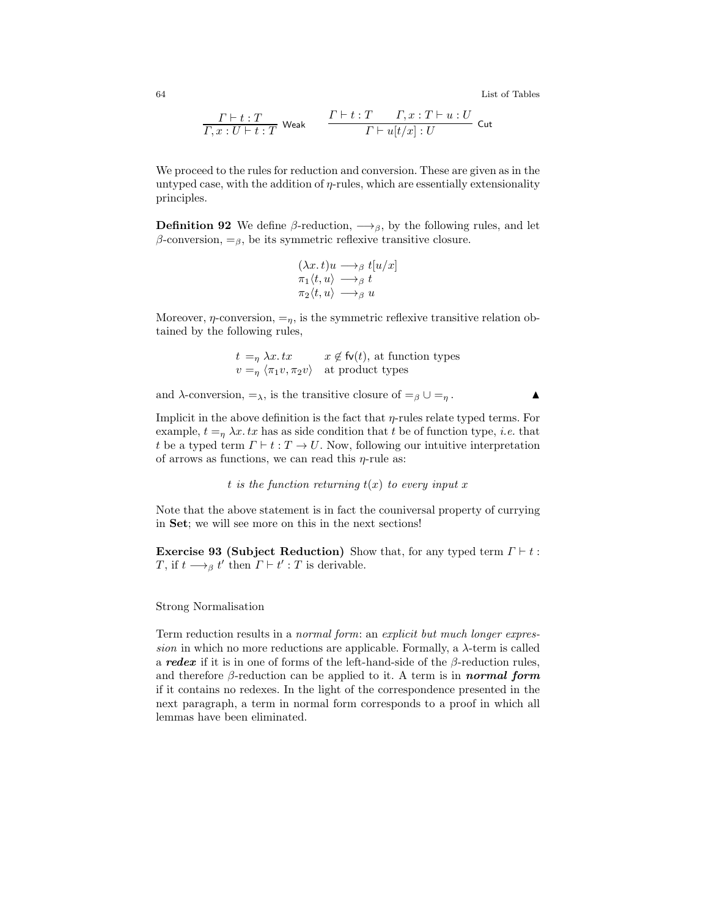$$\frac{\Gamma \vdash t : T}{\Gamma, x : U \vdash t : T}\ \mathsf{Weak} \qquad \frac{\Gamma \vdash t : T \qquad \Gamma, x : T \vdash u : U}{\Gamma \vdash u[t/x] : U}\ \mathsf{Cut}$$

We proceed to the rules for reduction and conversion. These are given as in the untyped case, with the addition of $\eta$-rules, which are essentially extensionality principles.

**Definition 92** We define $\beta$-reduction, $\longrightarrow_\beta$, by the following rules, and let $\beta$-conversion, $=_\beta$, be its symmetric reflexive transitive closure.

$$\begin{aligned}
(\lambda x.\, t)u &\longrightarrow_\beta t[u/x] \\
\pi_1\langle t, u\rangle &\longrightarrow_\beta t \\
\pi_2\langle t, u\rangle &\longrightarrow_\beta u
\end{aligned}$$

Moreover, $\eta$-conversion, $=_\eta$, is the symmetric reflexive transitive relation obtained by the following rules,

$$\begin{aligned}
t &=_\eta \lambda x.\, tx && x \notin \mathsf{fv}(t), \text{ at function types} \\
v &=_\eta \langle \pi_1 v, \pi_2 v\rangle && \text{at product types}
\end{aligned}$$

and $\lambda$-conversion, $=_\lambda$, is the transitive closure of $=_\beta \cup =_\eta$. ▲

Implicit in the above definition is the fact that $\eta$-rules relate typed terms. For example, $t =_\eta \lambda x.\, tx$ has as side condition that $t$ be of function type, *i.e.* that $t$ be a typed term $\Gamma \vdash t : T \to U$. Now, following our intuitive interpretation of arrows as functions, we can read this $\eta$-rule as:

*$t$ is the function returning $t(x)$ to every input $x$*

Note that the above statement is in fact the couniversal property of currying in **Set**; we will see more on this in the next sections!

**Exercise 93 (Subject Reduction)** Show that, for any typed term $\Gamma \vdash t : T$, if $t \longrightarrow_\beta t'$ then $\Gamma \vdash t' : T$ is derivable.

Strong Normalisation

Term reduction results in a *normal form*: an *explicit but much longer expression* in which no more reductions are applicable. Formally, a $\lambda$-term is called a ***redex*** if it is in one of forms of the left-hand-side of the $\beta$-reduction rules, and therefore $\beta$-reduction can be applied to it. A term is in ***normal form*** if it contains no redexes. In the light of the correspondence presented in the next paragraph, a term in normal form corresponds to a proof in which all lemmas have been eliminated.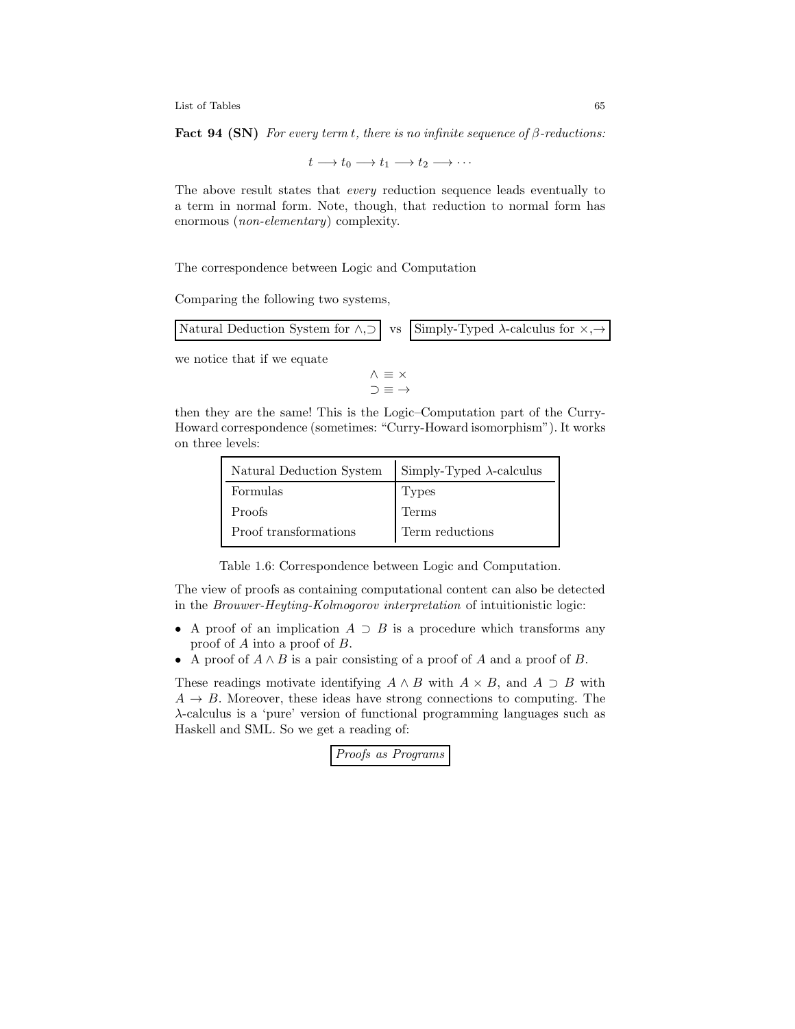**Fact 94 (SN)** *For every term $t$, there is no infinite sequence of $\beta$-reductions:*

$$t \longrightarrow t_0 \longrightarrow t_1 \longrightarrow t_2 \longrightarrow \cdots$$

The above result states that *every* reduction sequence leads eventually to a term in normal form. Note, though, that reduction to normal form has enormous (*non-elementary*) complexity.

The correspondence between Logic and Computation

Comparing the following two systems,

| Natural Deduction System for $\wedge, \supset$ | vs | Simply-Typed $\lambda$-calculus for $\times, \rightarrow$ |
|---|---|---|

we notice that if we equate

$$\begin{aligned} \wedge &\equiv \times \\ \supset &\equiv \rightarrow \end{aligned}$$

then they are the same! This is the Logic–Computation part of the Curry-Howard correspondence (sometimes: "Curry-Howard isomorphism"). It works on three levels:

| Natural Deduction System | Simply-Typed $\lambda$-calculus |
|---|---|
| Formulas | Types |
| Proofs | Terms |
| Proof transformations | Term reductions |

Table 1.6: Correspondence between Logic and Computation.

The view of proofs as containing computational content can also be detected in the *Brouwer-Heyting-Kolmogorov interpretation* of intuitionistic logic:

- A proof of an implication $A \supset B$ is a procedure which transforms any proof of $A$ into a proof of $B$.
- A proof of $A \wedge B$ is a pair consisting of a proof of $A$ and a proof of $B$.

These readings motivate identifying $A \wedge B$ with $A \times B$, and $A \supset B$ with $A \rightarrow B$. Moreover, these ideas have strong connections to computing. The $\lambda$-calculus is a 'pure' version of functional programming languages such as Haskell and SML. So we get a reading of:

*Proofs as Programs*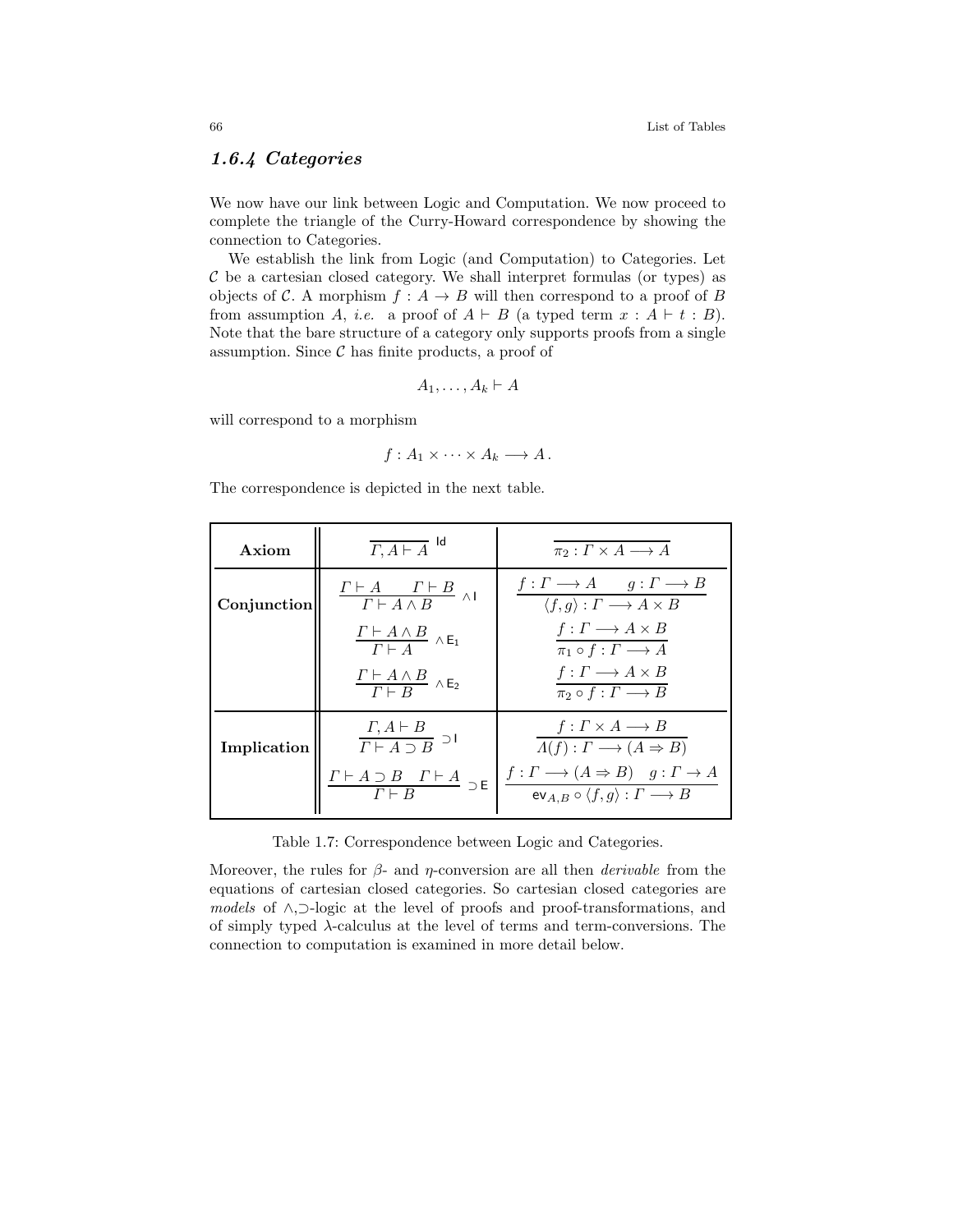### 1.6.4 Categories

We now have our link between Logic and Computation. We now proceed to complete the triangle of the Curry-Howard correspondence by showing the connection to Categories.

We establish the link from Logic (and Computation) to Categories. Let $\mathcal{C}$ be a cartesian closed category. We shall interpret formulas (or types) as objects of $\mathcal{C}$. A morphism $f : A \to B$ will then correspond to a proof of $B$ from assumption $A$, *i.e.* a proof of $A \vdash B$ (a typed term $x : A \vdash t : B$). Note that the bare structure of a category only supports proofs from a single assumption. Since $\mathcal{C}$ has finite products, a proof of

$$A_1, \dots, A_k \vdash A$$

will correspond to a morphism

$$f : A_1 \times \dots \times A_k \longrightarrow A\,.$$

The correspondence is depicted in the next table.

| | | |
|---|---|---|
| **Axiom** | $\dfrac{}{\Gamma, A \vdash A}\ \mathsf{Id}$ | $\dfrac{}{\pi_2 : \Gamma \times A \longrightarrow A}$ |
| **Conjunction** | $\dfrac{\Gamma \vdash A \qquad \Gamma \vdash B}{\Gamma \vdash A \wedge B}\ \wedge\mathsf{I}$ | $\dfrac{f : \Gamma \longrightarrow A \qquad g : \Gamma \longrightarrow B}{\langle f, g \rangle : \Gamma \longrightarrow A \times B}$ |
| | $\dfrac{\Gamma \vdash A \wedge B}{\Gamma \vdash A}\ \wedge\mathsf{E}_1$ | $\dfrac{f : \Gamma \longrightarrow A \times B}{\pi_1 \circ f : \Gamma \longrightarrow A}$ |
| | $\dfrac{\Gamma \vdash A \wedge B}{\Gamma \vdash B}\ \wedge\mathsf{E}_2$ | $\dfrac{f : \Gamma \longrightarrow A \times B}{\pi_2 \circ f : \Gamma \longrightarrow B}$ |
| **Implication** | $\dfrac{\Gamma, A \vdash B}{\Gamma \vdash A \supset B}\ \supset\mathsf{I}$ | $\dfrac{f : \Gamma \times A \longrightarrow B}{\Lambda(f) : \Gamma \longrightarrow (A \Rightarrow B)}$ |
| | $\dfrac{\Gamma \vdash A \supset B \quad \Gamma \vdash A}{\Gamma \vdash B}\ \supset\mathsf{E}$ | $\dfrac{f : \Gamma \longrightarrow (A \Rightarrow B) \quad g : \Gamma \to A}{\mathsf{ev}_{A,B} \circ \langle f, g \rangle : \Gamma \longrightarrow B}$ |

Table 1.7: Correspondence between Logic and Categories.

Moreover, the rules for $\beta$- and $\eta$-conversion are all then *derivable* from the equations of cartesian closed categories. So cartesian closed categories are *models* of $\wedge$,$\supset$-logic at the level of proofs and proof-transformations, and of simply typed $\lambda$-calculus at the level of terms and term-conversions. The connection to computation is examined in more detail below.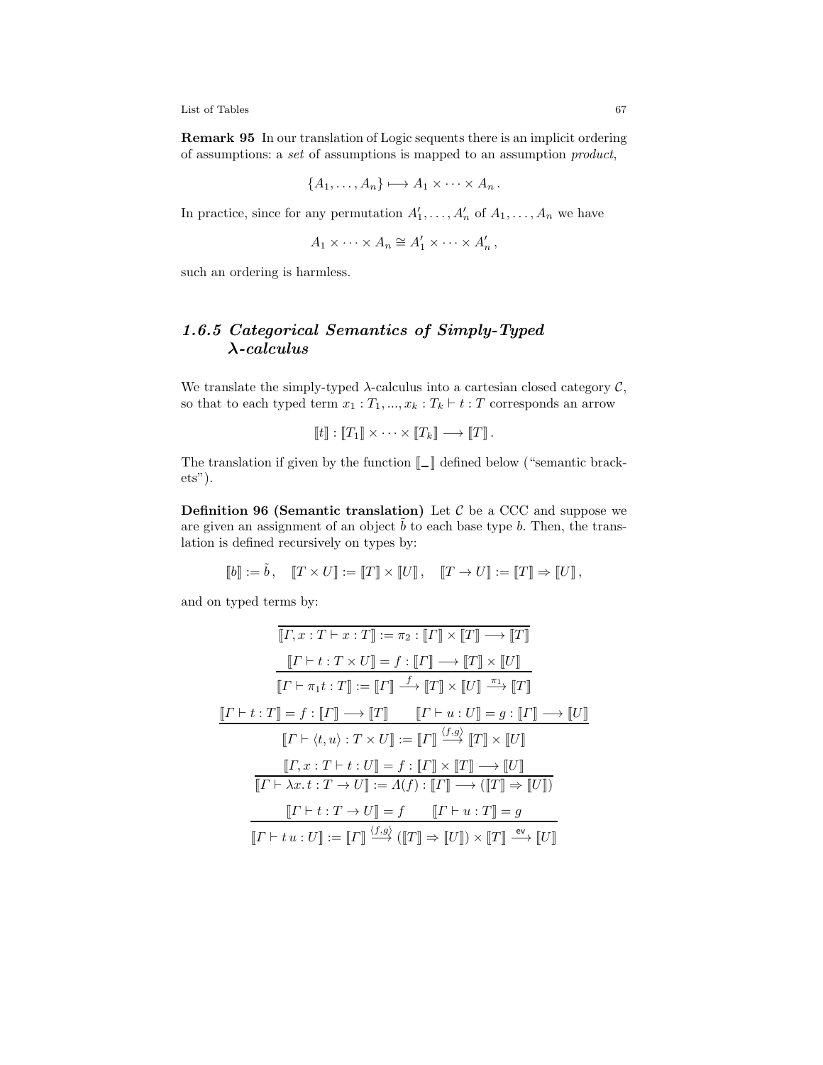**Remark 95** In our translation of Logic sequents there is an implicit ordering of assumptions: a *set* of assumptions is mapped to an assumption *product*,

$$\{A_1, \dots, A_n\} \longmapsto A_1 \times \cdots \times A_n \,.$$

In practice, since for any permutation $A'_1, \dots, A'_n$ of $A_1, \dots, A_n$ we have

$$A_1 \times \cdots \times A_n \cong A'_1 \times \cdots \times A'_n \,,$$

such an ordering is harmless.

### *1.6.5 Categorical Semantics of Simply-Typed λ-calculus*

We translate the simply-typed $\lambda$-calculus into a cartesian closed category $\mathcal{C}$, so that to each typed term $x_1 : T_1, ..., x_k : T_k \vdash t : T$ corresponds an arrow

$$[\![t]\!] : [\![T_1]\!] \times \cdots \times [\![T_k]\!] \longrightarrow [\![T]\!] \,.$$

The translation if given by the function $[\![\_]\!]$ defined below ("semantic brackets").

**Definition 96 (Semantic translation)** Let $\mathcal{C}$ be a CCC and suppose we are given an assignment of an object $\tilde{b}$ to each base type $b$. Then, the translation is defined recursively on types by:

$$[\![b]\!] := \tilde{b} \,, \quad [\![T \times U]\!] := [\![T]\!] \times [\![U]\!] \,, \quad [\![T \to U]\!] := [\![T]\!] \Rightarrow [\![U]\!] \,,$$

and on typed terms by:

$$\frac{}{[\![\Gamma, x : T \vdash x : T]\!] := \pi_2 : [\![\Gamma]\!] \times [\![T]\!] \longrightarrow [\![T]\!]}$$

$$\frac{[\![\Gamma \vdash t : T \times U]\!] = f : [\![\Gamma]\!] \longrightarrow [\![T]\!] \times [\![U]\!]}{[\![\Gamma \vdash \pi_1 t : T]\!] := [\![\Gamma]\!] \xrightarrow{f} [\![T]\!] \times [\![U]\!] \xrightarrow{\pi_1} [\![T]\!]}$$

$$\frac{[\![\Gamma \vdash t : T]\!] = f : [\![\Gamma]\!] \longrightarrow [\![T]\!] \qquad [\![\Gamma \vdash u : U]\!] = g : [\![\Gamma]\!] \longrightarrow [\![U]\!]}{[\![\Gamma \vdash \langle t, u \rangle : T \times U]\!] := [\![\Gamma]\!] \xrightarrow{\langle f, g \rangle} [\![T]\!] \times [\![U]\!]}$$

$$\frac{[\![\Gamma, x : T \vdash t : U]\!] = f : [\![\Gamma]\!] \times [\![T]\!] \longrightarrow [\![U]\!]}{[\![\Gamma \vdash \lambda x.\, t : T \to U]\!] := \Lambda(f) : [\![\Gamma]\!] \longrightarrow ([\![T]\!] \Rightarrow [\![U]\!])}$$

$$\frac{[\![\Gamma \vdash t : T \to U]\!] = f \qquad [\![\Gamma \vdash u : T]\!] = g}{[\![\Gamma \vdash t\, u : U]\!] := [\![\Gamma]\!] \xrightarrow{\langle f, g \rangle} ([\![T]\!] \Rightarrow [\![U]\!]) \times [\![T]\!] \xrightarrow{\mathsf{ev}} [\![U]\!]}$$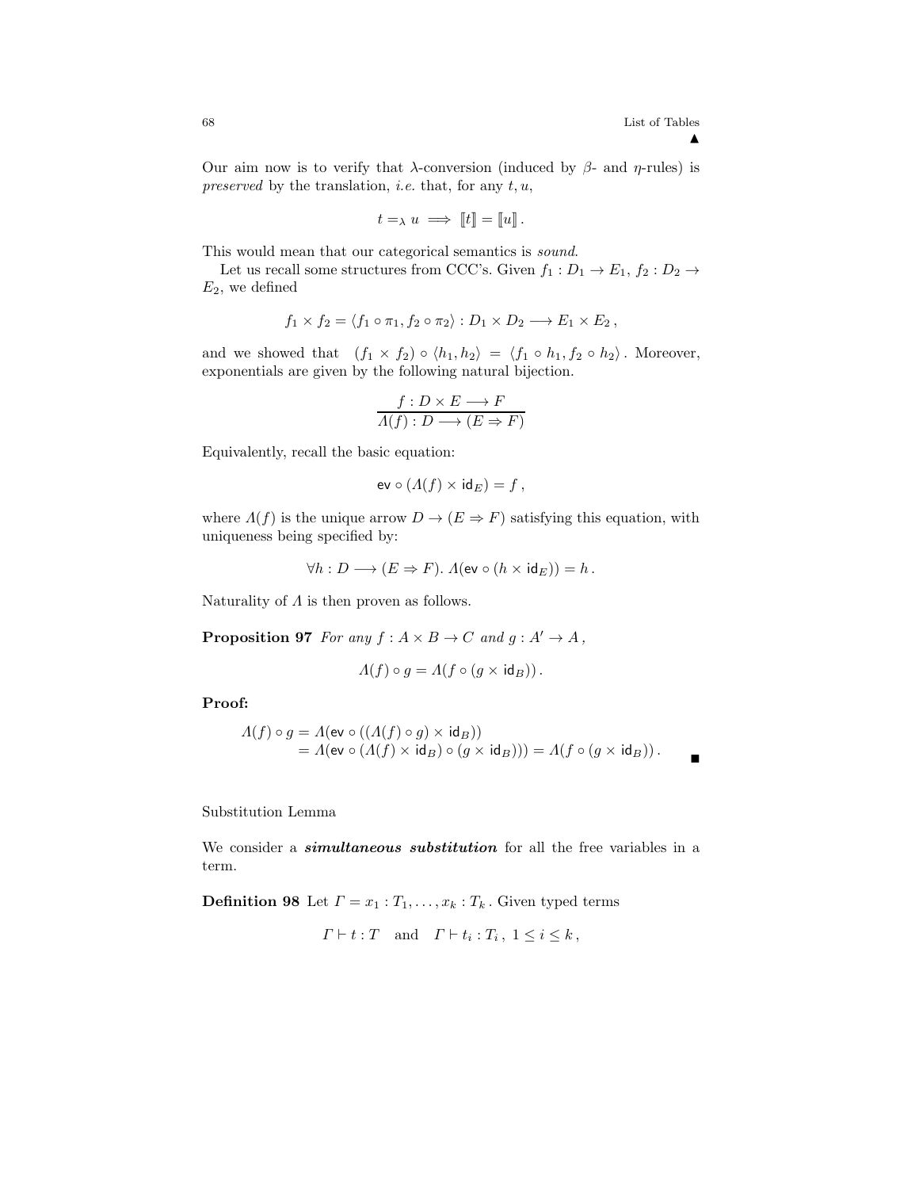▲

Our aim now is to verify that $\lambda$-conversion (induced by $\beta$- and $\eta$-rules) is *preserved* by the translation, *i.e.* that, for any $t, u$,

$$t =_\lambda u \implies [\![t]\!] = [\![u]\!] .$$

This would mean that our categorical semantics is *sound*.

Let us recall some structures from CCC's. Given $f_1 : D_1 \to E_1$, $f_2 : D_2 \to E_2$, we defined

$$f_1 \times f_2 = \langle f_1 \circ \pi_1, f_2 \circ \pi_2 \rangle : D_1 \times D_2 \longrightarrow E_1 \times E_2 ,$$

and we showed that $(f_1 \times f_2) \circ \langle h_1, h_2 \rangle = \langle f_1 \circ h_1, f_2 \circ h_2 \rangle$. Moreover, exponentials are given by the following natural bijection.

$$\frac{f : D \times E \longrightarrow F}{\Lambda(f) : D \longrightarrow (E \Rightarrow F)}$$

Equivalently, recall the basic equation:

$$\mathsf{ev} \circ (\Lambda(f) \times \mathsf{id}_E) = f ,$$

where $\Lambda(f)$ is the unique arrow $D \to (E \Rightarrow F)$ satisfying this equation, with uniqueness being specified by:

$$\forall h : D \longrightarrow (E \Rightarrow F).\ \Lambda(\mathsf{ev} \circ (h \times \mathsf{id}_E)) = h .$$

Naturality of $\Lambda$ is then proven as follows.

**Proposition 97** *For any $f : A \times B \to C$ and $g : A' \to A$,*

$$\Lambda(f) \circ g = \Lambda(f \circ (g \times \mathsf{id}_B)) .$$

**Proof:**

$$\begin{aligned} \Lambda(f) \circ g &= \Lambda(\mathsf{ev} \circ ((\Lambda(f) \circ g) \times \mathsf{id}_B)) \\ &= \Lambda(\mathsf{ev} \circ (\Lambda(f) \times \mathsf{id}_B) \circ (g \times \mathsf{id}_B))) = \Lambda(f \circ (g \times \mathsf{id}_B)) . \end{aligned}$$

■

Substitution Lemma

We consider a ***simultaneous substitution*** for all the free variables in a term.

**Definition 98** Let $\Gamma = x_1 : T_1, \ldots, x_k : T_k$. Given typed terms

$$\Gamma \vdash t : T \quad \text{and} \quad \Gamma \vdash t_i : T_i ,\ 1 \leq i \leq k ,$$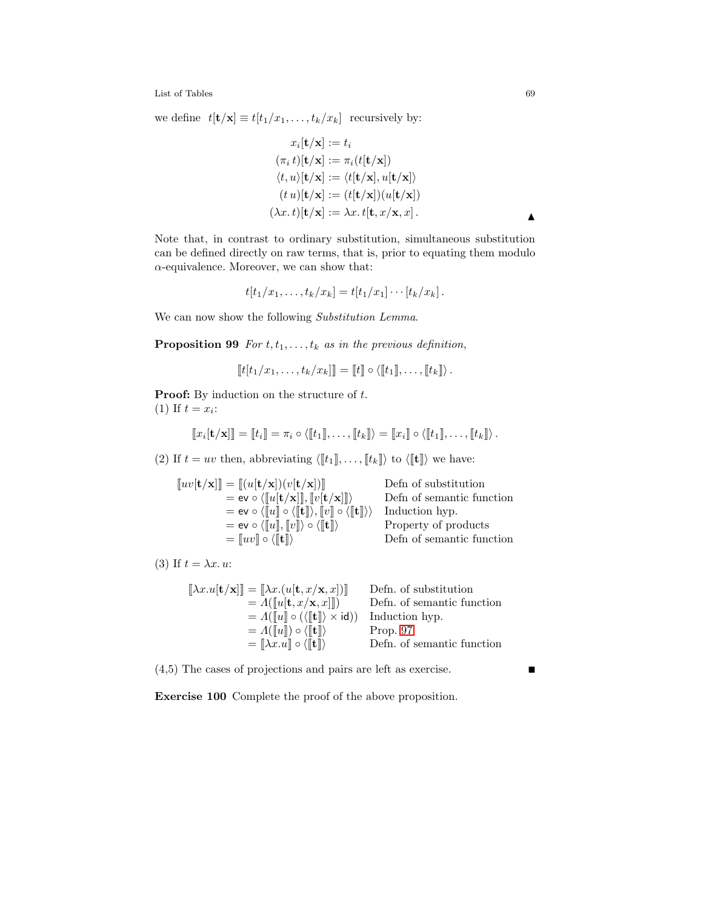we define $t[\mathbf{t}/\mathbf{x}] \equiv t[t_1/x_1, \ldots, t_k/x_k]$ recursively by:

$$
\begin{aligned}
x_i[\mathbf{t}/\mathbf{x}] &:= t_i \\
(\pi_i\, t)[\mathbf{t}/\mathbf{x}] &:= \pi_i(t[\mathbf{t}/\mathbf{x}]) \\
\langle t, u\rangle[\mathbf{t}/\mathbf{x}] &:= \langle t[\mathbf{t}/\mathbf{x}], u[\mathbf{t}/\mathbf{x}]\rangle \\
(t\, u)[\mathbf{t}/\mathbf{x}] &:= (t[\mathbf{t}/\mathbf{x}])(u[\mathbf{t}/\mathbf{x}]) \\
(\lambda x.\, t)[\mathbf{t}/\mathbf{x}] &:= \lambda x.\, t[\mathbf{t}, x/\mathbf{x}, x]\,.
\end{aligned}
$$

▲

Note that, in contrast to ordinary substitution, simultaneous substitution can be defined directly on raw terms, that is, prior to equating them modulo $\alpha$-equivalence. Moreover, we can show that:

$$t[t_1/x_1, \ldots, t_k/x_k] = t[t_1/x_1] \cdots [t_k/x_k]\,.$$

We can now show the following *Substitution Lemma*.

**Proposition 99** *For $t, t_1, \ldots, t_k$ as in the previous definition,*

$$[\![t[t_1/x_1, \ldots, t_k/x_k]]\!] = [\![t]\!] \circ \langle [\![t_1]\!], \ldots, [\![t_k]\!]\rangle\,.$$

**Proof:** By induction on the structure of $t$.
(1) If $t = x_i$:

$$[\![x_i[\mathbf{t}/\mathbf{x}]]\!] = [\![t_i]\!] = \pi_i \circ \langle [\![t_1]\!], \ldots, [\![t_k]\!]\rangle = [\![x_i]\!] \circ \langle [\![t_1]\!], \ldots, [\![t_k]\!]\rangle\,.$$

(2) If $t = uv$ then, abbreviating $\langle [\![t_1]\!], \ldots, [\![t_k]\!]\rangle$ to $\langle [\![\mathbf{t}]\!]\rangle$ we have:

$$
\begin{aligned}
[\![uv[\mathbf{t}/\mathbf{x}]]\!] &= [\![(u[\mathbf{t}/\mathbf{x}])(v[\mathbf{t}/\mathbf{x}])]\!] && \text{Defn of substitution} \\
&= \mathsf{ev} \circ \langle [\![u[\mathbf{t}/\mathbf{x}]]\!], [\![v[\mathbf{t}/\mathbf{x}]]\!]\rangle && \text{Defn of semantic function} \\
&= \mathsf{ev} \circ \langle [\![u]\!] \circ \langle [\![\mathbf{t}]\!]\rangle, [\![v]\!] \circ \langle [\![\mathbf{t}]\!]\rangle\rangle && \text{Induction hyp.} \\
&= \mathsf{ev} \circ \langle [\![u]\!], [\![v]\!]\rangle \circ \langle [\![\mathbf{t}]\!]\rangle && \text{Property of products} \\
&= [\![uv]\!] \circ \langle [\![\mathbf{t}]\!]\rangle && \text{Defn of semantic function}
\end{aligned}
$$

(3) If $t = \lambda x.\, u$:

$$
\begin{aligned}
[\![\lambda x.u[\mathbf{t}/\mathbf{x}]]\!] &= [\![\lambda x.(u[\mathbf{t}, x/\mathbf{x}, x])]\!] && \text{Defn. of substitution} \\
&= \Lambda([\![u[\mathbf{t}, x/\mathbf{x}, x]]\!]) && \text{Defn. of semantic function} \\
&= \Lambda([\![u]\!] \circ (\langle [\![\mathbf{t}]\!]\rangle \times \mathsf{id})) && \text{Induction hyp.} \\
&= \Lambda([\![u]\!]) \circ \langle [\![\mathbf{t}]\!]\rangle && \text{Prop. 97} \\
&= [\![\lambda x.u]\!] \circ \langle [\![\mathbf{t}]\!]\rangle && \text{Defn. of semantic function}
\end{aligned}
$$

(4,5) The cases of projections and pairs are left as exercise. ■

**Exercise 100** Complete the proof of the above proposition.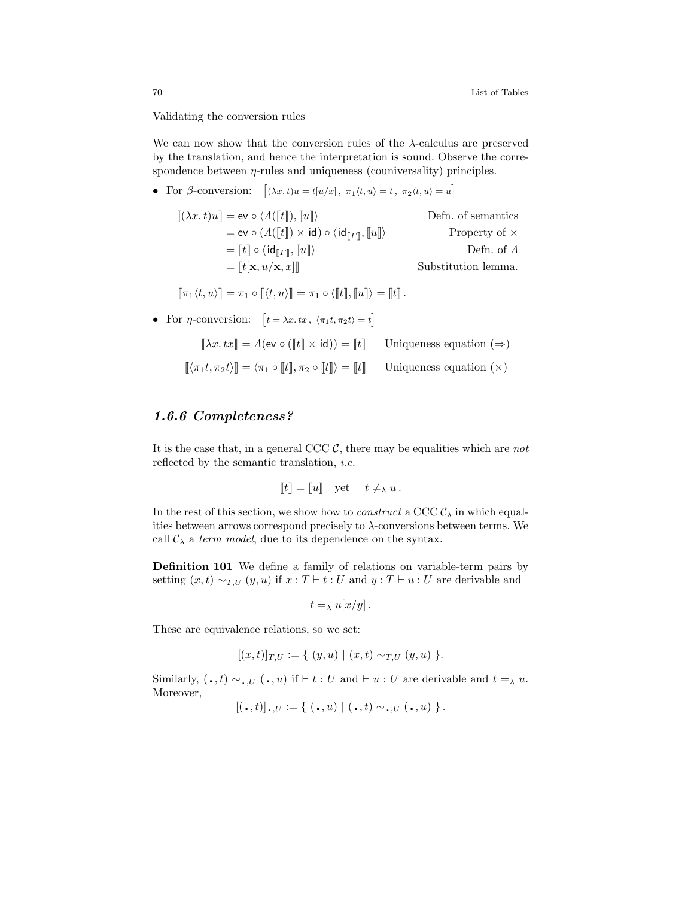Validating the conversion rules

We can now show that the conversion rules of the $\lambda$-calculus are preserved by the translation, and hence the interpretation is sound. Observe the correspondence between $\eta$-rules and uniqueness (couniversality) principles.

- For $\beta$-conversion: $\left[(\lambda x.\, t)u = t[u/x]\,,\ \pi_1\langle t, u\rangle = t\,,\ \pi_2\langle t, u\rangle = u\right]$

$$
\begin{aligned}
[\![(\lambda x.\, t)u]\!] &= \mathsf{ev} \circ \langle \Lambda([\![t]\!]), [\![u]\!]\rangle && \text{Defn. of semantics}\\
&= \mathsf{ev} \circ (\Lambda([\![t]\!]) \times \mathsf{id}) \circ \langle \mathsf{id}_{[\![\Gamma]\!]}, [\![u]\!]\rangle && \text{Property of } \times\\
&= [\![t]\!] \circ \langle \mathsf{id}_{[\![\Gamma]\!]}, [\![u]\!]\rangle && \text{Defn. of } \Lambda\\
&= [\![t[\mathbf{x}, u/\mathbf{x}, x]]\!] && \text{Substitution lemma.}
\end{aligned}
$$

$$
[\![\pi_1\langle t, u\rangle]\!] = \pi_1 \circ [\![\langle t, u\rangle]\!] = \pi_1 \circ \langle [\![t]\!], [\![u]\!]\rangle = [\![t]\!]\,.
$$

- For $\eta$-conversion: $\left[t = \lambda x.\, tx\,,\ \langle \pi_1 t, \pi_2 t\rangle = t\right]$

$$
\begin{aligned}
[\![\lambda x.\, tx]\!] &= \Lambda(\mathsf{ev} \circ ([\![t]\!] \times \mathsf{id})) = [\![t]\!] && \text{Uniqueness equation } (\Rightarrow)\\
[\![\langle \pi_1 t, \pi_2 t\rangle]\!] &= \langle \pi_1 \circ [\![t]\!], \pi_2 \circ [\![t]\!]\rangle = [\![t]\!] && \text{Uniqueness equation } (\times)
\end{aligned}
$$

### *1.6.6 Completeness?*

It is the case that, in a general CCC $\mathcal{C}$, there may be equalities which are *not* reflected by the semantic translation, *i.e.*

$$
[\![t]\!] = [\![u]\!] \quad \text{yet} \quad t \neq_\lambda u\,.
$$

In the rest of this section, we show how to *construct* a CCC $\mathcal{C}_\lambda$ in which equalities between arrows correspond precisely to $\lambda$-conversions between terms. We call $\mathcal{C}_\lambda$ a *term model*, due to its dependence on the syntax.

**Definition 101** We define a family of relations on variable-term pairs by setting $(x, t) \sim_{T,U} (y, u)$ if $x : T \vdash t : U$ and $y : T \vdash u : U$ are derivable and

$$
t =_\lambda u[x/y]\,.
$$

These are equivalence relations, so we set:

$$
[(x, t)]_{T,U} := \{\ (y, u) \mid (x, t) \sim_{T,U} (y, u)\ \}.
$$

Similarly, $(\centerdot, t) \sim_{\centerdot,U} (\centerdot, u)$ if $\vdash t : U$ and $\vdash u : U$ are derivable and $t =_\lambda u$. Moreover,

$$
[(\centerdot, t)]_{\centerdot,U} := \{\ (\centerdot, u) \mid (\centerdot, t) \sim_{\centerdot,U} (\centerdot, u)\ \}\,.
$$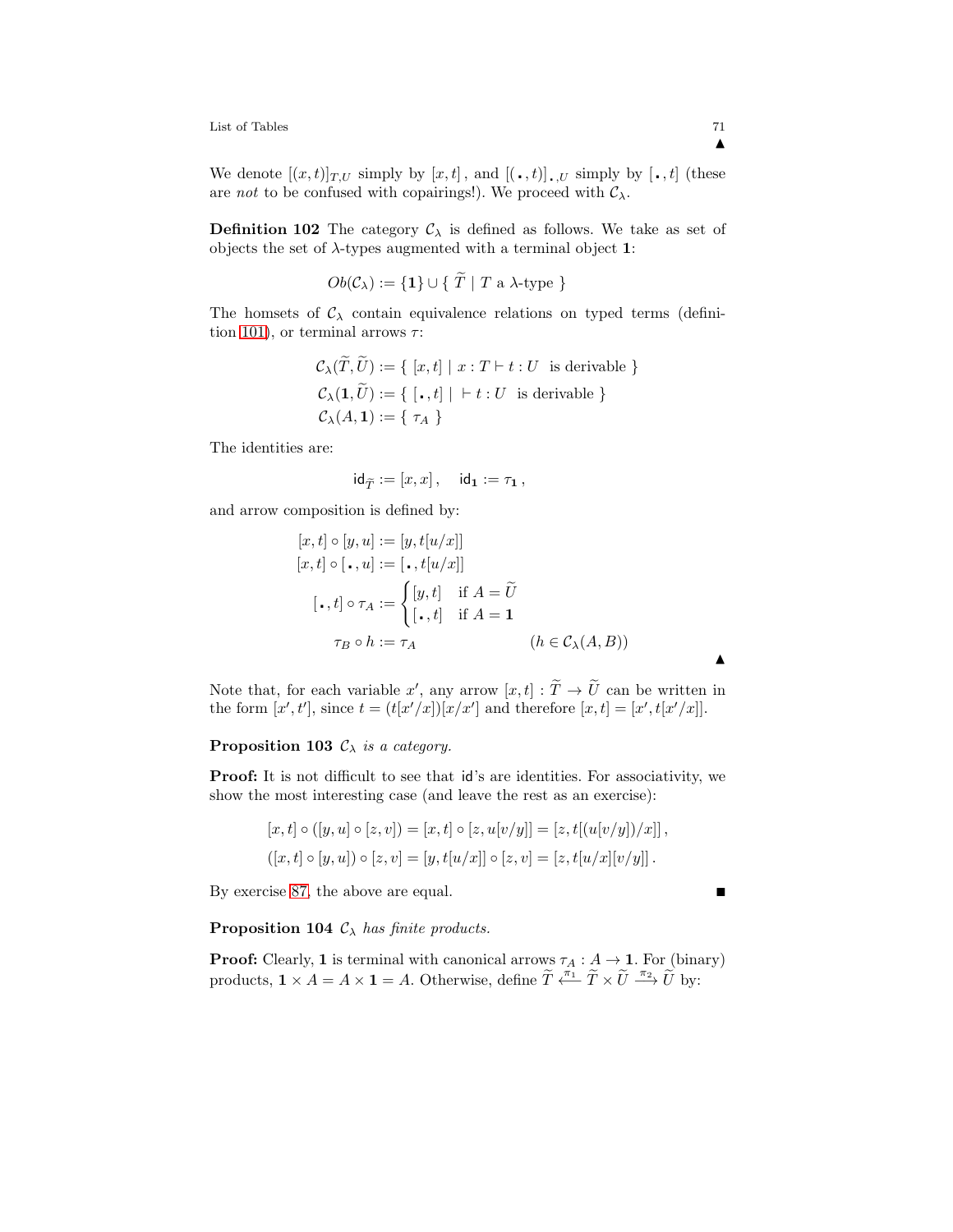▲

We denote $[(x,t)]_{T,U}$ simply by $[x,t]$, and $[(\centerdot,t)]_{\centerdot,U}$ simply by $[\centerdot,t]$ (these are *not* to be confused with copairings!). We proceed with $\mathcal{C}_\lambda$.

**Definition 102** The category $\mathcal{C}_\lambda$ is defined as follows. We take as set of objects the set of $\lambda$-types augmented with a terminal object $\mathbf{1}$:

$$Ob(\mathcal{C}_\lambda) := \{\mathbf{1}\} \cup \{\ \widetilde{T} \mid T \text{ a } \lambda\text{-type}\ \}$$

The homsets of $\mathcal{C}_\lambda$ contain equivalence relations on typed terms (definition 101), or terminal arrows $\tau$:

$$\begin{aligned}
\mathcal{C}_\lambda(\widetilde{T},\widetilde{U}) &:= \{\ [x,t] \mid x:T \vdash t:U \ \text{ is derivable }\}\\
\mathcal{C}_\lambda(\mathbf{1},\widetilde{U}) &:= \{\ [\centerdot,t] \mid\ \vdash t:U \ \text{ is derivable }\}\\
\mathcal{C}_\lambda(A,\mathbf{1}) &:= \{\ \tau_A\ \}
\end{aligned}$$

The identities are:

$$\mathsf{id}_{\widetilde{T}} := [x,x]\,, \quad \mathsf{id}_{\mathbf{1}} := \tau_{\mathbf{1}}\,,$$

and arrow composition is defined by:

$$\begin{aligned}
[x,t]\circ[y,u] &:= [y,t[u/x]]\\
[x,t]\circ[\centerdot,u] &:= [\centerdot,t[u/x]]\\
[\centerdot,t]\circ\tau_A &:= \begin{cases}[y,t] & \text{if } A=\widetilde{U}\\ [\centerdot,t] & \text{if } A=\mathbf{1}\end{cases}\\
\tau_B\circ h &:= \tau_A \qquad\qquad\qquad (h\in\mathcal{C}_\lambda(A,B))
\end{aligned}$$

▲

Note that, for each variable $x'$, any arrow $[x,t]:\widetilde{T}\to\widetilde{U}$ can be written in the form $[x',t']$, since $t=(t[x'/x])[x/x']$ and therefore $[x,t]=[x',t[x'/x]]$.

**Proposition 103** *$\mathcal{C}_\lambda$ is a category.*

**Proof:** It is not difficult to see that $\mathsf{id}$'s are identities. For associativity, we show the most interesting case (and leave the rest as an exercise):

$$\begin{aligned}
[x,t]\circ([y,u]\circ[z,v]) &= [x,t]\circ[z,u[v/y]] = [z,t[(u[v/y])/x]]\,,\\
([x,t]\circ[y,u])\circ[z,v] &= [y,t[u/x]]\circ[z,v] = [z,t[u/x][v/y]]\,.
\end{aligned}$$

By exercise 87, the above are equal. ■

**Proposition 104** *$\mathcal{C}_\lambda$ has finite products.*

**Proof:** Clearly, $\mathbf{1}$ is terminal with canonical arrows $\tau_A : A\to\mathbf{1}$. For (binary) products, $\mathbf{1}\times A = A\times\mathbf{1} = A$. Otherwise, define $\widetilde{T} \xleftarrow{\pi_1} \widetilde{T}\times\widetilde{U} \xrightarrow{\pi_2} \widetilde{U}$ by: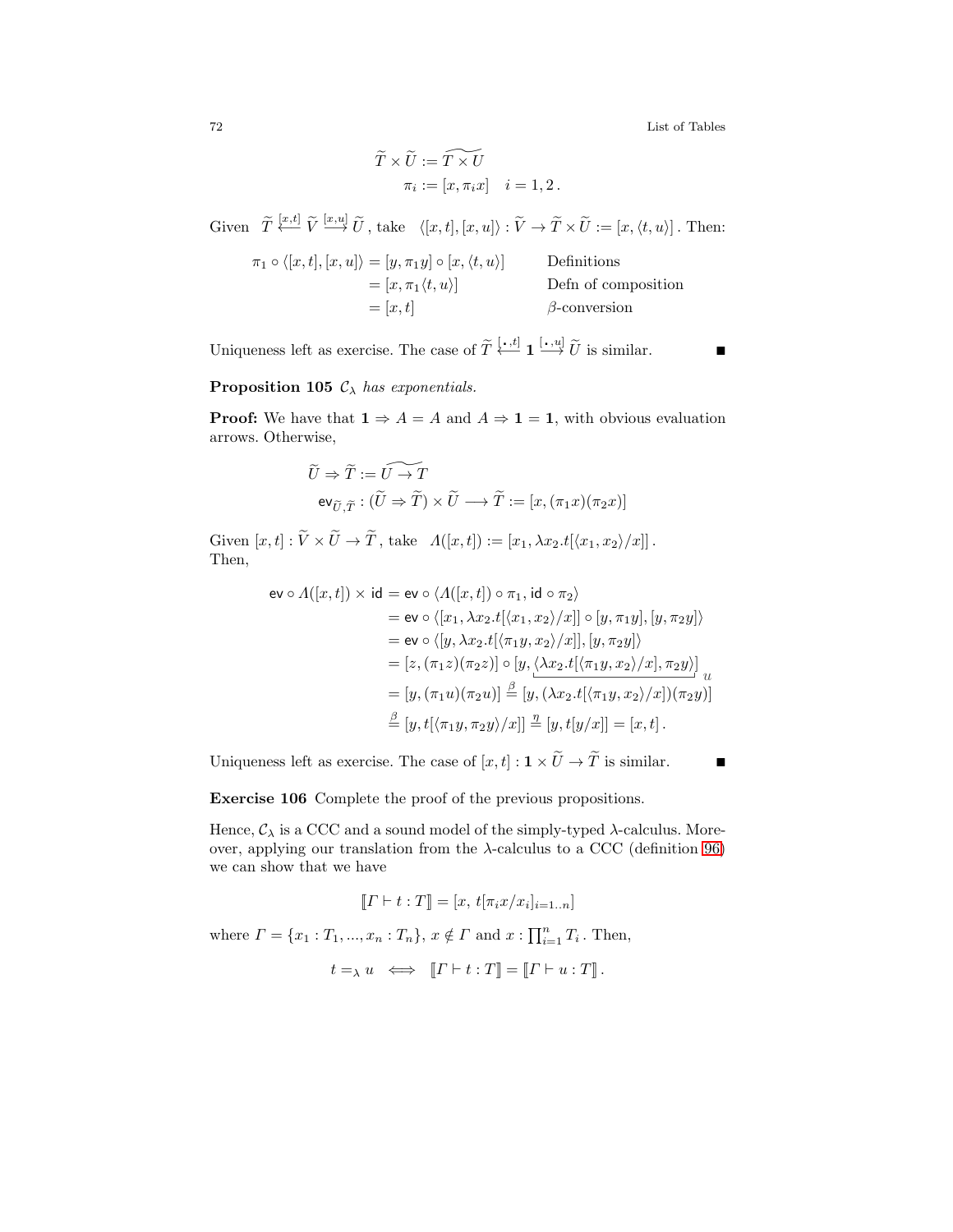$$\widetilde{T} \times \widetilde{U} := \widetilde{T \times U}$$
$$\pi_i := [x, \pi_i x] \quad i = 1, 2 \,.$$

Given $\widetilde{T} \xleftarrow{[x,t]} \widetilde{V} \xrightarrow{[x,u]} \widetilde{U}$, take $\langle [x,t], [x,u] \rangle : \widetilde{V} \to \widetilde{T} \times \widetilde{U} := [x, \langle t, u \rangle]$. Then:

$$\begin{aligned}
\pi_1 \circ \langle [x,t], [x,u] \rangle &= [y, \pi_1 y] \circ [x, \langle t, u \rangle] && \text{Definitions} \\
&= [x, \pi_1 \langle t, u \rangle] && \text{Defn of composition} \\
&= [x, t] && \beta\text{-conversion}
\end{aligned}$$

Uniqueness left as exercise. The case of $\widetilde{T} \xleftarrow{[\bullet,t]} \mathbf{1} \xrightarrow{[\bullet,u]} \widetilde{U}$ is similar. ■

**Proposition 105** *$\mathcal{C}_\lambda$ has exponentials.*

**Proof:** We have that $\mathbf{1} \Rightarrow A = A$ and $A \Rightarrow \mathbf{1} = \mathbf{1}$, with obvious evaluation arrows. Otherwise,

$$\widetilde{U} \Rightarrow \widetilde{T} := \widetilde{U \to T}$$
$$\mathsf{ev}_{\widetilde{U},\widetilde{T}} : (\widetilde{U} \Rightarrow \widetilde{T}) \times \widetilde{U} \longrightarrow \widetilde{T} := [x, (\pi_1 x)(\pi_2 x)]$$

Given $[x,t] : \widetilde{V} \times \widetilde{U} \to \widetilde{T}$, take $\Lambda([x,t]) := [x_1, \lambda x_2 . t[\langle x_1, x_2 \rangle / x]]$.
Then,

$$\begin{aligned}
\mathsf{ev} \circ \Lambda([x,t]) \times \mathsf{id} &= \mathsf{ev} \circ \langle \Lambda([x,t]) \circ \pi_1, \mathsf{id} \circ \pi_2 \rangle \\
&= \mathsf{ev} \circ \langle [x_1, \lambda x_2 . t[\langle x_1, x_2 \rangle / x]] \circ [y, \pi_1 y], [y, \pi_2 y] \rangle \\
&= \mathsf{ev} \circ \langle [y, \lambda x_2 . t[\langle \pi_1 y, x_2 \rangle / x]], [y, \pi_2 y] \rangle \\
&= [z, (\pi_1 z)(\pi_2 z)] \circ [y, \underbrace{\langle \lambda x_2 . t[\langle \pi_1 y, x_2 \rangle / x], \pi_2 y \rangle}_{u}] \\
&= [y, (\pi_1 u)(\pi_2 u)] \overset{\beta}{=} [y, (\lambda x_2 . t[\langle \pi_1 y, x_2 \rangle / x])(\pi_2 y)] \\
&\overset{\beta}{=} [y, t[\langle \pi_1 y, \pi_2 y \rangle / x]] \overset{\eta}{=} [y, t[y/x]] = [x, t] \,.
\end{aligned}$$

Uniqueness left as exercise. The case of $[x,t] : \mathbf{1} \times \widetilde{U} \to \widetilde{T}$ is similar. ■

**Exercise 106** Complete the proof of the previous propositions.

Hence, $\mathcal{C}_\lambda$ is a CCC and a sound model of the simply-typed $\lambda$-calculus. Moreover, applying our translation from the $\lambda$-calculus to a CCC (definition 96) we can show that we have

$$[\![ \Gamma \vdash t : T ]\!] = [x, \, t[\pi_i x / x_i]_{i=1..n}]$$

where $\Gamma = \{x_1 : T_1, ..., x_n : T_n\}$, $x \notin \Gamma$ and $x : \prod_{i=1}^{n} T_i$. Then,

$$t =_\lambda u \iff [\![ \Gamma \vdash t : T ]\!] = [\![ \Gamma \vdash u : T ]\!] \,.$$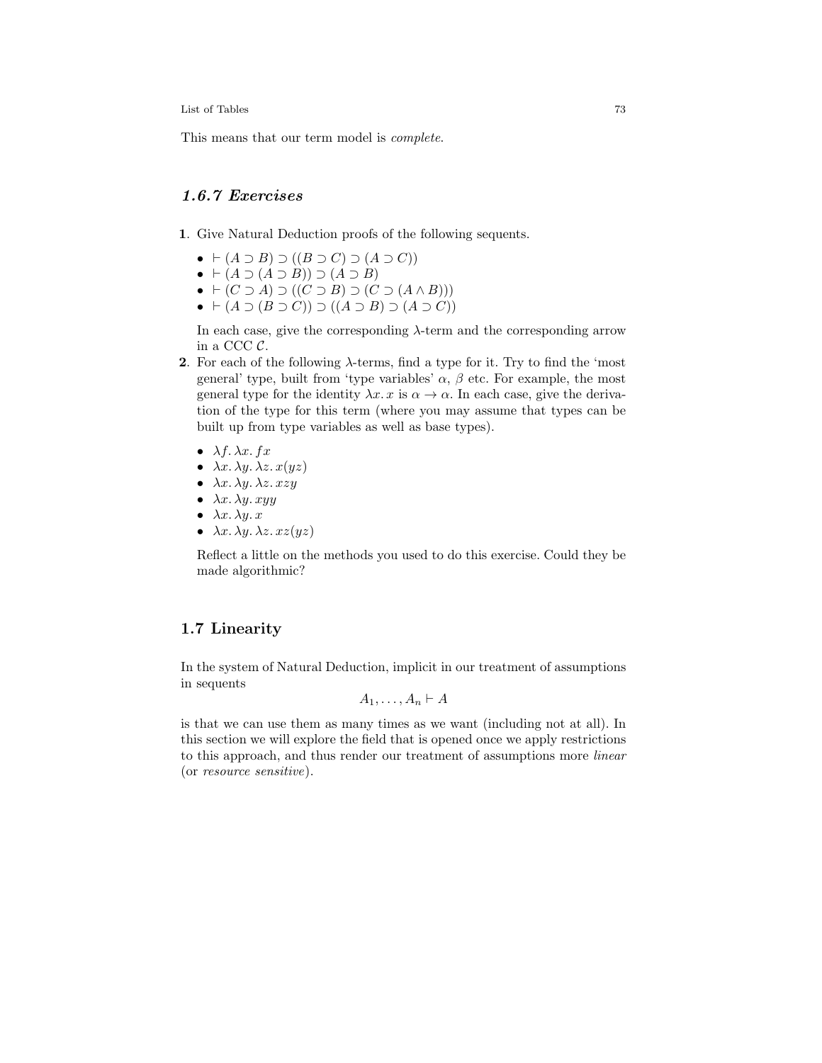This means that our term model is *complete*.

### 1.6.7 *Exercises*

**1**. Give Natural Deduction proofs of the following sequents.

- $\vdash (A \supset B) \supset ((B \supset C) \supset (A \supset C))$
- $\vdash (A \supset (A \supset B)) \supset (A \supset B)$
- $\vdash (C \supset A) \supset ((C \supset B) \supset (C \supset (A \wedge B)))$
- $\vdash (A \supset (B \supset C)) \supset ((A \supset B) \supset (A \supset C))$

In each case, give the corresponding $\lambda$-term and the corresponding arrow in a CCC $\mathcal{C}$.

**2**. For each of the following $\lambda$-terms, find a type for it. Try to find the 'most general' type, built from 'type variables' $\alpha$, $\beta$ etc. For example, the most general type for the identity $\lambda x.\, x$ is $\alpha \to \alpha$. In each case, give the derivation of the type for this term (where you may assume that types can be built up from type variables as well as base types).

- $\lambda f.\, \lambda x.\, fx$
- $\lambda x.\, \lambda y.\, \lambda z.\, x(yz)$
- $\lambda x.\, \lambda y.\, \lambda z.\, xzy$
- $\lambda x.\, \lambda y.\, xyy$
- $\lambda x.\, \lambda y.\, x$
- $\lambda x.\, \lambda y.\, \lambda z.\, xz(yz)$

Reflect a little on the methods you used to do this exercise. Could they be made algorithmic?

## 1.7 Linearity

In the system of Natural Deduction, implicit in our treatment of assumptions in sequents

$$A_1, \ldots, A_n \vdash A$$

is that we can use them as many times as we want (including not at all). In this section we will explore the field that is opened once we apply restrictions to this approach, and thus render our treatment of assumptions more *linear* (or *resource sensitive*).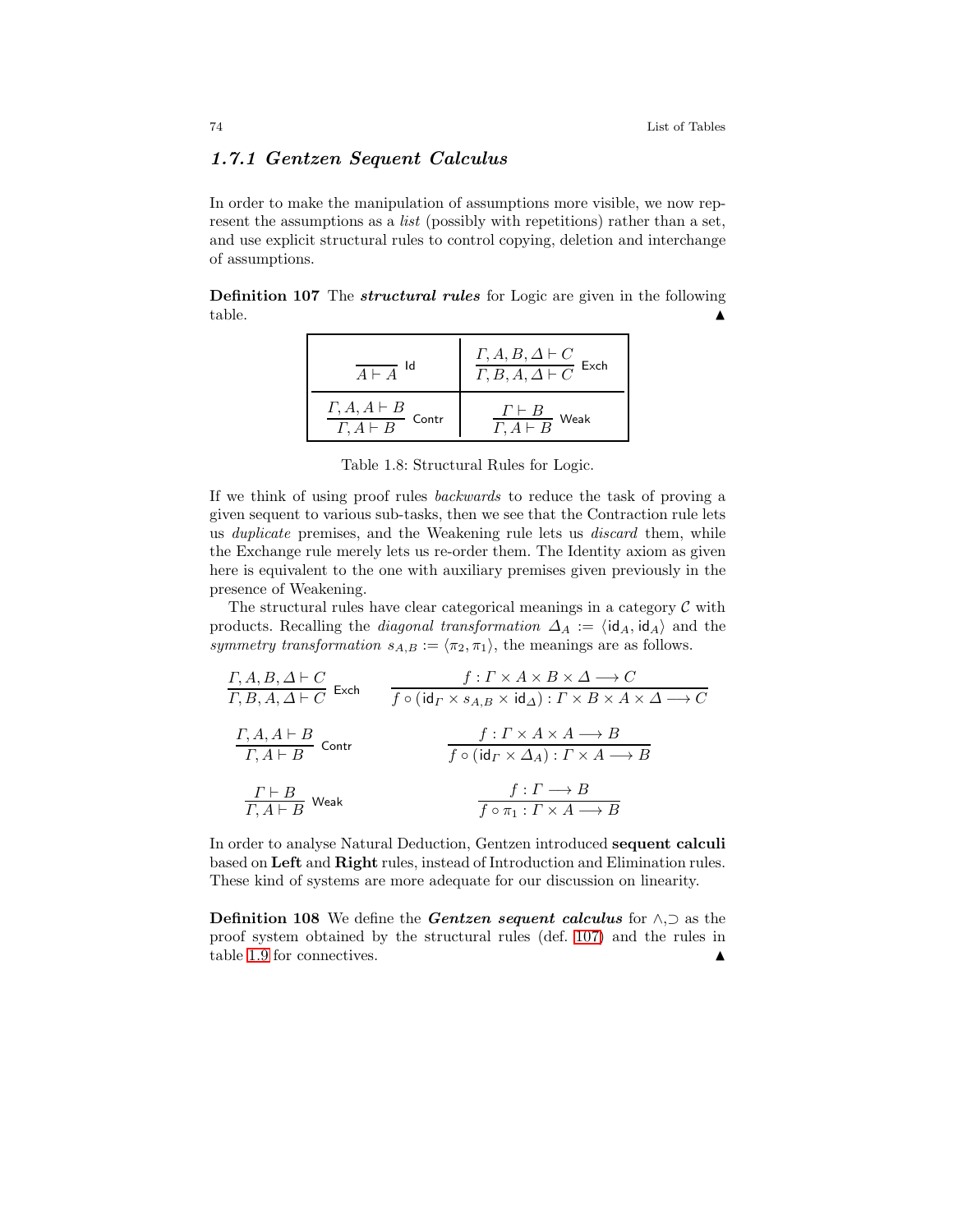### 1.7.1 Gentzen Sequent Calculus

In order to make the manipulation of assumptions more visible, we now represent the assumptions as a *list* (possibly with repetitions) rather than a set, and use explicit structural rules to control copying, deletion and interchange of assumptions.

**Definition 107** The ***structural rules*** for Logic are given in the following table. ▲

| | |
|---|---|
| $\dfrac{}{A \vdash A}\ \mathsf{Id}$ | $\dfrac{\Gamma, A, B, \Delta \vdash C}{\Gamma, B, A, \Delta \vdash C}\ \mathsf{Exch}$ |
| $\dfrac{\Gamma, A, A \vdash B}{\Gamma, A \vdash B}\ \mathsf{Contr}$ | $\dfrac{\Gamma \vdash B}{\Gamma, A \vdash B}\ \mathsf{Weak}$ |

Table 1.8: Structural Rules for Logic.

If we think of using proof rules *backwards* to reduce the task of proving a given sequent to various sub-tasks, then we see that the Contraction rule lets us *duplicate* premises, and the Weakening rule lets us *discard* them, while the Exchange rule merely lets us re-order them. The Identity axiom as given here is equivalent to the one with auxiliary premises given previously in the presence of Weakening.

The structural rules have clear categorical meanings in a category $\mathcal{C}$ with products. Recalling the *diagonal transformation* $\Delta_A := \langle \mathsf{id}_A, \mathsf{id}_A \rangle$ and the *symmetry transformation* $s_{A,B} := \langle \pi_2, \pi_1 \rangle$, the meanings are as follows.

$$\dfrac{\Gamma, A, B, \Delta \vdash C}{\Gamma, B, A, \Delta \vdash C}\ \mathsf{Exch} \qquad \dfrac{f : \Gamma \times A \times B \times \Delta \longrightarrow C}{f \circ (\mathsf{id}_\Gamma \times s_{A,B} \times \mathsf{id}_\Delta) : \Gamma \times B \times A \times \Delta \longrightarrow C}$$

$$\dfrac{\Gamma, A, A \vdash B}{\Gamma, A \vdash B}\ \mathsf{Contr} \qquad \dfrac{f : \Gamma \times A \times A \longrightarrow B}{f \circ (\mathsf{id}_\Gamma \times \Delta_A) : \Gamma \times A \longrightarrow B}$$

$$\dfrac{\Gamma \vdash B}{\Gamma, A \vdash B}\ \mathsf{Weak} \qquad \dfrac{f : \Gamma \longrightarrow B}{f \circ \pi_1 : \Gamma \times A \longrightarrow B}$$

In order to analyse Natural Deduction, Gentzen introduced **sequent calculi** based on **Left** and **Right** rules, instead of Introduction and Elimination rules. These kind of systems are more adequate for our discussion on linearity.

**Definition 108** We define the ***Gentzen sequent calculus*** for $\wedge, \supset$ as the proof system obtained by the structural rules (def. 107) and the rules in table 1.9 for connectives. ▲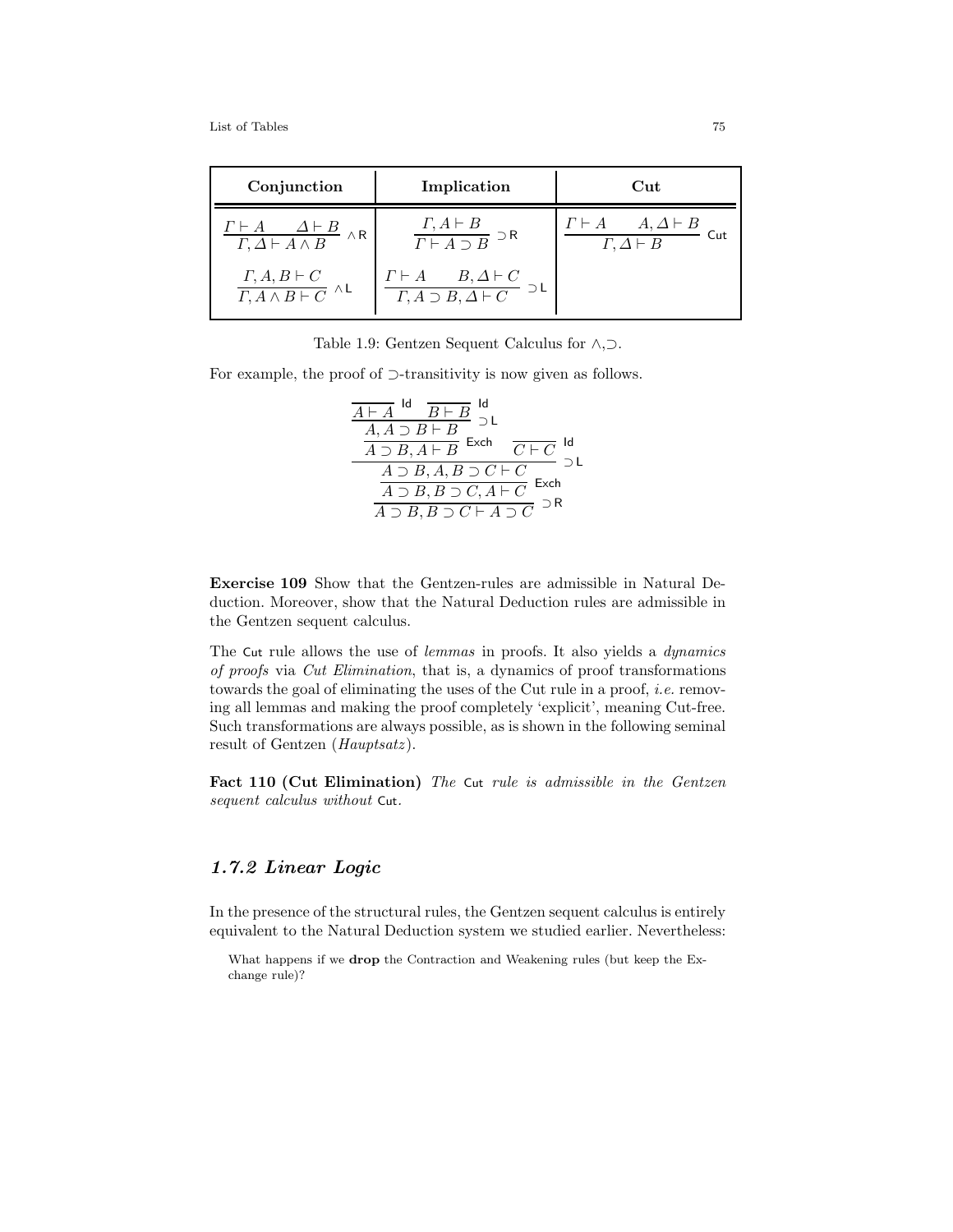| **Conjunction** | **Implication** | **Cut** |
|---|---|---|
| $\dfrac{\Gamma \vdash A \qquad \Delta \vdash B}{\Gamma, \Delta \vdash A \wedge B} \wedge\mathsf{R}$ | $\dfrac{\Gamma, A \vdash B}{\Gamma \vdash A \supset B} \supset\mathsf{R}$ | $\dfrac{\Gamma \vdash A \qquad A, \Delta \vdash B}{\Gamma, \Delta \vdash B} \mathsf{Cut}$ |
| $\dfrac{\Gamma, A, B \vdash C}{\Gamma, A \wedge B \vdash C} \wedge\mathsf{L}$ | $\dfrac{\Gamma \vdash A \qquad B, \Delta \vdash C}{\Gamma, A \supset B, \Delta \vdash C} \supset\mathsf{L}$ | |

Table 1.9: Gentzen Sequent Calculus for $\wedge$,$\supset$.

For example, the proof of $\supset$-transitivity is now given as follows.

$$\dfrac{\dfrac{\dfrac{\dfrac{\dfrac{}{A \vdash A}\,\mathsf{Id} \quad \dfrac{}{B \vdash B}\,\mathsf{Id}}{A, A \supset B \vdash B}\supset\mathsf{L}}{A \supset B, A \vdash B}\,\mathsf{Exch} \quad \dfrac{}{C \vdash C}\,\mathsf{Id}}{A \supset B, A, B \supset C \vdash C}\supset\mathsf{L}}{\dfrac{A \supset B, B \supset C, A \vdash C}{A \supset B, B \supset C \vdash A \supset C}\supset\mathsf{R}}\,\mathsf{Exch}$$

**Exercise 109** Show that the Gentzen-rules are admissible in Natural Deduction. Moreover, show that the Natural Deduction rules are admissible in the Gentzen sequent calculus.

The Cut rule allows the use of *lemmas* in proofs. It also yields a *dynamics of proofs* via *Cut Elimination*, that is, a dynamics of proof transformations towards the goal of eliminating the uses of the Cut rule in a proof, *i.e.* removing all lemmas and making the proof completely 'explicit', meaning Cut-free. Such transformations are always possible, as is shown in the following seminal result of Gentzen (*Hauptsatz*).

**Fact 110 (Cut Elimination)** *The* Cut *rule is admissible in the Gentzen sequent calculus without* Cut.

### *1.7.2 Linear Logic*

In the presence of the structural rules, the Gentzen sequent calculus is entirely equivalent to the Natural Deduction system we studied earlier. Nevertheless:

> What happens if we **drop** the Contraction and Weakening rules (but keep the Exchange rule)?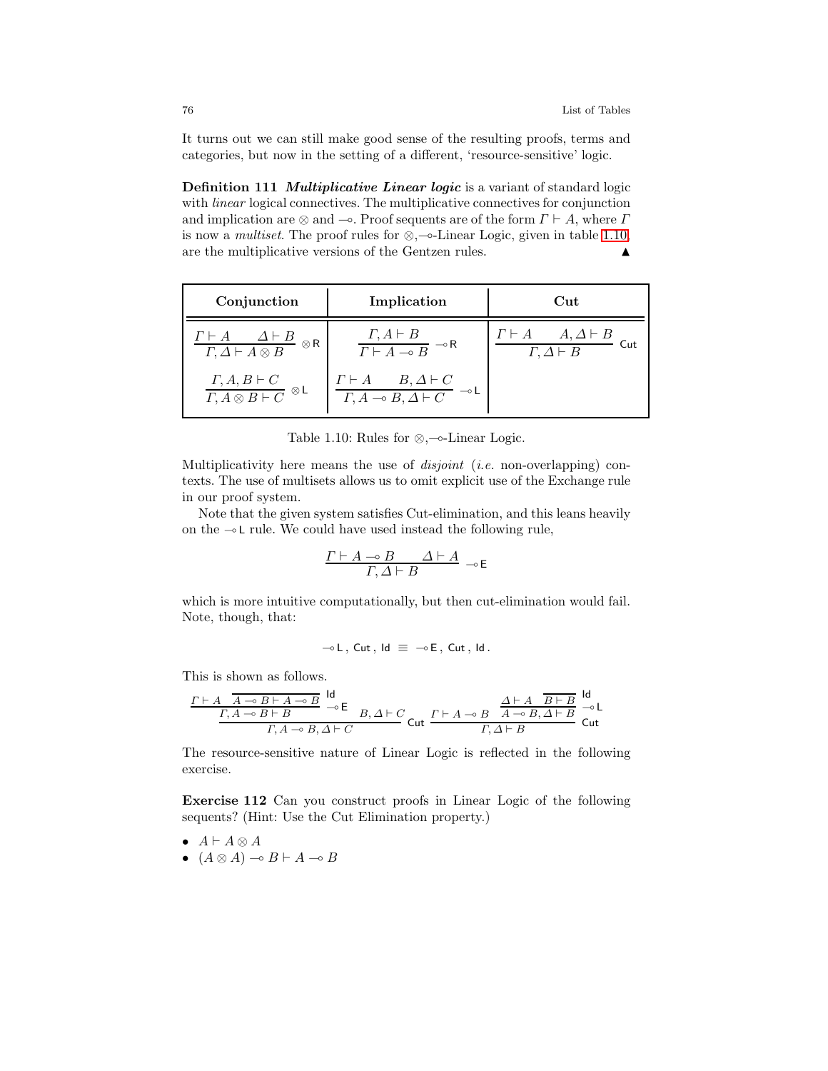It turns out we can still make good sense of the resulting proofs, terms and categories, but now in the setting of a different, 'resource-sensitive' logic.

**Definition 111** ***Multiplicative Linear logic*** is a variant of standard logic with *linear* logical connectives. The multiplicative connectives for conjunction and implication are $\otimes$ and $\multimap$. Proof sequents are of the form $\Gamma \vdash A$, where $\Gamma$ is now a *multiset*. The proof rules for $\otimes$,$\multimap$-Linear Logic, given in table 1.10, are the multiplicative versions of the Gentzen rules. ▲

| Conjunction | Implication | Cut |
|---|---|---|
| $\dfrac{\Gamma \vdash A \qquad \Delta \vdash B}{\Gamma, \Delta \vdash A \otimes B}\ \otimes\mathsf{R}$ | $\dfrac{\Gamma, A \vdash B}{\Gamma \vdash A \multimap B}\ \multimap\mathsf{R}$ | $\dfrac{\Gamma \vdash A \qquad A, \Delta \vdash B}{\Gamma, \Delta \vdash B}\ \mathsf{Cut}$ |
| $\dfrac{\Gamma, A, B \vdash C}{\Gamma, A \otimes B \vdash C}\ \otimes\mathsf{L}$ | $\dfrac{\Gamma \vdash A \qquad B, \Delta \vdash C}{\Gamma, A \multimap B, \Delta \vdash C}\ \multimap\mathsf{L}$ | |

Table 1.10: Rules for $\otimes$,$\multimap$-Linear Logic.

Multiplicativity here means the use of *disjoint* (*i.e.* non-overlapping) contexts. The use of multisets allows us to omit explicit use of the Exchange rule in our proof system.

Note that the given system satisfies Cut-elimination, and this leans heavily on the $\multimap\mathsf{L}$ rule. We could have used instead the following rule,

$$\frac{\Gamma \vdash A \multimap B \qquad \Delta \vdash A}{\Gamma, \Delta \vdash B}\ \multimap\mathsf{E}$$

which is more intuitive computationally, but then cut-elimination would fail. Note, though, that:

$$\multimap\mathsf{L}\,,\ \mathsf{Cut}\,,\ \mathsf{Id}\ \equiv\ \multimap\mathsf{E}\,,\ \mathsf{Cut}\,,\ \mathsf{Id}\,.$$

This is shown as follows.

$$\dfrac{\dfrac{\Gamma \vdash A \qquad \dfrac{}{A \multimap B \vdash A \multimap B}\ \mathsf{Id}}{\Gamma, A \multimap B \vdash B}\ \multimap\mathsf{E} \qquad B, \Delta \vdash C}{\Gamma, A \multimap B, \Delta \vdash C}\ \mathsf{Cut} \qquad \dfrac{\Gamma \vdash A \multimap B \qquad \dfrac{\Delta \vdash A \qquad \dfrac{}{B \vdash B}\ \mathsf{Id}}{A \multimap B, \Delta \vdash B}\ \multimap\mathsf{L}}{\Gamma, \Delta \vdash B}\ \mathsf{Cut}$$

The resource-sensitive nature of Linear Logic is reflected in the following exercise.

**Exercise 112** Can you construct proofs in Linear Logic of the following sequents? (Hint: Use the Cut Elimination property.)

- $A \vdash A \otimes A$
- $(A \otimes A) \multimap B \vdash A \multimap B$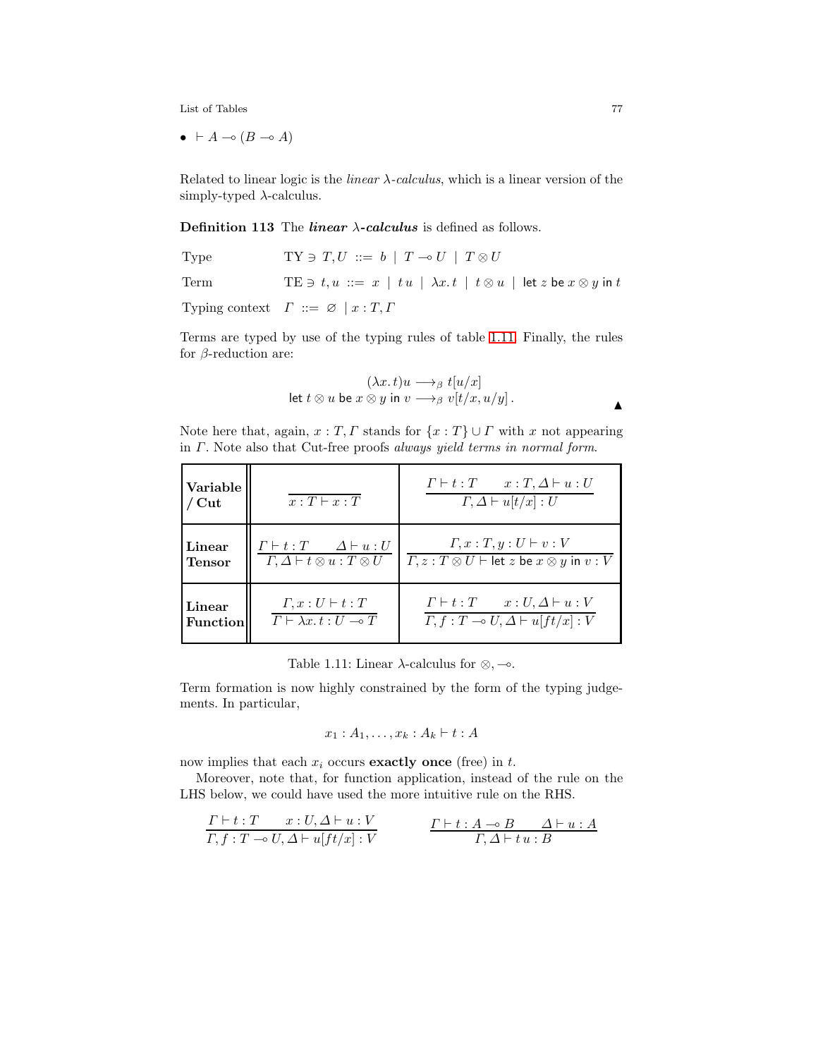- $\vdash A \multimap (B \multimap A)$

Related to linear logic is the *linear λ-calculus*, which is a linear version of the simply-typed λ-calculus.

**Definition 113** The ***linear λ-calculus*** is defined as follows.

| | |
|---|---|
| Type | $\mathrm{TY} \ni T, U ::= b \mid T \multimap U \mid T \otimes U$ |
| Term | $\mathrm{TE} \ni t, u ::= x \mid t\,u \mid \lambda x.\,t \mid t \otimes u \mid \mathsf{let}\ z\ \mathsf{be}\ x \otimes y\ \mathsf{in}\ t$ |
| Typing context | $\Gamma ::= \varnothing \mid x : T, \Gamma$ |

Terms are typed by use of the typing rules of table 1.11. Finally, the rules for β-reduction are:

$$
\begin{aligned}
(\lambda x.\,t)u &\longrightarrow_\beta t[u/x] \\
\mathsf{let}\ t \otimes u\ \mathsf{be}\ x \otimes y\ \mathsf{in}\ v &\longrightarrow_\beta v[t/x, u/y]\,.
\end{aligned}
$$

▲

Note here that, again, $x : T, \Gamma$ stands for $\{x : T\} \cup \Gamma$ with $x$ not appearing in $\Gamma$. Note also that Cut-free proofs *always yield terms in normal form*.

| | | |
|---|---|---|
| **Variable / Cut** | $\dfrac{}{x : T \vdash x : T}$ | $\dfrac{\Gamma \vdash t : T \qquad x : T, \Delta \vdash u : U}{\Gamma, \Delta \vdash u[t/x] : U}$ |
| **Linear Tensor** | $\dfrac{\Gamma \vdash t : T \qquad \Delta \vdash u : U}{\Gamma, \Delta \vdash t \otimes u : T \otimes U}$ | $\dfrac{\Gamma, x : T, y : U \vdash v : V}{\Gamma, z : T \otimes U \vdash \mathsf{let}\ z\ \mathsf{be}\ x \otimes y\ \mathsf{in}\ v : V}$ |
| **Linear Function** | $\dfrac{\Gamma, x : U \vdash t : T}{\Gamma \vdash \lambda x.\,t : U \multimap T}$ | $\dfrac{\Gamma \vdash t : T \qquad x : U, \Delta \vdash u : V}{\Gamma, f : T \multimap U, \Delta \vdash u[ft/x] : V}$ |

Table 1.11: Linear λ-calculus for $\otimes, \multimap$.

Term formation is now highly constrained by the form of the typing judgements. In particular,

$$x_1 : A_1, \ldots, x_k : A_k \vdash t : A$$

now implies that each $x_i$ occurs **exactly once** (free) in $t$.

Moreover, note that, for function application, instead of the rule on the LHS below, we could have used the more intuitive rule on the RHS.

$$
\frac{\Gamma \vdash t : T \qquad x : U, \Delta \vdash u : V}{\Gamma, f : T \multimap U, \Delta \vdash u[ft/x] : V}
\qquad\qquad
\frac{\Gamma \vdash t : A \multimap B \qquad \Delta \vdash u : A}{\Gamma, \Delta \vdash t\,u : B}
$$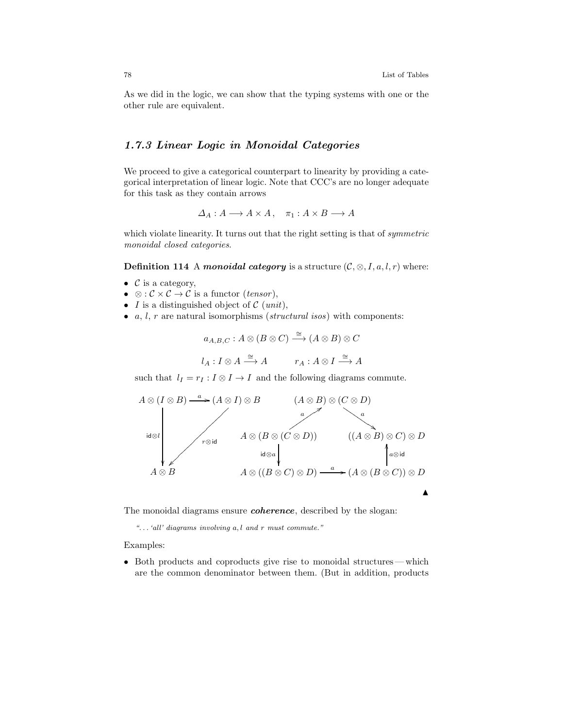As we did in the logic, we can show that the typing systems with one or the other rule are equivalent.

### *1.7.3 Linear Logic in Monoidal Categories*

We proceed to give a categorical counterpart to linearity by providing a categorical interpretation of linear logic. Note that CCC's are no longer adequate for this task as they contain arrows

$$\Delta_A : A \longrightarrow A \times A\,, \quad \pi_1 : A \times B \longrightarrow A$$

which violate linearity. It turns out that the right setting is that of *symmetric monoidal closed categories*.

**Definition 114** A ***monoidal category*** is a structure $(\mathcal{C}, \otimes, I, a, l, r)$ where:

- $\mathcal{C}$ is a category,
- $\otimes : \mathcal{C} \times \mathcal{C} \to \mathcal{C}$ is a functor (*tensor*),
- $I$ is a distinguished object of $\mathcal{C}$ (*unit*),
- $a$, $l$, $r$ are natural isomorphisms (*structural isos*) with components:

$$a_{A,B,C} : A \otimes (B \otimes C) \xrightarrow{\cong} (A \otimes B) \otimes C$$

$$l_A : I \otimes A \xrightarrow{\cong} A \qquad r_A : A \otimes I \xrightarrow{\cong} A$$

such that $l_I = r_I : I \otimes I \to I$ and the following diagrams commute.

$$\begin{array}{ccc} A \otimes (I \otimes B) & \xrightarrow{a} & (A \otimes I) \otimes B \\ & \searrow^{\mathsf{id} \otimes l} \quad \swarrow_{r \otimes \mathsf{id}} & \\ & A \otimes B & \end{array}$$

$$\begin{array}{ccccc} & & (A \otimes B) \otimes (C \otimes D) & & \\ & \nearrow^{a} & & \searrow^{a} & \\ A \otimes (B \otimes (C \otimes D)) & & & & ((A \otimes B) \otimes C) \otimes D \\ \downarrow^{\mathsf{id} \otimes a} & & & & \uparrow^{a \otimes \mathsf{id}} \\ A \otimes ((B \otimes C) \otimes D) & & \xrightarrow{a} & & (A \otimes (B \otimes C)) \otimes D \end{array}$$

▲

The monoidal diagrams ensure ***coherence***, described by the slogan:

*"... 'all' diagrams involving $a, l$ and $r$ must commute."*

Examples:

- Both products and coproducts give rise to monoidal structures — which are the common denominator between them. (But in addition, products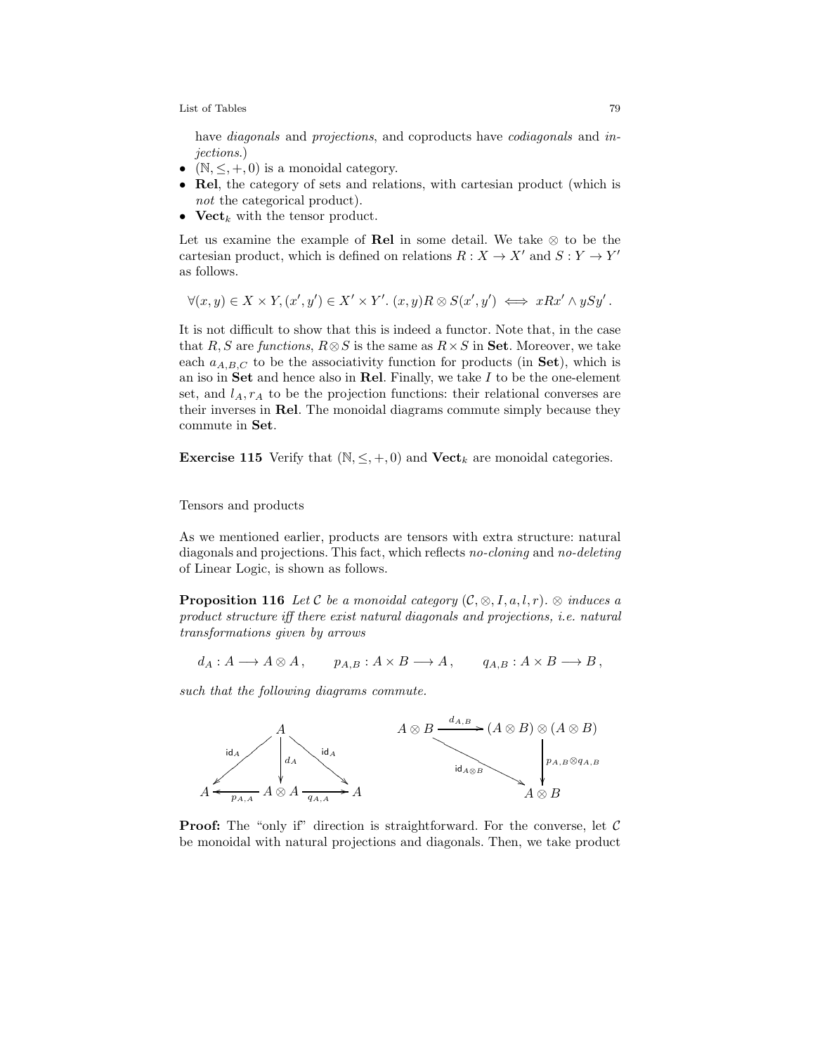have *diagonals* and *projections*, and coproducts have *codiagonals* and *injections*.)

- $(\mathbb{N}, \leq, +, 0)$ is a monoidal category.
- **Rel**, the category of sets and relations, with cartesian product (which is *not* the categorical product).
- $\mathbf{Vect}_k$ with the tensor product.

Let us examine the example of **Rel** in some detail. We take $\otimes$ to be the cartesian product, which is defined on relations $R : X \to X'$ and $S : Y \to Y'$ as follows.

$$\forall (x, y) \in X \times Y, (x', y') \in X' \times Y'.\ (x, y) R \otimes S (x', y') \iff x R x' \wedge y S y' .$$

It is not difficult to show that this is indeed a functor. Note that, in the case that $R, S$ are *functions*, $R \otimes S$ is the same as $R \times S$ in **Set**. Moreover, we take each $a_{A,B,C}$ to be the associativity function for products (in **Set**), which is an iso in **Set** and hence also in **Rel**. Finally, we take $I$ to be the one-element set, and $l_A, r_A$ to be the projection functions: their relational converses are their inverses in **Rel**. The monoidal diagrams commute simply because they commute in **Set**.

**Exercise 115** Verify that $(\mathbb{N}, \leq, +, 0)$ and $\mathbf{Vect}_k$ are monoidal categories.

Tensors and products

As we mentioned earlier, products are tensors with extra structure: natural diagonals and projections. This fact, which reflects *no-cloning* and *no-deleting* of Linear Logic, is shown as follows.

**Proposition 116** *Let $\mathcal{C}$ be a monoidal category $(\mathcal{C}, \otimes, I, a, l, r)$. $\otimes$ induces a product structure iff there exist natural diagonals and projections, i.e. natural transformations given by arrows*

$$d_A : A \longrightarrow A \otimes A\,, \qquad p_{A,B} : A \times B \longrightarrow A\,, \qquad q_{A,B} : A \times B \longrightarrow B\,,$$

*such that the following diagrams commute.*

$$\begin{array}{ccccc} & & A & & \\ & \swarrow^{\mathsf{id}_A} & \downarrow{\scriptstyle d_A} & \searrow^{\mathsf{id}_A} & \\ A & \xleftarrow{p_{A,A}} & A \otimes A & \xrightarrow{q_{A,A}} & A \end{array} \qquad \begin{array}{ccc} A \otimes B & \xrightarrow{d_{A,B}} & (A \otimes B) \otimes (A \otimes B) \\ & \searrow_{\mathsf{id}_{A \otimes B}} & \downarrow{\scriptstyle p_{A,B} \otimes q_{A,B}} \\ & & A \otimes B \end{array}$$

**Proof:** The "only if" direction is straightforward. For the converse, let $\mathcal{C}$ be monoidal with natural projections and diagonals. Then, we take product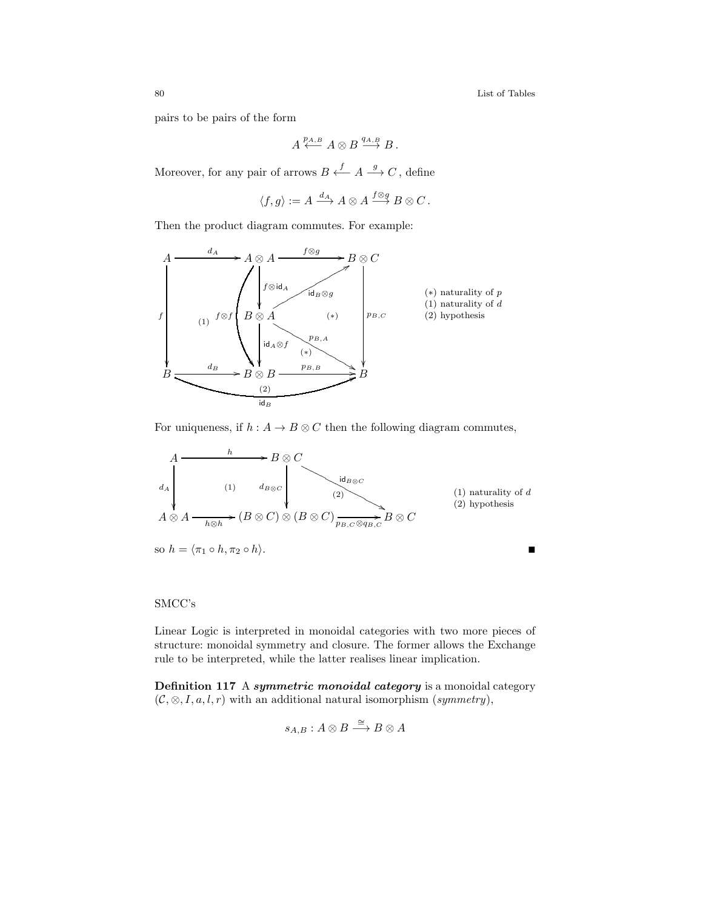pairs to be pairs of the form

$$A \xleftarrow{p_{A,B}} A \otimes B \xrightarrow{q_{A,B}} B\,.$$

Moreover, for any pair of arrows $B \xleftarrow{f} A \xrightarrow{g} C$, define

$$\langle f, g \rangle := A \xrightarrow{d_A} A \otimes A \xrightarrow{f \otimes g} B \otimes C\,.$$

Then the product diagram commutes. For example:

$$\begin{array}{ccccc}
A & \xrightarrow{d_A} & A \otimes A & \xrightarrow{f \otimes g} & B \otimes C \\
\downarrow{\scriptstyle f} & (1) & \downarrow{\scriptstyle f \otimes \mathsf{id}_A} \quad \nearrow{\scriptstyle \mathsf{id}_B \otimes g} & (*) & \downarrow{\scriptstyle p_{B,C}} \\
 & & B \otimes A & \searrow{\scriptstyle p_{B,A}} & \\
 & & \downarrow{\scriptstyle \mathsf{id}_A \otimes f} \quad (*) & & \\
B & \xrightarrow{d_B} & B \otimes B & \xrightarrow{p_{B,B}} & B
\end{array}$$

with $f \otimes f : A \otimes A \to B \otimes B$ and $\mathsf{id}_B : B \to B$ (2).

(∗) naturality of $p$
(1) naturality of $d$
(2) hypothesis

For uniqueness, if $h : A \to B \otimes C$ then the following diagram commutes,

$$\begin{array}{ccccc}
A & \xrightarrow{h} & B \otimes C & & \\
\downarrow{\scriptstyle d_A} & (1) & \downarrow{\scriptstyle d_{B \otimes C}} & \searrow{\scriptstyle \mathsf{id}_{B \otimes C}} \ (2) & \\
A \otimes A & \xrightarrow[h \otimes h]{} & (B \otimes C) \otimes (B \otimes C) & \xrightarrow[p_{B,C} \otimes q_{B,C}]{} & B \otimes C
\end{array}$$

(1) naturality of $d$
(2) hypothesis

so $h = \langle \pi_1 \circ h, \pi_2 \circ h \rangle$. ∎

SMCC's

Linear Logic is interpreted in monoidal categories with two more pieces of structure: monoidal symmetry and closure. The former allows the Exchange rule to be interpreted, while the latter realises linear implication.

**Definition 117** A ***symmetric monoidal category*** is a monoidal category $(\mathcal{C}, \otimes, I, a, l, r)$ with an additional natural isomorphism (*symmetry*),

$$s_{A,B} : A \otimes B \xrightarrow{\cong} B \otimes A$$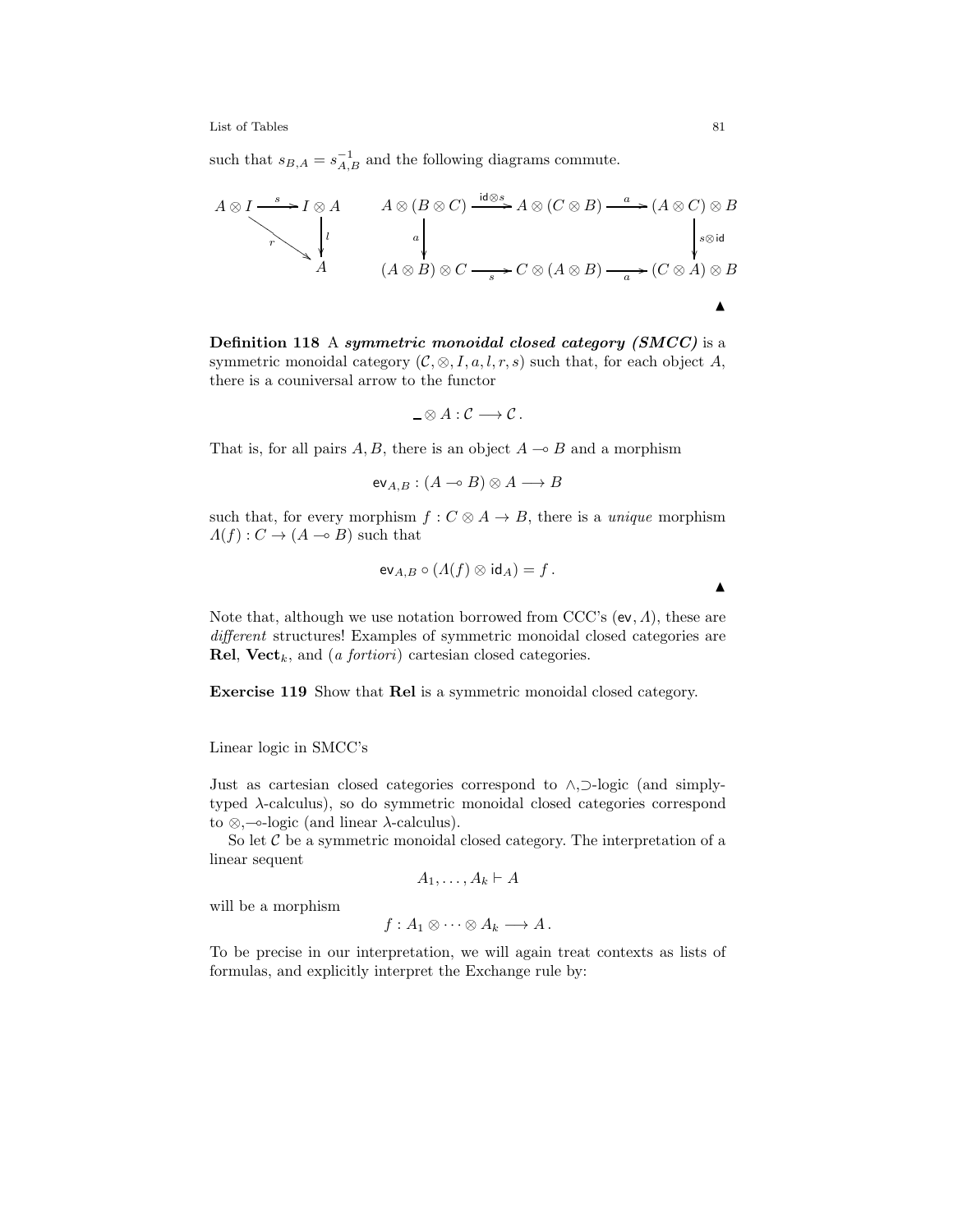such that $s_{B,A} = s_{A,B}^{-1}$ and the following diagrams commute.

$$
\begin{array}{ccc}
A \otimes I & \xrightarrow{s} & I \otimes A \\
& {\scriptstyle r} \searrow & \downarrow {\scriptstyle l} \\
& & A
\end{array}
\qquad
\begin{array}{ccccc}
A \otimes (B \otimes C) & \xrightarrow{\mathsf{id} \otimes s} & A \otimes (C \otimes B) & \xrightarrow{a} & (A \otimes C) \otimes B \\
\downarrow {\scriptstyle a} & & & & \downarrow {\scriptstyle s \otimes \mathsf{id}} \\
(A \otimes B) \otimes C & \xrightarrow[s]{} & C \otimes (A \otimes B) & \xrightarrow[a]{} & (C \otimes A) \otimes B
\end{array}
$$

▲

**Definition 118** A ***symmetric monoidal closed category (SMCC)*** is a symmetric monoidal category $(\mathcal{C}, \otimes, I, a, l, r, s)$ such that, for each object $A$, there is a couniversal arrow to the functor

$$\_ \otimes A : \mathcal{C} \longrightarrow \mathcal{C}.$$

That is, for all pairs $A, B$, there is an object $A \multimap B$ and a morphism

$$\mathsf{ev}_{A,B} : (A \multimap B) \otimes A \longrightarrow B$$

such that, for every morphism $f : C \otimes A \to B$, there is a *unique* morphism $\Lambda(f) : C \to (A \multimap B)$ such that

$$\mathsf{ev}_{A,B} \circ (\Lambda(f) \otimes \mathsf{id}_A) = f.$$

▲

Note that, although we use notation borrowed from CCC's ($\mathsf{ev}, \Lambda$), these are *different* structures! Examples of symmetric monoidal closed categories are **Rel**, $\mathbf{Vect}_k$, and (*a fortiori*) cartesian closed categories.

**Exercise 119** Show that **Rel** is a symmetric monoidal closed category.

Linear logic in SMCC's

Just as cartesian closed categories correspond to $\wedge,\supset$-logic (and simply-typed $\lambda$-calculus), so do symmetric monoidal closed categories correspond to $\otimes,\multimap$-logic (and linear $\lambda$-calculus).

So let $\mathcal{C}$ be a symmetric monoidal closed category. The interpretation of a linear sequent

$$A_1, \ldots, A_k \vdash A$$

will be a morphism

$$f : A_1 \otimes \cdots \otimes A_k \longrightarrow A.$$

To be precise in our interpretation, we will again treat contexts as lists of formulas, and explicitly interpret the Exchange rule by: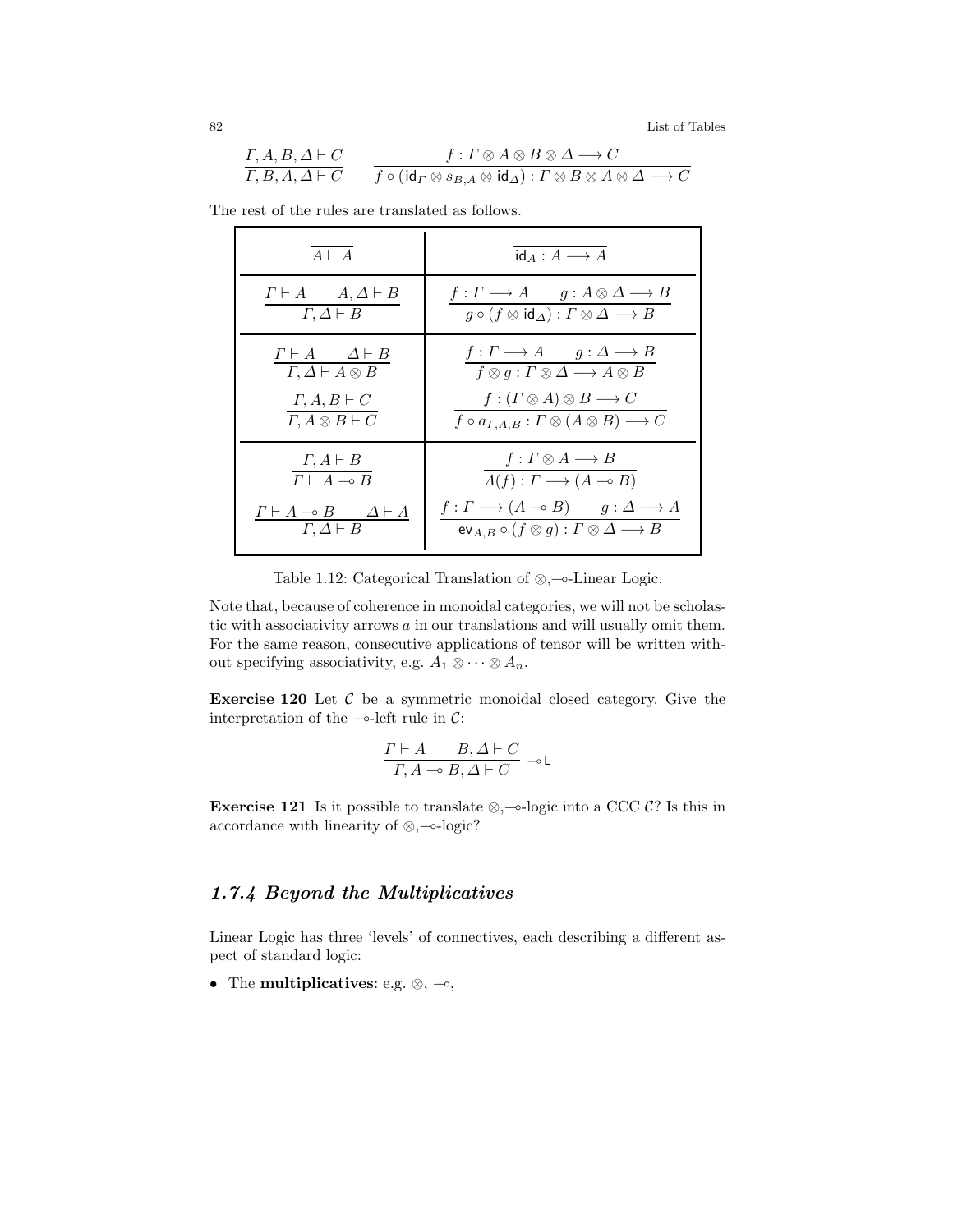$$\frac{\Gamma, A, B, \Delta \vdash C}{\Gamma, B, A, \Delta \vdash C} \qquad \frac{f : \Gamma \otimes A \otimes B \otimes \Delta \longrightarrow C}{f \circ (\mathsf{id}_\Gamma \otimes s_{B,A} \otimes \mathsf{id}_\Delta) : \Gamma \otimes B \otimes A \otimes \Delta \longrightarrow C}$$

The rest of the rules are translated as follows.

| | |
|---|---|
| $\dfrac{}{A \vdash A}$ | $\dfrac{}{\mathsf{id}_A : A \longrightarrow A}$ |
| $\dfrac{\Gamma \vdash A \qquad A, \Delta \vdash B}{\Gamma, \Delta \vdash B}$ | $\dfrac{f : \Gamma \longrightarrow A \qquad g : A \otimes \Delta \longrightarrow B}{g \circ (f \otimes \mathsf{id}_\Delta) : \Gamma \otimes \Delta \longrightarrow B}$ |
| $\dfrac{\Gamma \vdash A \qquad \Delta \vdash B}{\Gamma, \Delta \vdash A \otimes B}$ | $\dfrac{f : \Gamma \longrightarrow A \qquad g : \Delta \longrightarrow B}{f \otimes g : \Gamma \otimes \Delta \longrightarrow A \otimes B}$ |
| $\dfrac{\Gamma, A, B \vdash C}{\Gamma, A \otimes B \vdash C}$ | $\dfrac{f : (\Gamma \otimes A) \otimes B \longrightarrow C}{f \circ a_{\Gamma,A,B} : \Gamma \otimes (A \otimes B) \longrightarrow C}$ |
| $\dfrac{\Gamma, A \vdash B}{\Gamma \vdash A \multimap B}$ | $\dfrac{f : \Gamma \otimes A \longrightarrow B}{\Lambda(f) : \Gamma \longrightarrow (A \multimap B)}$ |
| $\dfrac{\Gamma \vdash A \multimap B \qquad \Delta \vdash A}{\Gamma, \Delta \vdash B}$ | $\dfrac{f : \Gamma \longrightarrow (A \multimap B) \qquad g : \Delta \longrightarrow A}{\mathsf{ev}_{A,B} \circ (f \otimes g) : \Gamma \otimes \Delta \longrightarrow B}$ |

Table 1.12: Categorical Translation of $\otimes$,$\multimap$-Linear Logic.

Note that, because of coherence in monoidal categories, we will not be scholastic with associativity arrows $a$ in our translations and will usually omit them. For the same reason, consecutive applications of tensor will be written without specifying associativity, e.g. $A_1 \otimes \cdots \otimes A_n$.

**Exercise 120** Let $\mathcal{C}$ be a symmetric monoidal closed category. Give the interpretation of the $\multimap$-left rule in $\mathcal{C}$:

$$\frac{\Gamma \vdash A \qquad B, \Delta \vdash C}{\Gamma, A \multimap B, \Delta \vdash C} \multimap\mathsf{L}$$

**Exercise 121** Is it possible to translate $\otimes$,$\multimap$-logic into a CCC $\mathcal{C}$? Is this in accordance with linearity of $\otimes$,$\multimap$-logic?

### *1.7.4 Beyond the Multiplicatives*

Linear Logic has three 'levels' of connectives, each describing a different aspect of standard logic:

- The **multiplicatives**: e.g. $\otimes$, $\multimap$,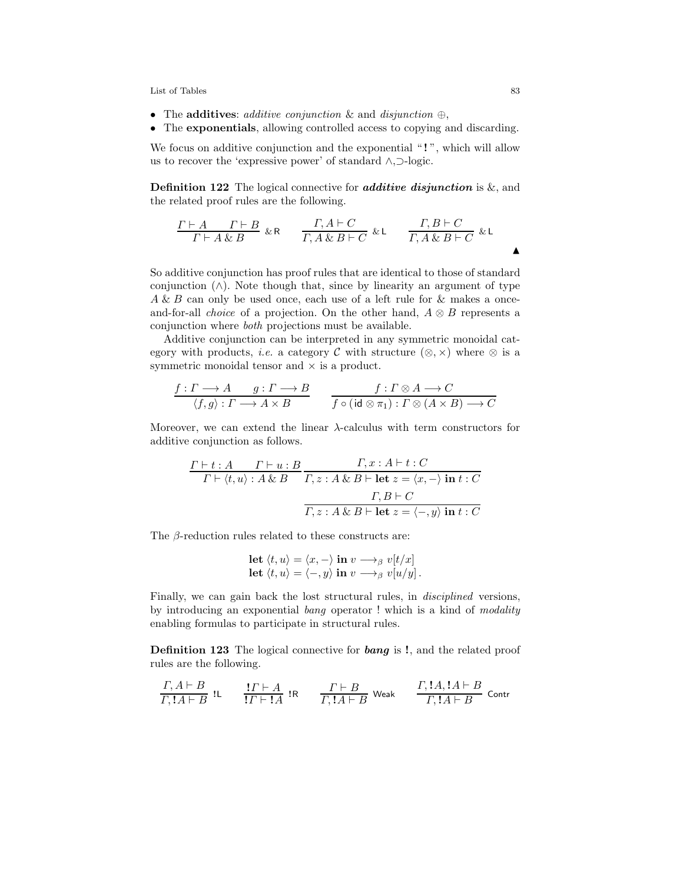- The **additives**: *additive conjunction* & and *disjunction* $\oplus$,
- The **exponentials**, allowing controlled access to copying and discarding.

We focus on additive conjunction and the exponential "**!**", which will allow us to recover the 'expressive power' of standard $\wedge$,$\supset$-logic.

**Definition 122** The logical connective for ***additive disjunction*** is &, and the related proof rules are the following.

$$\frac{\Gamma \vdash A \qquad \Gamma \vdash B}{\Gamma \vdash A \,\&\, B}\ \&\mathsf{R} \qquad \frac{\Gamma, A \vdash C}{\Gamma, A \,\&\, B \vdash C}\ \&\mathsf{L} \qquad \frac{\Gamma, B \vdash C}{\Gamma, A \,\&\, B \vdash C}\ \&\mathsf{L}$$

▲

So additive conjunction has proof rules that are identical to those of standard conjunction ($\wedge$). Note though that, since by linearity an argument of type $A \,\&\, B$ can only be used once, each use of a left rule for & makes a once-and-for-all *choice* of a projection. On the other hand, $A \otimes B$ represents a conjunction where *both* projections must be available.

Additive conjunction can be interpreted in any symmetric monoidal category with products, *i.e.* a category $\mathcal{C}$ with structure $(\otimes, \times)$ where $\otimes$ is a symmetric monoidal tensor and $\times$ is a product.

$$\frac{f : \Gamma \longrightarrow A \qquad g : \Gamma \longrightarrow B}{\langle f, g\rangle : \Gamma \longrightarrow A \times B} \qquad \frac{f : \Gamma \otimes A \longrightarrow C}{f \circ (\mathsf{id} \otimes \pi_1) : \Gamma \otimes (A \times B) \longrightarrow C}$$

Moreover, we can extend the linear $\lambda$-calculus with term constructors for additive conjunction as follows.

$$\frac{\Gamma \vdash t : A \qquad \Gamma \vdash u : B}{\Gamma \vdash \langle t, u\rangle : A \,\&\, B} \quad \frac{\Gamma, x : A \vdash t : C}{\Gamma, z : A \,\&\, B \vdash \mathbf{let}\ z = \langle x, -\rangle\ \mathbf{in}\ t : C}$$

$$\frac{\Gamma, B \vdash C}{\Gamma, z : A \,\&\, B \vdash \mathbf{let}\ z = \langle -, y\rangle\ \mathbf{in}\ t : C}$$

The $\beta$-reduction rules related to these constructs are:

$$\begin{array}{l}\mathbf{let}\ \langle t, u\rangle = \langle x, -\rangle\ \mathbf{in}\ v \longrightarrow_\beta v[t/x] \\ \mathbf{let}\ \langle t, u\rangle = \langle -, y\rangle\ \mathbf{in}\ v \longrightarrow_\beta v[u/y]\,.\end{array}$$

Finally, we can gain back the lost structural rules, in *disciplined* versions, by introducing an exponential *bang* operator ! which is a kind of *modality* enabling formulas to participate in structural rules.

**Definition 123** The logical connective for ***bang*** is **!**, and the related proof rules are the following.

$$\frac{\Gamma, A \vdash B}{\Gamma, !A \vdash B}\ !\mathsf{L} \qquad \frac{!\Gamma \vdash A}{!\Gamma \vdash !A}\ !\mathsf{R} \qquad \frac{\Gamma \vdash B}{\Gamma, !A \vdash B}\ \mathsf{Weak} \qquad \frac{\Gamma, !A, !A \vdash B}{\Gamma, !A \vdash B}\ \mathsf{Contr}$$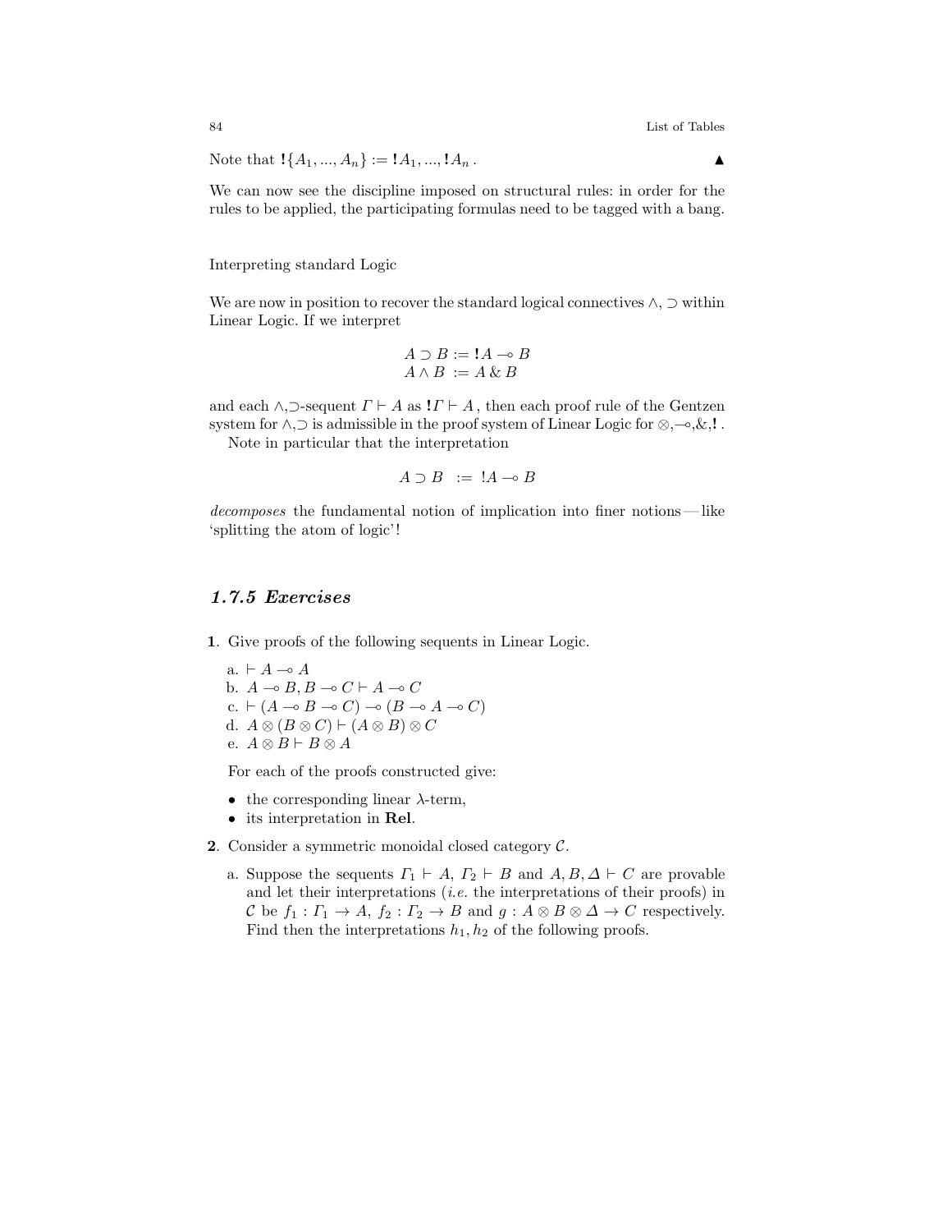Note that $\mathbf{!}\{A_1, ..., A_n\} := \mathbf{!}A_1, ..., \mathbf{!}A_n$ . ▲

We can now see the discipline imposed on structural rules: in order for the rules to be applied, the participating formulas need to be tagged with a bang.

Interpreting standard Logic

We are now in position to recover the standard logical connectives $\wedge$, $\supset$ within Linear Logic. If we interpret

$$A \supset B := \mathbf{!}A \multimap B$$
$$A \wedge B \ := A \,\&\, B$$

and each $\wedge$,$\supset$-sequent $\Gamma \vdash A$ as $\mathbf{!}\Gamma \vdash A$ , then each proof rule of the Gentzen system for $\wedge$,$\supset$ is admissible in the proof system of Linear Logic for $\otimes$,$\multimap$,&,$\mathbf{!}$ .

Note in particular that the interpretation

$$A \supset B \ := \ !A \multimap B$$

*decomposes* the fundamental notion of implication into finer notions — like 'splitting the atom of logic'!

## *1.7.5 Exercises*

**1**. Give proofs of the following sequents in Linear Logic.

a. $\vdash A \multimap A$
b. $A \multimap B, B \multimap C \vdash A \multimap C$
c. $\vdash (A \multimap B \multimap C) \multimap (B \multimap A \multimap C)$
d. $A \otimes (B \otimes C) \vdash (A \otimes B) \otimes C$
e. $A \otimes B \vdash B \otimes A$

For each of the proofs constructed give:

- the corresponding linear $\lambda$-term,
- its interpretation in **Rel**.

**2**. Consider a symmetric monoidal closed category $\mathcal{C}$.

a. Suppose the sequents $\Gamma_1 \vdash A$, $\Gamma_2 \vdash B$ and $A, B, \Delta \vdash C$ are provable and let their interpretations (*i.e.* the interpretations of their proofs) in $\mathcal{C}$ be $f_1 : \Gamma_1 \to A$, $f_2 : \Gamma_2 \to B$ and $g : A \otimes B \otimes \Delta \to C$ respectively. Find then the interpretations $h_1, h_2$ of the following proofs.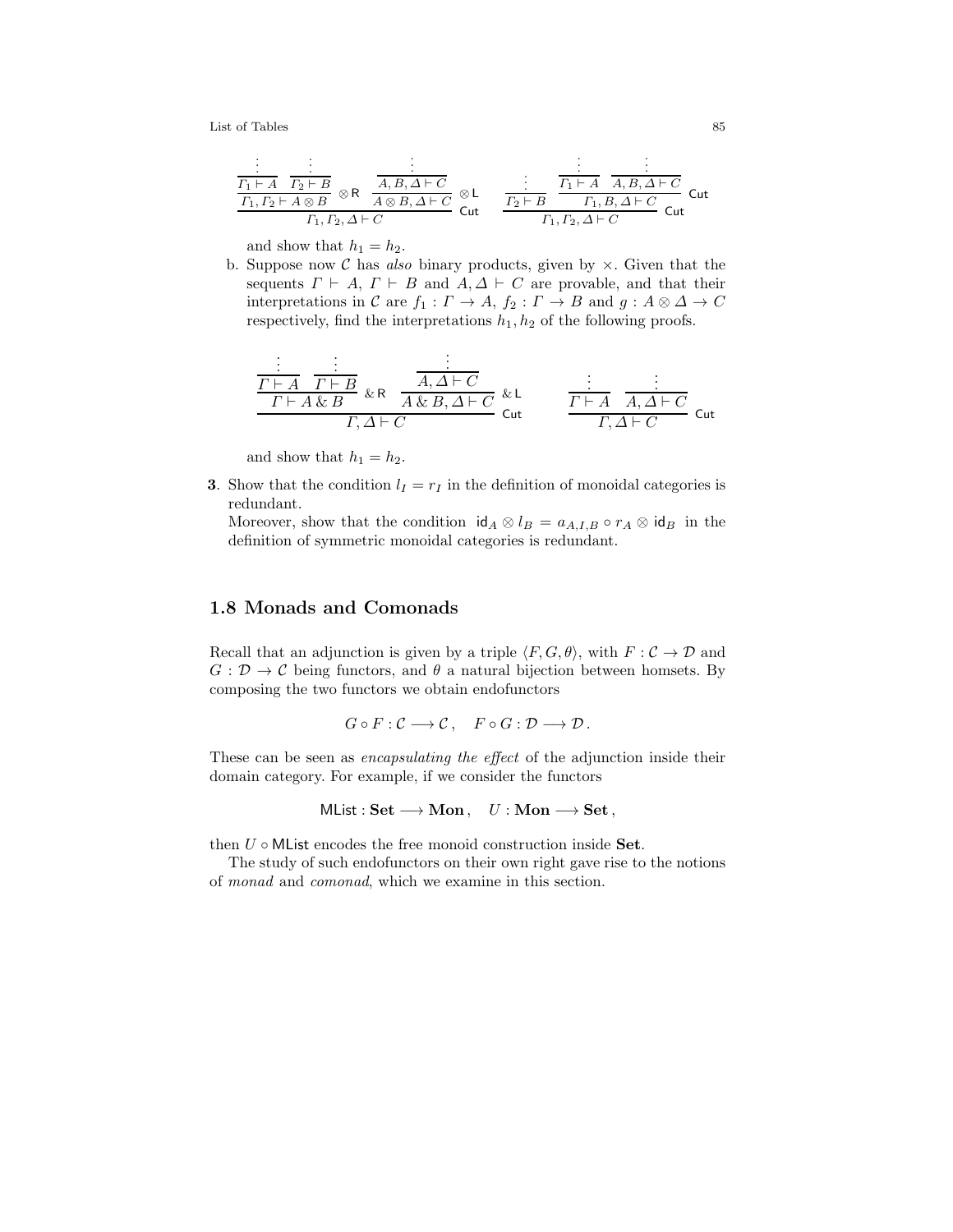$$
\dfrac{\dfrac{\dfrac{\vdots}{\Gamma_1 \vdash A} \quad \dfrac{\vdots}{\Gamma_2 \vdash B}}{\Gamma_1, \Gamma_2 \vdash A \otimes B}\,\otimes\mathsf{R} \quad \dfrac{\dfrac{\vdots}{A, B, \Delta \vdash C}}{A \otimes B, \Delta \vdash C}\,\otimes\mathsf{L}}{\Gamma_1, \Gamma_2, \Delta \vdash C}\,\mathsf{Cut}
\qquad
\dfrac{\dfrac{\vdots}{\Gamma_2 \vdash B} \quad \dfrac{\dfrac{\vdots}{\Gamma_1 \vdash A} \quad \dfrac{\vdots}{A, B, \Delta \vdash C}}{\Gamma_1, B, \Delta \vdash C}\,\mathsf{Cut}}{\Gamma_1, \Gamma_2, \Delta \vdash C}\,\mathsf{Cut}
$$

and show that $h_1 = h_2$.

b. Suppose now $\mathcal{C}$ has *also* binary products, given by $\times$. Given that the sequents $\Gamma \vdash A$, $\Gamma \vdash B$ and $A, \Delta \vdash C$ are provable, and that their interpretations in $\mathcal{C}$ are $f_1 : \Gamma \to A$, $f_2 : \Gamma \to B$ and $g : A \otimes \Delta \to C$ respectively, find the interpretations $h_1, h_2$ of the following proofs.

$$
\dfrac{\dfrac{\dfrac{\vdots}{\Gamma \vdash A} \quad \dfrac{\vdots}{\Gamma \vdash B}}{\Gamma \vdash A \,\&\, B}\,\&\mathsf{R} \quad \dfrac{\dfrac{\vdots}{A, \Delta \vdash C}}{A \,\&\, B, \Delta \vdash C}\,\&\mathsf{L}}{\Gamma, \Delta \vdash C}\,\mathsf{Cut}
\qquad
\dfrac{\dfrac{\vdots}{\Gamma \vdash A} \quad \dfrac{\vdots}{A, \Delta \vdash C}}{\Gamma, \Delta \vdash C}\,\mathsf{Cut}
$$

and show that $h_1 = h_2$.

**3**. Show that the condition $l_I = r_I$ in the definition of monoidal categories is redundant.
Moreover, show that the condition $\mathsf{id}_A \otimes l_B = a_{A,I,B} \circ r_A \otimes \mathsf{id}_B$ in the definition of symmetric monoidal categories is redundant.

## 1.8 Monads and Comonads

Recall that an adjunction is given by a triple $\langle F, G, \theta \rangle$, with $F : \mathcal{C} \to \mathcal{D}$ and $G : \mathcal{D} \to \mathcal{C}$ being functors, and $\theta$ a natural bijection between homsets. By composing the two functors we obtain endofunctors

$$
G \circ F : \mathcal{C} \longrightarrow \mathcal{C}\,, \quad F \circ G : \mathcal{D} \longrightarrow \mathcal{D}\,.
$$

These can be seen as *encapsulating the effect* of the adjunction inside their domain category. For example, if we consider the functors

$$
\mathsf{MList} : \mathbf{Set} \longrightarrow \mathbf{Mon}\,, \quad U : \mathbf{Mon} \longrightarrow \mathbf{Set}\,,
$$

then $U \circ \mathsf{MList}$ encodes the free monoid construction inside $\mathbf{Set}$.

The study of such endofunctors on their own right gave rise to the notions of *monad* and *comonad*, which we examine in this section.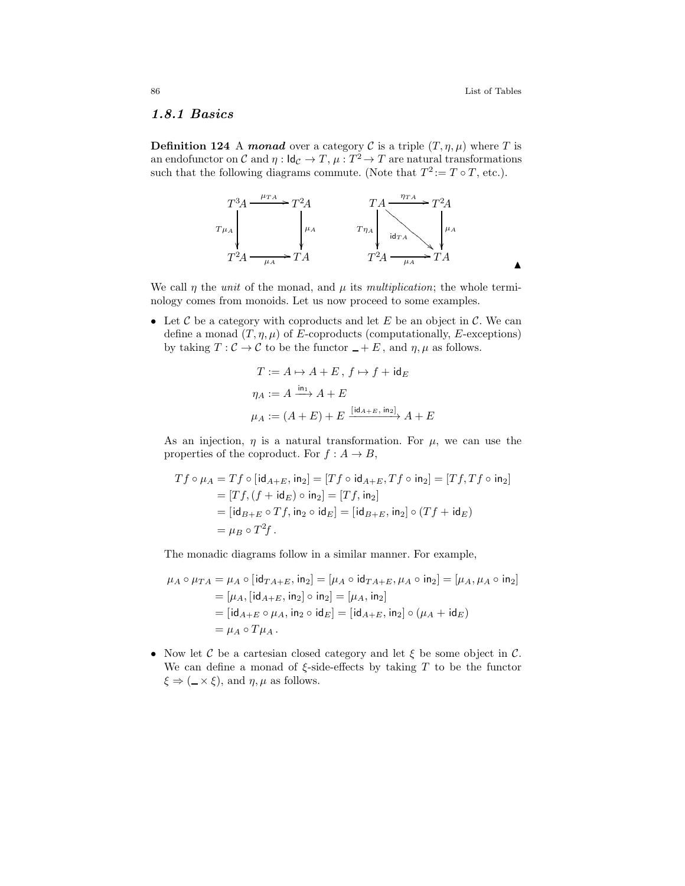### 1.8.1 Basics

**Definition 124** A ***monad*** over a category $\mathcal{C}$ is a triple $(T, \eta, \mu)$ where $T$ is an endofunctor on $\mathcal{C}$ and $\eta : \mathsf{Id}_{\mathcal{C}} \to T$, $\mu : T^2 \to T$ are natural transformations such that the following diagrams commute. (Note that $T^2 := T \circ T$, etc.).

$$
\begin{array}{ccc}
T^3A & \xrightarrow{\mu_{TA}} & T^2A \\
{\scriptstyle T\mu_A}\downarrow & & \downarrow{\scriptstyle \mu_A} \\
T^2A & \xrightarrow[\mu_A]{} & TA
\end{array}
\qquad\qquad
\begin{array}{ccc}
TA & \xrightarrow{\eta_{TA}} & T^2A \\
{\scriptstyle T\eta_A}\downarrow & \searrow^{\mathsf{id}_{TA}} & \downarrow{\scriptstyle \mu_A} \\
T^2A & \xrightarrow[\mu_A]{} & TA
\end{array}
$$

▲

We call $\eta$ the *unit* of the monad, and $\mu$ its *multiplication*; the whole terminology comes from monoids. Let us now proceed to some examples.

- Let $\mathcal{C}$ be a category with coproducts and let $E$ be an object in $\mathcal{C}$. We can define a monad $(T, \eta, \mu)$ of $E$-coproducts (computationally, $E$-exceptions) by taking $T : \mathcal{C} \to \mathcal{C}$ to be the functor $\_ + E$, and $\eta, \mu$ as follows.

$$
\begin{aligned}
T &:= A \mapsto A + E\,,\ f \mapsto f + \mathsf{id}_E \\
\eta_A &:= A \xrightarrow{\mathsf{in}_1} A + E \\
\mu_A &:= (A + E) + E \xrightarrow{[\mathsf{id}_{A+E},\, \mathsf{in}_2]} A + E
\end{aligned}
$$

  As an injection, $\eta$ is a natural transformation. For $\mu$, we can use the properties of the coproduct. For $f : A \to B$,

$$
\begin{aligned}
Tf \circ \mu_A &= Tf \circ [\mathsf{id}_{A+E}, \mathsf{in}_2] = [Tf \circ \mathsf{id}_{A+E}, Tf \circ \mathsf{in}_2] = [Tf, Tf \circ \mathsf{in}_2] \\
&= [Tf, (f + \mathsf{id}_E) \circ \mathsf{in}_2] = [Tf, \mathsf{in}_2] \\
&= [\mathsf{id}_{B+E} \circ Tf, \mathsf{in}_2 \circ \mathsf{id}_E] = [\mathsf{id}_{B+E}, \mathsf{in}_2] \circ (Tf + \mathsf{id}_E) \\
&= \mu_B \circ T^2 f\,.
\end{aligned}
$$

  The monadic diagrams follow in a similar manner. For example,

$$
\begin{aligned}
\mu_A \circ \mu_{TA} &= \mu_A \circ [\mathsf{id}_{TA+E}, \mathsf{in}_2] = [\mu_A \circ \mathsf{id}_{TA+E}, \mu_A \circ \mathsf{in}_2] = [\mu_A, \mu_A \circ \mathsf{in}_2] \\
&= [\mu_A, [\mathsf{id}_{A+E}, \mathsf{in}_2] \circ \mathsf{in}_2] = [\mu_A, \mathsf{in}_2] \\
&= [\mathsf{id}_{A+E} \circ \mu_A, \mathsf{in}_2 \circ \mathsf{id}_E] = [\mathsf{id}_{A+E}, \mathsf{in}_2] \circ (\mu_A + \mathsf{id}_E) \\
&= \mu_A \circ T\mu_A\,.
\end{aligned}
$$

- Now let $\mathcal{C}$ be a cartesian closed category and let $\xi$ be some object in $\mathcal{C}$. We can define a monad of $\xi$-side-effects by taking $T$ to be the functor $\xi \Rightarrow (\_ \times \xi)$, and $\eta, \mu$ as follows.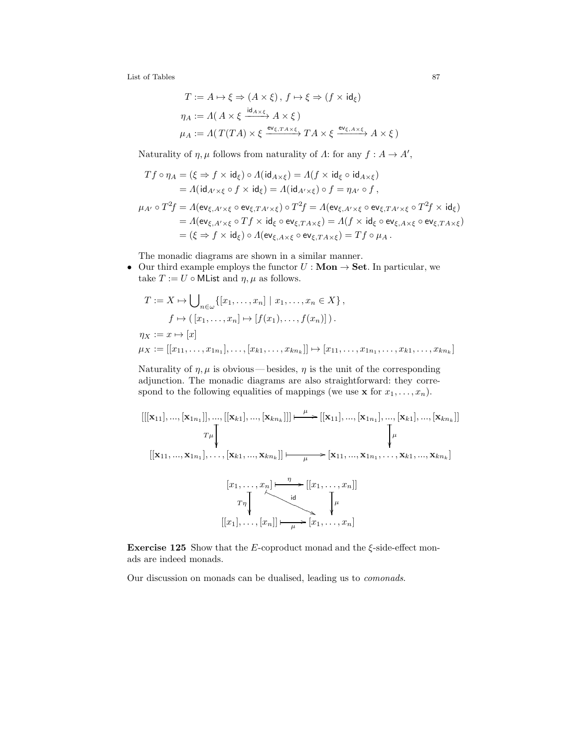$$
\begin{aligned}
T &:= A \mapsto \xi \Rightarrow (A \times \xi)\,,\ f \mapsto \xi \Rightarrow (f \times \mathsf{id}_\xi) \\
\eta_A &:= \Lambda(\, A \times \xi \xrightarrow{\mathsf{id}_{A\times\xi}} A \times \xi \,) \\
\mu_A &:= \Lambda(\, T(TA) \times \xi \xrightarrow{\mathsf{ev}_{\xi,TA\times\xi}} TA \times \xi \xrightarrow{\mathsf{ev}_{\xi,A\times\xi}} A \times \xi \,)
\end{aligned}
$$

Naturality of $\eta, \mu$ follows from naturality of $\Lambda$: for any $f : A \to A'$,

$$
\begin{aligned}
Tf \circ \eta_A &= (\xi \Rightarrow f \times \mathsf{id}_\xi) \circ \Lambda(\mathsf{id}_{A\times\xi}) = \Lambda(f \times \mathsf{id}_\xi \circ \mathsf{id}_{A\times\xi}) \\
&= \Lambda(\mathsf{id}_{A'\times\xi} \circ f \times \mathsf{id}_\xi) = \Lambda(\mathsf{id}_{A'\times\xi}) \circ f = \eta_{A'} \circ f\,, \\
\mu_{A'} \circ T^2 f &= \Lambda(\mathsf{ev}_{\xi,A'\times\xi} \circ \mathsf{ev}_{\xi,TA'\times\xi}) \circ T^2 f = \Lambda(\mathsf{ev}_{\xi,A'\times\xi} \circ \mathsf{ev}_{\xi,TA'\times\xi} \circ T^2 f \times \mathsf{id}_\xi) \\
&= \Lambda(\mathsf{ev}_{\xi,A'\times\xi} \circ Tf \times \mathsf{id}_\xi \circ \mathsf{ev}_{\xi,TA\times\xi}) = \Lambda(f \times \mathsf{id}_\xi \circ \mathsf{ev}_{\xi,A\times\xi} \circ \mathsf{ev}_{\xi,TA\times\xi}) \\
&= (\xi \Rightarrow f \times \mathsf{id}_\xi) \circ \Lambda(\mathsf{ev}_{\xi,A\times\xi} \circ \mathsf{ev}_{\xi,TA\times\xi}) = Tf \circ \mu_A\,.
\end{aligned}
$$

The monadic diagrams are shown in a similar manner.

- Our third example employs the functor $U : \mathbf{Mon} \to \mathbf{Set}$. In particular, we take $T := U \circ \mathsf{MList}$ and $\eta, \mu$ as follows.

$$
\begin{aligned}
T &:= X \mapsto \bigcup\nolimits_{n\in\omega} \{[x_1, \ldots, x_n] \mid x_1, \ldots, x_n \in X\}\,, \\
&\qquad f \mapsto (\,[x_1, \ldots, x_n] \mapsto [f(x_1), \ldots, f(x_n)]\,)\,. \\
\eta_X &:= x \mapsto [x] \\
\mu_X &:= [[x_{11}, \ldots, x_{1n_1}], \ldots, [x_{k1}, \ldots, x_{kn_k}]] \mapsto [x_{11}, \ldots, x_{1n_1}, \ldots, x_{k1}, \ldots, x_{kn_k}]
\end{aligned}
$$

Naturality of $\eta, \mu$ is obvious — besides, $\eta$ is the unit of the corresponding adjunction. The monadic diagrams are also straightforward: they correspond to the following equalities of mappings (we use $\mathbf{x}$ for $x_1, \ldots, x_n$).

$$
\begin{array}{ccc}
[[[\mathbf{x}_{11}], ..., [\mathbf{x}_{1n_1}]], ..., [[\mathbf{x}_{k1}], ..., [\mathbf{x}_{kn_k}]]] & \overset{\mu}{\longmapsto} & [[\mathbf{x}_{11}], ..., [\mathbf{x}_{1n_1}], ..., [\mathbf{x}_{k1}], ..., [\mathbf{x}_{kn_k}]] \\
\downarrow{\scriptstyle T\mu} & & \downarrow{\scriptstyle \mu} \\
[[\mathbf{x}_{11}, ..., \mathbf{x}_{1n_1}], \ldots, [\mathbf{x}_{k1}, ..., \mathbf{x}_{kn_k}]] & \underset{\mu}{\longmapsto} & [\mathbf{x}_{11}, ..., \mathbf{x}_{1n_1}, \ldots, \mathbf{x}_{k1}, ..., \mathbf{x}_{kn_k}]
\end{array}
$$

$$
\begin{array}{ccc}
[x_1, \ldots, x_n] & \overset{\eta}{\longmapsto} & [[x_1, \ldots, x_n]] \\
\downarrow{\scriptstyle T\eta} & \searrow{\scriptstyle \mathsf{id}} & \downarrow{\scriptstyle \mu} \\
[[x_1], \ldots, [x_n]] & \underset{\mu}{\longmapsto} & [x_1, \ldots, x_n]
\end{array}
$$

**Exercise 125** Show that the $E$-coproduct monad and the $\xi$-side-effect monads are indeed monads.

Our discussion on monads can be dualised, leading us to *comonads*.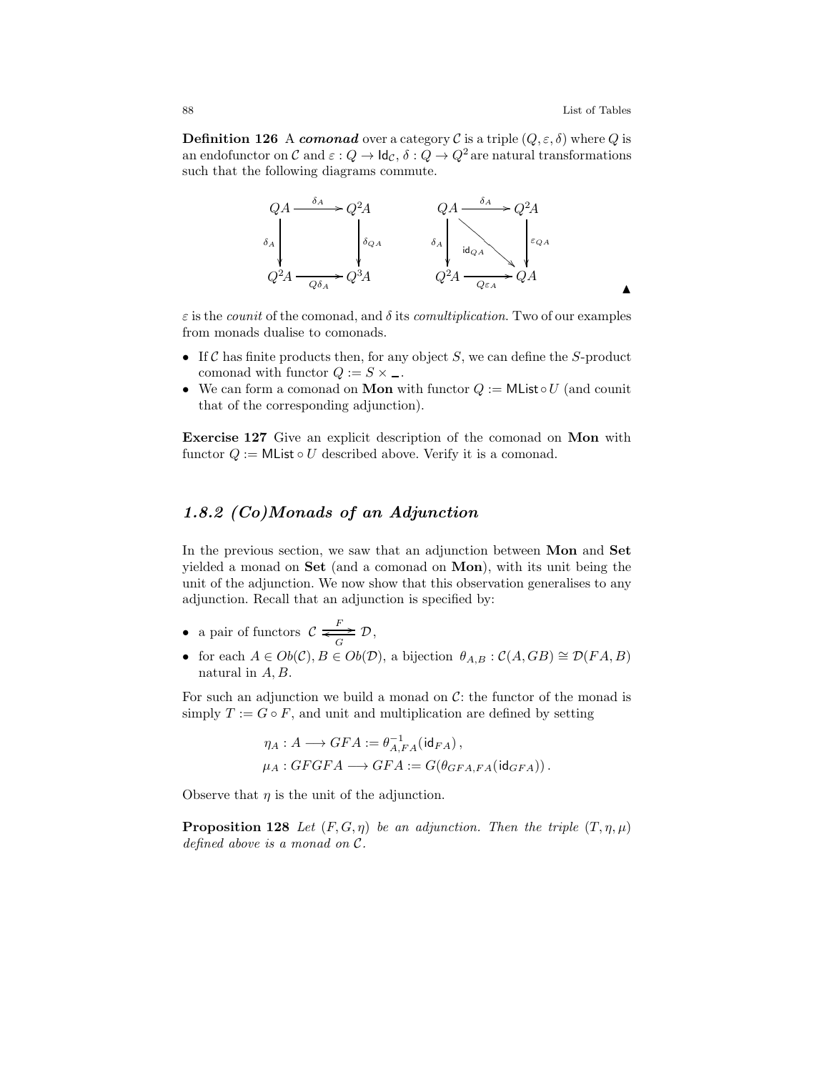**Definition 126** A ***comonad*** over a category $\mathcal{C}$ is a triple $(Q, \varepsilon, \delta)$ where $Q$ is an endofunctor on $\mathcal{C}$ and $\varepsilon : Q \to \mathsf{Id}_{\mathcal{C}}$, $\delta : Q \to Q^2$ are natural transformations such that the following diagrams commute.

$$
\begin{array}{ccc}
QA & \xrightarrow{\delta_A} & Q^2A \\
{\scriptstyle \delta_A}\downarrow & & \downarrow{\scriptstyle \delta_{QA}} \\
Q^2A & \xrightarrow[Q\delta_A]{} & Q^3A
\end{array}
\qquad
\begin{array}{ccc}
QA & \xrightarrow{\delta_A} & Q^2A \\
{\scriptstyle \delta_A}\downarrow & \searrow^{\mathsf{id}_{QA}} & \downarrow{\scriptstyle \varepsilon_{QA}} \\
Q^2A & \xrightarrow[Q\varepsilon_A]{} & QA
\end{array}
$$

▲

$\varepsilon$ is the *counit* of the comonad, and $\delta$ its *comultiplication*. Two of our examples from monads dualise to comonads.

- If $\mathcal{C}$ has finite products then, for any object $S$, we can define the $S$-product comonad with functor $Q := S \times \_$.
- We can form a comonad on **Mon** with functor $Q := \mathsf{MList} \circ U$ (and counit that of the corresponding adjunction).

**Exercise 127** Give an explicit description of the comonad on **Mon** with functor $Q := \mathsf{MList} \circ U$ described above. Verify it is a comonad.

## *1.8.2 (Co)Monads of an Adjunction*

In the previous section, we saw that an adjunction between **Mon** and **Set** yielded a monad on **Set** (and a comonad on **Mon**), with its unit being the unit of the adjunction. We now show that this observation generalises to any adjunction. Recall that an adjunction is specified by:

- a pair of functors $\mathcal{C} \underset{G}{\overset{F}{\rightleftarrows}} \mathcal{D}$,
- for each $A \in Ob(\mathcal{C}), B \in Ob(\mathcal{D})$, a bijection $\theta_{A,B} : \mathcal{C}(A, GB) \cong \mathcal{D}(FA, B)$ natural in $A, B$.

For such an adjunction we build a monad on $\mathcal{C}$: the functor of the monad is simply $T := G \circ F$, and unit and multiplication are defined by setting

$$
\begin{aligned}
\eta_A &: A \longrightarrow GFA := \theta^{-1}_{A,FA}(\mathsf{id}_{FA}), \\
\mu_A &: GFGFA \longrightarrow GFA := G(\theta_{GFA,FA}(\mathsf{id}_{GFA})).
\end{aligned}
$$

Observe that $\eta$ is the unit of the adjunction.

**Proposition 128** *Let $(F, G, \eta)$ be an adjunction. Then the triple $(T, \eta, \mu)$ defined above is a monad on $\mathcal{C}$.*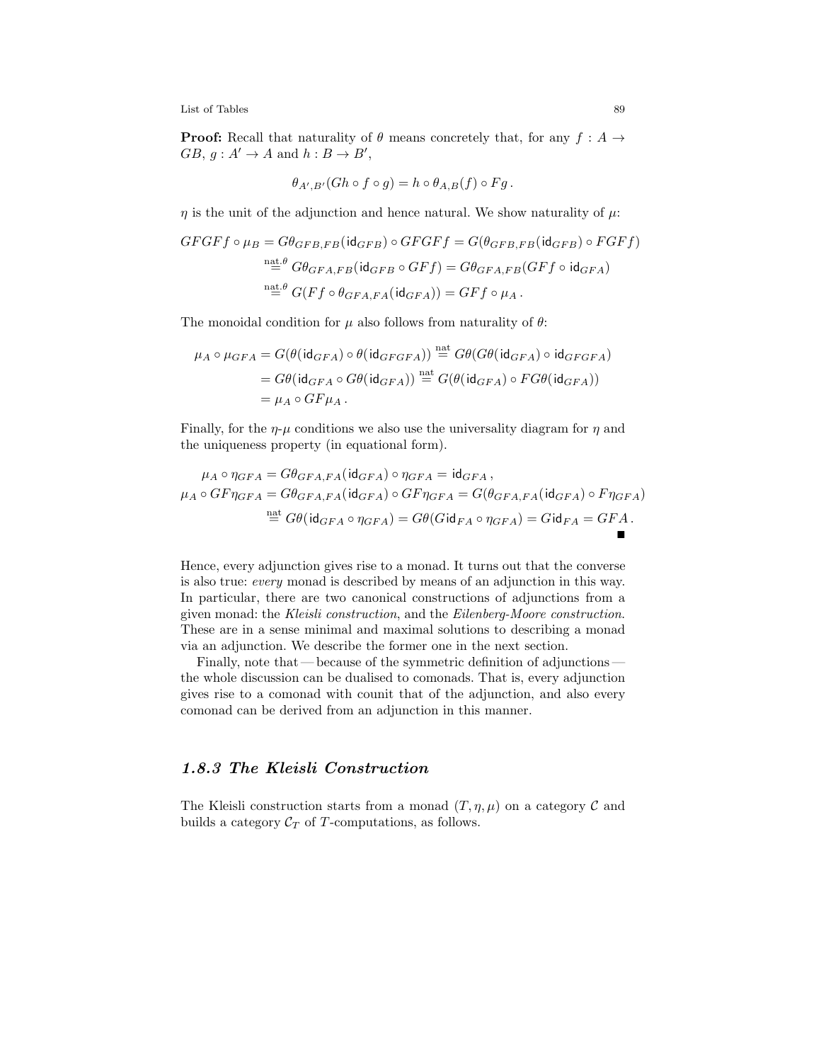**Proof:** Recall that naturality of $\theta$ means concretely that, for any $f : A \to GB$, $g : A' \to A$ and $h : B \to B'$,

$$\theta_{A',B'}(Gh \circ f \circ g) = h \circ \theta_{A,B}(f) \circ Fg\,.$$

$\eta$ is the unit of the adjunction and hence natural. We show naturality of $\mu$:

$$\begin{aligned}
GFGFf \circ \mu_B = G\theta_{GFB,FB}(\mathsf{id}_{GFB}) \circ GFGFf &= G(\theta_{GFB,FB}(\mathsf{id}_{GFB}) \circ FGFf) \\
&\overset{\text{nat.}\theta}{=} G\theta_{GFA,FB}(\mathsf{id}_{GFB} \circ GFf) = G\theta_{GFA,FB}(GFf \circ \mathsf{id}_{GFA}) \\
&\overset{\text{nat.}\theta}{=} G(Ff \circ \theta_{GFA,FA}(\mathsf{id}_{GFA})) = GFf \circ \mu_A\,.
\end{aligned}$$

The monoidal condition for $\mu$ also follows from naturality of $\theta$:

$$\begin{aligned}
\mu_A \circ \mu_{GFA} &= G(\theta(\mathsf{id}_{GFA}) \circ \theta(\mathsf{id}_{GFGFA})) \overset{\text{nat}}{=} G\theta(G\theta(\mathsf{id}_{GFA}) \circ \mathsf{id}_{GFGFA}) \\
&= G\theta(\mathsf{id}_{GFA} \circ G\theta(\mathsf{id}_{GFA})) \overset{\text{nat}}{=} G(\theta(\mathsf{id}_{GFA}) \circ FG\theta(\mathsf{id}_{GFA})) \\
&= \mu_A \circ GF\mu_A\,.
\end{aligned}$$

Finally, for the $\eta$-$\mu$ conditions we also use the universality diagram for $\eta$ and the uniqueness property (in equational form).

$$\begin{aligned}
\mu_A \circ \eta_{GFA} &= G\theta_{GFA,FA}(\mathsf{id}_{GFA}) \circ \eta_{GFA} = \mathsf{id}_{GFA}\,, \\
\mu_A \circ GF\eta_{GFA} &= G\theta_{GFA,FA}(\mathsf{id}_{GFA}) \circ GF\eta_{GFA} = G(\theta_{GFA,FA}(\mathsf{id}_{GFA}) \circ F\eta_{GFA}) \\
&\overset{\text{nat}}{=} G\theta(\mathsf{id}_{GFA} \circ \eta_{GFA}) = G\theta(G\mathsf{id}_{FA} \circ \eta_{GFA}) = G\mathsf{id}_{FA} = GFA\,.
\end{aligned}$$

■

Hence, every adjunction gives rise to a monad. It turns out that the converse is also true: *every* monad is described by means of an adjunction in this way. In particular, there are two canonical constructions of adjunctions from a given monad: the *Kleisli construction*, and the *Eilenberg-Moore construction*. These are in a sense minimal and maximal solutions to describing a monad via an adjunction. We describe the former one in the next section.

Finally, note that — because of the symmetric definition of adjunctions — the whole discussion can be dualised to comonads. That is, every adjunction gives rise to a comonad with counit that of the adjunction, and also every comonad can be derived from an adjunction in this manner.

### *1.8.3 The Kleisli Construction*

The Kleisli construction starts from a monad $(T, \eta, \mu)$ on a category $\mathcal{C}$ and builds a category $\mathcal{C}_T$ of $T$-computations, as follows.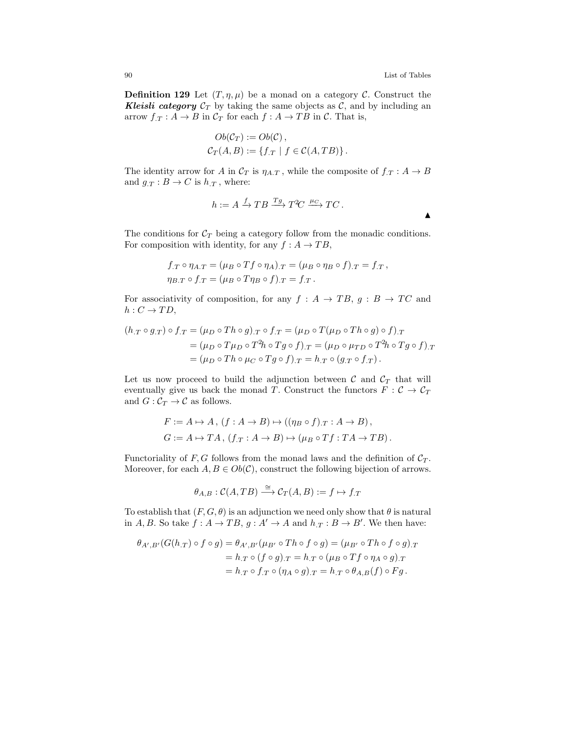**Definition 129** Let $(T, \eta, \mu)$ be a monad on a category $\mathcal{C}$. Construct the ***Kleisli category*** $\mathcal{C}_T$ by taking the same objects as $\mathcal{C}$, and by including an arrow $f_{.T} : A \to B$ in $\mathcal{C}_T$ for each $f : A \to TB$ in $\mathcal{C}$. That is,

$$Ob(\mathcal{C}_T) := Ob(\mathcal{C}) ,$$
$$\mathcal{C}_T(A, B) := \{f_{.T} \mid f \in \mathcal{C}(A, TB)\} .$$

The identity arrow for $A$ in $\mathcal{C}_T$ is $\eta_{A.T}$ , while the composite of $f_{.T} : A \to B$ and $g_{.T} : B \to C$ is $h_{.T}$ , where:

$$h := A \xrightarrow{f} TB \xrightarrow{Tg} T^2C \xrightarrow{\mu_C} TC .$$

▲

The conditions for $\mathcal{C}_T$ being a category follow from the monadic conditions. For composition with identity, for any $f : A \to TB$,

$$f_{.T} \circ \eta_{A.T} = (\mu_B \circ Tf \circ \eta_A)_{.T} = (\mu_B \circ \eta_B \circ f)_{.T} = f_{.T} ,$$
$$\eta_{B.T} \circ f_{.T} = (\mu_B \circ T\eta_B \circ f)_{.T} = f_{.T} .$$

For associativity of composition, for any $f : A \to TB$, $g : B \to TC$ and $h : C \to TD$,

$$\begin{aligned}(h_{.T} \circ g_{.T}) \circ f_{.T} &= (\mu_D \circ Th \circ g)_{.T} \circ f_{.T} = (\mu_D \circ T(\mu_D \circ Th \circ g) \circ f)_{.T} \\ &= (\mu_D \circ T\mu_D \circ T^2h \circ Tg \circ f)_{.T} = (\mu_D \circ \mu_{TD} \circ T^2h \circ Tg \circ f)_{.T} \\ &= (\mu_D \circ Th \circ \mu_C \circ Tg \circ f)_{.T} = h_{.T} \circ (g_{.T} \circ f_{.T}) .\end{aligned}$$

Let us now proceed to build the adjunction between $\mathcal{C}$ and $\mathcal{C}_T$ that will eventually give us back the monad $T$. Construct the functors $F : \mathcal{C} \to \mathcal{C}_T$ and $G : \mathcal{C}_T \to \mathcal{C}$ as follows.

$$F := A \mapsto A ,\ (f : A \to B) \mapsto ((\eta_B \circ f)_{.T} : A \to B) ,$$
$$G := A \mapsto TA ,\ (f_{.T} : A \to B) \mapsto (\mu_B \circ Tf : TA \to TB) .$$

Functoriality of $F, G$ follows from the monad laws and the definition of $\mathcal{C}_T$. Moreover, for each $A, B \in Ob(\mathcal{C})$, construct the following bijection of arrows.

$$\theta_{A,B} : \mathcal{C}(A, TB) \xrightarrow{\cong} \mathcal{C}_T(A, B) := f \mapsto f_{.T}$$

To establish that $(F, G, \theta)$ is an adjunction we need only show that $\theta$ is natural in $A, B$. So take $f : A \to TB$, $g : A' \to A$ and $h_{.T} : B \to B'$. We then have:

$$\begin{aligned}\theta_{A',B'}(G(h_{.T}) \circ f \circ g) &= \theta_{A',B'}(\mu_{B'} \circ Th \circ f \circ g) = (\mu_{B'} \circ Th \circ f \circ g)_{.T} \\ &= h_{.T} \circ (f \circ g)_{.T} = h_{.T} \circ (\mu_B \circ Tf \circ \eta_A \circ g)_{.T} \\ &= h_{.T} \circ f_{.T} \circ (\eta_A \circ g)_{.T} = h_{.T} \circ \theta_{A,B}(f) \circ Fg .\end{aligned}$$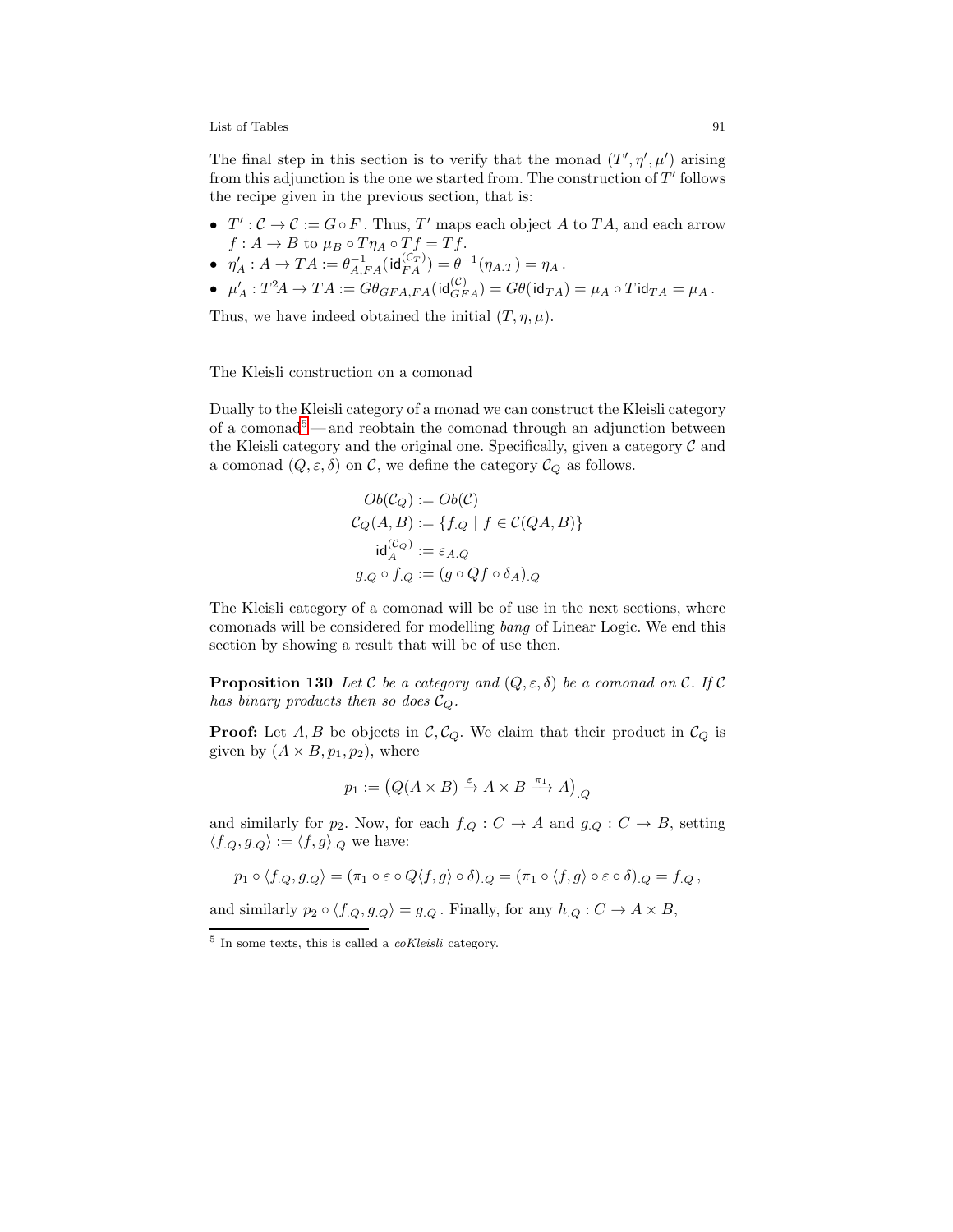The final step in this section is to verify that the monad $(T', \eta', \mu')$ arising from this adjunction is the one we started from. The construction of $T'$ follows the recipe given in the previous section, that is:

- $T' : \mathcal{C} \to \mathcal{C} := G \circ F$. Thus, $T'$ maps each object $A$ to $TA$, and each arrow $f : A \to B$ to $\mu_B \circ T\eta_A \circ Tf = Tf$.
- $\eta'_A : A \to TA := \theta^{-1}_{A,FA}(\mathsf{id}^{(\mathcal{C}_T)}_{FA}) = \theta^{-1}(\eta_{A.T}) = \eta_A$.
- $\mu'_A : T^2A \to TA := G\theta_{GFA,FA}(\mathsf{id}^{(\mathcal{C})}_{GFA}) = G\theta(\mathsf{id}_{TA}) = \mu_A \circ T\mathsf{id}_{TA} = \mu_A$.

Thus, we have indeed obtained the initial $(T, \eta, \mu)$.

## The Kleisli construction on a comonad

Dually to the Kleisli category of a monad we can construct the Kleisli category of a comonad[5] — and reobtain the comonad through an adjunction between the Kleisli category and the original one. Specifically, given a category $\mathcal{C}$ and a comonad $(Q, \varepsilon, \delta)$ on $\mathcal{C}$, we define the category $\mathcal{C}_Q$ as follows.

$$
\begin{aligned}
Ob(\mathcal{C}_Q) &:= Ob(\mathcal{C}) \\
\mathcal{C}_Q(A, B) &:= \{f_{.Q} \mid f \in \mathcal{C}(QA, B)\} \\
\mathsf{id}^{(\mathcal{C}_Q)}_A &:= \varepsilon_{A.Q} \\
g_{.Q} \circ f_{.Q} &:= (g \circ Qf \circ \delta_A)_{.Q}
\end{aligned}
$$

The Kleisli category of a comonad will be of use in the next sections, where comonads will be considered for modelling *bang* of Linear Logic. We end this section by showing a result that will be of use then.

**Proposition 130** *Let $\mathcal{C}$ be a category and $(Q, \varepsilon, \delta)$ be a comonad on $\mathcal{C}$. If $\mathcal{C}$ has binary products then so does $\mathcal{C}_Q$.*

**Proof:** Let $A, B$ be objects in $\mathcal{C}, \mathcal{C}_Q$. We claim that their product in $\mathcal{C}_Q$ is given by $(A \times B, p_1, p_2)$, where

$$
p_1 := \left(Q(A \times B) \xrightarrow{\varepsilon} A \times B \xrightarrow{\pi_1} A\right)_{.Q}
$$

and similarly for $p_2$. Now, for each $f_{.Q} : C \to A$ and $g_{.Q} : C \to B$, setting $\langle f_{.Q}, g_{.Q} \rangle := \langle f, g \rangle_{.Q}$ we have:

$$
p_1 \circ \langle f_{.Q}, g_{.Q} \rangle = (\pi_1 \circ \varepsilon \circ Q\langle f, g \rangle \circ \delta)_{.Q} = (\pi_1 \circ \langle f, g \rangle \circ \varepsilon \circ \delta)_{.Q} = f_{.Q}\,,
$$

and similarly $p_2 \circ \langle f_{.Q}, g_{.Q} \rangle = g_{.Q}$. Finally, for any $h_{.Q} : C \to A \times B$,

[5] In some texts, this is called a *coKleisli* category.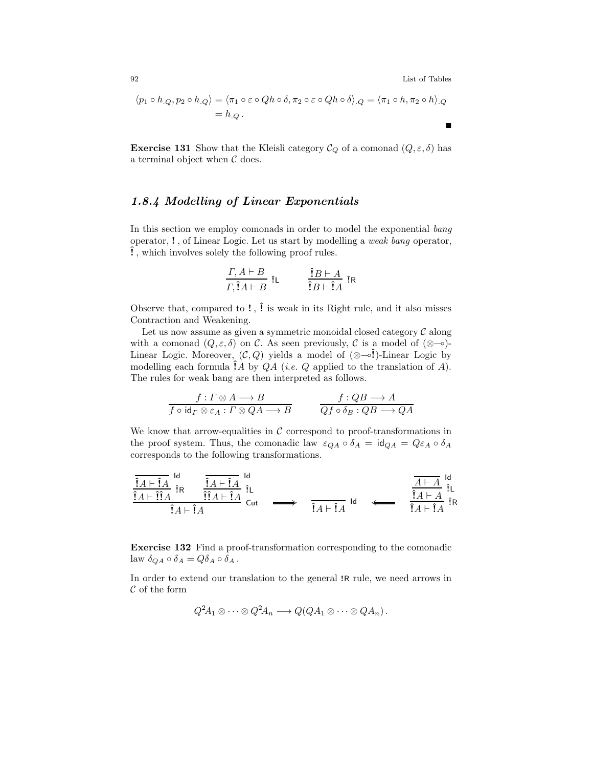$$\langle p_1 \circ h_{.Q}, p_2 \circ h_{.Q} \rangle = \langle \pi_1 \circ \varepsilon \circ Qh \circ \delta, \pi_2 \circ \varepsilon \circ Qh \circ \delta \rangle_{.Q} = \langle \pi_1 \circ h, \pi_2 \circ h \rangle_{.Q}$$
$$= h_{.Q} \,.$$

∎

**Exercise 131** Show that the Kleisli category $\mathcal{C}_Q$ of a comonad $(Q, \varepsilon, \delta)$ has a terminal object when $\mathcal{C}$ does.

### *1.8.4 Modelling of Linear Exponentials*

In this section we employ comonads in order to model the exponential *bang* operator, $\mathbf{!}$, of Linear Logic. Let us start by modelling a *weak bang* operator, $\hat{\mathbf{!}}$, which involves solely the following proof rules.

$$\frac{\Gamma, A \vdash B}{\Gamma, \hat{\mathbf{!}}A \vdash B}\ \hat{\mathsf{!}}\mathsf{L} \qquad\qquad \frac{\hat{\mathbf{!}}B \vdash A}{\hat{\mathbf{!}}B \vdash \hat{\mathbf{!}}A}\ \hat{\mathsf{!}}\mathsf{R}$$

Observe that, compared to $\mathbf{!}$, $\hat{\mathbf{!}}$ is weak in its Right rule, and it also misses Contraction and Weakening.

Let us now assume as given a symmetric monoidal closed category $\mathcal{C}$ along with a comonad $(Q, \varepsilon, \delta)$ on $\mathcal{C}$. As seen previously, $\mathcal{C}$ is a model of $(\otimes\multimap)$-Linear Logic. Moreover, $(\mathcal{C}, Q)$ yields a model of $(\otimes\multimap\hat{\mathbf{!}})$-Linear Logic by modelling each formula $\hat{\mathbf{!}}A$ by $QA$ (*i.e.* $Q$ applied to the translation of $A$). The rules for weak bang are then interpreted as follows.

$$\frac{f : \Gamma \otimes A \longrightarrow B}{f \circ \mathsf{id}_\Gamma \otimes \varepsilon_A : \Gamma \otimes QA \longrightarrow B} \qquad\qquad \frac{f : QB \longrightarrow A}{Qf \circ \delta_B : QB \longrightarrow QA}$$

We know that arrow-equalities in $\mathcal{C}$ correspond to proof-transformations in the proof system. Thus, the comonadic law $\varepsilon_{QA} \circ \delta_A = \mathsf{id}_{QA} = Q\varepsilon_A \circ \delta_A$ corresponds to the following transformations.

$$\frac{\dfrac{\dfrac{}{\hat{\mathbf{!}}A \vdash \hat{\mathbf{!}}A}\ \mathsf{Id}}{\hat{\mathbf{!}}A \vdash \hat{\mathbf{!}}\hat{\mathbf{!}}A}\ \hat{\mathsf{!}}\mathsf{R} \qquad \dfrac{\dfrac{}{\hat{\mathbf{!}}A \vdash \hat{\mathbf{!}}A}\ \mathsf{Id}}{\hat{\mathbf{!}}\hat{\mathbf{!}}A \vdash \hat{\mathbf{!}}A}\ \hat{\mathsf{!}}\mathsf{L}}{\hat{\mathbf{!}}A \vdash \hat{\mathbf{!}}A}\ \mathsf{Cut} \quad \Longrightarrow \quad \frac{}{\hat{\mathbf{!}}A \vdash \hat{\mathbf{!}}A}\ \mathsf{Id} \quad \Longleftarrow \quad \frac{\dfrac{\dfrac{}{A \vdash A}\ \mathsf{Id}}{\hat{\mathbf{!}}A \vdash A}\ \hat{\mathsf{!}}\mathsf{L}}{\hat{\mathbf{!}}A \vdash \hat{\mathbf{!}}A}\ \hat{\mathsf{!}}\mathsf{R}$$

**Exercise 132** Find a proof-transformation corresponding to the comonadic law $\delta_{QA} \circ \delta_A = Q\delta_A \circ \delta_A$.

In order to extend our translation to the general $\mathsf{!R}$ rule, we need arrows in $\mathcal{C}$ of the form

$$Q^2A_1 \otimes \cdots \otimes Q^2A_n \longrightarrow Q(QA_1 \otimes \cdots \otimes QA_n)\,.$$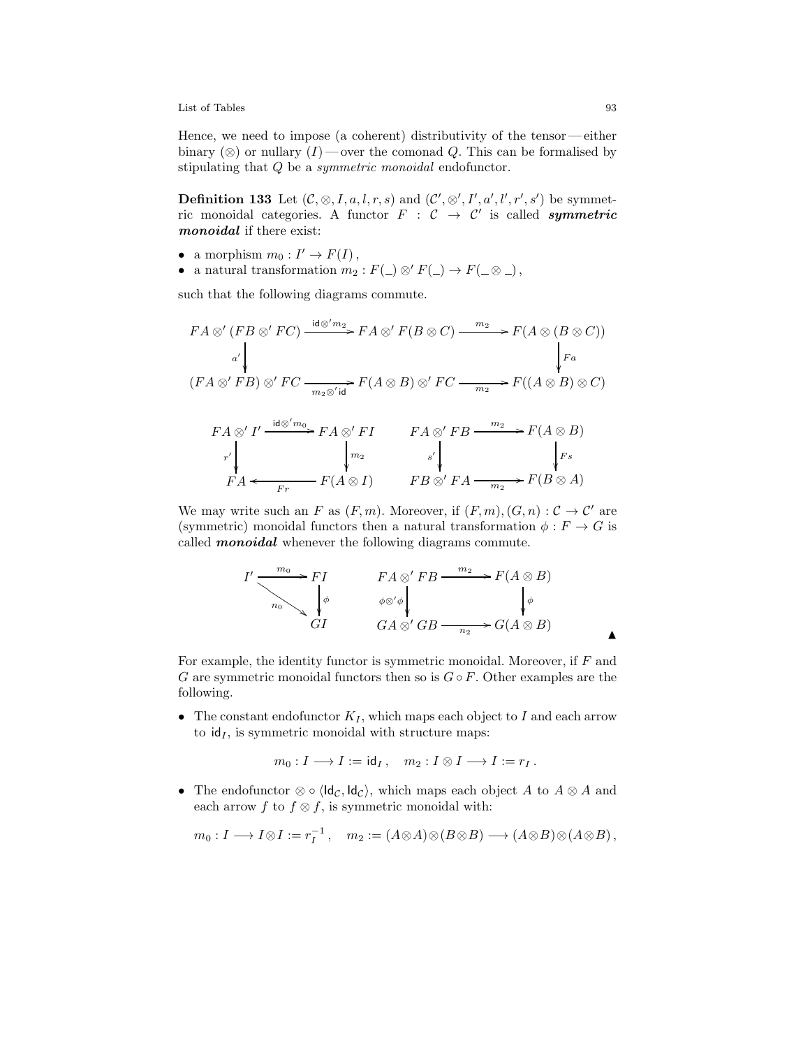Hence, we need to impose (a coherent) distributivity of the tensor — either binary ($\otimes$) or nullary ($I$) — over the comonad $Q$. This can be formalised by stipulating that $Q$ be a *symmetric monoidal* endofunctor.

**Definition 133** Let $(\mathcal{C}, \otimes, I, a, l, r, s)$ and $(\mathcal{C}', \otimes', I', a', l', r', s')$ be symmetric monoidal categories. A functor $F : \mathcal{C} \to \mathcal{C}'$ is called ***symmetric monoidal*** if there exist:

- a morphism $m_0 : I' \to F(I)$ ,
- a natural transformation $m_2 : F(\_) \otimes' F(\_) \to F(\_ \otimes \_)$ ,

such that the following diagrams commute.

$$
\begin{array}{ccccc}
FA \otimes' (FB \otimes' FC) & \xrightarrow{\mathsf{id} \otimes' m_2} & FA \otimes' F(B \otimes C) & \xrightarrow{m_2} & F(A \otimes (B \otimes C)) \\
\downarrow{\scriptstyle a'} & & & & \downarrow{\scriptstyle Fa} \\
(FA \otimes' FB) \otimes' FC & \xrightarrow[m_2 \otimes' \mathsf{id}]{} & F(A \otimes B) \otimes' FC & \xrightarrow[m_2]{} & F((A \otimes B) \otimes C)
\end{array}
$$

$$
\begin{array}{ccc}
FA \otimes' I' & \xrightarrow{\mathsf{id} \otimes' m_0} & FA \otimes' FI \\
\downarrow{\scriptstyle r'} & & \downarrow{\scriptstyle m_2} \\
FA & \xleftarrow[Fr]{} & F(A \otimes I)
\end{array}
\qquad
\begin{array}{ccc}
FA \otimes' FB & \xrightarrow{m_2} & F(A \otimes B) \\
\downarrow{\scriptstyle s'} & & \downarrow{\scriptstyle Fs} \\
FB \otimes' FA & \xrightarrow[m_2]{} & F(B \otimes A)
\end{array}
$$

We may write such an $F$ as $(F, m)$. Moreover, if $(F, m), (G, n) : \mathcal{C} \to \mathcal{C}'$ are (symmetric) monoidal functors then a natural transformation $\phi : F \to G$ is called ***monoidal*** whenever the following diagrams commute.

$$
\begin{array}{ccc}
I' & \xrightarrow{m_0} & FI \\
& \searrow{\scriptstyle n_0} & \downarrow{\scriptstyle \phi} \\
& & GI
\end{array}
\qquad
\begin{array}{ccc}
FA \otimes' FB & \xrightarrow{m_2} & F(A \otimes B) \\
\downarrow{\scriptstyle \phi \otimes' \phi} & & \downarrow{\scriptstyle \phi} \\
GA \otimes' GB & \xrightarrow[n_2]{} & G(A \otimes B)
\end{array}
$$

▲

For example, the identity functor is symmetric monoidal. Moreover, if $F$ and $G$ are symmetric monoidal functors then so is $G \circ F$. Other examples are the following.

- The constant endofunctor $K_I$, which maps each object to $I$ and each arrow to $\mathsf{id}_I$, is symmetric monoidal with structure maps:

$$m_0 : I \longrightarrow I := \mathsf{id}_I \,, \quad m_2 : I \otimes I \longrightarrow I := r_I \,.$$

- The endofunctor $\otimes \circ \langle \mathsf{Id}_{\mathcal{C}}, \mathsf{Id}_{\mathcal{C}} \rangle$, which maps each object $A$ to $A \otimes A$ and each arrow $f$ to $f \otimes f$, is symmetric monoidal with:

$$m_0 : I \longrightarrow I \otimes I := r_I^{-1} \,, \quad m_2 := (A \otimes A) \otimes (B \otimes B) \longrightarrow (A \otimes B) \otimes (A \otimes B) \,,$$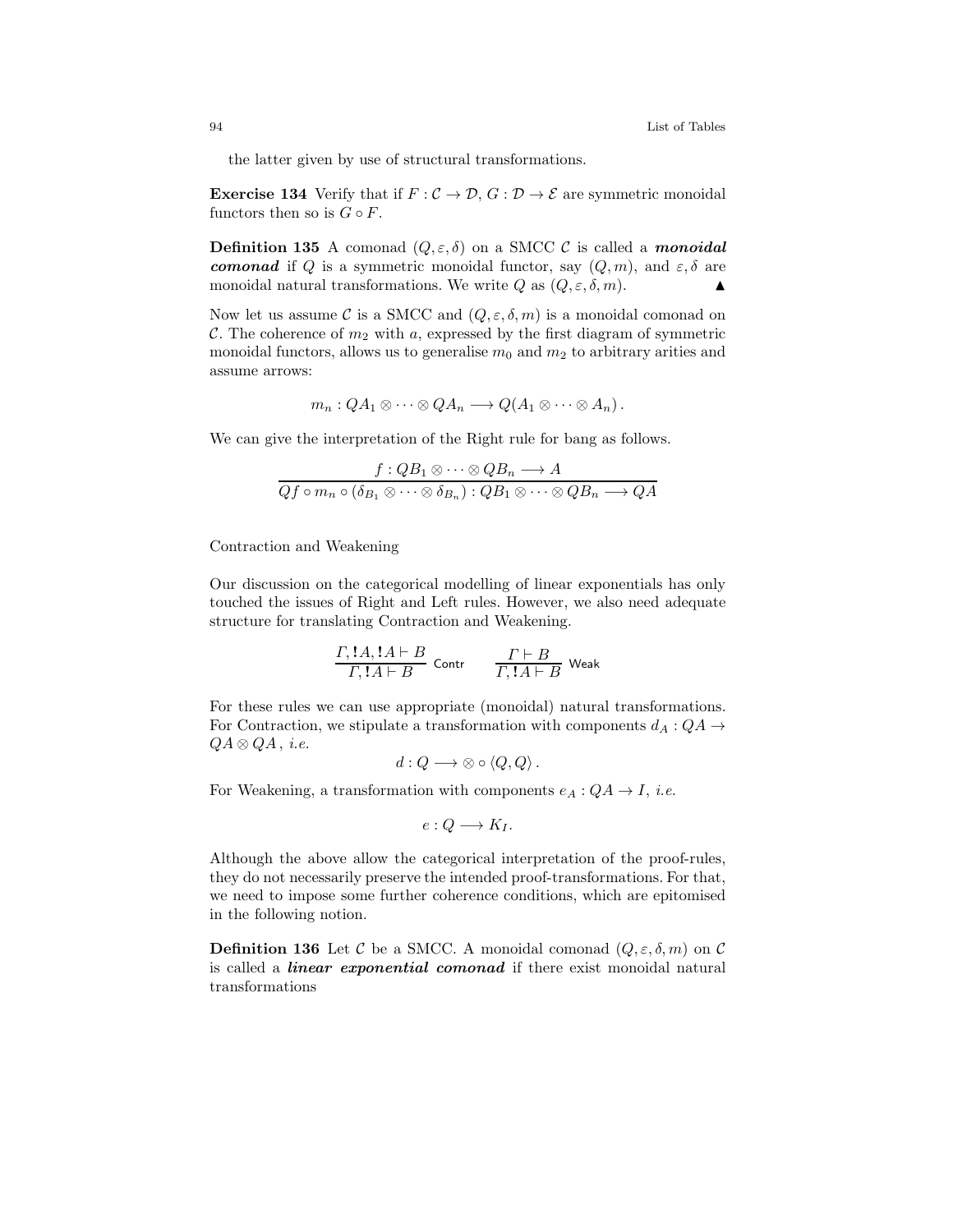the latter given by use of structural transformations.

**Exercise 134** Verify that if $F : \mathcal{C} \to \mathcal{D}$, $G : \mathcal{D} \to \mathcal{E}$ are symmetric monoidal functors then so is $G \circ F$.

**Definition 135** A comonad $(Q, \varepsilon, \delta)$ on a SMCC $\mathcal{C}$ is called a ***monoidal comonad*** if $Q$ is a symmetric monoidal functor, say $(Q, m)$, and $\varepsilon, \delta$ are monoidal natural transformations. We write $Q$ as $(Q, \varepsilon, \delta, m)$. ▲

Now let us assume $\mathcal{C}$ is a SMCC and $(Q, \varepsilon, \delta, m)$ is a monoidal comonad on $\mathcal{C}$. The coherence of $m_2$ with $a$, expressed by the first diagram of symmetric monoidal functors, allows us to generalise $m_0$ and $m_2$ to arbitrary arities and assume arrows:

$$m_n : QA_1 \otimes \cdots \otimes QA_n \longrightarrow Q(A_1 \otimes \cdots \otimes A_n)\,.$$

We can give the interpretation of the Right rule for bang as follows.

$$\frac{f : QB_1 \otimes \cdots \otimes QB_n \longrightarrow A}{Qf \circ m_n \circ (\delta_{B_1} \otimes \cdots \otimes \delta_{B_n}) : QB_1 \otimes \cdots \otimes QB_n \longrightarrow QA}$$

Contraction and Weakening

Our discussion on the categorical modelling of linear exponentials has only touched the issues of Right and Left rules. However, we also need adequate structure for translating Contraction and Weakening.

$$\frac{\Gamma, !A, !A \vdash B}{\Gamma, !A \vdash B}\ \mathsf{Contr} \qquad \frac{\Gamma \vdash B}{\Gamma, !A \vdash B}\ \mathsf{Weak}$$

For these rules we can use appropriate (monoidal) natural transformations. For Contraction, we stipulate a transformation with components $d_A : QA \to QA \otimes QA$, *i.e.*

$$d : Q \longrightarrow \otimes \circ \langle Q, Q \rangle\,.$$

For Weakening, a transformation with components $e_A : QA \to I$, *i.e.*

$$e : Q \longrightarrow K_I.$$

Although the above allow the categorical interpretation of the proof-rules, they do not necessarily preserve the intended proof-transformations. For that, we need to impose some further coherence conditions, which are epitomised in the following notion.

**Definition 136** Let $\mathcal{C}$ be a SMCC. A monoidal comonad $(Q, \varepsilon, \delta, m)$ on $\mathcal{C}$ is called a ***linear exponential comonad*** if there exist monoidal natural transformations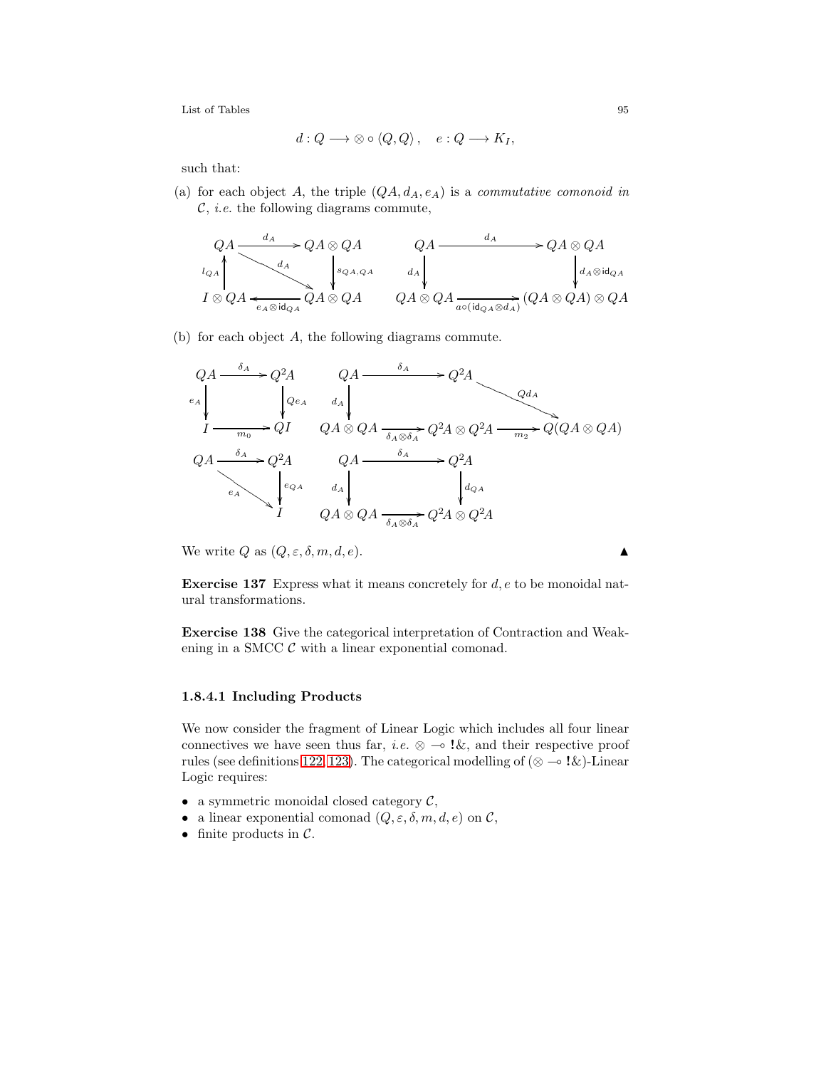$$d : Q \longrightarrow \otimes \circ \langle Q, Q \rangle \,, \quad e : Q \longrightarrow K_I,$$

such that:

(a) for each object $A$, the triple $(QA, d_A, e_A)$ is a *commutative comonoid in* $\mathcal{C}$, *i.e.* the following diagrams commute,

$$\begin{array}{ccc} QA & \xrightarrow{d_A} & QA \otimes QA \\ {\scriptstyle l_{QA}} \uparrow & \searrow^{d_A} & \downarrow {\scriptstyle s_{QA,QA}} \\ I \otimes QA & \xleftarrow[e_A \otimes \mathsf{id}_{QA}]{} & QA \otimes QA \end{array} \qquad \begin{array}{ccc} QA & \xrightarrow{d_A} & QA \otimes QA \\ {\scriptstyle d_A} \downarrow & & \downarrow {\scriptstyle d_A \otimes \mathsf{id}_{QA}} \\ QA \otimes QA & \xrightarrow[a \circ (\mathsf{id}_{QA} \otimes d_A)]{} & (QA \otimes QA) \otimes QA \end{array}$$

(b) for each object $A$, the following diagrams commute.

$$\begin{array}{ccc} QA & \xrightarrow{\delta_A} & Q^2A \\ {\scriptstyle e_A} \downarrow & & \downarrow {\scriptstyle Qe_A} \\ I & \xrightarrow[m_0]{} & QI \end{array} \qquad \begin{array}{ccccc} QA & \xrightarrow{\delta_A} & Q^2A & & \\ {\scriptstyle d_A} \downarrow & & & \searrow^{Qd_A} & \\ QA \otimes QA & \xrightarrow[\delta_A \otimes \delta_A]{} & Q^2A \otimes Q^2A & \xrightarrow[m_2]{} & Q(QA \otimes QA) \end{array}$$

$$\begin{array}{ccc} QA & \xrightarrow{\delta_A} & Q^2A \\ & \searrow_{e_A} & \downarrow {\scriptstyle e_{QA}} \\ & & I \end{array} \qquad \begin{array}{ccc} QA & \xrightarrow{\delta_A} & Q^2A \\ {\scriptstyle d_A} \downarrow & & \downarrow {\scriptstyle d_{QA}} \\ QA \otimes QA & \xrightarrow[\delta_A \otimes \delta_A]{} & Q^2A \otimes Q^2A \end{array}$$

We write $Q$ as $(Q, \varepsilon, \delta, m, d, e)$. ▲

**Exercise 137** Express what it means concretely for $d, e$ to be monoidal natural transformations.

**Exercise 138** Give the categorical interpretation of Contraction and Weakening in a SMCC $\mathcal{C}$ with a linear exponential comonad.

### 1.8.4.1 Including Products

We now consider the fragment of Linear Logic which includes all four linear connectives we have seen thus far, *i.e.* $\otimes \multimap \mathbf{!}\&$, and their respective proof rules (see definitions 122, 123). The categorical modelling of ($\otimes \multimap \mathbf{!}\&$)-Linear Logic requires:

- a symmetric monoidal closed category $\mathcal{C}$,
- a linear exponential comonad $(Q, \varepsilon, \delta, m, d, e)$ on $\mathcal{C}$,
- finite products in $\mathcal{C}$.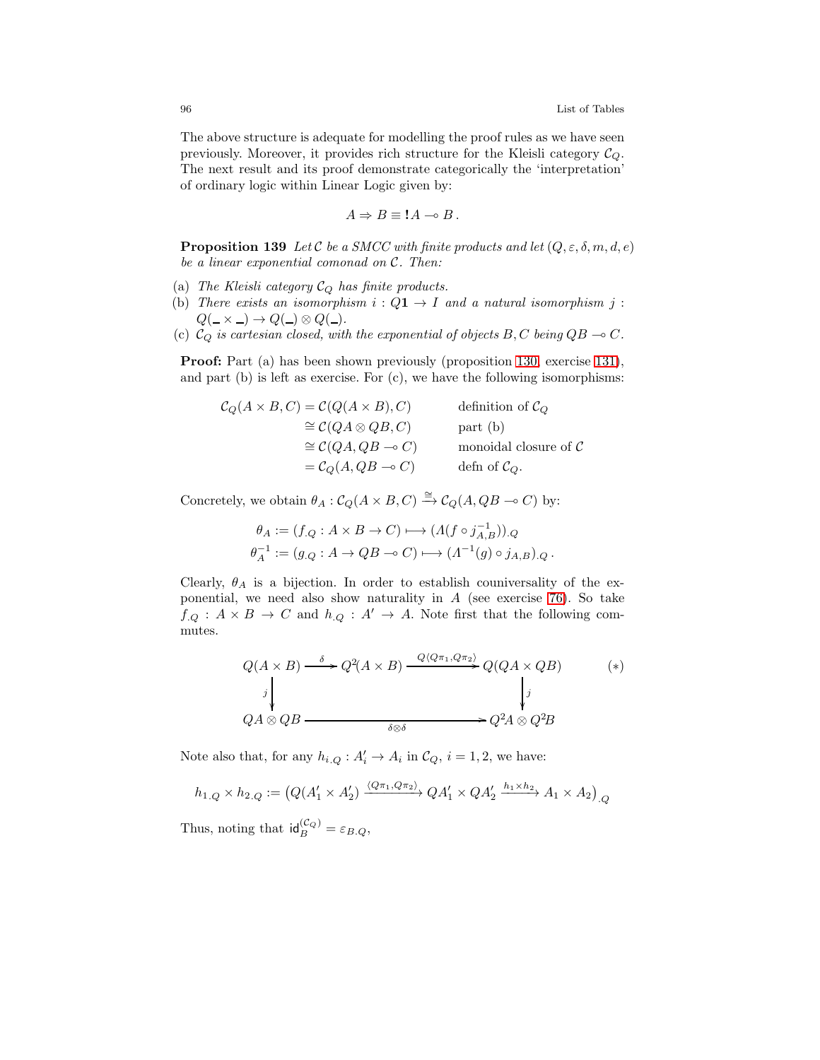The above structure is adequate for modelling the proof rules as we have seen previously. Moreover, it provides rich structure for the Kleisli category $\mathcal{C}_Q$. The next result and its proof demonstrate categorically the 'interpretation' of ordinary logic within Linear Logic given by:

$$A \Rightarrow B \equiv \mathbf{!}A \multimap B\,.$$

**Proposition 139** *Let $\mathcal{C}$ be a SMCC with finite products and let $(Q, \varepsilon, \delta, m, d, e)$ be a linear exponential comonad on $\mathcal{C}$. Then:*

(a) *The Kleisli category $\mathcal{C}_Q$ has finite products.*
(b) *There exists an isomorphism $i : Q\mathbf{1} \to I$ and a natural isomorphism $j : Q(\_ \times \_) \to Q(\_) \otimes Q(\_)$.*
(c) *$\mathcal{C}_Q$ is cartesian closed, with the exponential of objects $B, C$ being $QB \multimap C$.*

**Proof:** Part (a) has been shown previously (proposition 130, exercise 131), and part (b) is left as exercise. For (c), we have the following isomorphisms:

$$\begin{aligned}
\mathcal{C}_Q(A \times B, C) &= \mathcal{C}(Q(A \times B), C) && \text{definition of } \mathcal{C}_Q \\
&\cong \mathcal{C}(QA \otimes QB, C) && \text{part (b)} \\
&\cong \mathcal{C}(QA, QB \multimap C) && \text{monoidal closure of } \mathcal{C} \\
&= \mathcal{C}_Q(A, QB \multimap C) && \text{defn of } \mathcal{C}_Q.
\end{aligned}$$

Concretely, we obtain $\theta_A : \mathcal{C}_Q(A \times B, C) \xrightarrow{\cong} \mathcal{C}_Q(A, QB \multimap C)$ by:

$$\begin{aligned}
\theta_A &:= (f_{.Q} : A \times B \to C) \longmapsto (\Lambda(f \circ j_{A,B}^{-1}))_{.Q} \\
\theta_A^{-1} &:= (g_{.Q} : A \to QB \multimap C) \longmapsto (\Lambda^{-1}(g) \circ j_{A,B})_{.Q}\,.
\end{aligned}$$

Clearly, $\theta_A$ is a bijection. In order to establish couniversality of the exponential, we need also show naturality in $A$ (see exercise 76). So take $f_{.Q} : A \times B \to C$ and $h_{.Q} : A' \to A$. Note first that the following commutes.

$$\begin{array}{ccccc}
Q(A \times B) & \xrightarrow{\;\delta\;} & Q^2(A \times B) & \xrightarrow{\;Q\langle Q\pi_1, Q\pi_2\rangle\;} & Q(QA \times QB) \\
\big\downarrow{\scriptstyle j} & & & & \big\downarrow{\scriptstyle j} \\
QA \otimes QB & & \xrightarrow{\qquad\quad \delta\otimes\delta \quad\qquad} & & Q^2A \otimes Q^2B
\end{array} \qquad (*)$$

Note also that, for any $h_{i.Q} : A'_i \to A_i$ in $\mathcal{C}_Q$, $i = 1, 2$, we have:

$$h_{1.Q} \times h_{2.Q} := \big(Q(A'_1 \times A'_2) \xrightarrow{\langle Q\pi_1, Q\pi_2\rangle} QA'_1 \times QA'_2 \xrightarrow{h_1 \times h_2} A_1 \times A_2\big)_{.Q}$$

Thus, noting that $\mathsf{id}_B^{(\mathcal{C}_Q)} = \varepsilon_{B.Q}$,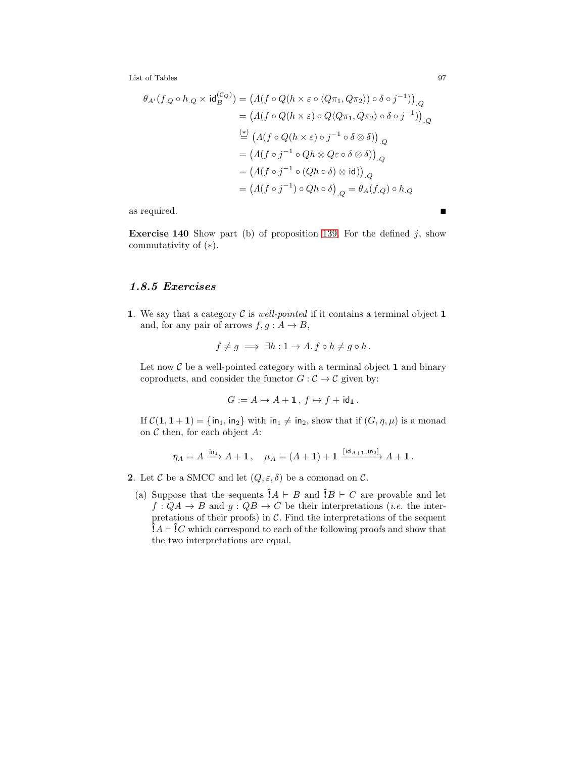$$
\begin{aligned}
\theta_{A'}(f_{.Q} \circ h_{.Q} \times \mathsf{id}_B^{(\mathcal{C}_Q)}) &= \big(\Lambda(f \circ Q(h \times \varepsilon \circ \langle Q\pi_1, Q\pi_2\rangle) \circ \delta \circ j^{-1})\big)_{.Q} \\
&= \big(\Lambda(f \circ Q(h \times \varepsilon) \circ Q\langle Q\pi_1, Q\pi_2\rangle \circ \delta \circ j^{-1})\big)_{.Q} \\
&\overset{(*)}{=} \big(\Lambda(f \circ Q(h \times \varepsilon) \circ j^{-1} \circ \delta \otimes \delta)\big)_{.Q} \\
&= \big(\Lambda(f \circ j^{-1} \circ Qh \otimes Q\varepsilon \circ \delta \otimes \delta)\big)_{.Q} \\
&= \big(\Lambda(f \circ j^{-1} \circ (Qh \circ \delta) \otimes \mathsf{id})\big)_{.Q} \\
&= \big(\Lambda(f \circ j^{-1}) \circ Qh \circ \delta\big)_{.Q} = \theta_A(f_{.Q}) \circ h_{.Q}
\end{aligned}
$$

as required. ∎

**Exercise 140** Show part (b) of proposition 139. For the defined $j$, show commutativity of $(*)$.

### *1.8.5 Exercises*

**1**. We say that a category $\mathcal{C}$ is *well-pointed* if it contains a terminal object $\mathbf{1}$ and, for any pair of arrows $f, g : A \to B$,

$$f \neq g \implies \exists h : 1 \to A.\, f \circ h \neq g \circ h\,.$$

Let now $\mathcal{C}$ be a well-pointed category with a terminal object $\mathbf{1}$ and binary coproducts, and consider the functor $G : \mathcal{C} \to \mathcal{C}$ given by:

$$G := A \mapsto A + \mathbf{1}\,,\ f \mapsto f + \mathsf{id}_{\mathbf{1}}\,.$$

If $\mathcal{C}(\mathbf{1}, \mathbf{1}+\mathbf{1}) = \{\mathsf{in}_1, \mathsf{in}_2\}$ with $\mathsf{in}_1 \neq \mathsf{in}_2$, show that if $(G, \eta, \mu)$ is a monad on $\mathcal{C}$ then, for each object $A$:

$$\eta_A = A \xrightarrow{\mathsf{in}_1} A + \mathbf{1}\,, \quad \mu_A = (A + \mathbf{1}) + \mathbf{1} \xrightarrow{[\mathsf{id}_{A+\mathbf{1}}, \mathsf{in}_2]} A + \mathbf{1}\,.$$

**2**. Let $\mathcal{C}$ be a SMCC and let $(Q, \varepsilon, \delta)$ be a comonad on $\mathcal{C}$.

(a) Suppose that the sequents $\hat{!}A \vdash B$ and $\hat{!}B \vdash C$ are provable and let $f : QA \to B$ and $g : QB \to C$ be their interpretations (*i.e.* the interpretations of their proofs) in $\mathcal{C}$. Find the interpretations of the sequent $\hat{!}A \vdash \hat{!}C$ which correspond to each of the following proofs and show that the two interpretations are equal.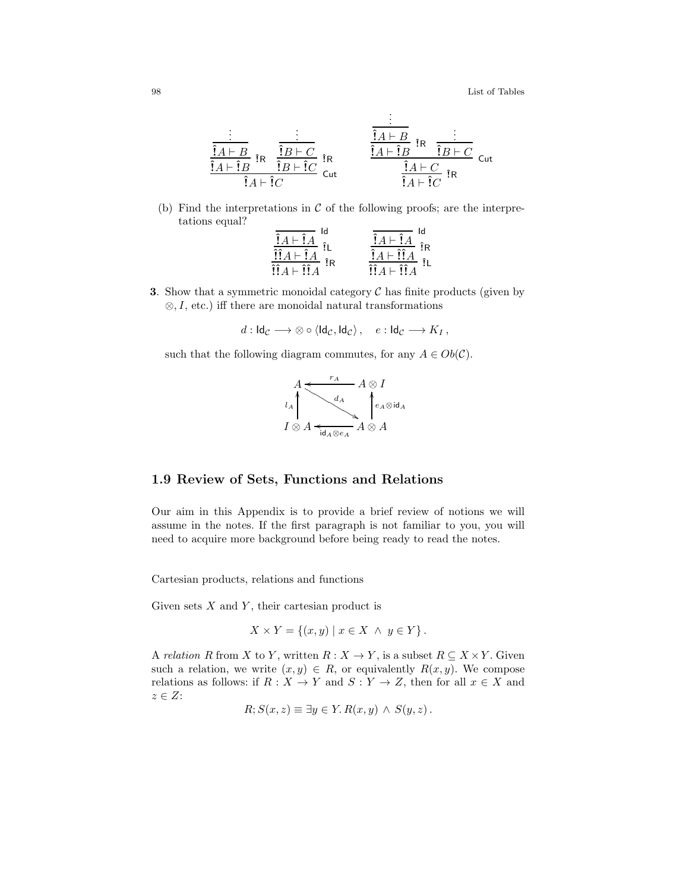$$
\dfrac{\dfrac{\dfrac{\vdots}{\hat{!}A \vdash B}}{\hat{!}A \vdash \hat{!}B}\ \hat{!}\mathsf{R} \quad \dfrac{\dfrac{\vdots}{\hat{!}B \vdash C}}{\hat{!}B \vdash \hat{!}C}\ \hat{!}\mathsf{R}}{\hat{!}A \vdash \hat{!}C}\ \mathsf{Cut}
\qquad\qquad
\dfrac{\dfrac{\dfrac{\dfrac{\vdots}{\hat{!}A \vdash B}}{\hat{!}A \vdash \hat{!}B}\ \hat{!}\mathsf{R} \quad \dfrac{\vdots}{\hat{!}B \vdash C}}{\hat{!}A \vdash C}\ \mathsf{Cut}}{\hat{!}A \vdash \hat{!}C}\ \hat{!}\mathsf{R}
$$

(b) Find the interpretations in $\mathcal{C}$ of the following proofs; are the interpretations equal?

$$
\dfrac{\dfrac{\dfrac{}{\hat{!}A \vdash \hat{!}A}\ \mathsf{Id}}{\hat{!}\hat{!}A \vdash \hat{!}A}\ \hat{!}\mathsf{L}}{\hat{!}\hat{!}A \vdash \hat{!}\hat{!}A}\ \hat{!}\mathsf{R}
\qquad\qquad
\dfrac{\dfrac{\dfrac{}{\hat{!}A \vdash \hat{!}A}\ \mathsf{Id}}{\hat{!}A \vdash \hat{!}\hat{!}A}\ \hat{!}\mathsf{R}}{\hat{!}\hat{!}A \vdash \hat{!}\hat{!}A}\ \hat{!}\mathsf{L}
$$

**3**. Show that a symmetric monoidal category $\mathcal{C}$ has finite products (given by $\otimes, I$, etc.) iff there are monoidal natural transformations

$$
d : \mathsf{Id}_{\mathcal{C}} \longrightarrow \otimes \circ \langle \mathsf{Id}_{\mathcal{C}}, \mathsf{Id}_{\mathcal{C}} \rangle\,, \quad e : \mathsf{Id}_{\mathcal{C}} \longrightarrow K_I\,,
$$

such that the following diagram commutes, for any $A \in Ob(\mathcal{C})$.

$$
\begin{array}{ccc}
A & \xleftarrow{\ r_A\ } & A \otimes I \\
{\scriptstyle l_A}\uparrow & \searrow^{d_A} & \uparrow{\scriptstyle e_A \otimes \mathsf{id}_A} \\
I \otimes A & \xleftarrow[\ \mathsf{id}_A \otimes e_A\ ]{} & A \otimes A
\end{array}
$$

## 1.9 Review of Sets, Functions and Relations

Our aim in this Appendix is to provide a brief review of notions we will assume in the notes. If the first paragraph is not familiar to you, you will need to acquire more background before being ready to read the notes.

Cartesian products, relations and functions

Given sets $X$ and $Y$, their cartesian product is

$$
X \times Y = \{(x, y) \mid x \in X \ \wedge\ y \in Y\}\,.
$$

A *relation* $R$ from $X$ to $Y$, written $R : X \to Y$, is a subset $R \subseteq X \times Y$. Given such a relation, we write $(x, y) \in R$, or equivalently $R(x, y)$. We compose relations as follows: if $R : X \to Y$ and $S : Y \to Z$, then for all $x \in X$ and $z \in Z$:

$$
R; S(x, z) \equiv \exists y \in Y.\, R(x, y) \ \wedge\ S(y, z)\,.
$$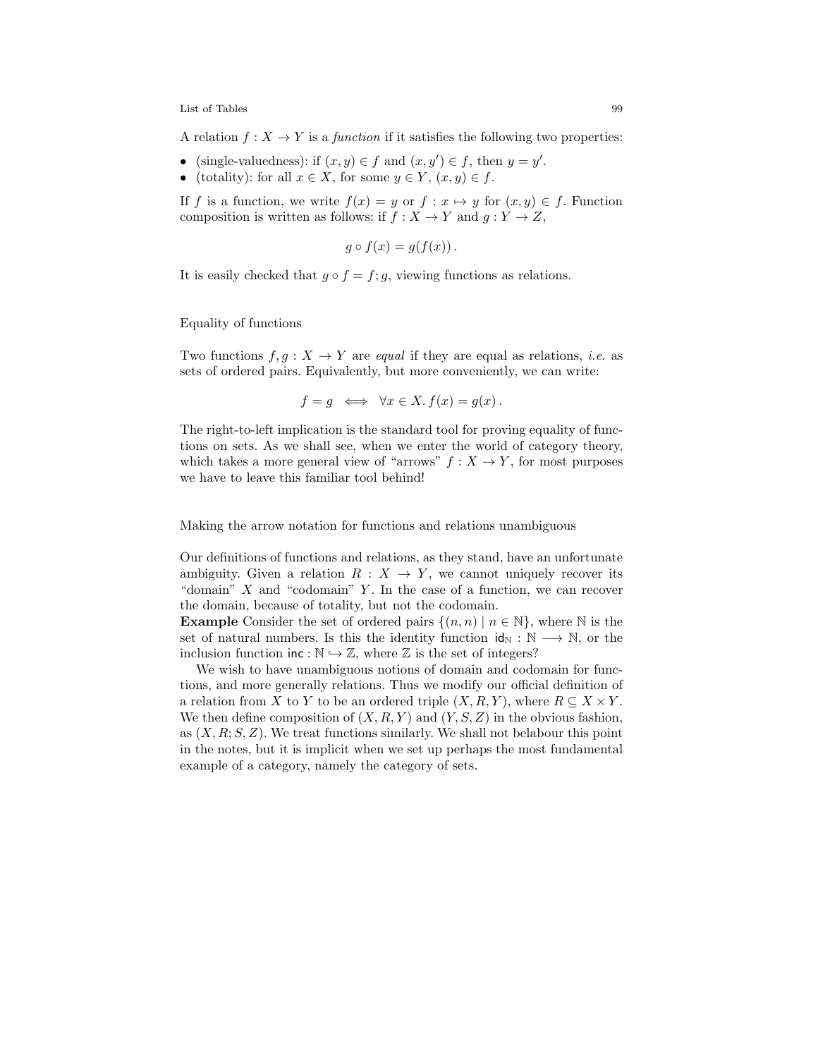A relation $f : X \to Y$ is a *function* if it satisfies the following two properties:

- (single-valuedness): if $(x, y) \in f$ and $(x, y') \in f$, then $y = y'$.
- (totality): for all $x \in X$, for some $y \in Y$, $(x, y) \in f$.

If $f$ is a function, we write $f(x) = y$ or $f : x \mapsto y$ for $(x, y) \in f$. Function composition is written as follows: if $f : X \to Y$ and $g : Y \to Z$,

$$g \circ f(x) = g(f(x)) .$$

It is easily checked that $g \circ f = f; g$, viewing functions as relations.

### Equality of functions

Two functions $f, g : X \to Y$ are *equal* if they are equal as relations, *i.e.* as sets of ordered pairs. Equivalently, but more conveniently, we can write:

$$f = g \iff \forall x \in X. \, f(x) = g(x) .$$

The right-to-left implication is the standard tool for proving equality of functions on sets. As we shall see, when we enter the world of category theory, which takes a more general view of "arrows" $f : X \to Y$, for most purposes we have to leave this familiar tool behind!

### Making the arrow notation for functions and relations unambiguous

Our definitions of functions and relations, as they stand, have an unfortunate ambiguity. Given a relation $R : X \to Y$, we cannot uniquely recover its "domain" $X$ and "codomain" $Y$. In the case of a function, we can recover the domain, because of totality, but not the codomain.

**Example** Consider the set of ordered pairs $\{(n, n) \mid n \in \mathbb{N}\}$, where $\mathbb{N}$ is the set of natural numbers. Is this the identity function $\mathsf{id}_{\mathbb{N}} : \mathbb{N} \longrightarrow \mathbb{N}$, or the inclusion function $\mathsf{inc} : \mathbb{N} \hookrightarrow \mathbb{Z}$, where $\mathbb{Z}$ is the set of integers?

We wish to have unambiguous notions of domain and codomain for functions, and more generally relations. Thus we modify our official definition of a relation from $X$ to $Y$ to be an ordered triple $(X, R, Y)$, where $R \subseteq X \times Y$. We then define composition of $(X, R, Y)$ and $(Y, S, Z)$ in the obvious fashion, as $(X, R; S, Z)$. We treat functions similarly. We shall not belabour this point in the notes, but it is implicit when we set up perhaps the most fundamental example of a category, namely the category of sets.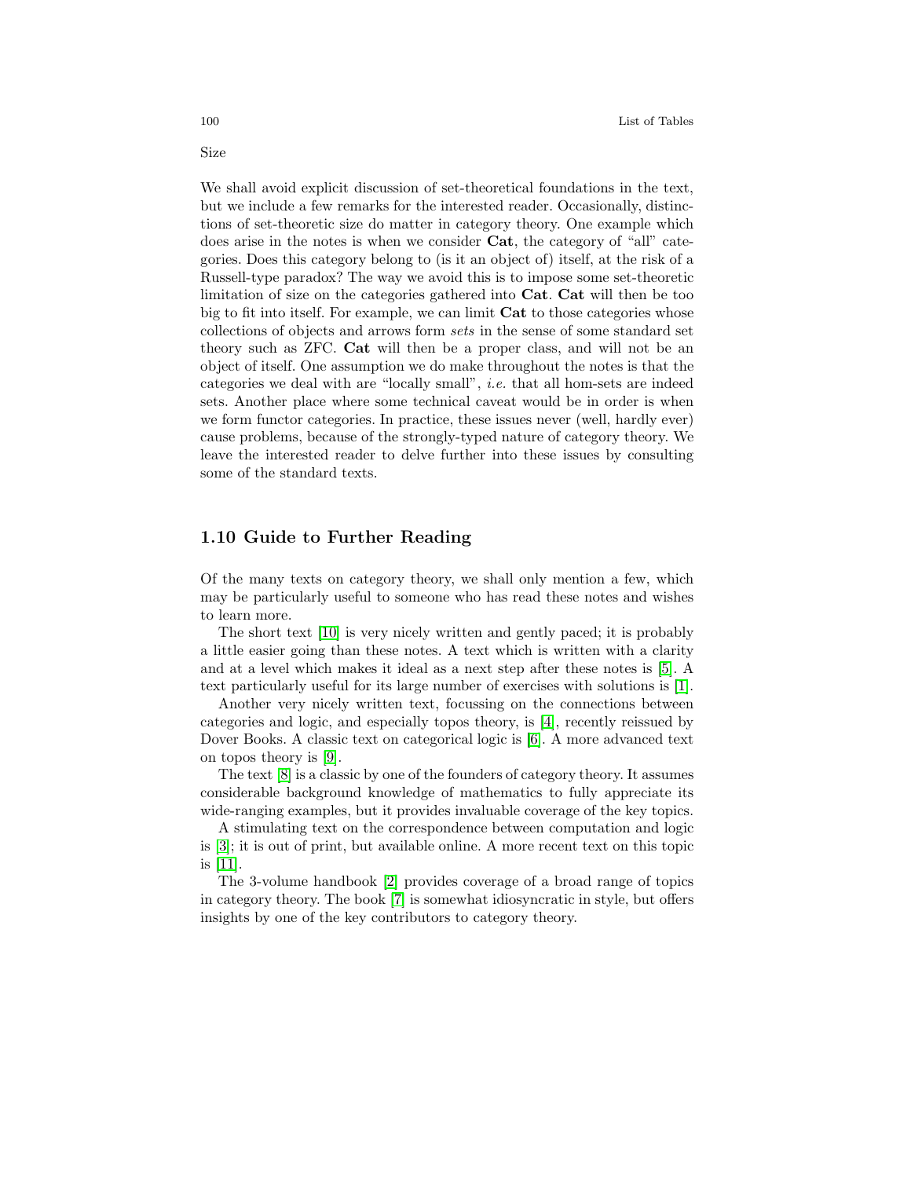Size

We shall avoid explicit discussion of set-theoretical foundations in the text, but we include a few remarks for the interested reader. Occasionally, distinctions of set-theoretic size do matter in category theory. One example which does arise in the notes is when we consider **Cat**, the category of "all" categories. Does this category belong to (is it an object of) itself, at the risk of a Russell-type paradox? The way we avoid this is to impose some set-theoretic limitation of size on the categories gathered into **Cat**. **Cat** will then be too big to fit into itself. For example, we can limit **Cat** to those categories whose collections of objects and arrows form *sets* in the sense of some standard set theory such as ZFC. **Cat** will then be a proper class, and will not be an object of itself. One assumption we do make throughout the notes is that the categories we deal with are "locally small", *i.e.* that all hom-sets are indeed sets. Another place where some technical caveat would be in order is when we form functor categories. In practice, these issues never (well, hardly ever) cause problems, because of the strongly-typed nature of category theory. We leave the interested reader to delve further into these issues by consulting some of the standard texts.

## 1.10 Guide to Further Reading

Of the many texts on category theory, we shall only mention a few, which may be particularly useful to someone who has read these notes and wishes to learn more.

The short text [10] is very nicely written and gently paced; it is probably a little easier going than these notes. A text which is written with a clarity and at a level which makes it ideal as a next step after these notes is [5]. A text particularly useful for its large number of exercises with solutions is [1].

Another very nicely written text, focussing on the connections between categories and logic, and especially topos theory, is [4], recently reissued by Dover Books. A classic text on categorical logic is [6]. A more advanced text on topos theory is [9].

The text [8] is a classic by one of the founders of category theory. It assumes considerable background knowledge of mathematics to fully appreciate its wide-ranging examples, but it provides invaluable coverage of the key topics.

A stimulating text on the correspondence between computation and logic is [3]; it is out of print, but available online. A more recent text on this topic is [11].

The 3-volume handbook [2] provides coverage of a broad range of topics in category theory. The book [7] is somewhat idiosyncratic in style, but offers insights by one of the key contributors to category theory.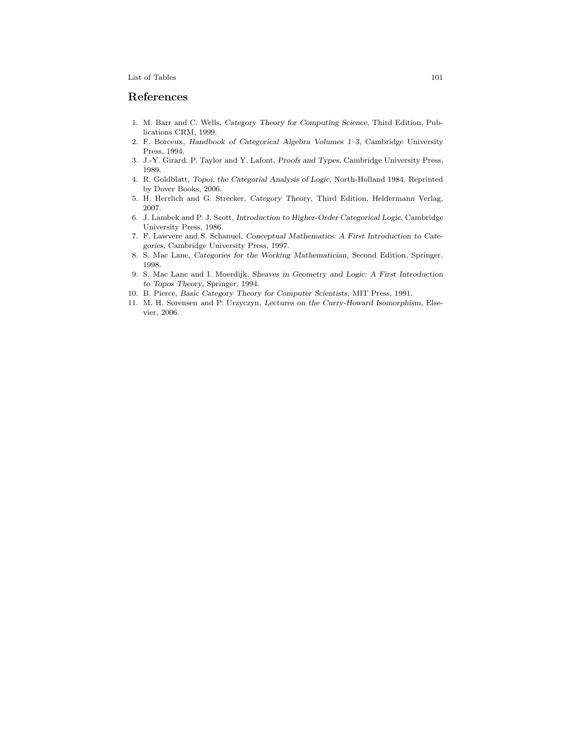## References

1. M. Barr and C. Wells, *Category Theory for Computing Science*, Third Edition, Publications CRM, 1999.
2. F. Borceux, *Handbook of Categorical Algebra Volumes 1–3*, Cambridge University Press, 1994.
3. J.-Y. Girard. P. Taylor and Y. Lafont, *Proofs and Types*, Cambridge University Press, 1989.
4. R. Goldblatt, *Topoi, the Categorial Analysis of Logic*, North-Holland 1984. Reprinted by Dover Books, 2006.
5. H. Herrlich and G. Strecker, *Category Theory*, Third Edition, Heldermann Verlag, 2007.
6. J. Lambek and P. J. Scott, *Introduction to Higher-Order Categorical Logic*, Cambridge University Press, 1986.
7. F. Lawvere and S. Schanuel, *Conceptual Mathematics: A First Introduction to Categories*, Cambridge University Press, 1997.
8. S. Mac Lane, *Categories for the Working Mathematician*, Second Edition, Springer, 1998.
9. S. Mac Lane and I. Moerdijk, *Sheaves in Geometry and Logic: A First Introduction to Topos Theory*, Springer, 1994.
10. B. Pierce, *Basic Category Theory for Computer Scientists*, MIT Press, 1991.
11. M. H. Sørensen and P. Urzyczyn, *Lectures on the Curry-Howard Isomorphism*, Elsevier, 2006.